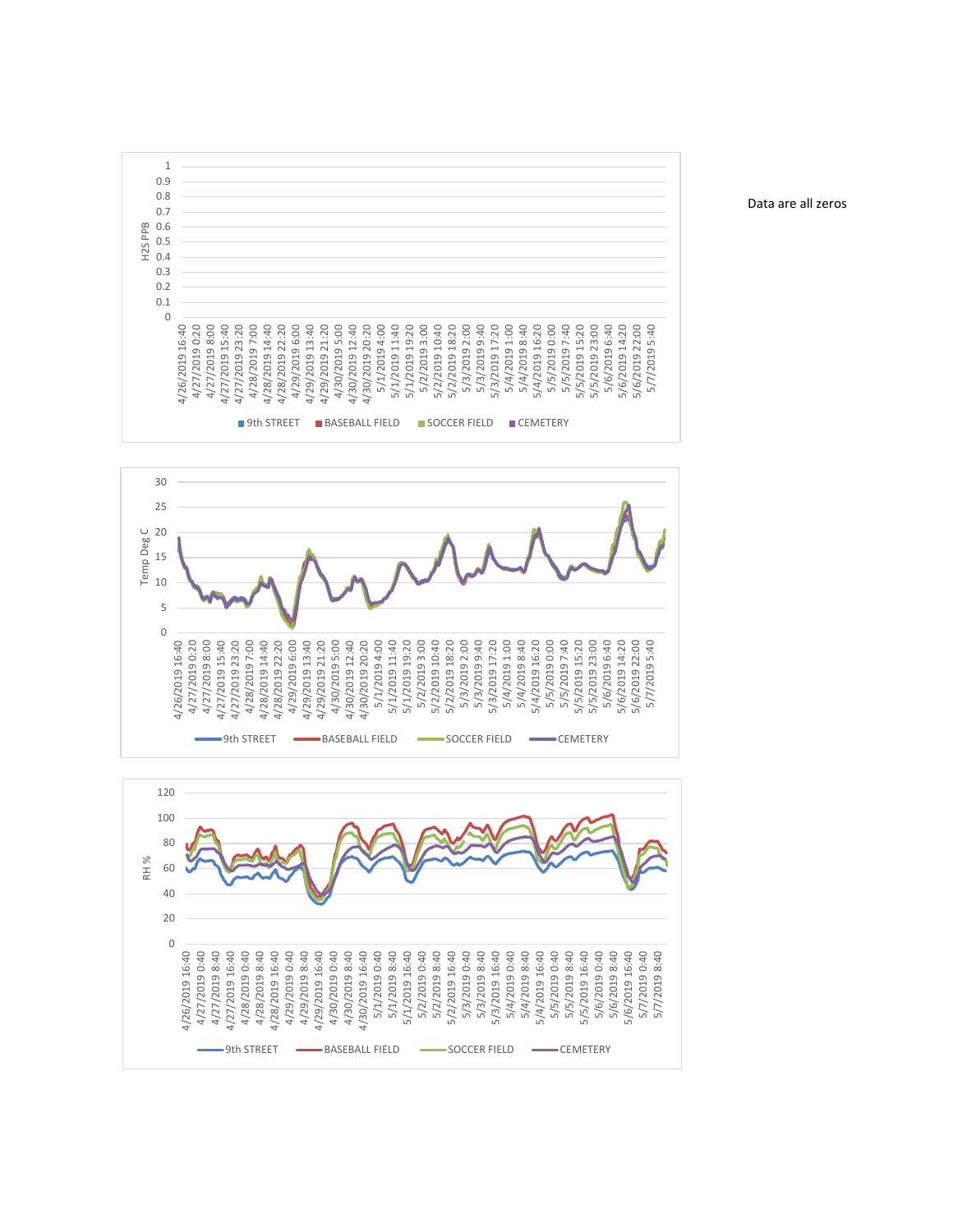Data are all zeros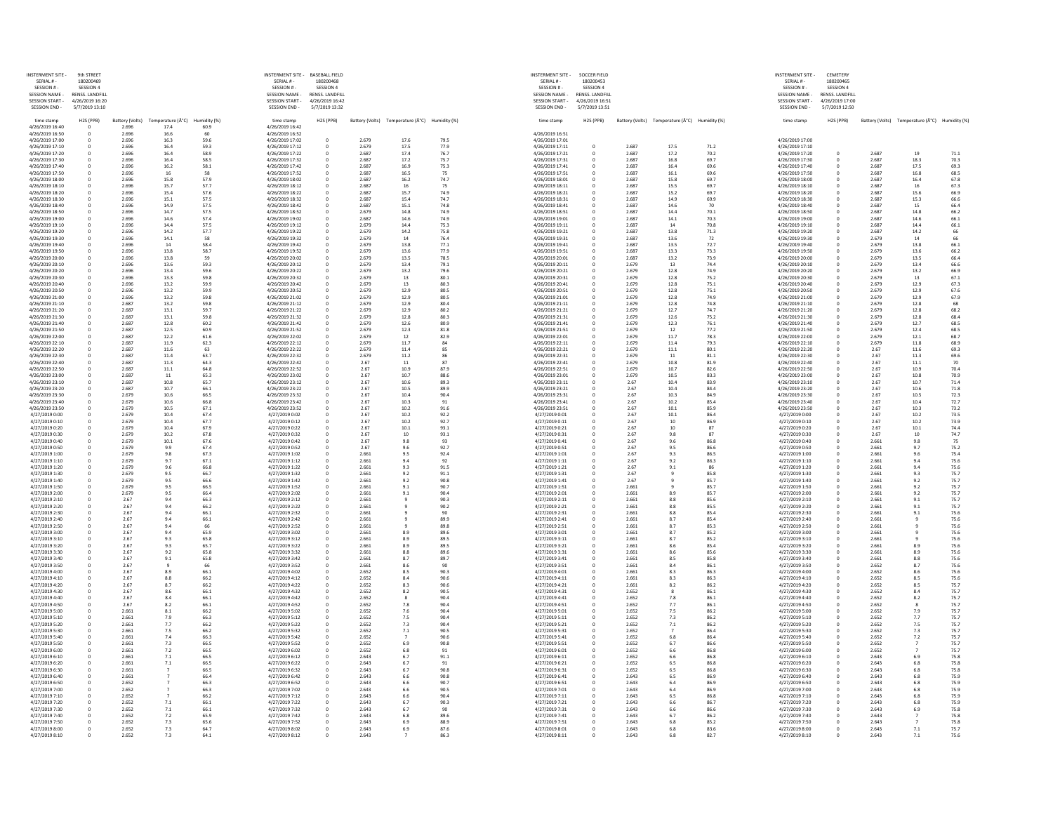| INSTERMENT SITE - | 9th STREET |
| --- | --- |
| SERIAL # - | 180200469 |
| SESSION # - | SESSION 4 |
| SESSION NAME - | RENSS. LANDFILL |
| SESSION START - | 4/26/2019 16:20 |
| SESSION END - | 5/7/2019 13:10 |

| time stamp | H2S (PPB) | Battery (Volts) | Temperature (Â°C) | Humidity (%) |
| --- | --- | --- | --- | --- |
| 4/26/2019 16:40 | 0 | 2.696 | 17.4 | 60.9 |
| 4/26/2019 16:50 | 0 | 2.696 | 16.6 | 60 |
| 4/26/2019 17:00 | 0 | 2.696 | 16.3 | 59.6 |
| 4/26/2019 17:10 | 0 | 2.696 | 16.4 | 59.3 |
| 4/26/2019 17:20 | 0 | 2.696 | 16.4 | 58.9 |
| 4/26/2019 17:30 | 0 | 2.696 | 16.4 | 58.5 |
| 4/26/2019 17:40 | 0 | 2.696 | 16.2 | 58.1 |
| 4/26/2019 17:50 | 0 | 2.696 | 16 | 58 |
| 4/26/2019 18:00 | 0 | 2.696 | 15.8 | 57.9 |
| 4/26/2019 18:10 | 0 | 2.696 | 15.7 | 57.7 |
| 4/26/2019 18:20 | 0 | 2.696 | 15.4 | 57.6 |
| 4/26/2019 18:30 | 0 | 2.696 | 15.1 | 57.5 |
| 4/26/2019 18:40 | 0 | 2.696 | 14.9 | 57.5 |
| 4/26/2019 18:50 | 0 | 2.696 | 14.7 | 57.5 |
| 4/26/2019 19:00 | 0 | 2.696 | 14.6 | 57.4 |
| 4/26/2019 19:10 | 0 | 2.696 | 14.4 | 57.5 |
| 4/26/2019 19:20 | 0 | 2.696 | 14.2 | 57.7 |
| 4/26/2019 19:30 | 0 | 2.696 | 14.1 | 58 |
| 4/26/2019 19:40 | 0 | 2.696 | 14 | 58.4 |
| 4/26/2019 19:50 | 0 | 2.696 | 13.8 | 58.7 |
| 4/26/2019 20:00 | 0 | 2.696 | 13.8 | 59 |
| 4/26/2019 20:10 | 0 | 2.696 | 13.6 | 59.3 |
| 4/26/2019 20:20 | 0 | 2.696 | 13.4 | 59.6 |
| 4/26/2019 20:30 | 0 | 2.696 | 13.3 | 59.8 |
| 4/26/2019 20:40 | 0 | 2.696 | 13.2 | 59.9 |
| 4/26/2019 20:50 | 0 | 2.696 | 13.2 | 59.9 |
| 4/26/2019 21:00 | 0 | 2.696 | 13.2 | 59.8 |
| 4/26/2019 21:10 | 0 | 2.687 | 13.2 | 59.8 |
| 4/26/2019 21:20 | 0 | 2.687 | 13.1 | 59.7 |
| 4/26/2019 21:30 | 0 | 2.687 | 13.1 | 59.8 |
| 4/26/2019 21:40 | 0 | 2.687 | 12.8 | 60.2 |
| 4/26/2019 21:50 | 0 | 2.687 | 12.5 | 60.9 |
| 4/26/2019 22:00 | 0 | 2.687 | 12.2 | 61.6 |
| 4/26/2019 22:10 | 0 | 2.687 | 11.9 | 62.3 |
| 4/26/2019 22:20 | 0 | 2.687 | 11.6 | 63 |
| 4/26/2019 22:30 | 0 | 2.687 | 11.4 | 63.7 |
| 4/26/2019 22:40 | 0 | 2.687 | 11.3 | 64.3 |
| 4/26/2019 22:50 | 0 | 2.687 | 11.1 | 64.8 |
| 4/26/2019 23:00 | 0 | 2.687 | 11 | 65.3 |
| 4/26/2019 23:10 | 0 | 2.687 | 10.8 | 65.7 |
| 4/26/2019 23:20 | 0 | 2.687 | 10.7 | 66.1 |
| 4/26/2019 23:30 | 0 | 2.679 | 10.6 | 66.5 |
| 4/26/2019 23:40 | 0 | 2.679 | 10.6 | 66.8 |
| 4/26/2019 23:50 | 0 | 2.679 | 10.5 | 67.1 |
| 4/27/2019 0:00 | 0 | 2.679 | 10.4 | 67.4 |
| 4/27/2019 0:10 | 0 | 2.679 | 10.4 | 67.7 |
| 4/27/2019 0:20 | 0 | 2.679 | 10.4 | 67.9 |
| 4/27/2019 0:30 | 0 | 2.679 | 10.2 | 67.8 |
| 4/27/2019 0:40 | 0 | 2.679 | 10.1 | 67.6 |
| 4/27/2019 0:50 | 0 | 2.679 | 9.9 | 67.4 |
| 4/27/2019 1:00 | 0 | 2.679 | 9.8 | 67.3 |
| 4/27/2019 1:10 | 0 | 2.679 | 9.7 | 67.1 |
| 4/27/2019 1:20 | 0 | 2.679 | 9.6 | 66.8 |
| 4/27/2019 1:30 | 0 | 2.679 | 9.5 | 66.7 |
| 4/27/2019 1:40 | 0 | 2.679 | 9.5 | 66.6 |
| 4/27/2019 1:50 | 0 | 2.679 | 9.5 | 66.5 |
| 4/27/2019 2:00 | 0 | 2.679 | 9.5 | 66.4 |
| 4/27/2019 2:10 | 0 | 2.67 | 9.4 | 66.3 |
| 4/27/2019 2:20 | 0 | 2.67 | 9.4 | 66.2 |
| 4/27/2019 2:30 | 0 | 2.67 | 9.4 | 66.1 |
| 4/27/2019 2:40 | 0 | 2.67 | 9.4 | 66.1 |
| 4/27/2019 2:50 | 0 | 2.67 | 9.4 | 66 |
| 4/27/2019 3:00 | 0 | 2.67 | 9.4 | 65.9 |
| 4/27/2019 3:10 | 0 | 2.67 | 9.3 | 65.8 |
| 4/27/2019 3:20 | 0 | 2.67 | 9.3 | 65.7 |
| 4/27/2019 3:30 | 0 | 2.67 | 9.2 | 65.8 |
| 4/27/2019 3:40 | 0 | 2.67 | 9.1 | 65.8 |
| 4/27/2019 3:50 | 0 | 2.67 | 9 | 66 |
| 4/27/2019 4:00 | 0 | 2.67 | 8.9 | 66.1 |
| 4/27/2019 4:10 | 0 | 2.67 | 8.8 | 66.2 |
| 4/27/2019 4:20 | 0 | 2.67 | 8.7 | 66.2 |
| 4/27/2019 4:30 | 0 | 2.67 | 8.6 | 66.1 |
| 4/27/2019 4:40 | 0 | 2.67 | 8.4 | 66.1 |
| 4/27/2019 4:50 | 0 | 2.67 | 8.2 | 66.1 |
| 4/27/2019 5:00 | 0 | 2.661 | 8.1 | 66.2 |
| 4/27/2019 5:10 | 0 | 2.661 | 7.9 | 66.3 |
| 4/27/2019 5:20 | 0 | 2.661 | 7.7 | 66.2 |
| 4/27/2019 5:30 | 0 | 2.661 | 7.5 | 66.2 |
| 4/27/2019 5:40 | 0 | 2.661 | 7.4 | 66.3 |
| 4/27/2019 5:50 | 0 | 2.661 | 7.3 | 66.5 |
| 4/27/2019 6:00 | 0 | 2.661 | 7.2 | 66.5 |
| 4/27/2019 6:10 | 0 | 2.661 | 7.1 | 66.5 |
| 4/27/2019 6:20 | 0 | 2.661 | 7.1 | 66.5 |
| 4/27/2019 6:30 | 0 | 2.661 | 7 | 66.5 |
| 4/27/2019 6:40 | 0 | 2.661 | 7 | 66.4 |
| 4/27/2019 6:50 | 0 | 2.652 | 7 | 66.3 |
| 4/27/2019 7:00 | 0 | 2.652 | 7 | 66.3 |
| 4/27/2019 7:10 | 0 | 2.652 | 7 | 66.2 |
| 4/27/2019 7:20 | 0 | 2.652 | 7.1 | 66.1 |
| 4/27/2019 7:30 | 0 | 2.652 | 7.1 | 66.1 |
| 4/27/2019 7:40 | 0 | 2.652 | 7.2 | 65.9 |
| 4/27/2019 7:50 | 0 | 2.652 | 7.3 | 65.6 |
| 4/27/2019 8:00 | 0 | 2.652 | 7.3 | 64.7 |
| 4/27/2019 8:10 | 0 | 2.652 | 7.3 | 64.1 |

| INSTERMENT SITE - | BASEBALL FIELD |
| --- | --- |
| SERIAL # - | 180200468 |
| SESSION # - | SESSION 4 |
| SESSION NAME - | RENSS. LANDFILL |
| SESSION START - | 4/26/2019 16:42 |
| SESSION END - | 5/7/2019 13:32 |

| time stamp | H2S (PPB) | Battery (Volts) | Temperature (Â°C) | Humidity (%) |
| --- | --- | --- | --- | --- |
| 4/26/2019 16:42 | | | | |
| 4/26/2019 16:52 | | | | |
| 4/26/2019 17:02 | | 2.679 | 17.6 | 79.5 |
| 4/26/2019 17:12 | 0 | 2.679 | 17.5 | 77.9 |
| 4/26/2019 17:22 | 0 | 2.687 | 17.4 | 76.7 |
| 4/26/2019 17:32 | 0 | 2.687 | 17.2 | 75.7 |
| 4/26/2019 17:42 | 0 | 2.687 | 16.9 | 75.3 |
| 4/26/2019 17:52 | 0 | 2.687 | 16.5 | 75 |
| 4/26/2019 18:02 | 0 | 2.687 | 16.2 | 74.7 |
| 4/26/2019 18:12 | 0 | 2.687 | 16 | 75 |
| 4/26/2019 18:22 | 0 | 2.687 | 15.7 | 74.9 |
| 4/26/2019 18:32 | 0 | 2.687 | 15.4 | 74.7 |
| 4/26/2019 18:42 | 0 | 2.687 | 15.1 | 74.8 |
| 4/26/2019 18:52 | 0 | 2.679 | 14.8 | 74.9 |
| 4/26/2019 19:02 | 0 | 2.687 | 14.6 | 74.9 |
| 4/26/2019 19:12 | 0 | 2.679 | 14.4 | 75.3 |
| 4/26/2019 19:22 | 0 | 2.679 | 14.2 | 75.8 |
| 4/26/2019 19:32 | 0 | 2.679 | 14 | 76.4 |
| 4/26/2019 19:42 | 0 | 2.679 | 13.8 | 77.1 |
| 4/26/2019 19:52 | 0 | 2.679 | 13.6 | 77.9 |
| 4/26/2019 20:02 | 0 | 2.679 | 13.5 | 78.5 |
| 4/26/2019 20:12 | 0 | 2.679 | 13.4 | 79.1 |
| 4/26/2019 20:22 | 0 | 2.679 | 13.2 | 79.6 |
| 4/26/2019 20:32 | 0 | 2.679 | 13 | 80.1 |
| 4/26/2019 20:42 | 0 | 2.679 | 13 | 80.3 |
| 4/26/2019 20:52 | 0 | 2.679 | 12.9 | 80.5 |
| 4/26/2019 21:02 | 0 | 2.679 | 12.9 | 80.5 |
| 4/26/2019 21:12 | 0 | 2.679 | 12.9 | 80.4 |
| 4/26/2019 21:22 | 0 | 2.679 | 12.9 | 80.2 |
| 4/26/2019 21:32 | 0 | 2.679 | 12.8 | 80.3 |
| 4/26/2019 21:42 | 0 | 2.679 | 12.6 | 80.9 |
| 4/26/2019 21:52 | 0 | 2.679 | 12.3 | 81.8 |
| 4/26/2019 22:02 | 0 | 2.679 | 12 | 82.9 |
| 4/26/2019 22:12 | 0 | 2.679 | 11.7 | 84 |
| 4/26/2019 22:22 | 0 | 2.679 | 11.4 | 85 |
| 4/26/2019 22:32 | 0 | 2.679 | 11.2 | 86 |
| 4/26/2019 22:42 | 0 | 2.67 | 11 | 87 |
| 4/26/2019 22:52 | 0 | 2.67 | 10.9 | 87.9 |
| 4/26/2019 23:02 | 0 | 2.67 | 10.7 | 88.6 |
| 4/26/2019 23:12 | 0 | 2.67 | 10.6 | 89.3 |
| 4/26/2019 23:22 | 0 | 2.67 | 10.5 | 89.9 |
| 4/26/2019 23:32 | 0 | 2.67 | 10.4 | 90.4 |
| 4/26/2019 23:42 | 0 | 2.67 | 10.3 | 91 |
| 4/26/2019 23:52 | 0 | 2.67 | 10.2 | 91.6 |
| 4/27/2019 0:02 | 0 | 2.67 | 10.2 | 92.2 |
| 4/27/2019 0:12 | 0 | 2.67 | 10.2 | 92.7 |
| 4/27/2019 0:22 | 0 | 2.67 | 10.1 | 93.1 |
| 4/27/2019 0:32 | 0 | 2.67 | 10 | 93.1 |
| 4/27/2019 0:42 | 0 | 2.67 | 9.8 | 93 |
| 4/27/2019 0:52 | 0 | 2.67 | 9.6 | 92.7 |
| 4/27/2019 1:02 | 0 | 2.661 | 9.5 | 92.4 |
| 4/27/2019 1:12 | 0 | 2.661 | 9.4 | 92 |
| 4/27/2019 1:22 | 0 | 2.661 | 9.3 | 91.5 |
| 4/27/2019 1:32 | 0 | 2.661 | 9.2 | 91.1 |
| 4/27/2019 1:42 | 0 | 2.661 | 9.2 | 90.8 |
| 4/27/2019 1:52 | 0 | 2.661 | 9.1 | 90.7 |
| 4/27/2019 2:02 | 0 | 2.661 | 9.1 | 90.4 |
| 4/27/2019 2:12 | 0 | 2.661 | 9 | 90.3 |
| 4/27/2019 2:22 | 0 | 2.661 | 9 | 90.2 |
| 4/27/2019 2:32 | 0 | 2.661 | 9 | 90 |
| 4/27/2019 2:42 | 0 | 2.661 | 9 | 89.9 |
| 4/27/2019 2:52 | 0 | 2.661 | 9 | 89.8 |
| 4/27/2019 3:02 | 0 | 2.661 | 8.9 | 89.6 |
| 4/27/2019 3:12 | 0 | 2.661 | 8.9 | 89.5 |
| 4/27/2019 3:22 | 0 | 2.661 | 8.9 | 89.5 |
| 4/27/2019 3:32 | 0 | 2.661 | 8.8 | 89.6 |
| 4/27/2019 3:42 | 0 | 2.661 | 8.7 | 89.7 |
| 4/27/2019 3:52 | 0 | 2.661 | 8.6 | 90 |
| 4/27/2019 4:02 | 0 | 2.652 | 8.5 | 90.3 |
| 4/27/2019 4:12 | 0 | 2.652 | 8.4 | 90.6 |
| 4/27/2019 4:22 | 0 | 2.652 | 8.3 | 90.6 |
| 4/27/2019 4:32 | 0 | 2.652 | 8.2 | 90.5 |
| 4/27/2019 4:42 | 0 | 2.652 | 8 | 90.4 |
| 4/27/2019 4:52 | 0 | 2.652 | 7.8 | 90.4 |
| 4/27/2019 5:02 | 0 | 2.652 | 7.6 | 90.4 |
| 4/27/2019 5:12 | 0 | 2.652 | 7.5 | 90.4 |
| 4/27/2019 5:22 | 0 | 2.652 | 7.3 | 90.4 |
| 4/27/2019 5:32 | 0 | 2.652 | 7.1 | 90.5 |
| 4/27/2019 5:42 | 0 | 2.652 | 7 | 90.6 |
| 4/27/2019 5:52 | 0 | 2.652 | 6.9 | 90.8 |
| 4/27/2019 6:02 | 0 | 2.652 | 6.8 | 91 |
| 4/27/2019 6:12 | 0 | 2.643 | 6.7 | 91.1 |
| 4/27/2019 6:22 | 0 | 2.643 | 6.7 | 91 |
| 4/27/2019 6:32 | 0 | 2.643 | 6.7 | 90.8 |
| 4/27/2019 6:42 | 0 | 2.643 | 6.6 | 90.8 |
| 4/27/2019 6:52 | 0 | 2.643 | 6.6 | 90.7 |
| 4/27/2019 7:02 | 0 | 2.643 | 6.6 | 90.5 |
| 4/27/2019 7:12 | 0 | 2.643 | 6.6 | 90.4 |
| 4/27/2019 7:22 | 0 | 2.643 | 6.7 | 90.3 |
| 4/27/2019 7:32 | 0 | 2.643 | 6.7 | 90 |
| 4/27/2019 7:42 | 0 | 2.643 | 6.8 | 89.6 |
| 4/27/2019 7:52 | 0 | 2.643 | 6.9 | 88.9 |
| 4/27/2019 8:02 | 0 | 2.643 | 6.9 | 87.6 |
| 4/27/2019 8:12 | 0 | 2.643 | 7 | 86.3 |

| INSTERMENT SITE - | SOCCER FIELD |
| --- | --- |
| SERIAL # - | 180200453 |
| SESSION # - | SESSION 4 |
| SESSION NAME - | RENSS. LANDFILL |
| SESSION START - | 4/26/2019 16:51 |
| SESSION END - | 5/7/2019 13:51 |

| time stamp | H2S (PPB) | Battery (Volts) | Temperature (Â°C) | Humidity (%) |
| --- | --- | --- | --- | --- |
| 4/26/2019 16:51 | | | | |
| 4/26/2019 17:01 | | | | |
| 4/26/2019 17:11 | 0 | 2.687 | 17.5 | 71.2 |
| 4/26/2019 17:21 | 0 | 2.687 | 17.2 | 70.2 |
| 4/26/2019 17:31 | 0 | 2.687 | 16.8 | 69.7 |
| 4/26/2019 17:41 | 0 | 2.687 | 16.4 | 69.6 |
| 4/26/2019 17:51 | 0 | 2.687 | 16.1 | 69.6 |
| 4/26/2019 18:01 | 0 | 2.687 | 15.8 | 69.7 |
| 4/26/2019 18:11 | 0 | 2.687 | 15.5 | 69.7 |
| 4/26/2019 18:21 | 0 | 2.687 | 15.2 | 69.7 |
| 4/26/2019 18:31 | 0 | 2.687 | 14.9 | 69.9 |
| 4/26/2019 18:41 | 0 | 2.687 | 14.6 | 70 |
| 4/26/2019 18:51 | 0 | 2.687 | 14.4 | 70.1 |
| 4/26/2019 19:01 | 0 | 2.687 | 14.1 | 70.3 |
| 4/26/2019 19:11 | 0 | 2.687 | 14 | 70.8 |
| 4/26/2019 19:21 | 0 | 2.687 | 13.8 | 71.3 |
| 4/26/2019 19:31 | 0 | 2.687 | 13.6 | 72 |
| 4/26/2019 19:41 | 0 | 2.687 | 13.5 | 72.7 |
| 4/26/2019 19:51 | 0 | 2.687 | 13.3 | 73.3 |
| 4/26/2019 20:01 | 0 | 2.687 | 13.2 | 73.9 |
| 4/26/2019 20:11 | 0 | 2.679 | 13 | 74.4 |
| 4/26/2019 20:21 | 0 | 2.679 | 12.8 | 74.9 |
| 4/26/2019 20:31 | 0 | 2.679 | 12.8 | 75.2 |
| 4/26/2019 20:41 | 0 | 2.679 | 12.8 | 75.1 |
| 4/26/2019 20:51 | 0 | 2.679 | 12.8 | 75.1 |
| 4/26/2019 21:01 | 0 | 2.679 | 12.8 | 74.9 |
| 4/26/2019 21:11 | 0 | 2.679 | 12.8 | 74.8 |
| 4/26/2019 21:21 | 0 | 2.679 | 12.7 | 74.7 |
| 4/26/2019 21:31 | 0 | 2.679 | 12.6 | 75.2 |
| 4/26/2019 21:41 | 0 | 2.679 | 12.3 | 76.1 |
| 4/26/2019 21:51 | 0 | 2.679 | 12 | 77.2 |
| 4/26/2019 22:01 | 0 | 2.679 | 11.7 | 78.3 |
| 4/26/2019 22:11 | 0 | 2.679 | 11.4 | 79.3 |
| 4/26/2019 22:21 | 0 | 2.679 | 11.1 | 80.1 |
| 4/26/2019 22:31 | 0 | 2.679 | 11 | 81.1 |
| 4/26/2019 22:41 | 0 | 2.679 | 10.8 | 81.9 |
| 4/26/2019 22:51 | 0 | 2.679 | 10.7 | 82.6 |
| 4/26/2019 23:01 | 0 | 2.679 | 10.5 | 83.3 |
| 4/26/2019 23:11 | 0 | 2.67 | 10.4 | 83.9 |
| 4/26/2019 23:21 | 0 | 2.67 | 10.4 | 84.4 |
| 4/26/2019 23:31 | 0 | 2.67 | 10.3 | 84.9 |
| 4/26/2019 23:41 | 0 | 2.67 | 10.2 | 85.4 |
| 4/26/2019 23:51 | 0 | 2.67 | 10.1 | 85.9 |
| 4/27/2019 0:01 | 0 | 2.67 | 10.1 | 86.4 |
| 4/27/2019 0:11 | 0 | 2.67 | 10 | 86.9 |
| 4/27/2019 0:21 | 0 | 2.67 | 10 | 87 |
| 4/27/2019 0:31 | 0 | 2.67 | 9.8 | 87 |
| 4/27/2019 0:41 | 0 | 2.67 | 9.6 | 86.8 |
| 4/27/2019 0:51 | 0 | 2.67 | 9.5 | 86.6 |
| 4/27/2019 1:01 | 0 | 2.67 | 9.3 | 86.5 |
| 4/27/2019 1:11 | 0 | 2.67 | 9.2 | 86.3 |
| 4/27/2019 1:21 | 0 | 2.67 | 9.1 | 86 |
| 4/27/2019 1:31 | 0 | 2.67 | 9 | 85.8 |
| 4/27/2019 1:41 | 0 | 2.67 | 9 | 85.7 |
| 4/27/2019 1:51 | 0 | 2.661 | 9 | 85.7 |
| 4/27/2019 2:01 | 0 | 2.661 | 8.9 | 85.7 |
| 4/27/2019 2:11 | 0 | 2.661 | 8.8 | 85.6 |
| 4/27/2019 2:21 | 0 | 2.661 | 8.8 | 85.5 |
| 4/27/2019 2:31 | 0 | 2.661 | 8.8 | 85.4 |
| 4/27/2019 2:41 | 0 | 2.661 | 8.7 | 85.4 |
| 4/27/2019 2:51 | 0 | 2.661 | 8.7 | 85.3 |
| 4/27/2019 3:01 | 0 | 2.661 | 8.7 | 85.2 |
| 4/27/2019 3:11 | 0 | 2.661 | 8.7 | 85.2 |
| 4/27/2019 3:21 | 0 | 2.661 | 8.6 | 85.4 |
| 4/27/2019 3:31 | 0 | 2.661 | 8.6 | 85.6 |
| 4/27/2019 3:41 | 0 | 2.661 | 8.5 | 85.8 |
| 4/27/2019 3:51 | 0 | 2.661 | 8.4 | 86.1 |
| 4/27/2019 4:01 | 0 | 2.661 | 8.3 | 86.3 |
| 4/27/2019 4:11 | 0 | 2.661 | 8.3 | 86.3 |
| 4/27/2019 4:21 | 0 | 2.661 | 8.2 | 86.2 |
| 4/27/2019 4:31 | 0 | 2.652 | 8 | 86.1 |
| 4/27/2019 4:41 | 0 | 2.652 | 7.8 | 86.1 |
| 4/27/2019 4:51 | 0 | 2.652 | 7.7 | 86.1 |
| 4/27/2019 5:01 | 0 | 2.652 | 7.5 | 86.2 |
| 4/27/2019 5:11 | 0 | 2.652 | 7.3 | 86.2 |
| 4/27/2019 5:21 | 0 | 2.652 | 7.1 | 86.2 |
| 4/27/2019 5:31 | 0 | 2.652 | 7 | 86.4 |
| 4/27/2019 5:41 | 0 | 2.652 | 6.8 | 86.4 |
| 4/27/2019 5:51 | 0 | 2.652 | 6.7 | 86.6 |
| 4/27/2019 6:01 | 0 | 2.652 | 6.6 | 86.8 |
| 4/27/2019 6:11 | 0 | 2.652 | 6.6 | 86.8 |
| 4/27/2019 6:21 | 0 | 2.652 | 6.5 | 86.8 |
| 4/27/2019 6:31 | 0 | 2.652 | 6.5 | 86.8 |
| 4/27/2019 6:41 | 0 | 2.643 | 6.5 | 86.9 |
| 4/27/2019 6:51 | 0 | 2.643 | 6.4 | 86.9 |
| 4/27/2019 7:01 | 0 | 2.643 | 6.4 | 86.9 |
| 4/27/2019 7:11 | 0 | 2.643 | 6.5 | 86.8 |
| 4/27/2019 7:21 | 0 | 2.643 | 6.6 | 86.7 |
| 4/27/2019 7:31 | 0 | 2.643 | 6.6 | 86.6 |
| 4/27/2019 7:41 | 0 | 2.643 | 6.7 | 86.2 |
| 4/27/2019 7:51 | 0 | 2.643 | 6.8 | 85.2 |
| 4/27/2019 8:01 | 0 | 2.643 | 6.8 | 83.6 |
| 4/27/2019 8:11 | 0 | 2.643 | 6.8 | 82.7 |

| INSTERMENT SITE - | CEMETERY |
| --- | --- |
| SERIAL # - | 180200465 |
| SESSION # - | SESSION 4 |
| SESSION NAME - | RENSS. LANDFILL |
| SESSION START - | 4/26/2019 17:00 |
| SESSION END - | 5/7/2019 12:50 |

| time stamp | H2S (PPB) | Battery (Volts) | Temperature (Â°C) | Humidity (%) |
| --- | --- | --- | --- | --- |
| 4/26/2019 17:00 | | | | |
| 4/26/2019 17:10 | | | | |
| 4/26/2019 17:20 | 0 | 2.687 | 19 | 71.1 |
| 4/26/2019 17:30 | 0 | 2.687 | 18.3 | 70.3 |
| 4/26/2019 17:40 | 0 | 2.687 | 17.5 | 69.3 |
| 4/26/2019 17:50 | 0 | 2.687 | 16.8 | 68.5 |
| 4/26/2019 18:00 | 0 | 2.687 | 16.4 | 67.8 |
| 4/26/2019 18:10 | 0 | 2.687 | 16 | 67.3 |
| 4/26/2019 18:20 | 0 | 2.687 | 15.6 | 66.9 |
| 4/26/2019 18:30 | 0 | 2.687 | 15.3 | 66.6 |
| 4/26/2019 18:40 | 0 | 2.687 | 15 | 66.4 |
| 4/26/2019 18:50 | 0 | 2.687 | 14.8 | 66.2 |
| 4/26/2019 19:00 | 0 | 2.687 | 14.6 | 66.1 |
| 4/26/2019 19:10 | 0 | 2.687 | 14.4 | 66.1 |
| 4/26/2019 19:20 | 0 | 2.687 | 14.2 | 66 |
| 4/26/2019 19:30 | 0 | 2.679 | 14 | 66 |
| 4/26/2019 19:40 | 0 | 2.679 | 13.8 | 66.1 |
| 4/26/2019 19:50 | 0 | 2.679 | 13.6 | 66.2 |
| 4/26/2019 20:00 | 0 | 2.679 | 13.5 | 66.4 |
| 4/26/2019 20:10 | 0 | 2.679 | 13.4 | 66.6 |
| 4/26/2019 20:20 | 0 | 2.679 | 13.2 | 66.9 |
| 4/26/2019 20:30 | 0 | 2.679 | 13 | 67.1 |
| 4/26/2019 20:40 | 0 | 2.679 | 12.9 | 67.3 |
| 4/26/2019 20:50 | 0 | 2.679 | 12.9 | 67.6 |
| 4/26/2019 21:00 | 0 | 2.679 | 12.9 | 67.9 |
| 4/26/2019 21:10 | 0 | 2.679 | 12.8 | 68 |
| 4/26/2019 21:20 | 0 | 2.679 | 12.8 | 68.2 |
| 4/26/2019 21:30 | 0 | 2.679 | 12.8 | 68.4 |
| 4/26/2019 21:40 | 0 | 2.679 | 12.7 | 68.5 |
| 4/26/2019 21:50 | 0 | 2.679 | 12.4 | 68.5 |
| 4/26/2019 22:00 | 0 | 2.679 | 12.1 | 68.7 |
| 4/26/2019 22:10 | 0 | 2.679 | 11.8 | 68.9 |
| 4/26/2019 22:20 | 0 | 2.67 | 11.6 | 69.3 |
| 4/26/2019 22:30 | 0 | 2.67 | 11.3 | 69.6 |
| 4/26/2019 22:40 | 0 | 2.67 | 11.1 | 70 |
| 4/26/2019 22:50 | 0 | 2.67 | 10.9 | 70.4 |
| 4/26/2019 23:00 | 0 | 2.67 | 10.8 | 70.9 |
| 4/26/2019 23:10 | 0 | 2.67 | 10.7 | 71.4 |
| 4/26/2019 23:20 | 0 | 2.67 | 10.6 | 71.8 |
| 4/26/2019 23:30 | 0 | 2.67 | 10.5 | 72.3 |
| 4/26/2019 23:40 | 0 | 2.67 | 10.4 | 72.7 |
| 4/26/2019 23:50 | 0 | 2.67 | 10.3 | 73.2 |
| 4/27/2019 0:00 | 0 | 2.67 | 10.2 | 73.5 |
| 4/27/2019 0:10 | 0 | 2.67 | 10.2 | 73.9 |
| 4/27/2019 0:20 | 0 | 2.67 | 10.1 | 74.4 |
| 4/27/2019 0:30 | 0 | 2.67 | 10 | 74.7 |
| 4/27/2019 0:40 | 0 | 2.661 | 9.8 | 75 |
| 4/27/2019 0:50 | 0 | 2.661 | 9.7 | 75.2 |
| 4/27/2019 1:00 | 0 | 2.661 | 9.6 | 75.4 |
| 4/27/2019 1:10 | 0 | 2.661 | 9.4 | 75.6 |
| 4/27/2019 1:20 | 0 | 2.661 | 9.4 | 75.6 |
| 4/27/2019 1:30 | 0 | 2.661 | 9.3 | 75.7 |
| 4/27/2019 1:40 | 0 | 2.661 | 9.2 | 75.7 |
| 4/27/2019 1:50 | 0 | 2.661 | 9.2 | 75.7 |
| 4/27/2019 2:00 | 0 | 2.661 | 9.2 | 75.7 |
| 4/27/2019 2:10 | 0 | 2.661 | 9.1 | 75.7 |
| 4/27/2019 2:20 | 0 | 2.661 | 9.1 | 75.7 |
| 4/27/2019 2:30 | 0 | 2.661 | 9.1 | 75.6 |
| 4/27/2019 2:40 | 0 | 2.661 | 9 | 75.6 |
| 4/27/2019 2:50 | 0 | 2.661 | 9 | 75.6 |
| 4/27/2019 3:00 | 0 | 2.661 | 9 | 75.6 |
| 4/27/2019 3:10 | 0 | 2.661 | 9 | 75.6 |
| 4/27/2019 3:20 | 0 | 2.661 | 8.9 | 75.6 |
| 4/27/2019 3:30 | 0 | 2.661 | 8.9 | 75.6 |
| 4/27/2019 3:40 | 0 | 2.661 | 8.8 | 75.6 |
| 4/27/2019 3:50 | 0 | 2.652 | 8.7 | 75.6 |
| 4/27/2019 4:00 | 0 | 2.652 | 8.6 | 75.6 |
| 4/27/2019 4:10 | 0 | 2.652 | 8.5 | 75.6 |
| 4/27/2019 4:20 | 0 | 2.652 | 8.5 | 75.7 |
| 4/27/2019 4:30 | 0 | 2.652 | 8.4 | 75.7 |
| 4/27/2019 4:40 | 0 | 2.652 | 8.2 | 75.7 |
| 4/27/2019 4:50 | 0 | 2.652 | 8 | 75.7 |
| 4/27/2019 5:00 | 0 | 2.652 | 7.9 | 75.7 |
| 4/27/2019 5:10 | 0 | 2.652 | 7.7 | 75.7 |
| 4/27/2019 5:20 | 0 | 2.652 | 7.5 | 75.7 |
| 4/27/2019 5:30 | 0 | 2.652 | 7.3 | 75.7 |
| 4/27/2019 5:40 | 0 | 2.652 | 7.2 | 75.7 |
| 4/27/2019 5:50 | 0 | 2.652 | 7 | 75.7 |
| 4/27/2019 6:00 | 0 | 2.652 | 7 | 75.7 |
| 4/27/2019 6:10 | 0 | 2.643 | 6.9 | 75.8 |
| 4/27/2019 6:20 | 0 | 2.643 | 6.8 | 75.8 |
| 4/27/2019 6:30 | 0 | 2.643 | 6.8 | 75.8 |
| 4/27/2019 6:40 | 0 | 2.643 | 6.8 | 75.9 |
| 4/27/2019 6:50 | 0 | 2.643 | 6.8 | 75.9 |
| 4/27/2019 7:00 | 0 | 2.643 | 6.8 | 75.9 |
| 4/27/2019 7:10 | 0 | 2.643 | 6.8 | 75.9 |
| 4/27/2019 7:20 | 0 | 2.643 | 6.8 | 75.9 |
| 4/27/2019 7:30 | 0 | 2.643 | 6.9 | 75.8 |
| 4/27/2019 7:40 | 0 | 2.643 | 7 | 75.8 |
| 4/27/2019 7:50 | 0 | 2.643 | 7 | 75.8 |
| 4/27/2019 8:00 | 0 | 2.643 | 7.1 | 75.7 |
| 4/27/2019 8:10 | 0 | 2.643 | 7.1 | 75.6 |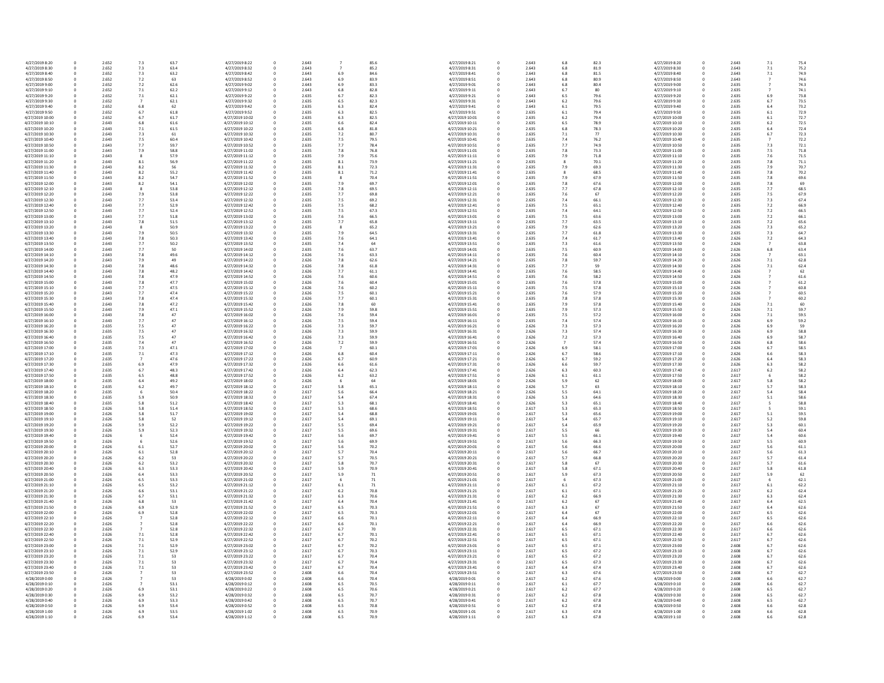| | | | | | | | | | | | | | | | | | | | |
|---|---|---|---|---|---|---|---|---|---|---|---|---|---|---|---|---|---|---|---|
| 4/27/2019 8:20 | 0 | 2.652 | 7.3 | 63.7 | 4/27/2019 8:22 | 0 | 2.643 | 7 | 85.6 | 4/27/2019 8:21 | 0 | 2.643 | 6.8 | 82.3 | 4/27/2019 8:20 | 0 | 2.643 | 7.1 | 75.4 |
| 4/27/2019 8:30 | 0 | 2.652 | 7.3 | 63.4 | 4/27/2019 8:32 | 0 | 2.643 | 7 | 85.2 | 4/27/2019 8:31 | 0 | 2.643 | 6.8 | 81.9 | 4/27/2019 8:30 | 0 | 2.643 | 7.1 | 75.2 |
| 4/27/2019 8:40 | 0 | 2.652 | 7.3 | 63.2 | 4/27/2019 8:42 | 0 | 2.643 | 6.9 | 84.6 | 4/27/2019 8:41 | 0 | 2.643 | 6.8 | 81.5 | 4/27/2019 8:40 | 0 | 2.643 | 7.1 | 74.9 |
| 4/27/2019 8:50 | 0 | 2.652 | 7.2 | 63 | 4/27/2019 8:52 | 0 | 2.643 | 6.9 | 83.9 | 4/27/2019 8:51 | 0 | 2.643 | 6.8 | 80.9 | 4/27/2019 8:50 | 0 | 2.643 | 7 | 74.6 |
| 4/27/2019 9:00 | 0 | 2.652 | 7.2 | 62.6 | 4/27/2019 9:02 | 0 | 2.643 | 6.9 | 83.3 | 4/27/2019 9:01 | 0 | 2.643 | 6.8 | 80.4 | 4/27/2019 9:00 | 0 | 2.635 | 7 | 74.3 |
| 4/27/2019 9:10 | 0 | 2.652 | 7.1 | 62.2 | 4/27/2019 9:12 | 0 | 2.643 | 6.8 | 82.8 | 4/27/2019 9:11 | 0 | 2.643 | 6.7 | 80 | 4/27/2019 9:10 | 0 | 2.635 | 7 | 74.1 |
| 4/27/2019 9:20 | 0 | 2.652 | 7.1 | 62.1 | 4/27/2019 9:22 | 0 | 2.635 | 6.7 | 82.3 | 4/27/2019 9:21 | 0 | 2.643 | 6.5 | 79.6 | 4/27/2019 9:20 | 0 | 2.635 | 6.9 | 73.8 |
| 4/27/2019 9:30 | 0 | 2.652 | 7 | 62.1 | 4/27/2019 9:32 | 0 | 2.635 | 6.5 | 82.3 | 4/27/2019 9:31 | 0 | 2.643 | 6.2 | 79.6 | 4/27/2019 9:30 | 0 | 2.635 | 6.7 | 73.5 |
| 4/27/2019 9:40 | 0 | 2.652 | 6.8 | 62 | 4/27/2019 9:42 | 0 | 2.635 | 6.3 | 82.4 | 4/27/2019 9:41 | 0 | 2.643 | 6.1 | 79.5 | 4/27/2019 9:40 | 0 | 2.635 | 6.4 | 73.2 |
| 4/27/2019 9:50 | 0 | 2.652 | 6.7 | 61.8 | 4/27/2019 9:52 | 0 | 2.635 | 6.3 | 82.5 | 4/27/2019 9:51 | 0 | 2.635 | 6.1 | 79.4 | 4/27/2019 9:50 | 0 | 2.635 | 6.1 | 72.9 |
| 4/27/2019 10:00 | 0 | 2.652 | 6.7 | 61.7 | 4/27/2019 10:02 | 0 | 2.635 | 6.3 | 82.5 | 4/27/2019 10:01 | 0 | 2.635 | 6.2 | 79.4 | 4/27/2019 10:00 | 0 | 2.635 | 6.1 | 72.7 |
| 4/27/2019 10:10 | 0 | 2.643 | 6.8 | 61.6 | 4/27/2019 10:12 | 0 | 2.635 | 6.6 | 82.4 | 4/27/2019 10:11 | 0 | 2.635 | 6.5 | 78.9 | 4/27/2019 10:10 | 0 | 2.635 | 6.2 | 72.5 |
| 4/27/2019 10:20 | 0 | 2.643 | 7.1 | 61.5 | 4/27/2019 10:22 | 0 | 2.635 | 6.8 | 81.8 | 4/27/2019 10:21 | 0 | 2.635 | 6.8 | 78.3 | 4/27/2019 10:20 | 0 | 2.635 | 6.4 | 72.4 |
| 4/27/2019 10:30 | 0 | 2.643 | 7.3 | 61 | 4/27/2019 10:32 | 0 | 2.635 | 7.2 | 80.7 | 4/27/2019 10:31 | 0 | 2.635 | 7.1 | 77 | 4/27/2019 10:30 | 0 | 2.635 | 6.7 | 72.3 |
| 4/27/2019 10:40 | 0 | 2.643 | 7.5 | 60.4 | 4/27/2019 10:42 | 0 | 2.635 | 7.5 | 79.5 | 4/27/2019 10:41 | 0 | 2.635 | 7.4 | 76.2 | 4/27/2019 10:40 | 0 | 2.635 | 7 | 72.2 |
| 4/27/2019 10:50 | 0 | 2.643 | 7.7 | 59.7 | 4/27/2019 10:52 | 0 | 2.635 | 7.7 | 78.4 | 4/27/2019 10:51 | 0 | 2.635 | 7.7 | 74.9 | 4/27/2019 10:50 | 0 | 2.635 | 7.3 | 72.1 |
| 4/27/2019 11:00 | 0 | 2.643 | 7.9 | 58.8 | 4/27/2019 11:02 | 0 | 2.635 | 7.8 | 76.8 | 4/27/2019 11:01 | 0 | 2.635 | 7.8 | 73.3 | 4/27/2019 11:00 | 0 | 2.635 | 7.5 | 71.8 |
| 4/27/2019 11:10 | 0 | 2.643 | 8 | 57.9 | 4/27/2019 11:12 | 0 | 2.635 | 7.9 | 75.6 | 4/27/2019 11:11 | 0 | 2.635 | 7.9 | 71.8 | 4/27/2019 11:10 | 0 | 2.635 | 7.6 | 71.5 |
| 4/27/2019 11:20 | 0 | 2.643 | 8.1 | 56.9 | 4/27/2019 11:22 | 0 | 2.635 | 8.1 | 73.9 | 4/27/2019 11:21 | 0 | 2.635 | 8 | 70.1 | 4/27/2019 11:20 | 0 | 2.635 | 7.8 | 71.1 |
| 4/27/2019 11:30 | 0 | 2.643 | 8.2 | 56 | 4/27/2019 11:32 | 0 | 2.635 | 8.1 | 72.3 | 4/27/2019 11:31 | 0 | 2.635 | 7.9 | 69.3 | 4/27/2019 11:30 | 0 | 2.635 | 7.9 | 70.7 |
| 4/27/2019 11:40 | 0 | 2.643 | 8.2 | 55.2 | 4/27/2019 11:42 | 0 | 2.635 | 8.1 | 71.2 | 4/27/2019 11:41 | 0 | 2.635 | 8 | 68.5 | 4/27/2019 11:40 | 0 | 2.635 | 7.8 | 70.2 |
| 4/27/2019 11:50 | 0 | 2.643 | 8.2 | 54.7 | 4/27/2019 11:52 | 0 | 2.635 | 8 | 70.4 | 4/27/2019 11:51 | 0 | 2.635 | 7.9 | 67.9 | 4/27/2019 11:50 | 0 | 2.635 | 7.8 | 69.6 |
| 4/27/2019 12:00 | 0 | 2.643 | 8.2 | 54.1 | 4/27/2019 12:02 | 0 | 2.635 | 7.9 | 69.7 | 4/27/2019 12:01 | 0 | 2.635 | 7.8 | 67.6 | 4/27/2019 12:00 | 0 | 2.635 | 7.8 | 69 |
| 4/27/2019 12:10 | 0 | 2.643 | 8 | 53.8 | 4/27/2019 12:12 | 0 | 2.635 | 7.8 | 69.5 | 4/27/2019 12:11 | 0 | 2.635 | 7.7 | 67.8 | 4/27/2019 12:10 | 0 | 2.635 | 7.7 | 68.5 |
| 4/27/2019 12:20 | 0 | 2.643 | 7.9 | 53.8 | 4/27/2019 12:22 | 0 | 2.635 | 7.7 | 69.8 | 4/27/2019 12:21 | 0 | 2.635 | 7.6 | 67 | 4/27/2019 12:20 | 0 | 2.635 | 7.5 | 67.9 |
| 4/27/2019 12:30 | 0 | 2.643 | 7.7 | 53.4 | 4/27/2019 12:32 | 0 | 2.635 | 7.5 | 69.2 | 4/27/2019 12:31 | 0 | 2.635 | 7.4 | 66.1 | 4/27/2019 12:30 | 0 | 2.635 | 7.3 | 67.4 |
| 4/27/2019 12:40 | 0 | 2.643 | 7.7 | 52.9 | 4/27/2019 12:42 | 0 | 2.635 | 7.5 | 68.2 | 4/27/2019 12:41 | 0 | 2.635 | 7.5 | 65.1 | 4/27/2019 12:40 | 0 | 2.635 | 7.2 | 66.9 |
| 4/27/2019 12:50 | 0 | 2.643 | 7.7 | 52.4 | 4/27/2019 12:52 | 0 | 2.635 | 7.5 | 67.3 | 4/27/2019 12:51 | 0 | 2.635 | 7.4 | 64.1 | 4/27/2019 12:50 | 0 | 2.635 | 7.2 | 66.5 |
| 4/27/2019 13:00 | 0 | 2.643 | 7.7 | 51.8 | 4/27/2019 13:02 | 0 | 2.635 | 7.6 | 66.5 | 4/27/2019 13:01 | 0 | 2.635 | 7.5 | 63.6 | 4/27/2019 13:00 | 0 | 2.635 | 7.2 | 66.1 |
| 4/27/2019 13:10 | 0 | 2.643 | 7.8 | 51.5 | 4/27/2019 13:12 | 0 | 2.635 | 7.7 | 65.8 | 4/27/2019 13:11 | 0 | 2.635 | 7.7 | 63.5 | 4/27/2019 13:10 | 0 | 2.635 | 7.2 | 65.6 |
| 4/27/2019 13:20 | 0 | 2.643 | 8 | 50.9 | 4/27/2019 13:22 | 0 | 2.635 | 8 | 65.2 | 4/27/2019 13:21 | 0 | 2.635 | 7.9 | 62.6 | 4/27/2019 13:20 | 0 | 2.626 | 7.3 | 65.2 |
| 4/27/2019 13:30 | 0 | 2.643 | 7.9 | 50.5 | 4/27/2019 13:32 | 0 | 2.635 | 7.9 | 64.5 | 4/27/2019 13:31 | 0 | 2.635 | 7.7 | 61.8 | 4/27/2019 13:30 | 0 | 2.635 | 7.3 | 64.7 |
| 4/27/2019 13:40 | 0 | 2.643 | 7.8 | 50.3 | 4/27/2019 13:42 | 0 | 2.635 | 7.6 | 64.1 | 4/27/2019 13:41 | 0 | 2.635 | 7.4 | 61.7 | 4/27/2019 13:40 | 0 | 2.626 | 7.2 | 64.3 |
| 4/27/2019 13:50 | 0 | 2.643 | 7.7 | 50.2 | 4/27/2019 13:52 | 0 | 2.635 | 7.4 | 64 | 4/27/2019 13:51 | 0 | 2.635 | 7.3 | 61.6 | 4/27/2019 13:50 | 0 | 2.626 | 7 | 63.8 |
| 4/27/2019 14:00 | 0 | 2.643 | 7.7 | 50 | 4/27/2019 14:02 | 0 | 2.635 | 7.6 | 63.7 | 4/27/2019 14:01 | 0 | 2.635 | 7.5 | 60.9 | 4/27/2019 14:00 | 0 | 2.626 | 6.8 | 63.4 |
| 4/27/2019 14:10 | 0 | 2.643 | 7.8 | 49.6 | 4/27/2019 14:12 | 0 | 2.626 | 7.6 | 63.3 | 4/27/2019 14:11 | 0 | 2.635 | 7.6 | 60.4 | 4/27/2019 14:10 | 0 | 2.626 | 7 | 63.1 |
| 4/27/2019 14:20 | 0 | 2.643 | 7.9 | 49 | 4/27/2019 14:22 | 0 | 2.626 | 7.8 | 62.6 | 4/27/2019 14:21 | 0 | 2.635 | 7.8 | 59.7 | 4/27/2019 14:20 | 0 | 2.626 | 7.1 | 62.8 |
| 4/27/2019 14:30 | 0 | 2.643 | 7.8 | 48.6 | 4/27/2019 14:32 | 0 | 2.626 | 7.8 | 61.8 | 4/27/2019 14:31 | 0 | 2.635 | 7.7 | 59 | 4/27/2019 14:30 | 0 | 2.626 | 7.1 | 62.4 |
| 4/27/2019 14:40 | 0 | 2.643 | 7.8 | 48.2 | 4/27/2019 14:42 | 0 | 2.626 | 7.7 | 61.1 | 4/27/2019 14:41 | 0 | 2.635 | 7.6 | 58.5 | 4/27/2019 14:40 | 0 | 2.626 | 7 | 62 |
| 4/27/2019 14:50 | 0 | 2.643 | 7.8 | 47.9 | 4/27/2019 14:52 | 0 | 2.626 | 7.6 | 60.6 | 4/27/2019 14:51 | 0 | 2.635 | 7.6 | 58.2 | 4/27/2019 14:50 | 0 | 2.626 | 7 | 61.6 |
| 4/27/2019 15:00 | 0 | 2.643 | 7.8 | 47.7 | 4/27/2019 15:02 | 0 | 2.626 | 7.6 | 60.4 | 4/27/2019 15:01 | 0 | 2.635 | 7.6 | 57.8 | 4/27/2019 15:00 | 0 | 2.626 | 7 | 61.2 |
| 4/27/2019 15:10 | 0 | 2.643 | 7.7 | 47.5 | 4/27/2019 15:12 | 0 | 2.626 | 7.6 | 60.2 | 4/27/2019 15:11 | 0 | 2.635 | 7.5 | 57.8 | 4/27/2019 15:10 | 0 | 2.626 | 7 | 60.8 |
| 4/27/2019 15:20 | 0 | 2.643 | 7.7 | 47.4 | 4/27/2019 15:22 | 0 | 2.626 | 7.5 | 60.1 | 4/27/2019 15:21 | 0 | 2.635 | 7.6 | 57.9 | 4/27/2019 15:20 | 0 | 2.626 | 7 | 60.5 |
| 4/27/2019 15:30 | 0 | 2.643 | 7.8 | 47.4 | 4/27/2019 15:32 | 0 | 2.626 | 7.7 | 60.1 | 4/27/2019 15:31 | 0 | 2.635 | 7.8 | 57.8 | 4/27/2019 15:30 | 0 | 2.626 | 7 | 60.2 |
| 4/27/2019 15:40 | 0 | 2.643 | 7.8 | 47.2 | 4/27/2019 15:42 | 0 | 2.626 | 7.8 | 60 | 4/27/2019 15:41 | 0 | 2.635 | 7.9 | 57.8 | 4/27/2019 15:40 | 0 | 2.626 | 7.1 | 60 |
| 4/27/2019 15:50 | 0 | 2.643 | 7.9 | 47.1 | 4/27/2019 15:52 | 0 | 2.626 | 7.9 | 59.8 | 4/27/2019 15:51 | 0 | 2.635 | 7.9 | 57.3 | 4/27/2019 15:50 | 0 | 2.626 | 7.1 | 59.7 |
| 4/27/2019 16:00 | 0 | 2.643 | 7.8 | 47 | 4/27/2019 16:02 | 0 | 2.626 | 7.6 | 59.4 | 4/27/2019 16:01 | 0 | 2.635 | 7.5 | 57.2 | 4/27/2019 16:00 | 0 | 2.626 | 7.1 | 59.5 |
| 4/27/2019 16:10 | 0 | 2.643 | 7.7 | 47 | 4/27/2019 16:12 | 0 | 2.626 | 7.5 | 59.4 | 4/27/2019 16:11 | 0 | 2.635 | 7.4 | 57.4 | 4/27/2019 16:10 | 0 | 2.626 | 6.9 | 59.2 |
| 4/27/2019 16:20 | 0 | 2.635 | 7.5 | 47 | 4/27/2019 16:22 | 0 | 2.626 | 7.3 | 59.7 | 4/27/2019 16:21 | 0 | 2.626 | 7.3 | 57.3 | 4/27/2019 16:20 | 0 | 2.626 | 6.9 | 59 |
| 4/27/2019 16:30 | 0 | 2.635 | 7.5 | 47 | 4/27/2019 16:32 | 0 | 2.626 | 7.3 | 59.9 | 4/27/2019 16:31 | 0 | 2.626 | 7.3 | 57.4 | 4/27/2019 16:30 | 0 | 2.626 | 6.9 | 58.8 |
| 4/27/2019 16:40 | 0 | 2.635 | 7.5 | 47 | 4/27/2019 16:42 | 0 | 2.626 | 7.3 | 59.9 | 4/27/2019 16:41 | 0 | 2.626 | 7.2 | 57.3 | 4/27/2019 16:40 | 0 | 2.626 | 6.9 | 58.7 |
| 4/27/2019 16:50 | 0 | 2.635 | 7.4 | 47 | 4/27/2019 16:52 | 0 | 2.626 | 7.2 | 59.9 | 4/27/2019 16:51 | 0 | 2.626 | 7 | 57.4 | 4/27/2019 16:50 | 0 | 2.626 | 6.8 | 58.6 |
| 4/27/2019 17:00 | 0 | 2.635 | 7.3 | 47.1 | 4/27/2019 17:02 | 0 | 2.626 | 7 | 60.1 | 4/27/2019 17:01 | 0 | 2.626 | 6.9 | 58.1 | 4/27/2019 17:00 | 0 | 2.626 | 6.7 | 58.5 |
| 4/27/2019 17:10 | 0 | 2.635 | 7.1 | 47.3 | 4/27/2019 17:12 | 0 | 2.626 | 6.8 | 60.4 | 4/27/2019 17:11 | 0 | 2.626 | 6.7 | 58.6 | 4/27/2019 17:10 | 0 | 2.626 | 6.6 | 58.3 |
| 4/27/2019 17:20 | 0 | 2.635 | 7 | 47.6 | 4/27/2019 17:22 | 0 | 2.626 | 6.7 | 60.9 | 4/27/2019 17:21 | 0 | 2.626 | 6.7 | 59.2 | 4/27/2019 17:20 | 0 | 2.626 | 6.4 | 58.3 |
| 4/27/2019 17:30 | 0 | 2.635 | 6.9 | 47.9 | 4/27/2019 17:32 | 0 | 2.626 | 6.6 | 61.6 | 4/27/2019 17:31 | 0 | 2.626 | 6.6 | 59.7 | 4/27/2019 17:30 | 0 | 2.626 | 6.3 | 58.2 |
| 4/27/2019 17:40 | 0 | 2.635 | 6.7 | 48.3 | 4/27/2019 17:42 | 0 | 2.626 | 6.4 | 62.3 | 4/27/2019 17:41 | 0 | 2.626 | 6.3 | 60.3 | 4/27/2019 17:40 | 0 | 2.617 | 6.2 | 58.2 |
| 4/27/2019 17:50 | 0 | 2.635 | 6.5 | 48.8 | 4/27/2019 17:52 | 0 | 2.626 | 6.2 | 63.2 | 4/27/2019 17:51 | 0 | 2.626 | 6.1 | 61.1 | 4/27/2019 17:50 | 0 | 2.617 | 6 | 58.2 |
| 4/27/2019 18:00 | 0 | 2.635 | 6.4 | 49.2 | 4/27/2019 18:02 | 0 | 2.626 | 6 | 64 | 4/27/2019 18:01 | 0 | 2.626 | 5.9 | 62 | 4/27/2019 18:00 | 0 | 2.617 | 5.8 | 58.2 |
| 4/27/2019 18:10 | 0 | 2.635 | 6.2 | 49.7 | 4/27/2019 18:12 | 0 | 2.617 | 5.8 | 65.1 | 4/27/2019 18:11 | 0 | 2.626 | 5.7 | 63 | 4/27/2019 18:10 | 0 | 2.617 | 5.7 | 58.3 |
| 4/27/2019 18:20 | 0 | 2.635 | 6 | 50.4 | 4/27/2019 18:22 | 0 | 2.617 | 5.6 | 66.4 | 4/27/2019 18:21 | 0 | 2.626 | 5.5 | 64.1 | 4/27/2019 18:20 | 0 | 2.617 | 5.4 | 58.4 |
| 4/27/2019 18:30 | 0 | 2.635 | 5.9 | 50.9 | 4/27/2019 18:32 | 0 | 2.617 | 5.4 | 67.4 | 4/27/2019 18:31 | 0 | 2.626 | 5.3 | 64.6 | 4/27/2019 18:30 | 0 | 2.617 | 5.1 | 58.6 |
| 4/27/2019 18:40 | 0 | 2.635 | 5.8 | 51.2 | 4/27/2019 18:42 | 0 | 2.617 | 5.3 | 68.1 | 4/27/2019 18:41 | 0 | 2.626 | 5.3 | 65.1 | 4/27/2019 18:40 | 0 | 2.617 | 5 | 58.8 |
| 4/27/2019 18:50 | 0 | 2.626 | 5.8 | 51.4 | 4/27/2019 18:52 | 0 | 2.617 | 5.3 | 68.6 | 4/27/2019 18:51 | 0 | 2.617 | 5.3 | 65.3 | 4/27/2019 18:50 | 0 | 2.617 | 5 | 59.1 |
| 4/27/2019 19:00 | 0 | 2.626 | 5.8 | 51.7 | 4/27/2019 19:02 | 0 | 2.617 | 5.4 | 68.8 | 4/27/2019 19:01 | 0 | 2.617 | 5.3 | 65.6 | 4/27/2019 19:00 | 0 | 2.617 | 5.1 | 59.5 |
| 4/27/2019 19:10 | 0 | 2.626 | 5.8 | 52 | 4/27/2019 19:12 | 0 | 2.617 | 5.4 | 69.1 | 4/27/2019 19:11 | 0 | 2.617 | 5.4 | 65.7 | 4/27/2019 19:10 | 0 | 2.617 | 5.2 | 59.8 |
| 4/27/2019 19:20 | 0 | 2.626 | 5.9 | 52.2 | 4/27/2019 19:22 | 0 | 2.617 | 5.5 | 69.4 | 4/27/2019 19:21 | 0 | 2.617 | 5.4 | 65.9 | 4/27/2019 19:20 | 0 | 2.617 | 5.3 | 60.1 |
| 4/27/2019 19:30 | 0 | 2.626 | 5.9 | 52.3 | 4/27/2019 19:32 | 0 | 2.617 | 5.5 | 69.6 | 4/27/2019 19:31 | 0 | 2.617 | 5.5 | 66 | 4/27/2019 19:30 | 0 | 2.617 | 5.4 | 60.4 |
| 4/27/2019 19:40 | 0 | 2.626 | 6 | 52.4 | 4/27/2019 19:42 | 0 | 2.617 | 5.6 | 69.7 | 4/27/2019 19:41 | 0 | 2.617 | 5.5 | 66.1 | 4/27/2019 19:40 | 0 | 2.617 | 5.4 | 60.6 |
| 4/27/2019 19:50 | 0 | 2.626 | 6 | 52.6 | 4/27/2019 19:52 | 0 | 2.617 | 5.6 | 69.9 | 4/27/2019 19:51 | 0 | 2.617 | 5.6 | 66.3 | 4/27/2019 19:50 | 0 | 2.617 | 5.5 | 60.9 |
| 4/27/2019 20:00 | 0 | 2.626 | 6.1 | 52.7 | 4/27/2019 20:02 | 0 | 2.617 | 5.6 | 70.2 | 4/27/2019 20:01 | 0 | 2.617 | 5.6 | 66.6 | 4/27/2019 20:00 | 0 | 2.617 | 5.6 | 61.1 |
| 4/27/2019 20:10 | 0 | 2.626 | 6.1 | 52.8 | 4/27/2019 20:12 | 0 | 2.617 | 5.7 | 70.4 | 4/27/2019 20:11 | 0 | 2.617 | 5.6 | 66.7 | 4/27/2019 20:10 | 0 | 2.617 | 5.6 | 61.3 |
| 4/27/2019 20:20 | 0 | 2.626 | 6.2 | 53 | 4/27/2019 20:22 | 0 | 2.617 | 5.7 | 70.5 | 4/27/2019 20:21 | 0 | 2.617 | 5.7 | 66.8 | 4/27/2019 20:20 | 0 | 2.617 | 5.7 | 61.4 |
| 4/27/2019 20:30 | 0 | 2.626 | 6.2 | 53.2 | 4/27/2019 20:32 | 0 | 2.617 | 5.8 | 70.7 | 4/27/2019 20:31 | 0 | 2.617 | 5.8 | 67 | 4/27/2019 20:30 | 0 | 2.617 | 5.7 | 61.6 |
| 4/27/2019 20:40 | 0 | 2.626 | 6.3 | 53.3 | 4/27/2019 20:42 | 0 | 2.617 | 5.9 | 70.9 | 4/27/2019 20:41 | 0 | 2.617 | 5.8 | 67.1 | 4/27/2019 20:40 | 0 | 2.617 | 5.8 | 61.8 |
| 4/27/2019 20:50 | 0 | 2.626 | 6.4 | 53.3 | 4/27/2019 20:52 | 0 | 2.617 | 5.9 | 71 | 4/27/2019 20:51 | 0 | 2.617 | 5.9 | 67.3 | 4/27/2019 20:50 | 0 | 2.617 | 5.9 | 62 |
| 4/27/2019 21:00 | 0 | 2.626 | 6.5 | 53.3 | 4/27/2019 21:02 | 0 | 2.617 | 6 | 71 | 4/27/2019 21:01 | 0 | 2.617 | 6 | 67.3 | 4/27/2019 21:00 | 0 | 2.617 | 6 | 62.1 |
| 4/27/2019 21:10 | 0 | 2.626 | 6.5 | 53.2 | 4/27/2019 21:12 | 0 | 2.617 | 6.1 | 71 | 4/27/2019 21:11 | 0 | 2.617 | 6.1 | 67.2 | 4/27/2019 21:10 | 0 | 2.617 | 6.1 | 62.2 |
| 4/27/2019 21:20 | 0 | 2.626 | 6.6 | 53.1 | 4/27/2019 21:22 | 0 | 2.617 | 6.2 | 70.8 | 4/27/2019 21:21 | 0 | 2.617 | 6.1 | 67.1 | 4/27/2019 21:20 | 0 | 2.617 | 6.2 | 62.2 |
| 4/27/2019 21:30 | 0 | 2.626 | 6.7 | 53.1 | 4/27/2019 21:32 | 0 | 2.617 | 6.3 | 70.6 | 4/27/2019 21:31 | 0 | 2.617 | 6.2 | 66.9 | 4/27/2019 21:30 | 0 | 2.617 | 6.3 | 62.4 |
| 4/27/2019 21:40 | 0 | 2.626 | 6.8 | 53 | 4/27/2019 21:42 | 0 | 2.617 | 6.4 | 70.4 | 4/27/2019 21:41 | 0 | 2.617 | 6.2 | 67 | 4/27/2019 21:40 | 0 | 2.617 | 6.4 | 62.5 |
| 4/27/2019 21:50 | 0 | 2.626 | 6.9 | 52.9 | 4/27/2019 21:52 | 0 | 2.617 | 6.5 | 70.3 | 4/27/2019 21:51 | 0 | 2.617 | 6.3 | 67 | 4/27/2019 21:50 | 0 | 2.617 | 6.4 | 62.6 |
| 4/27/2019 22:00 | 0 | 2.626 | 6.9 | 52.8 | 4/27/2019 22:02 | 0 | 2.617 | 6.5 | 70.3 | 4/27/2019 22:01 | 0 | 2.617 | 6.4 | 67 | 4/27/2019 22:00 | 0 | 2.617 | 6.5 | 62.6 |
| 4/27/2019 22:10 | 0 | 2.626 | 7 | 52.8 | 4/27/2019 22:12 | 0 | 2.617 | 6.6 | 70.1 | 4/27/2019 22:11 | 0 | 2.617 | 6.4 | 66.9 | 4/27/2019 22:10 | 0 | 2.617 | 6.5 | 62.6 |
| 4/27/2019 22:20 | 0 | 2.626 | 7 | 52.8 | 4/27/2019 22:22 | 0 | 2.617 | 6.6 | 70.1 | 4/27/2019 22:21 | 0 | 2.617 | 6.4 | 66.9 | 4/27/2019 22:20 | 0 | 2.617 | 6.6 | 62.6 |
| 4/27/2019 22:30 | 0 | 2.626 | 7 | 52.8 | 4/27/2019 22:32 | 0 | 2.617 | 6.7 | 70 | 4/27/2019 22:31 | 0 | 2.617 | 6.5 | 67.1 | 4/27/2019 22:30 | 0 | 2.617 | 6.6 | 62.6 |
| 4/27/2019 22:40 | 0 | 2.626 | 7.1 | 52.8 | 4/27/2019 22:42 | 0 | 2.617 | 6.7 | 70.1 | 4/27/2019 22:41 | 0 | 2.617 | 6.5 | 67.1 | 4/27/2019 22:40 | 0 | 2.617 | 6.7 | 62.6 |
| 4/27/2019 22:50 | 0 | 2.626 | 7.1 | 52.9 | 4/27/2019 22:52 | 0 | 2.617 | 6.7 | 70.2 | 4/27/2019 22:51 | 0 | 2.617 | 6.5 | 67.1 | 4/27/2019 22:50 | 0 | 2.617 | 6.7 | 62.6 |
| 4/27/2019 23:00 | 0 | 2.626 | 7.1 | 52.9 | 4/27/2019 23:02 | 0 | 2.617 | 6.7 | 70.2 | 4/27/2019 23:01 | 0 | 2.617 | 6.5 | 67.1 | 4/27/2019 23:00 | 0 | 2.608 | 6.7 | 62.6 |
| 4/27/2019 23:10 | 0 | 2.626 | 7.1 | 52.9 | 4/27/2019 23:12 | 0 | 2.617 | 6.7 | 70.3 | 4/27/2019 23:11 | 0 | 2.617 | 6.5 | 67.2 | 4/27/2019 23:10 | 0 | 2.608 | 6.7 | 62.6 |
| 4/27/2019 23:20 | 0 | 2.626 | 7.1 | 53 | 4/27/2019 23:22 | 0 | 2.617 | 6.7 | 70.4 | 4/27/2019 23:21 | 0 | 2.617 | 6.5 | 67.2 | 4/27/2019 23:20 | 0 | 2.608 | 6.7 | 62.6 |
| 4/27/2019 23:30 | 0 | 2.626 | 7.1 | 53 | 4/27/2019 23:32 | 0 | 2.617 | 6.7 | 70.4 | 4/27/2019 23:31 | 0 | 2.617 | 6.5 | 67.3 | 4/27/2019 23:30 | 0 | 2.608 | 6.7 | 62.6 |
| 4/27/2019 23:40 | 0 | 2.626 | 7.1 | 53 | 4/27/2019 23:42 | 0 | 2.617 | 6.7 | 70.4 | 4/27/2019 23:41 | 0 | 2.617 | 6.4 | 67.4 | 4/27/2019 23:40 | 0 | 2.608 | 6.7 | 62.6 |
| 4/27/2019 23:50 | 0 | 2.626 | 7 | 53 | 4/27/2019 23:52 | 0 | 2.608 | 6.6 | 70.4 | 4/27/2019 23:51 | 0 | 2.617 | 6.3 | 67.6 | 4/27/2019 23:50 | 0 | 2.608 | 6.7 | 62.7 |
| 4/28/2019 0:00 | 0 | 2.626 | 7 | 53 | 4/28/2019 0:02 | 0 | 2.608 | 6.6 | 70.4 | 4/28/2019 0:01 | 0 | 2.617 | 6.2 | 67.6 | 4/28/2019 0:00 | 0 | 2.608 | 6.6 | 62.7 |
| 4/28/2019 0:10 | 0 | 2.626 | 7 | 53.1 | 4/28/2019 0:12 | 0 | 2.608 | 6.5 | 70.5 | 4/28/2019 0:11 | 0 | 2.617 | 6.1 | 67.7 | 4/28/2019 0:10 | 0 | 2.608 | 6.6 | 62.7 |
| 4/28/2019 0:20 | 0 | 2.626 | 6.9 | 53.1 | 4/28/2019 0:22 | 0 | 2.608 | 6.5 | 70.6 | 4/28/2019 0:21 | 0 | 2.617 | 6.2 | 67.7 | 4/28/2019 0:20 | 0 | 2.608 | 6.5 | 62.7 |
| 4/28/2019 0:30 | 0 | 2.626 | 6.9 | 53.2 | 4/28/2019 0:32 | 0 | 2.608 | 6.5 | 70.7 | 4/28/2019 0:31 | 0 | 2.617 | 6.2 | 67.8 | 4/28/2019 0:30 | 0 | 2.608 | 6.5 | 62.7 |
| 4/28/2019 0:40 | 0 | 2.626 | 6.9 | 53.3 | 4/28/2019 0:42 | 0 | 2.608 | 6.5 | 70.7 | 4/28/2019 0:41 | 0 | 2.617 | 6.2 | 67.8 | 4/28/2019 0:40 | 0 | 2.608 | 6.5 | 62.7 |
| 4/28/2019 0:50 | 0 | 2.626 | 6.9 | 53.4 | 4/28/2019 0:52 | 0 | 2.608 | 6.5 | 70.8 | 4/28/2019 0:51 | 0 | 2.617 | 6.2 | 67.8 | 4/28/2019 0:50 | 0 | 2.608 | 6.6 | 62.8 |
| 4/28/2019 1:00 | 0 | 2.626 | 6.9 | 53.5 | 4/28/2019 1:02 | 0 | 2.608 | 6.5 | 70.9 | 4/28/2019 1:01 | 0 | 2.617 | 6.3 | 67.8 | 4/28/2019 1:00 | 0 | 2.608 | 6.6 | 62.8 |
| 4/28/2019 1:10 | 0 | 2.626 | 6.9 | 53.4 | 4/28/2019 1:12 | 0 | 2.608 | 6.5 | 70.9 | 4/28/2019 1:11 | 0 | 2.617 | 6.3 | 67.8 | 4/28/2019 1:10 | 0 | 2.608 | 6.6 | 62.8 |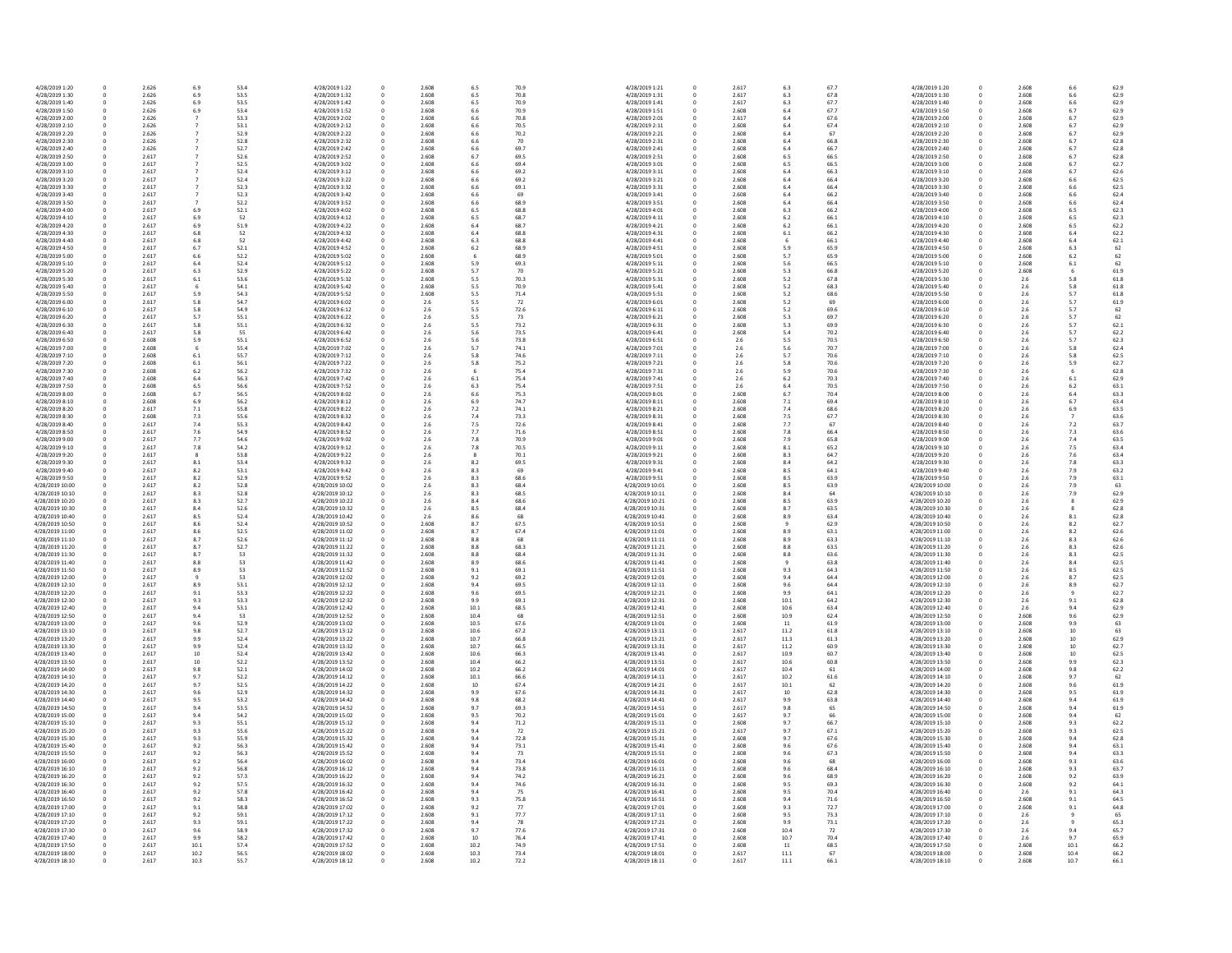| | | | | | | | | | | | | | | | | | | | |
|---|---|---|---|---|---|---|---|---|---|---|---|---|---|---|---|---|---|---|---|
| 4/28/2019 1:20 | 0 | 2.626 | 6.9 | 53.4 | 4/28/2019 1:22 | 0 | 2.608 | 6.5 | 70.9 | 4/28/2019 1:21 | 0 | 2.617 | 6.3 | 67.7 | 4/28/2019 1:20 | 0 | 2.608 | 6.6 | 62.9 |
| 4/28/2019 1:30 | 0 | 2.626 | 6.9 | 53.5 | 4/28/2019 1:32 | 0 | 2.608 | 6.5 | 70.8 | 4/28/2019 1:31 | 0 | 2.617 | 6.3 | 67.8 | 4/28/2019 1:30 | 0 | 2.608 | 6.6 | 62.9 |
| 4/28/2019 1:40 | 0 | 2.626 | 6.9 | 53.5 | 4/28/2019 1:42 | 0 | 2.608 | 6.5 | 70.9 | 4/28/2019 1:41 | 0 | 2.617 | 6.3 | 67.7 | 4/28/2019 1:40 | 0 | 2.608 | 6.6 | 62.9 |
| 4/28/2019 1:50 | 0 | 2.626 | 6.9 | 53.4 | 4/28/2019 1:52 | 0 | 2.608 | 6.6 | 70.9 | 4/28/2019 1:51 | 0 | 2.608 | 6.4 | 67.7 | 4/28/2019 1:50 | 0 | 2.608 | 6.7 | 62.9 |
| 4/28/2019 2:00 | 0 | 2.626 | 7 | 53.3 | 4/28/2019 2:02 | 0 | 2.608 | 6.6 | 70.8 | 4/28/2019 2:01 | 0 | 2.617 | 6.4 | 67.6 | 4/28/2019 2:00 | 0 | 2.608 | 6.7 | 62.9 |
| 4/28/2019 2:10 | 0 | 2.626 | 7 | 53.1 | 4/28/2019 2:12 | 0 | 2.608 | 6.6 | 70.5 | 4/28/2019 2:11 | 0 | 2.608 | 6.4 | 67.4 | 4/28/2019 2:10 | 0 | 2.608 | 6.7 | 62.9 |
| 4/28/2019 2:20 | 0 | 2.626 | 7 | 52.9 | 4/28/2019 2:22 | 0 | 2.608 | 6.6 | 70.2 | 4/28/2019 2:21 | 0 | 2.608 | 6.4 | 67 | 4/28/2019 2:20 | 0 | 2.608 | 6.7 | 62.9 |
| 4/28/2019 2:30 | 0 | 2.626 | 7 | 52.8 | 4/28/2019 2:32 | 0 | 2.608 | 6.6 | 70 | 4/28/2019 2:31 | 0 | 2.608 | 6.4 | 66.8 | 4/28/2019 2:30 | 0 | 2.608 | 6.7 | 62.8 |
| 4/28/2019 2:40 | 0 | 2.626 | 7 | 52.7 | 4/28/2019 2:42 | 0 | 2.608 | 6.6 | 69.7 | 4/28/2019 2:41 | 0 | 2.608 | 6.4 | 66.7 | 4/28/2019 2:40 | 0 | 2.608 | 6.7 | 62.8 |
| 4/28/2019 2:50 | 0 | 2.617 | 7 | 52.6 | 4/28/2019 2:52 | 0 | 2.608 | 6.7 | 69.5 | 4/28/2019 2:51 | 0 | 2.608 | 6.5 | 66.5 | 4/28/2019 2:50 | 0 | 2.608 | 6.7 | 62.8 |
| 4/28/2019 3:00 | 0 | 2.617 | 7 | 52.5 | 4/28/2019 3:02 | 0 | 2.608 | 6.6 | 69.4 | 4/28/2019 3:01 | 0 | 2.608 | 6.5 | 66.5 | 4/28/2019 3:00 | 0 | 2.608 | 6.7 | 62.7 |
| 4/28/2019 3:10 | 0 | 2.617 | 7 | 52.4 | 4/28/2019 3:12 | 0 | 2.608 | 6.6 | 69.2 | 4/28/2019 3:11 | 0 | 2.608 | 6.4 | 66.3 | 4/28/2019 3:10 | 0 | 2.608 | 6.7 | 62.6 |
| 4/28/2019 3:20 | 0 | 2.617 | 7 | 52.4 | 4/28/2019 3:22 | 0 | 2.608 | 6.6 | 69.2 | 4/28/2019 3:21 | 0 | 2.608 | 6.4 | 66.4 | 4/28/2019 3:20 | 0 | 2.608 | 6.6 | 62.5 |
| 4/28/2019 3:30 | 0 | 2.617 | 7 | 52.3 | 4/28/2019 3:32 | 0 | 2.608 | 6.6 | 69.1 | 4/28/2019 3:31 | 0 | 2.608 | 6.4 | 66.4 | 4/28/2019 3:30 | 0 | 2.608 | 6.6 | 62.5 |
| 4/28/2019 3:40 | 0 | 2.617 | 7 | 52.3 | 4/28/2019 3:42 | 0 | 2.608 | 6.6 | 69 | 4/28/2019 3:41 | 0 | 2.608 | 6.4 | 66.2 | 4/28/2019 3:40 | 0 | 2.608 | 6.6 | 62.4 |
| 4/28/2019 3:50 | 0 | 2.617 | 7 | 52.2 | 4/28/2019 3:52 | 0 | 2.608 | 6.6 | 68.9 | 4/28/2019 3:51 | 0 | 2.608 | 6.4 | 66.4 | 4/28/2019 3:50 | 0 | 2.608 | 6.6 | 62.4 |
| 4/28/2019 4:00 | 0 | 2.617 | 6.9 | 52.1 | 4/28/2019 4:02 | 0 | 2.608 | 6.5 | 68.8 | 4/28/2019 4:01 | 0 | 2.608 | 6.3 | 66.2 | 4/28/2019 4:00 | 0 | 2.608 | 6.5 | 62.3 |
| 4/28/2019 4:10 | 0 | 2.617 | 6.9 | 52 | 4/28/2019 4:12 | 0 | 2.608 | 6.5 | 68.7 | 4/28/2019 4:11 | 0 | 2.608 | 6.2 | 66.1 | 4/28/2019 4:10 | 0 | 2.608 | 6.5 | 62.3 |
| 4/28/2019 4:20 | 0 | 2.617 | 6.9 | 51.9 | 4/28/2019 4:22 | 0 | 2.608 | 6.4 | 68.7 | 4/28/2019 4:21 | 0 | 2.608 | 6.2 | 66.1 | 4/28/2019 4:20 | 0 | 2.608 | 6.5 | 62.2 |
| 4/28/2019 4:30 | 0 | 2.617 | 6.8 | 52 | 4/28/2019 4:32 | 0 | 2.608 | 6.4 | 68.8 | 4/28/2019 4:31 | 0 | 2.608 | 6.1 | 66.2 | 4/28/2019 4:30 | 0 | 2.608 | 6.4 | 62.2 |
| 4/28/2019 4:40 | 0 | 2.617 | 6.8 | 52 | 4/28/2019 4:42 | 0 | 2.608 | 6.3 | 68.8 | 4/28/2019 4:41 | 0 | 2.608 | 6 | 66.1 | 4/28/2019 4:40 | 0 | 2.608 | 6.4 | 62.1 |
| 4/28/2019 4:50 | 0 | 2.617 | 6.7 | 52.1 | 4/28/2019 4:52 | 0 | 2.608 | 6.2 | 68.9 | 4/28/2019 4:51 | 0 | 2.608 | 5.9 | 65.9 | 4/28/2019 4:50 | 0 | 2.608 | 6.3 | 62 |
| 4/28/2019 5:00 | 0 | 2.617 | 6.6 | 52.2 | 4/28/2019 5:02 | 0 | 2.608 | 6 | 68.9 | 4/28/2019 5:01 | 0 | 2.608 | 5.7 | 65.9 | 4/28/2019 5:00 | 0 | 2.608 | 6.2 | 62 |
| 4/28/2019 5:10 | 0 | 2.617 | 6.4 | 52.4 | 4/28/2019 5:12 | 0 | 2.608 | 5.9 | 69.3 | 4/28/2019 5:11 | 0 | 2.608 | 5.6 | 66.5 | 4/28/2019 5:10 | 0 | 2.608 | 6.1 | 62 |
| 4/28/2019 5:20 | 0 | 2.617 | 6.3 | 52.9 | 4/28/2019 5:22 | 0 | 2.608 | 5.7 | 70 | 4/28/2019 5:21 | 0 | 2.608 | 5.3 | 66.8 | 4/28/2019 5:20 | 0 | 2.608 | 6 | 61.9 |
| 4/28/2019 5:30 | 0 | 2.617 | 6.1 | 53.6 | 4/28/2019 5:32 | 0 | 2.608 | 5.5 | 70.3 | 4/28/2019 5:31 | 0 | 2.608 | 5.2 | 67.8 | 4/28/2019 5:30 | 0 | 2.6 | 5.8 | 61.8 |
| 4/28/2019 5:40 | 0 | 2.617 | 6 | 54.1 | 4/28/2019 5:42 | 0 | 2.608 | 5.5 | 70.9 | 4/28/2019 5:41 | 0 | 2.608 | 5.2 | 68.3 | 4/28/2019 5:40 | 0 | 2.6 | 5.8 | 61.8 |
| 4/28/2019 5:50 | 0 | 2.617 | 5.9 | 54.3 | 4/28/2019 5:52 | 0 | 2.608 | 5.5 | 71.4 | 4/28/2019 5:51 | 0 | 2.608 | 5.2 | 68.6 | 4/28/2019 5:50 | 0 | 2.6 | 5.7 | 61.8 |
| 4/28/2019 6:00 | 0 | 2.617 | 5.8 | 54.7 | 4/28/2019 6:02 | 0 | 2.6 | 5.5 | 72 | 4/28/2019 6:01 | 0 | 2.608 | 5.2 | 69 | 4/28/2019 6:00 | 0 | 2.6 | 5.7 | 61.9 |
| 4/28/2019 6:10 | 0 | 2.617 | 5.8 | 54.9 | 4/28/2019 6:12 | 0 | 2.6 | 5.5 | 72.6 | 4/28/2019 6:11 | 0 | 2.608 | 5.2 | 69.6 | 4/28/2019 6:10 | 0 | 2.6 | 5.7 | 62 |
| 4/28/2019 6:20 | 0 | 2.617 | 5.7 | 55.1 | 4/28/2019 6:22 | 0 | 2.6 | 5.5 | 73 | 4/28/2019 6:21 | 0 | 2.608 | 5.3 | 69.7 | 4/28/2019 6:20 | 0 | 2.6 | 5.7 | 62 |
| 4/28/2019 6:30 | 0 | 2.617 | 5.8 | 55.1 | 4/28/2019 6:32 | 0 | 2.6 | 5.5 | 73.2 | 4/28/2019 6:31 | 0 | 2.608 | 5.3 | 69.9 | 4/28/2019 6:30 | 0 | 2.6 | 5.7 | 62.1 |
| 4/28/2019 6:40 | 0 | 2.617 | 5.8 | 55 | 4/28/2019 6:42 | 0 | 2.6 | 5.6 | 73.5 | 4/28/2019 6:41 | 0 | 2.608 | 5.4 | 70.2 | 4/28/2019 6:40 | 0 | 2.6 | 5.7 | 62.2 |
| 4/28/2019 6:50 | 0 | 2.608 | 5.9 | 55.1 | 4/28/2019 6:52 | 0 | 2.6 | 5.6 | 73.8 | 4/28/2019 6:51 | 0 | 2.6 | 5.5 | 70.5 | 4/28/2019 6:50 | 0 | 2.6 | 5.7 | 62.3 |
| 4/28/2019 7:00 | 0 | 2.608 | 6 | 55.4 | 4/28/2019 7:02 | 0 | 2.6 | 5.7 | 74.1 | 4/28/2019 7:01 | 0 | 2.6 | 5.6 | 70.7 | 4/28/2019 7:00 | 0 | 2.6 | 5.8 | 62.4 |
| 4/28/2019 7:10 | 0 | 2.608 | 6.1 | 55.7 | 4/28/2019 7:12 | 0 | 2.6 | 5.8 | 74.6 | 4/28/2019 7:11 | 0 | 2.6 | 5.7 | 70.6 | 4/28/2019 7:10 | 0 | 2.6 | 5.8 | 62.5 |
| 4/28/2019 7:20 | 0 | 2.608 | 6.1 | 56.1 | 4/28/2019 7:22 | 0 | 2.6 | 5.8 | 75.2 | 4/28/2019 7:21 | 0 | 2.6 | 5.8 | 70.6 | 4/28/2019 7:20 | 0 | 2.6 | 5.9 | 62.7 |
| 4/28/2019 7:30 | 0 | 2.608 | 6.2 | 56.2 | 4/28/2019 7:32 | 0 | 2.6 | 6 | 75.4 | 4/28/2019 7:31 | 0 | 2.6 | 5.9 | 70.6 | 4/28/2019 7:30 | 0 | 2.6 | 6 | 62.8 |
| 4/28/2019 7:40 | 0 | 2.608 | 6.4 | 56.3 | 4/28/2019 7:42 | 0 | 2.6 | 6.1 | 75.4 | 4/28/2019 7:41 | 0 | 2.6 | 6.2 | 70.3 | 4/28/2019 7:40 | 0 | 2.6 | 6.1 | 62.9 |
| 4/28/2019 7:50 | 0 | 2.608 | 6.5 | 56.6 | 4/28/2019 7:52 | 0 | 2.6 | 6.3 | 75.4 | 4/28/2019 7:51 | 0 | 2.6 | 6.4 | 70.5 | 4/28/2019 7:50 | 0 | 2.6 | 6.2 | 63.1 |
| 4/28/2019 8:00 | 0 | 2.608 | 6.7 | 56.5 | 4/28/2019 8:02 | 0 | 2.6 | 6.6 | 75.3 | 4/28/2019 8:01 | 0 | 2.608 | 6.7 | 70.4 | 4/28/2019 8:00 | 0 | 2.6 | 6.4 | 63.3 |
| 4/28/2019 8:10 | 0 | 2.608 | 6.9 | 56.2 | 4/28/2019 8:12 | 0 | 2.6 | 6.9 | 74.7 | 4/28/2019 8:11 | 0 | 2.608 | 7.1 | 69.4 | 4/28/2019 8:10 | 0 | 2.6 | 6.7 | 63.4 |
| 4/28/2019 8:20 | 0 | 2.617 | 7.1 | 55.8 | 4/28/2019 8:22 | 0 | 2.6 | 7.2 | 74.1 | 4/28/2019 8:21 | 0 | 2.608 | 7.4 | 68.6 | 4/28/2019 8:20 | 0 | 2.6 | 6.9 | 63.5 |
| 4/28/2019 8:30 | 0 | 2.608 | 7.3 | 55.6 | 4/28/2019 8:32 | 0 | 2.6 | 7.4 | 73.3 | 4/28/2019 8:31 | 0 | 2.608 | 7.5 | 67.7 | 4/28/2019 8:30 | 0 | 2.6 | 7 | 63.6 |
| 4/28/2019 8:40 | 0 | 2.617 | 7.4 | 55.3 | 4/28/2019 8:42 | 0 | 2.6 | 7.5 | 72.6 | 4/28/2019 8:41 | 0 | 2.608 | 7.7 | 67 | 4/28/2019 8:40 | 0 | 2.6 | 7.2 | 63.7 |
| 4/28/2019 8:50 | 0 | 2.617 | 7.6 | 54.9 | 4/28/2019 8:52 | 0 | 2.6 | 7.7 | 71.6 | 4/28/2019 8:51 | 0 | 2.608 | 7.8 | 66.4 | 4/28/2019 8:50 | 0 | 2.6 | 7.3 | 63.6 |
| 4/28/2019 9:00 | 0 | 2.617 | 7.7 | 54.6 | 4/28/2019 9:02 | 0 | 2.6 | 7.8 | 70.9 | 4/28/2019 9:01 | 0 | 2.608 | 7.9 | 65.8 | 4/28/2019 9:00 | 0 | 2.6 | 7.4 | 63.5 |
| 4/28/2019 9:10 | 0 | 2.617 | 7.8 | 54.2 | 4/28/2019 9:12 | 0 | 2.6 | 7.8 | 70.5 | 4/28/2019 9:11 | 0 | 2.608 | 8.1 | 65.2 | 4/28/2019 9:10 | 0 | 2.6 | 7.5 | 63.4 |
| 4/28/2019 9:20 | 0 | 2.617 | 8 | 53.8 | 4/28/2019 9:22 | 0 | 2.6 | 8 | 70.1 | 4/28/2019 9:21 | 0 | 2.608 | 8.3 | 64.7 | 4/28/2019 9:20 | 0 | 2.6 | 7.6 | 63.4 |
| 4/28/2019 9:30 | 0 | 2.617 | 8.1 | 53.4 | 4/28/2019 9:32 | 0 | 2.6 | 8.2 | 69.5 | 4/28/2019 9:31 | 0 | 2.608 | 8.4 | 64.2 | 4/28/2019 9:30 | 0 | 2.6 | 7.8 | 63.3 |
| 4/28/2019 9:40 | 0 | 2.617 | 8.2 | 53.1 | 4/28/2019 9:42 | 0 | 2.6 | 8.3 | 69 | 4/28/2019 9:41 | 0 | 2.608 | 8.5 | 64.1 | 4/28/2019 9:40 | 0 | 2.6 | 7.9 | 63.2 |
| 4/28/2019 9:50 | 0 | 2.617 | 8.2 | 52.9 | 4/28/2019 9:52 | 0 | 2.6 | 8.3 | 68.6 | 4/28/2019 9:51 | 0 | 2.608 | 8.5 | 63.9 | 4/28/2019 9:50 | 0 | 2.6 | 7.9 | 63.1 |
| 4/28/2019 10:00 | 0 | 2.617 | 8.2 | 52.8 | 4/28/2019 10:02 | 0 | 2.6 | 8.3 | 68.4 | 4/28/2019 10:01 | 0 | 2.608 | 8.5 | 63.9 | 4/28/2019 10:00 | 0 | 2.6 | 7.9 | 63 |
| 4/28/2019 10:10 | 0 | 2.617 | 8.3 | 52.8 | 4/28/2019 10:12 | 0 | 2.6 | 8.3 | 68.5 | 4/28/2019 10:11 | 0 | 2.608 | 8.4 | 64 | 4/28/2019 10:10 | 0 | 2.6 | 7.9 | 62.9 |
| 4/28/2019 10:20 | 0 | 2.617 | 8.3 | 52.7 | 4/28/2019 10:22 | 0 | 2.6 | 8.4 | 68.6 | 4/28/2019 10:21 | 0 | 2.608 | 8.5 | 63.9 | 4/28/2019 10:20 | 0 | 2.6 | 8 | 62.8 |
| 4/28/2019 10:30 | 0 | 2.617 | 8.4 | 52.6 | 4/28/2019 10:32 | 0 | 2.6 | 8.5 | 68.4 | 4/28/2019 10:31 | 0 | 2.608 | 8.7 | 63.5 | 4/28/2019 10:30 | 0 | 2.6 | 8 | 62.8 |
| 4/28/2019 10:40 | 0 | 2.617 | 8.5 | 52.4 | 4/28/2019 10:42 | 0 | 2.6 | 8.6 | 68 | 4/28/2019 10:41 | 0 | 2.608 | 8.9 | 63.4 | 4/28/2019 10:40 | 0 | 2.6 | 8.1 | 62.8 |
| 4/28/2019 10:50 | 0 | 2.617 | 8.6 | 52.4 | 4/28/2019 10:52 | 0 | 2.608 | 8.7 | 67.5 | 4/28/2019 10:51 | 0 | 2.608 | 9 | 62.9 | 4/28/2019 10:50 | 0 | 2.6 | 8.2 | 62.7 |
| 4/28/2019 11:00 | 0 | 2.617 | 8.6 | 52.5 | 4/28/2019 11:02 | 0 | 2.608 | 8.7 | 67.4 | 4/28/2019 11:01 | 0 | 2.608 | 8.9 | 63.1 | 4/28/2019 11:00 | 0 | 2.6 | 8.2 | 62.6 |
| 4/28/2019 11:10 | 0 | 2.617 | 8.7 | 52.6 | 4/28/2019 11:12 | 0 | 2.608 | 8.8 | 68 | 4/28/2019 11:11 | 0 | 2.608 | 8.9 | 63.3 | 4/28/2019 11:10 | 0 | 2.6 | 8.3 | 62.6 |
| 4/28/2019 11:20 | 0 | 2.617 | 8.7 | 52.7 | 4/28/2019 11:22 | 0 | 2.608 | 8.8 | 68.3 | 4/28/2019 11:21 | 0 | 2.608 | 8.8 | 63.5 | 4/28/2019 11:20 | 0 | 2.6 | 8.3 | 62.6 |
| 4/28/2019 11:30 | 0 | 2.617 | 8.7 | 53 | 4/28/2019 11:32 | 0 | 2.608 | 8.8 | 68.4 | 4/28/2019 11:31 | 0 | 2.608 | 8.8 | 63.6 | 4/28/2019 11:30 | 0 | 2.6 | 8.3 | 62.5 |
| 4/28/2019 11:40 | 0 | 2.617 | 8.8 | 53 | 4/28/2019 11:42 | 0 | 2.608 | 8.9 | 68.6 | 4/28/2019 11:41 | 0 | 2.608 | 9 | 63.8 | 4/28/2019 11:40 | 0 | 2.6 | 8.4 | 62.5 |
| 4/28/2019 11:50 | 0 | 2.617 | 8.9 | 53 | 4/28/2019 11:52 | 0 | 2.608 | 9.1 | 69.1 | 4/28/2019 11:51 | 0 | 2.608 | 9.3 | 64.3 | 4/28/2019 11:50 | 0 | 2.6 | 8.5 | 62.5 |
| 4/28/2019 12:00 | 0 | 2.617 | 9 | 53 | 4/28/2019 12:02 | 0 | 2.608 | 9.2 | 69.2 | 4/28/2019 12:01 | 0 | 2.608 | 9.4 | 64.4 | 4/28/2019 12:00 | 0 | 2.6 | 8.7 | 62.5 |
| 4/28/2019 12:10 | 0 | 2.617 | 8.9 | 53.1 | 4/28/2019 12:12 | 0 | 2.608 | 9.4 | 69.5 | 4/28/2019 12:11 | 0 | 2.608 | 9.6 | 64.4 | 4/28/2019 12:10 | 0 | 2.6 | 8.9 | 62.7 |
| 4/28/2019 12:20 | 0 | 2.617 | 9.1 | 53.3 | 4/28/2019 12:22 | 0 | 2.608 | 9.6 | 69.5 | 4/28/2019 12:21 | 0 | 2.608 | 9.9 | 64.1 | 4/28/2019 12:20 | 0 | 2.6 | 9 | 62.7 |
| 4/28/2019 12:30 | 0 | 2.617 | 9.3 | 53.3 | 4/28/2019 12:32 | 0 | 2.608 | 9.9 | 69.1 | 4/28/2019 12:31 | 0 | 2.608 | 10.1 | 64.2 | 4/28/2019 12:30 | 0 | 2.6 | 9.1 | 62.8 |
| 4/28/2019 12:40 | 0 | 2.617 | 9.4 | 53.1 | 4/28/2019 12:42 | 0 | 2.608 | 10.1 | 68.5 | 4/28/2019 12:41 | 0 | 2.608 | 10.6 | 63.4 | 4/28/2019 12:40 | 0 | 2.6 | 9.4 | 62.9 |
| 4/28/2019 12:50 | 0 | 2.617 | 9.4 | 53 | 4/28/2019 12:52 | 0 | 2.608 | 10.4 | 68 | 4/28/2019 12:51 | 0 | 2.608 | 10.9 | 62.4 | 4/28/2019 12:50 | 0 | 2.608 | 9.6 | 62.9 |
| 4/28/2019 13:00 | 0 | 2.617 | 9.6 | 52.9 | 4/28/2019 13:02 | 0 | 2.608 | 10.5 | 67.6 | 4/28/2019 13:01 | 0 | 2.608 | 11 | 61.9 | 4/28/2019 13:00 | 0 | 2.608 | 9.9 | 63 |
| 4/28/2019 13:10 | 0 | 2.617 | 9.8 | 52.7 | 4/28/2019 13:12 | 0 | 2.608 | 10.6 | 67.2 | 4/28/2019 13:11 | 0 | 2.617 | 11.2 | 61.8 | 4/28/2019 13:10 | 0 | 2.608 | 10 | 63 |
| 4/28/2019 13:20 | 0 | 2.617 | 9.9 | 52.4 | 4/28/2019 13:22 | 0 | 2.608 | 10.7 | 66.8 | 4/28/2019 13:21 | 0 | 2.617 | 11.3 | 61.3 | 4/28/2019 13:20 | 0 | 2.608 | 10 | 62.9 |
| 4/28/2019 13:30 | 0 | 2.617 | 9.9 | 52.4 | 4/28/2019 13:32 | 0 | 2.608 | 10.7 | 66.5 | 4/28/2019 13:31 | 0 | 2.617 | 11.2 | 60.9 | 4/28/2019 13:30 | 0 | 2.608 | 10 | 62.7 |
| 4/28/2019 13:40 | 0 | 2.617 | 10 | 52.4 | 4/28/2019 13:42 | 0 | 2.608 | 10.6 | 66.3 | 4/28/2019 13:41 | 0 | 2.617 | 10.9 | 60.7 | 4/28/2019 13:40 | 0 | 2.608 | 10 | 62.5 |
| 4/28/2019 13:50 | 0 | 2.617 | 10 | 52.2 | 4/28/2019 13:52 | 0 | 2.608 | 10.4 | 66.2 | 4/28/2019 13:51 | 0 | 2.617 | 10.6 | 60.8 | 4/28/2019 13:50 | 0 | 2.608 | 9.9 | 62.3 |
| 4/28/2019 14:00 | 0 | 2.617 | 9.8 | 52.1 | 4/28/2019 14:02 | 0 | 2.608 | 10.2 | 66.2 | 4/28/2019 14:01 | 0 | 2.617 | 10.4 | 61 | 4/28/2019 14:00 | 0 | 2.608 | 9.8 | 62.2 |
| 4/28/2019 14:10 | 0 | 2.617 | 9.7 | 52.2 | 4/28/2019 14:12 | 0 | 2.608 | 10.1 | 66.6 | 4/28/2019 14:11 | 0 | 2.617 | 10.2 | 61.6 | 4/28/2019 14:10 | 0 | 2.608 | 9.7 | 62 |
| 4/28/2019 14:20 | 0 | 2.617 | 9.7 | 52.5 | 4/28/2019 14:22 | 0 | 2.608 | 10 | 67.4 | 4/28/2019 14:21 | 0 | 2.617 | 10.1 | 62 | 4/28/2019 14:20 | 0 | 2.608 | 9.6 | 61.9 |
| 4/28/2019 14:30 | 0 | 2.617 | 9.6 | 52.9 | 4/28/2019 14:32 | 0 | 2.608 | 9.9 | 67.6 | 4/28/2019 14:31 | 0 | 2.617 | 10 | 62.8 | 4/28/2019 14:30 | 0 | 2.608 | 9.5 | 61.9 |
| 4/28/2019 14:40 | 0 | 2.617 | 9.5 | 53.2 | 4/28/2019 14:42 | 0 | 2.608 | 9.8 | 68.2 | 4/28/2019 14:41 | 0 | 2.617 | 9.9 | 63.8 | 4/28/2019 14:40 | 0 | 2.608 | 9.4 | 61.9 |
| 4/28/2019 14:50 | 0 | 2.617 | 9.4 | 53.5 | 4/28/2019 14:52 | 0 | 2.608 | 9.7 | 69.3 | 4/28/2019 14:51 | 0 | 2.617 | 9.8 | 65 | 4/28/2019 14:50 | 0 | 2.608 | 9.4 | 61.9 |
| 4/28/2019 15:00 | 0 | 2.617 | 9.4 | 54.2 | 4/28/2019 15:02 | 0 | 2.608 | 9.5 | 70.2 | 4/28/2019 15:01 | 0 | 2.617 | 9.7 | 66 | 4/28/2019 15:00 | 0 | 2.608 | 9.4 | 62 |
| 4/28/2019 15:10 | 0 | 2.617 | 9.3 | 55.1 | 4/28/2019 15:12 | 0 | 2.608 | 9.4 | 71.2 | 4/28/2019 15:11 | 0 | 2.608 | 9.7 | 66.7 | 4/28/2019 15:10 | 0 | 2.608 | 9.3 | 62.2 |
| 4/28/2019 15:20 | 0 | 2.617 | 9.3 | 55.6 | 4/28/2019 15:22 | 0 | 2.608 | 9.4 | 72 | 4/28/2019 15:21 | 0 | 2.617 | 9.7 | 67.1 | 4/28/2019 15:20 | 0 | 2.608 | 9.3 | 62.5 |
| 4/28/2019 15:30 | 0 | 2.617 | 9.3 | 55.9 | 4/28/2019 15:32 | 0 | 2.608 | 9.4 | 72.8 | 4/28/2019 15:31 | 0 | 2.608 | 9.7 | 67.6 | 4/28/2019 15:30 | 0 | 2.608 | 9.4 | 62.8 |
| 4/28/2019 15:40 | 0 | 2.617 | 9.2 | 56.3 | 4/28/2019 15:42 | 0 | 2.608 | 9.4 | 73.1 | 4/28/2019 15:41 | 0 | 2.608 | 9.6 | 67.6 | 4/28/2019 15:40 | 0 | 2.608 | 9.4 | 63.1 |
| 4/28/2019 15:50 | 0 | 2.617 | 9.2 | 56.3 | 4/28/2019 15:52 | 0 | 2.608 | 9.4 | 73 | 4/28/2019 15:51 | 0 | 2.608 | 9.6 | 67.3 | 4/28/2019 15:50 | 0 | 2.608 | 9.4 | 63.3 |
| 4/28/2019 16:00 | 0 | 2.617 | 9.2 | 56.4 | 4/28/2019 16:02 | 0 | 2.608 | 9.4 | 73.4 | 4/28/2019 16:01 | 0 | 2.608 | 9.6 | 68 | 4/28/2019 16:00 | 0 | 2.608 | 9.3 | 63.6 |
| 4/28/2019 16:10 | 0 | 2.617 | 9.2 | 56.8 | 4/28/2019 16:12 | 0 | 2.608 | 9.4 | 73.8 | 4/28/2019 16:11 | 0 | 2.608 | 9.6 | 68.4 | 4/28/2019 16:10 | 0 | 2.608 | 9.3 | 63.7 |
| 4/28/2019 16:20 | 0 | 2.617 | 9.2 | 57.3 | 4/28/2019 16:22 | 0 | 2.608 | 9.4 | 74.2 | 4/28/2019 16:21 | 0 | 2.608 | 9.6 | 68.9 | 4/28/2019 16:20 | 0 | 2.608 | 9.2 | 63.9 |
| 4/28/2019 16:30 | 0 | 2.617 | 9.2 | 57.5 | 4/28/2019 16:32 | 0 | 2.608 | 9.4 | 74.6 | 4/28/2019 16:31 | 0 | 2.608 | 9.5 | 69.3 | 4/28/2019 16:30 | 0 | 2.608 | 9.2 | 64.1 |
| 4/28/2019 16:40 | 0 | 2.617 | 9.2 | 57.8 | 4/28/2019 16:42 | 0 | 2.608 | 9.4 | 75 | 4/28/2019 16:41 | 0 | 2.608 | 9.5 | 70.4 | 4/28/2019 16:40 | 0 | 2.6 | 9.1 | 64.3 |
| 4/28/2019 16:50 | 0 | 2.617 | 9.2 | 58.3 | 4/28/2019 16:52 | 0 | 2.608 | 9.3 | 75.8 | 4/28/2019 16:51 | 0 | 2.608 | 9.4 | 71.6 | 4/28/2019 16:50 | 0 | 2.608 | 9.1 | 64.5 |
| 4/28/2019 17:00 | 0 | 2.617 | 9.1 | 58.8 | 4/28/2019 17:02 | 0 | 2.608 | 9.2 | 77 | 4/28/2019 17:01 | 0 | 2.608 | 9.3 | 72.7 | 4/28/2019 17:00 | 0 | 2.608 | 9.1 | 64.8 |
| 4/28/2019 17:10 | 0 | 2.617 | 9.2 | 59.1 | 4/28/2019 17:12 | 0 | 2.608 | 9.1 | 77.7 | 4/28/2019 17:11 | 0 | 2.608 | 9.5 | 73.3 | 4/28/2019 17:10 | 0 | 2.6 | 9 | 65 |
| 4/28/2019 17:20 | 0 | 2.617 | 9.3 | 59.1 | 4/28/2019 17:22 | 0 | 2.608 | 9.4 | 78 | 4/28/2019 17:21 | 0 | 2.608 | 9.9 | 73.1 | 4/28/2019 17:20 | 0 | 2.6 | 9 | 65.3 |
| 4/28/2019 17:30 | 0 | 2.617 | 9.6 | 58.9 | 4/28/2019 17:32 | 0 | 2.608 | 9.7 | 77.6 | 4/28/2019 17:31 | 0 | 2.608 | 10.4 | 72 | 4/28/2019 17:30 | 0 | 2.6 | 9.4 | 65.7 |
| 4/28/2019 17:40 | 0 | 2.617 | 9.9 | 58.2 | 4/28/2019 17:42 | 0 | 2.608 | 10 | 76.4 | 4/28/2019 17:41 | 0 | 2.608 | 10.7 | 70.4 | 4/28/2019 17:40 | 0 | 2.6 | 9.7 | 65.9 |
| 4/28/2019 17:50 | 0 | 2.617 | 10.1 | 57.4 | 4/28/2019 17:52 | 0 | 2.608 | 10.2 | 74.9 | 4/28/2019 17:51 | 0 | 2.608 | 11 | 68.5 | 4/28/2019 17:50 | 0 | 2.608 | 10.1 | 66.2 |
| 4/28/2019 18:00 | 0 | 2.617 | 10.2 | 56.5 | 4/28/2019 18:02 | 0 | 2.608 | 10.3 | 73.4 | 4/28/2019 18:01 | 0 | 2.617 | 11.1 | 67 | 4/28/2019 18:00 | 0 | 2.608 | 10.4 | 66.2 |
| 4/28/2019 18:10 | 0 | 2.617 | 10.3 | 55.7 | 4/28/2019 18:12 | 0 | 2.608 | 10.2 | 72.2 | 4/28/2019 18:11 | 0 | 2.617 | 11.1 | 66.1 | 4/28/2019 18:10 | 0 | 2.608 | 10.7 | 66.1 |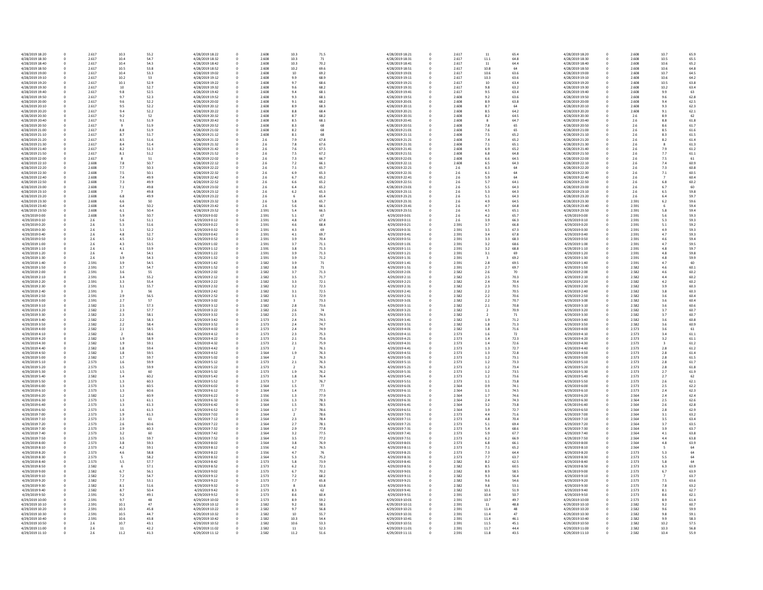|  |  |  |  |  |
|---|---|---|---|---|
| 4/28/2019 18:20 | 0 | 2.617 | 10.3 | 55.2 |
| 4/28/2019 18:30 | 0 | 2.617 | 10.4 | 54.7 |
| 4/28/2019 18:40 | 0 | 2.617 | 10.4 | 54.3 |
| 4/28/2019 18:50 | 0 | 2.617 | 10.5 | 53.8 |
| 4/28/2019 19:00 | 0 | 2.617 | 10.4 | 53.3 |
| 4/28/2019 19:10 | 0 | 2.617 | 10.2 | 53 |
| 4/28/2019 19:20 | 0 | 2.617 | 10.1 | 52.9 |
| 4/28/2019 19:30 | 0 | 2.617 | 10 | 52.7 |
| 4/28/2019 19:40 | 0 | 2.617 | 9.8 | 52.5 |
| 4/28/2019 19:50 | 0 | 2.617 | 9.7 | 52.3 |
| 4/28/2019 20:00 | 0 | 2.617 | 9.6 | 52.2 |
| 4/28/2019 20:10 | 0 | 2.617 | 9.5 | 52.2 |
| 4/28/2019 20:20 | 0 | 2.617 | 9.4 | 52.2 |
| 4/28/2019 20:30 | 0 | 2.617 | 9.2 | 52 |
| 4/28/2019 20:40 | 0 | 2.617 | 9.1 | 51.9 |
| 4/28/2019 20:50 | 0 | 2.617 | 9 | 51.9 |
| 4/28/2019 21:00 | 0 | 2.617 | 8.8 | 51.9 |
| 4/28/2019 21:10 | 0 | 2.617 | 8.7 | 51.7 |
| 4/28/2019 21:20 | 0 | 2.617 | 8.5 | 51.6 |
| 4/28/2019 21:30 | 0 | 2.617 | 8.4 | 51.4 |
| 4/28/2019 21:40 | 0 | 2.617 | 8.2 | 51.3 |
| 4/28/2019 21:50 | 0 | 2.617 | 8.1 | 51.2 |
| 4/28/2019 22:00 | 0 | 2.617 | 8 | 51 |
| 4/28/2019 22:10 | 0 | 2.608 | 7.8 | 50.7 |
| 4/28/2019 22:20 | 0 | 2.608 | 7.7 | 50.3 |
| 4/28/2019 22:30 | 0 | 2.608 | 7.5 | 50.1 |
| 4/28/2019 22:40 | 0 | 2.608 | 7.4 | 49.9 |
| 4/28/2019 22:50 | 0 | 2.608 | 7.3 | 49.9 |
| 4/28/2019 23:00 | 0 | 2.608 | 7.1 | 49.8 |
| 4/28/2019 23:10 | 0 | 2.608 | 7 | 49.8 |
| 4/28/2019 23:20 | 0 | 2.608 | 6.8 | 49.9 |
| 4/28/2019 23:30 | 0 | 2.608 | 6.6 | 50 |
| 4/28/2019 23:40 | 0 | 2.608 | 6.4 | 50.2 |
| 4/28/2019 23:50 | 0 | 2.608 | 6.1 | 50.4 |
| 4/29/2019 0:00 | 0 | 2.608 | 5.9 | 50.7 |
| 4/29/2019 0:10 | 0 | 2.6 | 5.6 | 51.1 |
| 4/29/2019 0:20 | 0 | 2.6 | 5.3 | 51.6 |
| 4/29/2019 0:30 | 0 | 2.6 | 5.1 | 52.2 |
| 4/29/2019 0:40 | 0 | 2.6 | 4.8 | 52.7 |
| 4/29/2019 0:50 | 0 | 2.6 | 4.5 | 53.2 |
| 4/29/2019 1:00 | 0 | 2.6 | 4.3 | 53.5 |
| 4/29/2019 1:10 | 0 | 2.6 | 4.1 | 53.9 |
| 4/29/2019 1:20 | 0 | 2.6 | 4 | 54.1 |
| 4/29/2019 1:30 | 0 | 2.6 | 3.9 | 54.3 |
| 4/29/2019 1:40 | 0 | 2.591 | 3.9 | 54.5 |
| 4/29/2019 1:50 | 0 | 2.591 | 3.7 | 54.7 |
| 4/29/2019 2:00 | 0 | 2.591 | 3.6 | 55 |
| 4/29/2019 2:10 | 0 | 2.591 | 3.4 | 55.2 |
| 4/29/2019 2:20 | 0 | 2.591 | 3.3 | 55.4 |
| 4/29/2019 2:30 | 0 | 2.591 | 3.1 | 55.7 |
| 4/29/2019 2:40 | 0 | 2.591 | 3 | 56 |
| 4/29/2019 2:50 | 0 | 2.591 | 2.9 | 56.5 |
| 4/29/2019 3:00 | 0 | 2.591 | 2.7 | 57 |
| 4/29/2019 3:10 | 0 | 2.582 | 2.5 | 57.3 |
| 4/29/2019 3:20 | 0 | 2.582 | 2.3 | 57.7 |
| 4/29/2019 3:30 | 0 | 2.582 | 2.3 | 58.1 |
| 4/29/2019 3:40 | 0 | 2.582 | 2.2 | 58.3 |
| 4/29/2019 3:50 | 0 | 2.582 | 2.2 | 58.4 |
| 4/29/2019 4:00 | 0 | 2.582 | 2.1 | 58.5 |
| 4/29/2019 4:10 | 0 | 2.582 | 2 | 58.6 |
| 4/29/2019 4:20 | 0 | 2.582 | 1.9 | 58.9 |
| 4/29/2019 4:30 | 0 | 2.582 | 1.9 | 59.1 |
| 4/29/2019 4:40 | 0 | 2.582 | 1.8 | 59.4 |
| 4/29/2019 4:50 | 0 | 2.582 | 1.8 | 59.5 |
| 4/29/2019 5:00 | 0 | 2.582 | 1.7 | 59.7 |
| 4/29/2019 5:10 | 0 | 2.573 | 1.6 | 59.9 |
| 4/29/2019 5:20 | 0 | 2.573 | 1.5 | 59.9 |
| 4/29/2019 5:30 | 0 | 2.573 | 1.5 | 60 |
| 4/29/2019 5:40 | 0 | 2.582 | 1.4 | 60.2 |
| 4/29/2019 5:50 | 0 | 2.573 | 1.3 | 60.3 |
| 4/29/2019 6:00 | 0 | 2.573 | 1.3 | 60.5 |
| 4/29/2019 6:10 | 0 | 2.573 | 1.3 | 60.6 |
| 4/29/2019 6:20 | 0 | 2.582 | 1.2 | 60.9 |
| 4/29/2019 6:30 | 0 | 2.573 | 1.3 | 61.1 |
| 4/29/2019 6:40 | 0 | 2.573 | 1.3 | 61.3 |
| 4/29/2019 6:50 | 0 | 2.573 | 1.6 | 61.3 |
| 4/29/2019 7:00 | 0 | 2.573 | 1.9 | 61.3 |
| 4/29/2019 7:10 | 0 | 2.573 | 2.3 | 61 |
| 4/29/2019 7:20 | 0 | 2.573 | 2.6 | 60.6 |
| 4/29/2019 7:30 | 0 | 2.573 | 2.9 | 60.3 |
| 4/29/2019 7:40 | 0 | 2.573 | 3.2 | 60 |
| 4/29/2019 7:50 | 0 | 2.573 | 3.5 | 59.7 |
| 4/29/2019 8:00 | 0 | 2.573 | 3.8 | 59.3 |
| 4/29/2019 8:10 | 0 | 2.573 | 4.2 | 59.1 |
| 4/29/2019 8:20 | 0 | 2.573 | 4.6 | 58.8 |
| 4/29/2019 8:30 | 0 | 2.573 | 5 | 58.2 |
| 4/29/2019 8:40 | 0 | 2.573 | 5.5 | 57.7 |
| 4/29/2019 8:50 | 0 | 2.582 | 6 | 57.1 |
| 4/29/2019 9:00 | 0 | 2.582 | 6.7 | 56.1 |
| 4/29/2019 9:10 | 0 | 2.582 | 7.2 | 54.7 |
| 4/29/2019 9:20 | 0 | 2.582 | 7.7 | 53.1 |
| 4/29/2019 9:30 | 0 | 2.582 | 8.1 | 51.6 |
| 4/29/2019 9:40 | 0 | 2.582 | 8.7 | 50.4 |
| 4/29/2019 9:50 | 0 | 2.591 | 9.2 | 49.1 |
| 4/29/2019 10:00 | 0 | 2.591 | 9.7 | 48 |
| 4/29/2019 10:10 | 0 | 2.591 | 10.1 | 47 |
| 4/29/2019 10:20 | 0 | 2.591 | 10.3 | 45.8 |
| 4/29/2019 10:30 | 0 | 2.591 | 10.5 | 44.7 |
| 4/29/2019 10:40 | 0 | 2.591 | 10.6 | 43.8 |
| 4/29/2019 10:50 | 0 | 2.6 | 10.7 | 43.1 |
| 4/29/2019 11:00 | 0 | 2.6 | 11 | 42.2 |
| 4/29/2019 11:10 | 0 | 2.6 | 11.2 | 41.3 |

|  |  |  |  |  |
|---|---|---|---|---|
| 4/28/2019 18:22 | 0 | 2.608 | 10.3 | 71.5 |
| 4/28/2019 18:32 | 0 | 2.608 | 10.3 | 71 |
| 4/28/2019 18:42 | 0 | 2.608 | 10.3 | 70.2 |
| 4/28/2019 18:52 | 0 | 2.608 | 10.2 | 69.6 |
| 4/28/2019 19:02 | 0 | 2.608 | 10 | 69.2 |
| 4/28/2019 19:12 | 0 | 2.608 | 9.9 | 68.9 |
| 4/28/2019 19:22 | 0 | 2.608 | 9.7 | 68.6 |
| 4/28/2019 19:32 | 0 | 2.608 | 9.6 | 68.2 |
| 4/28/2019 19:42 | 0 | 2.608 | 9.4 | 68.1 |
| 4/28/2019 19:52 | 0 | 2.608 | 9.3 | 68.1 |
| 4/28/2019 20:02 | 0 | 2.608 | 9.1 | 68.2 |
| 4/28/2019 20:12 | 0 | 2.608 | 8.9 | 68.3 |
| 4/28/2019 20:22 | 0 | 2.608 | 8.8 | 68.4 |
| 4/28/2019 20:32 | 0 | 2.608 | 8.7 | 68.2 |
| 4/28/2019 20:42 | 0 | 2.608 | 8.5 | 68.1 |
| 4/28/2019 20:52 | 0 | 2.608 | 8.3 | 68 |
| 4/28/2019 21:02 | 0 | 2.608 | 8.2 | 68 |
| 4/28/2019 21:12 | 0 | 2.608 | 8.1 | 68 |
| 4/28/2019 21:22 | 0 | 2.6 | 7.9 | 67.8 |
| 4/28/2019 21:32 | 0 | 2.6 | 7.8 | 67.6 |
| 4/28/2019 21:42 | 0 | 2.6 | 7.6 | 67.5 |
| 4/28/2019 21:52 | 0 | 2.6 | 7.5 | 67.2 |
| 4/28/2019 22:02 | 0 | 2.6 | 7.3 | 66.7 |
| 4/28/2019 22:12 | 0 | 2.6 | 7.2 | 66.1 |
| 4/28/2019 22:22 | 0 | 2.6 | 7.1 | 65.7 |
| 4/28/2019 22:32 | 0 | 2.6 | 6.9 | 65.3 |
| 4/28/2019 22:42 | 0 | 2.6 | 6.7 | 65.2 |
| 4/28/2019 22:52 | 0 | 2.6 | 6.6 | 65.2 |
| 4/28/2019 23:02 | 0 | 2.6 | 6.4 | 65.2 |
| 4/28/2019 23:12 | 0 | 2.6 | 6.2 | 65.3 |
| 4/28/2019 23:22 | 0 | 2.6 | 6 | 65.4 |
| 4/28/2019 23:32 | 0 | 2.6 | 5.8 | 65.7 |
| 4/28/2019 23:42 | 0 | 2.6 | 5.6 | 66.1 |
| 4/28/2019 23:52 | 0 | 2.591 | 5.4 | 66.5 |
| 4/29/2019 0:02 | 0 | 2.591 | 5.1 | 67 |
| 4/29/2019 0:12 | 0 | 2.591 | 4.8 | 67.8 |
| 4/29/2019 0:22 | 0 | 2.591 | 4.6 | 68.4 |
| 4/29/2019 0:32 | 0 | 2.591 | 4.3 | 69 |
| 4/29/2019 0:42 | 0 | 2.591 | 4.1 | 69.7 |
| 4/29/2019 0:52 | 0 | 2.591 | 3.9 | 70.4 |
| 4/29/2019 1:02 | 0 | 2.591 | 3.7 | 71.1 |
| 4/29/2019 1:12 | 0 | 2.591 | 3.8 | 71.3 |
| 4/29/2019 1:22 | 0 | 2.591 | 3.9 | 71.3 |
| 4/29/2019 1:32 | 0 | 2.591 | 3.9 | 71.2 |
| 4/29/2019 1:42 | 0 | 2.582 | 3.9 | 71 |
| 4/29/2019 1:52 | 0 | 2.582 | 3.8 | 71 |
| 4/29/2019 2:02 | 0 | 2.582 | 3.7 | 71.3 |
| 4/29/2019 2:12 | 0 | 2.582 | 3.5 | 71.7 |
| 4/29/2019 2:22 | 0 | 2.582 | 3.3 | 72.1 |
| 4/29/2019 2:32 | 0 | 2.582 | 3.2 | 72.3 |
| 4/29/2019 2:42 | 0 | 2.582 | 3.1 | 72.5 |
| 4/29/2019 2:52 | 0 | 2.582 | 3.1 | 72.9 |
| 4/29/2019 3:02 | 0 | 2.582 | 3 | 73.3 |
| 4/29/2019 3:12 | 0 | 2.582 | 2.8 | 73.6 |
| 4/29/2019 3:22 | 0 | 2.582 | 2.6 | 74 |
| 4/29/2019 3:32 | 0 | 2.582 | 2.5 | 74.3 |
| 4/29/2019 3:42 | 0 | 2.573 | 2.4 | 74.5 |
| 4/29/2019 3:52 | 0 | 2.573 | 2.4 | 74.7 |
| 4/29/2019 4:02 | 0 | 2.573 | 2.4 | 74.9 |
| 4/29/2019 4:12 | 0 | 2.573 | 2.3 | 75.3 |
| 4/29/2019 4:22 | 0 | 2.573 | 2.1 | 75.6 |
| 4/29/2019 4:32 | 0 | 2.573 | 2.1 | 75.9 |
| 4/29/2019 4:42 | 0 | 2.573 | 2 | 76.1 |
| 4/29/2019 4:52 | 0 | 2.564 | 1.9 | 76.3 |
| 4/29/2019 5:02 | 0 | 2.564 | 2 | 76.3 |
| 4/29/2019 5:12 | 0 | 2.573 | 2.1 | 76.3 |
| 4/29/2019 5:22 | 0 | 2.573 | 2 | 76.3 |
| 4/29/2019 5:32 | 0 | 2.573 | 1.9 | 76.2 |
| 4/29/2019 5:42 | 0 | 2.573 | 1.8 | 76.4 |
| 4/29/2019 5:52 | 0 | 2.573 | 1.7 | 76.7 |
| 4/29/2019 6:02 | 0 | 2.564 | 1.5 | 77 |
| 4/29/2019 6:12 | 0 | 2.564 | 1.4 | 77.5 |
| 4/29/2019 6:22 | 0 | 2.556 | 1.3 | 77.9 |
| 4/29/2019 6:32 | 0 | 2.556 | 1.3 | 78.3 |
| 4/29/2019 6:42 | 0 | 2.564 | 1.5 | 78.5 |
| 4/29/2019 6:52 | 0 | 2.564 | 1.7 | 78.6 |
| 4/29/2019 7:02 | 0 | 2.564 | 2 | 78.6 |
| 4/29/2019 7:12 | 0 | 2.564 | 2.3 | 78.4 |
| 4/29/2019 7:22 | 0 | 2.564 | 2.7 | 78.1 |
| 4/29/2019 7:32 | 0 | 2.564 | 2.9 | 77.8 |
| 4/29/2019 7:42 | 0 | 2.564 | 3.2 | 77.5 |
| 4/29/2019 7:52 | 0 | 2.564 | 3.5 | 77.2 |
| 4/29/2019 8:02 | 0 | 2.564 | 3.8 | 76.9 |
| 4/29/2019 8:12 | 0 | 2.556 | 4.2 | 76.5 |
| 4/29/2019 8:22 | 0 | 2.556 | 4.7 | 76 |
| 4/29/2019 8:32 | 0 | 2.564 | 5.3 | 75.2 |
| 4/29/2019 8:42 | 0 | 2.573 | 5.8 | 73.9 |
| 4/29/2019 8:52 | 0 | 2.573 | 6.2 | 72.1 |
| 4/29/2019 9:02 | 0 | 2.573 | 6.7 | 70.2 |
| 4/29/2019 9:12 | 0 | 2.573 | 7.2 | 68.2 |
| 4/29/2019 9:22 | 0 | 2.573 | 7.7 | 65.8 |
| 4/29/2019 9:32 | 0 | 2.573 | 8 | 63.8 |
| 4/29/2019 9:42 | 0 | 2.573 | 8.3 | 62 |
| 4/29/2019 9:52 | 0 | 2.573 | 8.6 | 60.4 |
| 4/29/2019 10:02 | 0 | 2.573 | 8.9 | 59.2 |
| 4/29/2019 10:12 | 0 | 2.582 | 9.2 | 58.1 |
| 4/29/2019 10:22 | 0 | 2.582 | 9.7 | 56.8 |
| 4/29/2019 10:32 | 0 | 2.582 | 10 | 55.7 |
| 4/29/2019 10:42 | 0 | 2.582 | 10.3 | 54.4 |
| 4/29/2019 10:52 | 0 | 2.582 | 10.6 | 53.3 |
| 4/29/2019 11:02 | 0 | 2.582 | 11 | 52.3 |
| 4/29/2019 11:12 | 0 | 2.582 | 11.2 | 51.6 |

|  |  |  |  |  |
|---|---|---|---|---|
| 4/28/2019 18:21 | 0 | 2.617 | 11 | 65.4 |
| 4/28/2019 18:31 | 0 | 2.617 | 11.1 | 64.8 |
| 4/28/2019 18:41 | 0 | 2.617 | 11 | 64.4 |
| 4/28/2019 18:51 | 0 | 2.617 | 10.8 | 64 |
| 4/28/2019 19:01 | 0 | 2.617 | 10.6 | 63.6 |
| 4/28/2019 19:11 | 0 | 2.617 | 10.3 | 63.6 |
| 4/28/2019 19:21 | 0 | 2.617 | 10 | 63.4 |
| 4/28/2019 19:31 | 0 | 2.617 | 9.8 | 63.2 |
| 4/28/2019 19:41 | 0 | 2.617 | 9.5 | 63.4 |
| 4/28/2019 19:51 | 0 | 2.608 | 9.2 | 63.6 |
| 4/28/2019 20:01 | 0 | 2.608 | 8.9 | 63.8 |
| 4/28/2019 20:11 | 0 | 2.608 | 8.7 | 64 |
| 4/28/2019 20:21 | 0 | 2.608 | 8.5 | 64.2 |
| 4/28/2019 20:31 | 0 | 2.608 | 8.2 | 64.5 |
| 4/28/2019 20:41 | 0 | 2.608 | 8 | 64.7 |
| 4/28/2019 20:51 | 0 | 2.608 | 7.8 | 65 |
| 4/28/2019 21:01 | 0 | 2.608 | 7.6 | 65 |
| 4/28/2019 21:11 | 0 | 2.608 | 7.5 | 65.2 |
| 4/28/2019 21:21 | 0 | 2.608 | 7.4 | 65.2 |
| 4/28/2019 21:31 | 0 | 2.608 | 7.1 | 65.1 |
| 4/28/2019 21:41 | 0 | 2.608 | 6.9 | 65.2 |
| 4/28/2019 21:51 | 0 | 2.608 | 6.8 | 64.8 |
| 4/28/2019 22:01 | 0 | 2.608 | 6.6 | 64.5 |
| 4/28/2019 22:11 | 0 | 2.608 | 6.5 | 64.3 |
| 4/28/2019 22:21 | 0 | 2.6 | 6.3 | 64 |
| 4/28/2019 22:31 | 0 | 2.6 | 6.1 | 64 |
| 4/28/2019 22:41 | 0 | 2.6 | 5.9 | 64 |
| 4/28/2019 22:51 | 0 | 2.6 | 5.7 | 64.1 |
| 4/28/2019 23:01 | 0 | 2.6 | 5.5 | 64.3 |
| 4/28/2019 23:11 | 0 | 2.6 | 5.3 | 64.3 |
| 4/28/2019 23:21 | 0 | 2.6 | 5.1 | 64.3 |
| 4/28/2019 23:31 | 0 | 2.6 | 4.9 | 64.5 |
| 4/28/2019 23:41 | 0 | 2.6 | 4.7 | 64.8 |
| 4/28/2019 23:51 | 0 | 2.6 | 4.5 | 65.1 |
| 4/29/2019 0:01 | 0 | 2.6 | 4.2 | 65.7 |
| 4/29/2019 0:11 | 0 | 2.6 | 3.9 | 66.3 |
| 4/29/2019 0:21 | 0 | 2.591 | 3.7 | 66.8 |
| 4/29/2019 0:31 | 0 | 2.591 | 3.5 | 67.3 |
| 4/29/2019 0:41 | 0 | 2.591 | 3.4 | 67.8 |
| 4/29/2019 0:51 | 0 | 2.591 | 3.3 | 68.3 |
| 4/29/2019 1:01 | 0 | 2.591 | 3.2 | 68.6 |
| 4/29/2019 1:11 | 0 | 2.591 | 3.2 | 68.8 |
| 4/29/2019 1:21 | 0 | 2.591 | 3.1 | 69 |
| 4/29/2019 1:31 | 0 | 2.591 | 3 | 69.2 |
| 4/29/2019 1:41 | 0 | 2.591 | 2.8 | 69.5 |
| 4/29/2019 1:51 | 0 | 2.591 | 2.7 | 69.7 |
| 4/29/2019 2:01 | 0 | 2.582 | 2.6 | 70 |
| 4/29/2019 2:11 | 0 | 2.582 | 2.5 | 70.3 |
| 4/29/2019 2:21 | 0 | 2.582 | 2.4 | 70.4 |
| 4/29/2019 2:31 | 0 | 2.582 | 2.3 | 70.5 |
| 4/29/2019 2:41 | 0 | 2.582 | 2.2 | 70.5 |
| 4/29/2019 2:51 | 0 | 2.582 | 2.2 | 70.6 |
| 4/29/2019 3:01 | 0 | 2.582 | 2.2 | 70.7 |
| 4/29/2019 3:11 | 0 | 2.582 | 2.1 | 70.8 |
| 4/29/2019 3:21 | 0 | 2.582 | 2 | 70.9 |
| 4/29/2019 3:31 | 0 | 2.582 | 2 | 71 |
| 4/29/2019 3:41 | 0 | 2.582 | 1.9 | 71.2 |
| 4/29/2019 3:51 | 0 | 2.582 | 1.8 | 71.3 |
| 4/29/2019 4:01 | 0 | 2.582 | 1.8 | 71.6 |
| 4/29/2019 4:11 | 0 | 2.573 | 1.6 | 72 |
| 4/29/2019 4:21 | 0 | 2.573 | 1.4 | 72.3 |
| 4/29/2019 4:31 | 0 | 2.573 | 1.4 | 72.6 |
| 4/29/2019 4:41 | 0 | 2.573 | 1.3 | 72.7 |
| 4/29/2019 4:51 | 0 | 2.573 | 1.3 | 72.8 |
| 4/29/2019 5:01 | 0 | 2.573 | 1.2 | 73.1 |
| 4/29/2019 5:11 | 0 | 2.573 | 1.2 | 73.3 |
| 4/29/2019 5:21 | 0 | 2.573 | 1.2 | 73.4 |
| 4/29/2019 5:31 | 0 | 2.573 | 1.2 | 73.5 |
| 4/29/2019 5:41 | 0 | 2.573 | 1.2 | 73.6 |
| 4/29/2019 5:51 | 0 | 2.573 | 1.1 | 73.8 |
| 4/29/2019 6:01 | 0 | 2.564 | 0.9 | 74.1 |
| 4/29/2019 6:11 | 0 | 2.564 | 1.1 | 74.5 |
| 4/29/2019 6:21 | 0 | 2.564 | 1.7 | 74.6 |
| 4/29/2019 6:31 | 0 | 2.564 | 2.4 | 74.3 |
| 4/29/2019 6:41 | 0 | 2.564 | 3.2 | 73.8 |
| 4/29/2019 6:51 | 0 | 2.564 | 3.9 | 72.7 |
| 4/29/2019 7:01 | 0 | 2.573 | 4.4 | 71.6 |
| 4/29/2019 7:11 | 0 | 2.573 | 4.8 | 70.4 |
| 4/29/2019 7:21 | 0 | 2.573 | 5.1 | 69.4 |
| 4/29/2019 7:31 | 0 | 2.573 | 5.4 | 68.6 |
| 4/29/2019 7:41 | 0 | 2.573 | 5.9 | 67.7 |
| 4/29/2019 7:51 | 0 | 2.573 | 6.2 | 66.9 |
| 4/29/2019 8:01 | 0 | 2.573 | 6.8 | 66.1 |
| 4/29/2019 8:11 | 0 | 2.573 | 7.1 | 65.2 |
| 4/29/2019 8:21 | 0 | 2.573 | 7.3 | 64.4 |
| 4/29/2019 8:31 | 0 | 2.573 | 7.7 | 63.7 |
| 4/29/2019 8:41 | 0 | 2.582 | 8.2 | 62.5 |
| 4/29/2019 8:51 | 0 | 2.582 | 8.5 | 60.5 |
| 4/29/2019 9:01 | 0 | 2.582 | 8.9 | 58.5 |
| 4/29/2019 9:11 | 0 | 2.582 | 9.3 | 56.4 |
| 4/29/2019 9:21 | 0 | 2.582 | 9.6 | 54.6 |
| 4/29/2019 9:31 | 0 | 2.582 | 9.8 | 53.1 |
| 4/29/2019 9:41 | 0 | 2.582 | 10.1 | 51.9 |
| 4/29/2019 9:51 | 0 | 2.591 | 10.4 | 50.7 |
| 4/29/2019 10:01 | 0 | 2.591 | 10.7 | 49.7 |
| 4/29/2019 10:11 | 0 | 2.591 | 11 | 48.8 |
| 4/29/2019 10:21 | 0 | 2.591 | 11.4 | 48 |
| 4/29/2019 10:31 | 0 | 2.591 | 11.4 | 47 |
| 4/29/2019 10:41 | 0 | 2.591 | 11.4 | 46.1 |
| 4/29/2019 10:51 | 0 | 2.591 | 11.5 | 45.1 |
| 4/29/2019 11:01 | 0 | 2.591 | 11.7 | 44.4 |
| 4/29/2019 11:11 | 0 | 2.591 | 11.8 | 43.5 |

|  |  |  |  |  |
|---|---|---|---|---|
| 4/28/2019 18:20 | 0 | 2.608 | 10.7 | 65.9 |
| 4/28/2019 18:30 | 0 | 2.608 | 10.5 | 65.5 |
| 4/28/2019 18:40 | 0 | 2.608 | 10.6 | 65.2 |
| 4/28/2019 18:50 | 0 | 2.608 | 10.6 | 64.8 |
| 4/28/2019 19:00 | 0 | 2.608 | 10.7 | 64.5 |
| 4/28/2019 19:10 | 0 | 2.608 | 10.6 | 64.2 |
| 4/28/2019 19:20 | 0 | 2.608 | 10.5 | 63.8 |
| 4/28/2019 19:30 | 0 | 2.608 | 10.2 | 63.4 |
| 4/28/2019 19:40 | 0 | 2.608 | 9.9 | 63 |
| 4/28/2019 19:50 | 0 | 2.608 | 9.6 | 62.8 |
| 4/28/2019 20:00 | 0 | 2.608 | 9.4 | 62.5 |
| 4/28/2019 20:10 | 0 | 2.608 | 9.3 | 62.3 |
| 4/28/2019 20:20 | 0 | 2.608 | 9.1 | 62.1 |
| 4/28/2019 20:30 | 0 | 2.6 | 8.9 | 62 |
| 4/28/2019 20:40 | 0 | 2.6 | 8.8 | 61.8 |
| 4/28/2019 20:50 | 0 | 2.6 | 8.6 | 61.7 |
| 4/28/2019 21:00 | 0 | 2.6 | 8.5 | 61.6 |
| 4/28/2019 21:10 | 0 | 2.6 | 8.3 | 61.5 |
| 4/28/2019 21:20 | 0 | 2.6 | 8.2 | 61.4 |
| 4/28/2019 21:30 | 0 | 2.6 | 8 | 61.3 |
| 4/28/2019 21:40 | 0 | 2.6 | 7.9 | 61.2 |
| 4/28/2019 21:50 | 0 | 2.6 | 7.7 | 61.1 |
| 4/28/2019 22:00 | 0 | 2.6 | 7.5 | 61 |
| 4/28/2019 22:10 | 0 | 2.6 | 7.4 | 60.9 |
| 4/28/2019 22:20 | 0 | 2.6 | 7.3 | 60.8 |
| 4/28/2019 22:30 | 0 | 2.6 | 7.1 | 60.5 |
| 4/28/2019 22:40 | 0 | 2.6 | 7 | 60.4 |
| 4/28/2019 22:50 | 0 | 2.6 | 6.8 | 60.2 |
| 4/28/2019 23:00 | 0 | 2.6 | 6.7 | 60 |
| 4/28/2019 23:10 | 0 | 2.6 | 6.5 | 59.8 |
| 4/28/2019 23:20 | 0 | 2.6 | 6.4 | 59.7 |
| 4/28/2019 23:30 | 0 | 2.591 | 6.2 | 59.6 |
| 4/28/2019 23:40 | 0 | 2.591 | 6 | 59.4 |
| 4/28/2019 23:50 | 0 | 2.591 | 5.8 | 59.4 |
| 4/29/2019 0:00 | 0 | 2.591 | 5.6 | 59.3 |
| 4/29/2019 0:10 | 0 | 2.591 | 5.3 | 59.3 |
| 4/29/2019 0:20 | 0 | 2.591 | 5.1 | 59.2 |
| 4/29/2019 0:30 | 0 | 2.591 | 4.9 | 59.3 |
| 4/29/2019 0:40 | 0 | 2.591 | 4.7 | 59.3 |
| 4/29/2019 0:50 | 0 | 2.591 | 4.6 | 59.4 |
| 4/29/2019 1:00 | 0 | 2.591 | 4.7 | 59.5 |
| 4/29/2019 1:10 | 0 | 2.591 | 4.8 | 59.7 |
| 4/29/2019 1:20 | 0 | 2.591 | 4.8 | 59.8 |
| 4/29/2019 1:30 | 0 | 2.591 | 4.8 | 59.9 |
| 4/29/2019 1:40 | 0 | 2.591 | 4.7 | 60 |
| 4/29/2019 1:50 | 0 | 2.582 | 4.6 | 60.1 |
| 4/29/2019 2:00 | 0 | 2.582 | 4.6 | 60.2 |
| 4/29/2019 2:10 | 0 | 2.582 | 4.4 | 60.2 |
| 4/29/2019 2:20 | 0 | 2.582 | 4.2 | 60.2 |
| 4/29/2019 2:30 | 0 | 2.582 | 3.9 | 60.3 |
| 4/29/2019 2:40 | 0 | 2.582 | 3.8 | 60.3 |
| 4/29/2019 2:50 | 0 | 2.582 | 3.6 | 60.4 |
| 4/29/2019 3:00 | 0 | 2.582 | 3.6 | 60.4 |
| 4/29/2019 3:10 | 0 | 2.582 | 3.6 | 60.6 |
| 4/29/2019 3:20 | 0 | 2.582 | 3.7 | 60.7 |
| 4/29/2019 3:30 | 0 | 2.582 | 3.7 | 60.7 |
| 4/29/2019 3:40 | 0 | 2.582 | 3.6 | 60.8 |
| 4/29/2019 3:50 | 0 | 2.582 | 3.6 | 60.9 |
| 4/29/2019 4:00 | 0 | 2.573 | 3.6 | 61 |
| 4/29/2019 4:10 | 0 | 2.573 | 3.4 | 61.1 |
| 4/29/2019 4:20 | 0 | 2.573 | 3.2 | 61.1 |
| 4/29/2019 4:30 | 0 | 2.573 | 3 | 61.2 |
| 4/29/2019 4:40 | 0 | 2.573 | 2.8 | 61.2 |
| 4/29/2019 4:50 | 0 | 2.573 | 2.8 | 61.4 |
| 4/29/2019 5:00 | 0 | 2.573 | 2.8 | 61.5 |
| 4/29/2019 5:10 | 0 | 2.573 | 2.8 | 61.7 |
| 4/29/2019 5:20 | 0 | 2.573 | 2.8 | 61.8 |
| 4/29/2019 5:30 | 0 | 2.573 | 2.7 | 61.9 |
| 4/29/2019 5:40 | 0 | 2.573 | 2.7 | 62 |
| 4/29/2019 5:50 | 0 | 2.573 | 2.6 | 62.1 |
| 4/29/2019 6:00 | 0 | 2.573 | 2.5 | 62.2 |
| 4/29/2019 6:10 | 0 | 2.573 | 2.4 | 62.3 |
| 4/29/2019 6:20 | 0 | 2.564 | 2.4 | 62.4 |
| 4/29/2019 6:30 | 0 | 2.564 | 2.5 | 62.6 |
| 4/29/2019 6:40 | 0 | 2.564 | 2.6 | 62.8 |
| 4/29/2019 6:50 | 0 | 2.564 | 2.8 | 62.9 |
| 4/29/2019 7:00 | 0 | 2.564 | 3.1 | 63.2 |
| 4/29/2019 7:10 | 0 | 2.564 | 3.5 | 63.4 |
| 4/29/2019 7:20 | 0 | 2.564 | 3.7 | 63.5 |
| 4/29/2019 7:30 | 0 | 2.564 | 3.9 | 63.7 |
| 4/29/2019 7:40 | 0 | 2.564 | 4.1 | 63.8 |
| 4/29/2019 7:50 | 0 | 2.564 | 4.4 | 63.8 |
| 4/29/2019 8:00 | 0 | 2.564 | 4.8 | 63.9 |
| 4/29/2019 8:10 | 0 | 2.564 | 5 | 64 |
| 4/29/2019 8:20 | 0 | 2.573 | 5.3 | 64 |
| 4/29/2019 8:30 | 0 | 2.573 | 5.5 | 64 |
| 4/29/2019 8:40 | 0 | 2.573 | 5.8 | 64 |
| 4/29/2019 8:50 | 0 | 2.573 | 6.3 | 63.9 |
| 4/29/2019 9:00 | 0 | 2.573 | 6.7 | 63.9 |
| 4/29/2019 9:10 | 0 | 2.573 | 7 | 63.7 |
| 4/29/2019 9:20 | 0 | 2.573 | 7.5 | 63.6 |
| 4/29/2019 9:30 | 0 | 2.573 | 7.8 | 63.2 |
| 4/29/2019 9:40 | 0 | 2.573 | 8.1 | 62.7 |
| 4/29/2019 9:50 | 0 | 2.573 | 8.6 | 62.1 |
| 4/29/2019 10:00 | 0 | 2.573 | 8.9 | 61.4 |
| 4/29/2019 10:10 | 0 | 2.582 | 9.2 | 60.7 |
| 4/29/2019 10:20 | 0 | 2.582 | 9.6 | 59.9 |
| 4/29/2019 10:30 | 0 | 2.582 | 9.8 | 59.1 |
| 4/29/2019 10:40 | 0 | 2.582 | 9.9 | 58.3 |
| 4/29/2019 10:50 | 0 | 2.582 | 10.2 | 57.5 |
| 4/29/2019 11:00 | 0 | 2.582 | 10.3 | 56.8 |
| 4/29/2019 11:10 | 0 | 2.582 | 10.4 | 55.9 |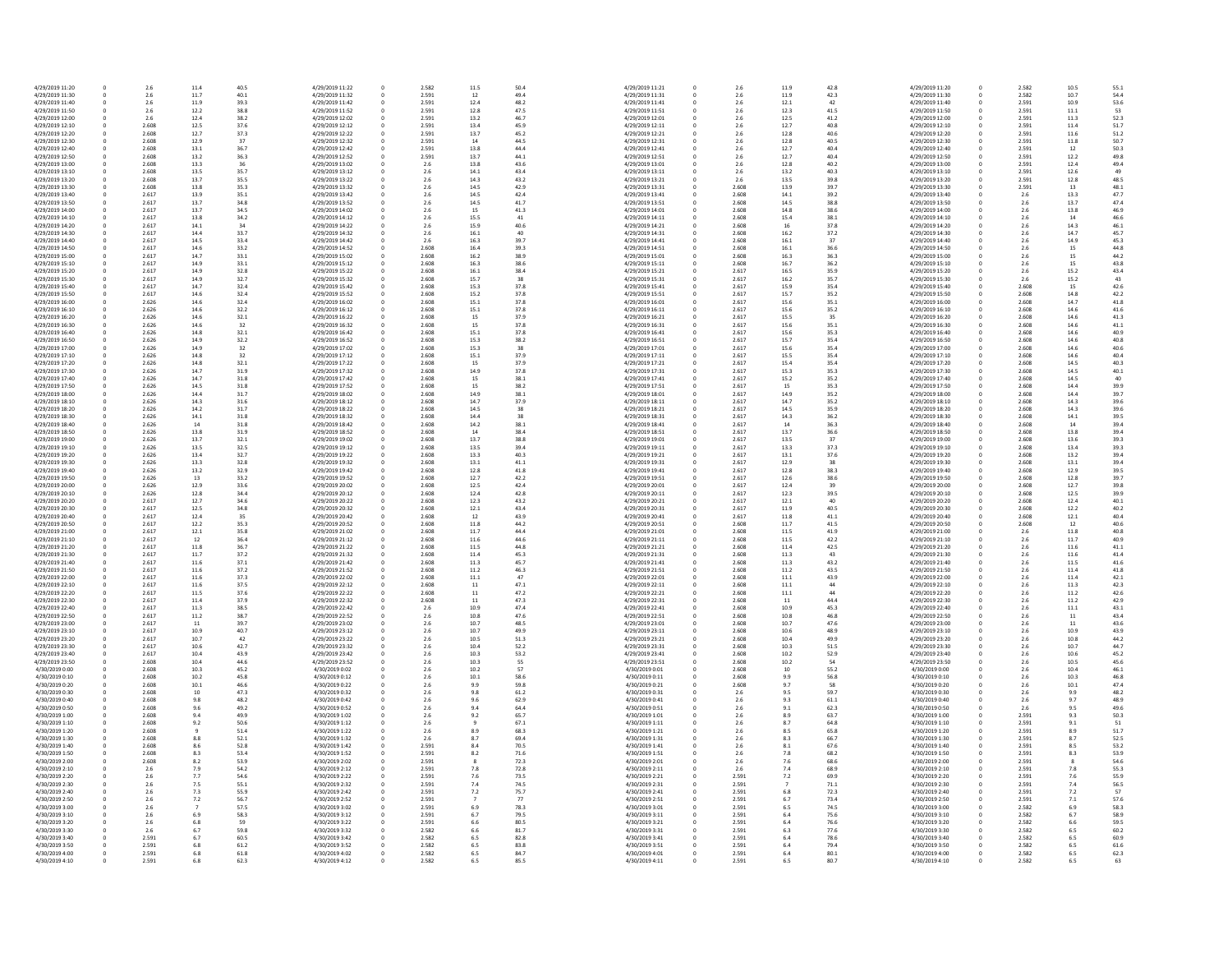| | | | | | | | | | | | | | | | | | | | |
|---|---|---|---|---|---|---|---|---|---|---|---|---|---|---|---|---|---|---|---|
| 4/29/2019 11:20 | 0 | 2.6 | 11.4 | 40.5 | 4/29/2019 11:22 | 0 | 2.582 | 11.5 | 50.4 | 4/29/2019 11:21 | 0 | 2.6 | 11.9 | 42.8 | 4/29/2019 11:20 | 0 | 2.582 | 10.5 | 55.1 |
| 4/29/2019 11:30 | 0 | 2.6 | 11.7 | 40.1 | 4/29/2019 11:32 | 0 | 2.591 | 12 | 49.4 | 4/29/2019 11:31 | 0 | 2.6 | 11.9 | 42.3 | 4/29/2019 11:30 | 0 | 2.582 | 10.7 | 54.4 |
| 4/29/2019 11:40 | 0 | 2.6 | 11.9 | 39.3 | 4/29/2019 11:42 | 0 | 2.591 | 12.4 | 48.2 | 4/29/2019 11:41 | 0 | 2.6 | 12.1 | 42 | 4/29/2019 11:40 | 0 | 2.591 | 10.9 | 53.6 |
| 4/29/2019 11:50 | 0 | 2.6 | 12.2 | 38.8 | 4/29/2019 11:52 | 0 | 2.591 | 12.8 | 47.5 | 4/29/2019 11:51 | 0 | 2.6 | 12.3 | 41.5 | 4/29/2019 11:50 | 0 | 2.591 | 11.1 | 53 |
| 4/29/2019 12:00 | 0 | 2.6 | 12.4 | 38.2 | 4/29/2019 12:02 | 0 | 2.591 | 13.2 | 46.7 | 4/29/2019 12:01 | 0 | 2.6 | 12.5 | 41.2 | 4/29/2019 12:00 | 0 | 2.591 | 11.3 | 52.3 |
| 4/29/2019 12:10 | 0 | 2.608 | 12.5 | 37.6 | 4/29/2019 12:12 | 0 | 2.591 | 13.4 | 45.9 | 4/29/2019 12:11 | 0 | 2.6 | 12.7 | 40.8 | 4/29/2019 12:10 | 0 | 2.591 | 11.4 | 51.7 |
| 4/29/2019 12:20 | 0 | 2.608 | 12.7 | 37.3 | 4/29/2019 12:22 | 0 | 2.591 | 13.7 | 45.2 | 4/29/2019 12:21 | 0 | 2.6 | 12.8 | 40.6 | 4/29/2019 12:20 | 0 | 2.591 | 11.6 | 51.2 |
| 4/29/2019 12:30 | 0 | 2.608 | 12.9 | 37 | 4/29/2019 12:32 | 0 | 2.591 | 14 | 44.5 | 4/29/2019 12:31 | 0 | 2.6 | 12.8 | 40.5 | 4/29/2019 12:30 | 0 | 2.591 | 11.8 | 50.7 |
| 4/29/2019 12:40 | 0 | 2.608 | 13.1 | 36.7 | 4/29/2019 12:42 | 0 | 2.591 | 13.8 | 44.4 | 4/29/2019 12:41 | 0 | 2.6 | 12.7 | 40.4 | 4/29/2019 12:40 | 0 | 2.591 | 12 | 50.3 |
| 4/29/2019 12:50 | 0 | 2.608 | 13.2 | 36.3 | 4/29/2019 12:52 | 0 | 2.591 | 13.7 | 44.1 | 4/29/2019 12:51 | 0 | 2.6 | 12.7 | 40.4 | 4/29/2019 12:50 | 0 | 2.591 | 12.2 | 49.8 |
| 4/29/2019 13:00 | 0 | 2.608 | 13.3 | 36 | 4/29/2019 13:02 | 0 | 2.6 | 13.8 | 43.6 | 4/29/2019 13:01 | 0 | 2.6 | 12.8 | 40.2 | 4/29/2019 13:00 | 0 | 2.591 | 12.4 | 49.4 |
| 4/29/2019 13:10 | 0 | 2.608 | 13.5 | 35.7 | 4/29/2019 13:12 | 0 | 2.6 | 14.1 | 43.4 | 4/29/2019 13:11 | 0 | 2.6 | 13.2 | 40.3 | 4/29/2019 13:10 | 0 | 2.591 | 12.6 | 49 |
| 4/29/2019 13:20 | 0 | 2.608 | 13.7 | 35.5 | 4/29/2019 13:22 | 0 | 2.6 | 14.3 | 43.2 | 4/29/2019 13:21 | 0 | 2.6 | 13.5 | 39.8 | 4/29/2019 13:20 | 0 | 2.591 | 12.8 | 48.5 |
| 4/29/2019 13:30 | 0 | 2.608 | 13.8 | 35.3 | 4/29/2019 13:32 | 0 | 2.6 | 14.5 | 42.9 | 4/29/2019 13:31 | 0 | 2.608 | 13.9 | 39.7 | 4/29/2019 13:30 | 0 | 2.591 | 13 | 48.1 |
| 4/29/2019 13:40 | 0 | 2.617 | 13.9 | 35.1 | 4/29/2019 13:42 | 0 | 2.6 | 14.5 | 42.4 | 4/29/2019 13:41 | 0 | 2.608 | 14.1 | 39.2 | 4/29/2019 13:40 | 0 | 2.6 | 13.3 | 47.7 |
| 4/29/2019 13:50 | 0 | 2.617 | 13.7 | 34.8 | 4/29/2019 13:52 | 0 | 2.6 | 14.5 | 41.7 | 4/29/2019 13:51 | 0 | 2.608 | 14.5 | 38.8 | 4/29/2019 13:50 | 0 | 2.6 | 13.7 | 47.4 |
| 4/29/2019 14:00 | 0 | 2.617 | 13.7 | 34.5 | 4/29/2019 14:02 | 0 | 2.6 | 15 | 41.3 | 4/29/2019 14:01 | 0 | 2.608 | 14.8 | 38.6 | 4/29/2019 14:00 | 0 | 2.6 | 13.8 | 46.9 |
| 4/29/2019 14:10 | 0 | 2.617 | 13.8 | 34.2 | 4/29/2019 14:12 | 0 | 2.6 | 15.5 | 41 | 4/29/2019 14:11 | 0 | 2.608 | 15.4 | 38.1 | 4/29/2019 14:10 | 0 | 2.6 | 14 | 46.6 |
| 4/29/2019 14:20 | 0 | 2.617 | 14.1 | 34 | 4/29/2019 14:22 | 0 | 2.6 | 15.9 | 40.6 | 4/29/2019 14:21 | 0 | 2.608 | 16 | 37.8 | 4/29/2019 14:20 | 0 | 2.6 | 14.3 | 46.1 |
| 4/29/2019 14:30 | 0 | 2.617 | 14.4 | 33.7 | 4/29/2019 14:32 | 0 | 2.6 | 16.1 | 40 | 4/29/2019 14:31 | 0 | 2.608 | 16.2 | 37.2 | 4/29/2019 14:30 | 0 | 2.6 | 14.7 | 45.7 |
| 4/29/2019 14:40 | 0 | 2.617 | 14.5 | 33.4 | 4/29/2019 14:42 | 0 | 2.6 | 16.3 | 39.7 | 4/29/2019 14:41 | 0 | 2.608 | 16.1 | 37 | 4/29/2019 14:40 | 0 | 2.6 | 14.9 | 45.3 |
| 4/29/2019 14:50 | 0 | 2.617 | 14.6 | 33.2 | 4/29/2019 14:52 | 0 | 2.608 | 16.4 | 39.3 | 4/29/2019 14:51 | 0 | 2.608 | 16.1 | 36.6 | 4/29/2019 14:50 | 0 | 2.6 | 15 | 44.8 |
| 4/29/2019 15:00 | 0 | 2.617 | 14.7 | 33.1 | 4/29/2019 15:02 | 0 | 2.608 | 16.2 | 38.9 | 4/29/2019 15:01 | 0 | 2.608 | 16.3 | 36.3 | 4/29/2019 15:00 | 0 | 2.6 | 15 | 44.2 |
| 4/29/2019 15:10 | 0 | 2.617 | 14.9 | 33.1 | 4/29/2019 15:12 | 0 | 2.608 | 16.2 | 38.6 | 4/29/2019 15:11 | 0 | 2.608 | 16.7 | 36.2 | 4/29/2019 15:10 | 0 | 2.6 | 15 | 43.8 |
| 4/29/2019 15:20 | 0 | 2.617 | 14.9 | 32.8 | 4/29/2019 15:22 | 0 | 2.608 | 16.1 | 38.4 | 4/29/2019 15:21 | 0 | 2.617 | 16.5 | 35.9 | 4/29/2019 15:20 | 0 | 2.6 | 15.2 | 43.4 |
| 4/29/2019 15:30 | 0 | 2.617 | 14.9 | 32.7 | 4/29/2019 15:32 | 0 | 2.608 | 15.7 | 38 | 4/29/2019 15:31 | 0 | 2.617 | 16.2 | 35.7 | 4/29/2019 15:30 | 0 | 2.6 | 15.2 | 43 |
| 4/29/2019 15:40 | 0 | 2.617 | 14.7 | 32.4 | 4/29/2019 15:42 | 0 | 2.608 | 15.3 | 37.8 | 4/29/2019 15:41 | 0 | 2.617 | 15.9 | 35.4 | 4/29/2019 15:40 | 0 | 2.608 | 15 | 42.6 |
| 4/29/2019 15:50 | 0 | 2.617 | 14.6 | 32.4 | 4/29/2019 15:52 | 0 | 2.608 | 15.2 | 37.8 | 4/29/2019 15:51 | 0 | 2.617 | 15.7 | 35.2 | 4/29/2019 15:50 | 0 | 2.608 | 14.8 | 42.2 |
| 4/29/2019 16:00 | 0 | 2.626 | 14.6 | 32.4 | 4/29/2019 16:02 | 0 | 2.608 | 15.1 | 37.8 | 4/29/2019 16:01 | 0 | 2.617 | 15.6 | 35.1 | 4/29/2019 16:00 | 0 | 2.608 | 14.7 | 41.8 |
| 4/29/2019 16:10 | 0 | 2.626 | 14.6 | 32.2 | 4/29/2019 16:12 | 0 | 2.608 | 15.1 | 37.8 | 4/29/2019 16:11 | 0 | 2.617 | 15.6 | 35.2 | 4/29/2019 16:10 | 0 | 2.608 | 14.6 | 41.6 |
| 4/29/2019 16:20 | 0 | 2.626 | 14.6 | 32.1 | 4/29/2019 16:22 | 0 | 2.608 | 15 | 37.9 | 4/29/2019 16:21 | 0 | 2.617 | 15.5 | 35 | 4/29/2019 16:20 | 0 | 2.608 | 14.6 | 41.3 |
| 4/29/2019 16:30 | 0 | 2.626 | 14.6 | 32 | 4/29/2019 16:32 | 0 | 2.608 | 15 | 37.8 | 4/29/2019 16:31 | 0 | 2.617 | 15.6 | 35.1 | 4/29/2019 16:30 | 0 | 2.608 | 14.6 | 41.1 |
| 4/29/2019 16:40 | 0 | 2.626 | 14.8 | 32.1 | 4/29/2019 16:42 | 0 | 2.608 | 15.1 | 37.8 | 4/29/2019 16:41 | 0 | 2.617 | 15.6 | 35.3 | 4/29/2019 16:40 | 0 | 2.608 | 14.6 | 40.9 |
| 4/29/2019 16:50 | 0 | 2.626 | 14.9 | 32.2 | 4/29/2019 16:52 | 0 | 2.608 | 15.3 | 38.2 | 4/29/2019 16:51 | 0 | 2.617 | 15.7 | 35.4 | 4/29/2019 16:50 | 0 | 2.608 | 14.6 | 40.8 |
| 4/29/2019 17:00 | 0 | 2.626 | 14.9 | 32 | 4/29/2019 17:02 | 0 | 2.608 | 15.3 | 38 | 4/29/2019 17:01 | 0 | 2.617 | 15.6 | 35.4 | 4/29/2019 17:00 | 0 | 2.608 | 14.6 | 40.6 |
| 4/29/2019 17:10 | 0 | 2.626 | 14.8 | 32 | 4/29/2019 17:12 | 0 | 2.608 | 15.1 | 37.9 | 4/29/2019 17:11 | 0 | 2.617 | 15.5 | 35.4 | 4/29/2019 17:10 | 0 | 2.608 | 14.6 | 40.4 |
| 4/29/2019 17:20 | 0 | 2.626 | 14.8 | 32.1 | 4/29/2019 17:22 | 0 | 2.608 | 15 | 37.9 | 4/29/2019 17:21 | 0 | 2.617 | 15.4 | 35.4 | 4/29/2019 17:20 | 0 | 2.608 | 14.5 | 40.3 |
| 4/29/2019 17:30 | 0 | 2.626 | 14.7 | 31.9 | 4/29/2019 17:32 | 0 | 2.608 | 14.9 | 37.8 | 4/29/2019 17:31 | 0 | 2.617 | 15.3 | 35.3 | 4/29/2019 17:30 | 0 | 2.608 | 14.5 | 40.1 |
| 4/29/2019 17:40 | 0 | 2.626 | 14.7 | 31.8 | 4/29/2019 17:42 | 0 | 2.608 | 15 | 38.1 | 4/29/2019 17:41 | 0 | 2.617 | 15.2 | 35.2 | 4/29/2019 17:40 | 0 | 2.608 | 14.5 | 40 |
| 4/29/2019 17:50 | 0 | 2.626 | 14.5 | 31.8 | 4/29/2019 17:52 | 0 | 2.608 | 15 | 38.2 | 4/29/2019 17:51 | 0 | 2.617 | 15 | 35.3 | 4/29/2019 17:50 | 0 | 2.608 | 14.4 | 39.9 |
| 4/29/2019 18:00 | 0 | 2.626 | 14.4 | 31.7 | 4/29/2019 18:02 | 0 | 2.608 | 14.9 | 38.1 | 4/29/2019 18:01 | 0 | 2.617 | 14.9 | 35.2 | 4/29/2019 18:00 | 0 | 2.608 | 14.4 | 39.7 |
| 4/29/2019 18:10 | 0 | 2.626 | 14.3 | 31.6 | 4/29/2019 18:12 | 0 | 2.608 | 14.7 | 37.9 | 4/29/2019 18:11 | 0 | 2.617 | 14.7 | 35.2 | 4/29/2019 18:10 | 0 | 2.608 | 14.3 | 39.6 |
| 4/29/2019 18:20 | 0 | 2.626 | 14.2 | 31.7 | 4/29/2019 18:22 | 0 | 2.608 | 14.5 | 38 | 4/29/2019 18:21 | 0 | 2.617 | 14.5 | 35.9 | 4/29/2019 18:20 | 0 | 2.608 | 14.3 | 39.6 |
| 4/29/2019 18:30 | 0 | 2.626 | 14.1 | 31.8 | 4/29/2019 18:32 | 0 | 2.608 | 14.4 | 38 | 4/29/2019 18:31 | 0 | 2.617 | 14.3 | 36.2 | 4/29/2019 18:30 | 0 | 2.608 | 14.1 | 39.5 |
| 4/29/2019 18:40 | 0 | 2.626 | 14 | 31.8 | 4/29/2019 18:42 | 0 | 2.608 | 14.2 | 38.1 | 4/29/2019 18:41 | 0 | 2.617 | 14 | 36.3 | 4/29/2019 18:40 | 0 | 2.608 | 14 | 39.4 |
| 4/29/2019 18:50 | 0 | 2.626 | 13.8 | 31.9 | 4/29/2019 18:52 | 0 | 2.608 | 14 | 38.4 | 4/29/2019 18:51 | 0 | 2.617 | 13.7 | 36.6 | 4/29/2019 18:50 | 0 | 2.608 | 13.8 | 39.4 |
| 4/29/2019 19:00 | 0 | 2.626 | 13.7 | 32.1 | 4/29/2019 19:02 | 0 | 2.608 | 13.7 | 38.8 | 4/29/2019 19:01 | 0 | 2.617 | 13.5 | 37 | 4/29/2019 19:00 | 0 | 2.608 | 13.6 | 39.3 |
| 4/29/2019 19:10 | 0 | 2.626 | 13.5 | 32.5 | 4/29/2019 19:12 | 0 | 2.608 | 13.5 | 39.4 | 4/29/2019 19:11 | 0 | 2.617 | 13.3 | 37.3 | 4/29/2019 19:10 | 0 | 2.608 | 13.4 | 39.3 |
| 4/29/2019 19:20 | 0 | 2.626 | 13.4 | 32.7 | 4/29/2019 19:22 | 0 | 2.608 | 13.3 | 40.3 | 4/29/2019 19:21 | 0 | 2.617 | 13.1 | 37.6 | 4/29/2019 19:20 | 0 | 2.608 | 13.2 | 39.4 |
| 4/29/2019 19:30 | 0 | 2.626 | 13.3 | 32.8 | 4/29/2019 19:32 | 0 | 2.608 | 13.1 | 41.1 | 4/29/2019 19:31 | 0 | 2.617 | 12.9 | 38 | 4/29/2019 19:30 | 0 | 2.608 | 13.1 | 39.4 |
| 4/29/2019 19:40 | 0 | 2.626 | 13.2 | 32.9 | 4/29/2019 19:42 | 0 | 2.608 | 12.8 | 41.8 | 4/29/2019 19:41 | 0 | 2.617 | 12.8 | 38.3 | 4/29/2019 19:40 | 0 | 2.608 | 12.9 | 39.5 |
| 4/29/2019 19:50 | 0 | 2.626 | 13 | 33.2 | 4/29/2019 19:52 | 0 | 2.608 | 12.7 | 42.2 | 4/29/2019 19:51 | 0 | 2.617 | 12.6 | 38.6 | 4/29/2019 19:50 | 0 | 2.608 | 12.8 | 39.7 |
| 4/29/2019 20:00 | 0 | 2.626 | 12.9 | 33.6 | 4/29/2019 20:02 | 0 | 2.608 | 12.5 | 42.4 | 4/29/2019 20:01 | 0 | 2.617 | 12.4 | 39 | 4/29/2019 20:00 | 0 | 2.608 | 12.7 | 39.8 |
| 4/29/2019 20:10 | 0 | 2.626 | 12.8 | 34.4 | 4/29/2019 20:12 | 0 | 2.608 | 12.4 | 42.8 | 4/29/2019 20:11 | 0 | 2.617 | 12.3 | 39.5 | 4/29/2019 20:10 | 0 | 2.608 | 12.5 | 39.9 |
| 4/29/2019 20:20 | 0 | 2.617 | 12.7 | 34.6 | 4/29/2019 20:22 | 0 | 2.608 | 12.3 | 43.2 | 4/29/2019 20:21 | 0 | 2.617 | 12.1 | 40 | 4/29/2019 20:20 | 0 | 2.608 | 12.4 | 40.1 |
| 4/29/2019 20:30 | 0 | 2.617 | 12.5 | 34.8 | 4/29/2019 20:32 | 0 | 2.608 | 12.1 | 43.4 | 4/29/2019 20:31 | 0 | 2.617 | 11.9 | 40.5 | 4/29/2019 20:30 | 0 | 2.608 | 12.2 | 40.2 |
| 4/29/2019 20:40 | 0 | 2.617 | 12.4 | 35 | 4/29/2019 20:42 | 0 | 2.608 | 12 | 43.9 | 4/29/2019 20:41 | 0 | 2.617 | 11.8 | 41.1 | 4/29/2019 20:40 | 0 | 2.608 | 12.1 | 40.4 |
| 4/29/2019 20:50 | 0 | 2.617 | 12.2 | 35.3 | 4/29/2019 20:52 | 0 | 2.608 | 11.8 | 44.2 | 4/29/2019 20:51 | 0 | 2.608 | 11.7 | 41.5 | 4/29/2019 20:50 | 0 | 2.608 | 12 | 40.6 |
| 4/29/2019 21:00 | 0 | 2.617 | 12.1 | 35.8 | 4/29/2019 21:02 | 0 | 2.608 | 11.7 | 44.4 | 4/29/2019 21:01 | 0 | 2.608 | 11.5 | 41.9 | 4/29/2019 21:00 | 0 | 2.6 | 11.8 | 40.8 |
| 4/29/2019 21:10 | 0 | 2.617 | 12 | 36.4 | 4/29/2019 21:12 | 0 | 2.608 | 11.6 | 44.6 | 4/29/2019 21:11 | 0 | 2.608 | 11.5 | 42.2 | 4/29/2019 21:10 | 0 | 2.6 | 11.7 | 40.9 |
| 4/29/2019 21:20 | 0 | 2.617 | 11.8 | 36.7 | 4/29/2019 21:22 | 0 | 2.608 | 11.5 | 44.8 | 4/29/2019 21:21 | 0 | 2.608 | 11.4 | 42.5 | 4/29/2019 21:20 | 0 | 2.6 | 11.6 | 41.1 |
| 4/29/2019 21:30 | 0 | 2.617 | 11.7 | 37.2 | 4/29/2019 21:32 | 0 | 2.608 | 11.4 | 45.3 | 4/29/2019 21:31 | 0 | 2.608 | 11.3 | 43 | 4/29/2019 21:30 | 0 | 2.6 | 11.6 | 41.4 |
| 4/29/2019 21:40 | 0 | 2.617 | 11.6 | 37.1 | 4/29/2019 21:42 | 0 | 2.608 | 11.3 | 45.7 | 4/29/2019 21:41 | 0 | 2.608 | 11.3 | 43.2 | 4/29/2019 21:40 | 0 | 2.6 | 11.5 | 41.6 |
| 4/29/2019 21:50 | 0 | 2.617 | 11.6 | 37.2 | 4/29/2019 21:52 | 0 | 2.608 | 11.2 | 46.3 | 4/29/2019 21:51 | 0 | 2.608 | 11.2 | 43.5 | 4/29/2019 21:50 | 0 | 2.6 | 11.4 | 41.8 |
| 4/29/2019 22:00 | 0 | 2.617 | 11.6 | 37.3 | 4/29/2019 22:02 | 0 | 2.608 | 11.1 | 47 | 4/29/2019 22:01 | 0 | 2.608 | 11.1 | 43.9 | 4/29/2019 22:00 | 0 | 2.6 | 11.4 | 42.1 |
| 4/29/2019 22:10 | 0 | 2.617 | 11.6 | 37.5 | 4/29/2019 22:12 | 0 | 2.608 | 11 | 47.1 | 4/29/2019 22:11 | 0 | 2.608 | 11.1 | 44 | 4/29/2019 22:10 | 0 | 2.6 | 11.3 | 42.3 |
| 4/29/2019 22:20 | 0 | 2.617 | 11.5 | 37.6 | 4/29/2019 22:22 | 0 | 2.608 | 11 | 47.2 | 4/29/2019 22:21 | 0 | 2.608 | 11.1 | 44 | 4/29/2019 22:20 | 0 | 2.6 | 11.2 | 42.6 |
| 4/29/2019 22:30 | 0 | 2.617 | 11.4 | 37.9 | 4/29/2019 22:32 | 0 | 2.608 | 11 | 47.3 | 4/29/2019 22:31 | 0 | 2.608 | 11 | 44.4 | 4/29/2019 22:30 | 0 | 2.6 | 11.2 | 42.9 |
| 4/29/2019 22:40 | 0 | 2.617 | 11.3 | 38.5 | 4/29/2019 22:42 | 0 | 2.6 | 10.9 | 47.4 | 4/29/2019 22:41 | 0 | 2.608 | 10.9 | 45.3 | 4/29/2019 22:40 | 0 | 2.6 | 11.1 | 43.1 |
| 4/29/2019 22:50 | 0 | 2.617 | 11.2 | 38.7 | 4/29/2019 22:52 | 0 | 2.6 | 10.8 | 47.6 | 4/29/2019 22:51 | 0 | 2.608 | 10.8 | 46.8 | 4/29/2019 22:50 | 0 | 2.6 | 11 | 43.4 |
| 4/29/2019 23:00 | 0 | 2.617 | 11 | 39.7 | 4/29/2019 23:02 | 0 | 2.6 | 10.7 | 48.5 | 4/29/2019 23:01 | 0 | 2.608 | 10.7 | 47.6 | 4/29/2019 23:00 | 0 | 2.6 | 11 | 43.6 |
| 4/29/2019 23:10 | 0 | 2.617 | 10.9 | 40.7 | 4/29/2019 23:12 | 0 | 2.6 | 10.7 | 49.9 | 4/29/2019 23:11 | 0 | 2.608 | 10.6 | 48.9 | 4/29/2019 23:10 | 0 | 2.6 | 10.9 | 43.9 |
| 4/29/2019 23:20 | 0 | 2.617 | 10.7 | 42 | 4/29/2019 23:22 | 0 | 2.6 | 10.5 | 51.3 | 4/29/2019 23:21 | 0 | 2.608 | 10.4 | 49.9 | 4/29/2019 23:20 | 0 | 2.6 | 10.8 | 44.2 |
| 4/29/2019 23:30 | 0 | 2.617 | 10.6 | 42.7 | 4/29/2019 23:32 | 0 | 2.6 | 10.4 | 52.2 | 4/29/2019 23:31 | 0 | 2.608 | 10.3 | 51.5 | 4/29/2019 23:30 | 0 | 2.6 | 10.7 | 44.7 |
| 4/29/2019 23:40 | 0 | 2.617 | 10.4 | 43.9 | 4/29/2019 23:42 | 0 | 2.6 | 10.3 | 53.2 | 4/29/2019 23:41 | 0 | 2.608 | 10.2 | 52.9 | 4/29/2019 23:40 | 0 | 2.6 | 10.6 | 45.2 |
| 4/29/2019 23:50 | 0 | 2.608 | 10.4 | 44.6 | 4/29/2019 23:52 | 0 | 2.6 | 10.3 | 55 | 4/29/2019 23:51 | 0 | 2.608 | 10.2 | 54 | 4/29/2019 23:50 | 0 | 2.6 | 10.5 | 45.6 |
| 4/30/2019 0:00 | 0 | 2.608 | 10.3 | 45.2 | 4/30/2019 0:02 | 0 | 2.6 | 10.2 | 57 | 4/30/2019 0:01 | 0 | 2.608 | 10 | 55.2 | 4/30/2019 0:00 | 0 | 2.6 | 10.4 | 46.1 |
| 4/30/2019 0:10 | 0 | 2.608 | 10.2 | 45.8 | 4/30/2019 0:12 | 0 | 2.6 | 10.1 | 58.6 | 4/30/2019 0:11 | 0 | 2.608 | 9.9 | 56.8 | 4/30/2019 0:10 | 0 | 2.6 | 10.3 | 46.8 |
| 4/30/2019 0:20 | 0 | 2.608 | 10.1 | 46.6 | 4/30/2019 0:22 | 0 | 2.6 | 9.9 | 59.8 | 4/30/2019 0:21 | 0 | 2.608 | 9.7 | 58 | 4/30/2019 0:20 | 0 | 2.6 | 10.1 | 47.4 |
| 4/30/2019 0:30 | 0 | 2.608 | 10 | 47.3 | 4/30/2019 0:32 | 0 | 2.6 | 9.8 | 61.2 | 4/30/2019 0:31 | 0 | 2.6 | 9.5 | 59.7 | 4/30/2019 0:30 | 0 | 2.6 | 9.9 | 48.2 |
| 4/30/2019 0:40 | 0 | 2.608 | 9.8 | 48.2 | 4/30/2019 0:42 | 0 | 2.6 | 9.6 | 62.9 | 4/30/2019 0:41 | 0 | 2.6 | 9.3 | 61.1 | 4/30/2019 0:40 | 0 | 2.6 | 9.7 | 48.9 |
| 4/30/2019 0:50 | 0 | 2.608 | 9.6 | 49.2 | 4/30/2019 0:52 | 0 | 2.6 | 9.4 | 64.4 | 4/30/2019 0:51 | 0 | 2.6 | 9.1 | 62.3 | 4/30/2019 0:50 | 0 | 2.6 | 9.5 | 49.6 |
| 4/30/2019 1:00 | 0 | 2.608 | 9.4 | 49.9 | 4/30/2019 1:02 | 0 | 2.6 | 9.2 | 65.7 | 4/30/2019 1:01 | 0 | 2.6 | 8.9 | 63.7 | 4/30/2019 1:00 | 0 | 2.591 | 9.3 | 50.3 |
| 4/30/2019 1:10 | 0 | 2.608 | 9.2 | 50.6 | 4/30/2019 1:12 | 0 | 2.6 | 9 | 67.1 | 4/30/2019 1:11 | 0 | 2.6 | 8.7 | 64.8 | 4/30/2019 1:10 | 0 | 2.591 | 9.1 | 51 |
| 4/30/2019 1:20 | 0 | 2.608 | 9 | 51.4 | 4/30/2019 1:22 | 0 | 2.6 | 8.9 | 68.3 | 4/30/2019 1:21 | 0 | 2.6 | 8.5 | 65.8 | 4/30/2019 1:20 | 0 | 2.591 | 8.9 | 51.7 |
| 4/30/2019 1:30 | 0 | 2.608 | 8.8 | 52.1 | 4/30/2019 1:32 | 0 | 2.6 | 8.7 | 69.4 | 4/30/2019 1:31 | 0 | 2.6 | 8.3 | 66.7 | 4/30/2019 1:30 | 0 | 2.591 | 8.7 | 52.5 |
| 4/30/2019 1:40 | 0 | 2.608 | 8.6 | 52.8 | 4/30/2019 1:42 | 0 | 2.591 | 8.4 | 70.5 | 4/30/2019 1:41 | 0 | 2.6 | 8.1 | 67.6 | 4/30/2019 1:40 | 0 | 2.591 | 8.5 | 53.2 |
| 4/30/2019 1:50 | 0 | 2.608 | 8.3 | 53.4 | 4/30/2019 1:52 | 0 | 2.591 | 8.2 | 71.6 | 4/30/2019 1:51 | 0 | 2.6 | 7.8 | 68.2 | 4/30/2019 1:50 | 0 | 2.591 | 8.3 | 53.9 |
| 4/30/2019 2:00 | 0 | 2.608 | 8.2 | 53.9 | 4/30/2019 2:02 | 0 | 2.591 | 8 | 72.3 | 4/30/2019 2:01 | 0 | 2.6 | 7.6 | 68.6 | 4/30/2019 2:00 | 0 | 2.591 | 8 | 54.6 |
| 4/30/2019 2:10 | 0 | 2.6 | 7.9 | 54.2 | 4/30/2019 2:12 | 0 | 2.591 | 7.8 | 72.8 | 4/30/2019 2:11 | 0 | 2.6 | 7.4 | 68.9 | 4/30/2019 2:10 | 0 | 2.591 | 7.8 | 55.3 |
| 4/30/2019 2:20 | 0 | 2.6 | 7.7 | 54.6 | 4/30/2019 2:22 | 0 | 2.591 | 7.6 | 73.5 | 4/30/2019 2:21 | 0 | 2.591 | 7.2 | 69.9 | 4/30/2019 2:20 | 0 | 2.591 | 7.6 | 55.9 |
| 4/30/2019 2:30 | 0 | 2.6 | 7.5 | 55.1 | 4/30/2019 2:32 | 0 | 2.591 | 7.4 | 74.5 | 4/30/2019 2:31 | 0 | 2.591 | 7 | 71.1 | 4/30/2019 2:30 | 0 | 2.591 | 7.4 | 56.5 |
| 4/30/2019 2:40 | 0 | 2.6 | 7.3 | 55.9 | 4/30/2019 2:42 | 0 | 2.591 | 7.2 | 75.7 | 4/30/2019 2:41 | 0 | 2.591 | 6.8 | 72.3 | 4/30/2019 2:40 | 0 | 2.591 | 7.2 | 57 |
| 4/30/2019 2:50 | 0 | 2.6 | 7.2 | 56.7 | 4/30/2019 2:52 | 0 | 2.591 | 7 | 77 | 4/30/2019 2:51 | 0 | 2.591 | 6.7 | 73.4 | 4/30/2019 2:50 | 0 | 2.591 | 7.1 | 57.6 |
| 4/30/2019 3:00 | 0 | 2.6 | 7 | 57.5 | 4/30/2019 3:02 | 0 | 2.591 | 6.9 | 78.3 | 4/30/2019 3:01 | 0 | 2.591 | 6.5 | 74.5 | 4/30/2019 3:00 | 0 | 2.582 | 6.9 | 58.3 |
| 4/30/2019 3:10 | 0 | 2.6 | 6.9 | 58.3 | 4/30/2019 3:12 | 0 | 2.591 | 6.7 | 79.5 | 4/30/2019 3:11 | 0 | 2.591 | 6.4 | 75.6 | 4/30/2019 3:10 | 0 | 2.582 | 6.7 | 58.9 |
| 4/30/2019 3:20 | 0 | 2.6 | 6.8 | 59 | 4/30/2019 3:22 | 0 | 2.591 | 6.6 | 80.5 | 4/30/2019 3:21 | 0 | 2.591 | 6.4 | 76.6 | 4/30/2019 3:20 | 0 | 2.582 | 6.6 | 59.5 |
| 4/30/2019 3:30 | 0 | 2.6 | 6.7 | 59.8 | 4/30/2019 3:32 | 0 | 2.582 | 6.6 | 81.7 | 4/30/2019 3:31 | 0 | 2.591 | 6.3 | 77.6 | 4/30/2019 3:30 | 0 | 2.582 | 6.5 | 60.2 |
| 4/30/2019 3:40 | 0 | 2.591 | 6.7 | 60.5 | 4/30/2019 3:42 | 0 | 2.582 | 6.5 | 82.8 | 4/30/2019 3:41 | 0 | 2.591 | 6.4 | 78.6 | 4/30/2019 3:40 | 0 | 2.582 | 6.5 | 60.9 |
| 4/30/2019 3:50 | 0 | 2.591 | 6.8 | 61.2 | 4/30/2019 3:52 | 0 | 2.582 | 6.5 | 83.8 | 4/30/2019 3:51 | 0 | 2.591 | 6.4 | 79.4 | 4/30/2019 3:50 | 0 | 2.582 | 6.5 | 61.6 |
| 4/30/2019 4:00 | 0 | 2.591 | 6.8 | 61.8 | 4/30/2019 4:02 | 0 | 2.582 | 6.5 | 84.7 | 4/30/2019 4:01 | 0 | 2.591 | 6.4 | 80.1 | 4/30/2019 4:00 | 0 | 2.582 | 6.5 | 62.3 |
| 4/30/2019 4:10 | 0 | 2.591 | 6.8 | 62.3 | 4/30/2019 4:12 | 0 | 2.582 | 6.5 | 85.5 | 4/30/2019 4:11 | 0 | 2.591 | 6.5 | 80.7 | 4/30/2019 4:10 | 0 | 2.582 | 6.5 | 63 |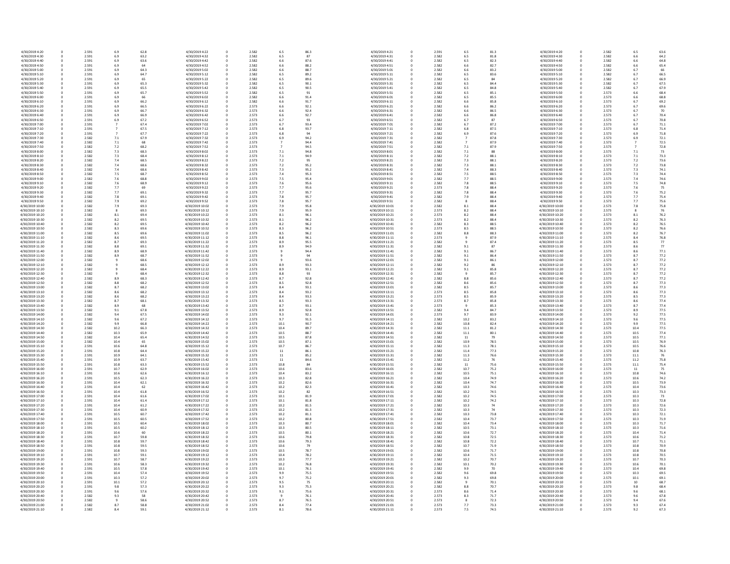| | | | | | | | | | | | | | | | | | | | |
|---|---|---|---|---|---|---|---|---|---|---|---|---|---|---|---|---|---|---|---|
| 4/30/2019 4:20 | 0 | 2.591 | 6.9 | 62.8 | 4/30/2019 4:22 | 0 | 2.582 | 6.5 | 86.3 | 4/30/2019 4:21 | 0 | 2.591 | 6.5 | 81.3 | 4/30/2019 4:20 | 0 | 2.582 | 6.5 | 63.6 |
| 4/30/2019 4:30 | 0 | 2.591 | 6.9 | 63.2 | 4/30/2019 4:32 | 0 | 2.582 | 6.5 | 87 | 4/30/2019 4:31 | 0 | 2.582 | 6.5 | 81.8 | 4/30/2019 4:30 | 0 | 2.582 | 6.6 | 64.2 |
| 4/30/2019 4:40 | 0 | 2.591 | 6.9 | 63.6 | 4/30/2019 4:42 | 0 | 2.582 | 6.6 | 87.6 | 4/30/2019 4:41 | 0 | 2.582 | 6.5 | 82.3 | 4/30/2019 4:40 | 0 | 2.582 | 6.6 | 64.8 |
| 4/30/2019 4:50 | 0 | 2.591 | 6.9 | 64 | 4/30/2019 4:52 | 0 | 2.582 | 6.6 | 88.2 | 4/30/2019 4:51 | 0 | 2.582 | 6.6 | 82.7 | 4/30/2019 4:50 | 0 | 2.582 | 6.6 | 65.4 |
| 4/30/2019 5:00 | 0 | 2.591 | 6.9 | 64.3 | 4/30/2019 5:02 | 0 | 2.582 | 6.6 | 88.7 | 4/30/2019 5:01 | 0 | 2.582 | 6.6 | 83.2 | 4/30/2019 5:00 | 0 | 2.582 | 6.7 | 66 |
| 4/30/2019 5:10 | 0 | 2.591 | 6.9 | 64.7 | 4/30/2019 5:12 | 0 | 2.582 | 6.5 | 89.2 | 4/30/2019 5:11 | 0 | 2.582 | 6.5 | 83.6 | 4/30/2019 5:10 | 0 | 2.582 | 6.7 | 66.5 |
| 4/30/2019 5:20 | 0 | 2.591 | 6.9 | 65 | 4/30/2019 5:22 | 0 | 2.582 | 6.5 | 89.6 | 4/30/2019 5:21 | 0 | 2.582 | 6.5 | 84 | 4/30/2019 5:20 | 0 | 2.582 | 6.7 | 66.9 |
| 4/30/2019 5:30 | 0 | 2.591 | 6.9 | 65.3 | 4/30/2019 5:32 | 0 | 2.582 | 6.5 | 90.1 | 4/30/2019 5:31 | 0 | 2.582 | 6.5 | 84.4 | 4/30/2019 5:30 | 0 | 2.582 | 6.7 | 67.5 |
| 4/30/2019 5:40 | 0 | 2.591 | 6.9 | 65.5 | 4/30/2019 5:42 | 0 | 2.582 | 6.5 | 90.5 | 4/30/2019 5:41 | 0 | 2.582 | 6.5 | 84.8 | 4/30/2019 5:40 | 0 | 2.582 | 6.7 | 67.9 |
| 4/30/2019 5:50 | 0 | 2.591 | 6.9 | 65.7 | 4/30/2019 5:52 | 0 | 2.582 | 6.5 | 91 | 4/30/2019 5:51 | 0 | 2.582 | 6.5 | 85.1 | 4/30/2019 5:50 | 0 | 2.573 | 6.6 | 68.4 |
| 4/30/2019 6:00 | 0 | 2.591 | 6.9 | 66 | 4/30/2019 6:02 | 0 | 2.582 | 6.6 | 91.4 | 4/30/2019 6:01 | 0 | 2.582 | 6.5 | 85.5 | 4/30/2019 6:00 | 0 | 2.573 | 6.6 | 68.8 |
| 4/30/2019 6:10 | 0 | 2.591 | 6.9 | 66.2 | 4/30/2019 6:12 | 0 | 2.582 | 6.6 | 91.7 | 4/30/2019 6:11 | 0 | 2.582 | 6.6 | 85.8 | 4/30/2019 6:10 | 0 | 2.573 | 6.7 | 69.2 |
| 4/30/2019 6:20 | 0 | 2.591 | 6.9 | 66.5 | 4/30/2019 6:22 | 0 | 2.573 | 6.6 | 92.1 | 4/30/2019 6:21 | 0 | 2.582 | 6.6 | 86.2 | 4/30/2019 6:20 | 0 | 2.573 | 6.7 | 69.6 |
| 4/30/2019 6:30 | 0 | 2.591 | 6.9 | 66.7 | 4/30/2019 6:32 | 0 | 2.573 | 6.6 | 92.4 | 4/30/2019 6:31 | 0 | 2.582 | 6.6 | 86.5 | 4/30/2019 6:30 | 0 | 2.573 | 6.7 | 70 |
| 4/30/2019 6:40 | 0 | 2.591 | 6.9 | 66.9 | 4/30/2019 6:42 | 0 | 2.573 | 6.6 | 92.7 | 4/30/2019 6:41 | 0 | 2.582 | 6.6 | 86.8 | 4/30/2019 6:40 | 0 | 2.573 | 6.7 | 70.4 |
| 4/30/2019 6:50 | 0 | 2.591 | 6.9 | 67.2 | 4/30/2019 6:52 | 0 | 2.573 | 6.7 | 93 | 4/30/2019 6:51 | 0 | 2.582 | 6.7 | 87 | 4/30/2019 6:50 | 0 | 2.573 | 6.7 | 70.8 |
| 4/30/2019 7:00 | 0 | 2.591 | 7 | 67.4 | 4/30/2019 7:02 | 0 | 2.573 | 6.7 | 93.4 | 4/30/2019 7:01 | 0 | 2.582 | 6.7 | 87.2 | 4/30/2019 7:00 | 0 | 2.573 | 6.7 | 71.1 |
| 4/30/2019 7:10 | 0 | 2.591 | 7 | 67.5 | 4/30/2019 7:12 | 0 | 2.573 | 6.8 | 93.7 | 4/30/2019 7:11 | 0 | 2.582 | 6.8 | 87.5 | 4/30/2019 7:10 | 0 | 2.573 | 6.8 | 71.4 |
| 4/30/2019 7:20 | 0 | 2.591 | 7 | 67.7 | 4/30/2019 7:22 | 0 | 2.573 | 6.8 | 94 | 4/30/2019 7:21 | 0 | 2.582 | 6.9 | 87.6 | 4/30/2019 7:20 | 0 | 2.573 | 6.9 | 71.8 |
| 4/30/2019 7:30 | 0 | 2.582 | 7.1 | 67.9 | 4/30/2019 7:32 | 0 | 2.573 | 6.9 | 94.2 | 4/30/2019 7:31 | 0 | 2.582 | 7 | 87.8 | 4/30/2019 7:30 | 0 | 2.573 | 6.9 | 72.1 |
| 4/30/2019 7:40 | 0 | 2.582 | 7.1 | 68 | 4/30/2019 7:42 | 0 | 2.573 | 7 | 94.4 | 4/30/2019 7:41 | 0 | 2.582 | 7 | 87.9 | 4/30/2019 7:40 | 0 | 2.573 | 7 | 72.5 |
| 4/30/2019 7:50 | 0 | 2.582 | 7.2 | 68.2 | 4/30/2019 7:52 | 0 | 2.573 | 7 | 94.5 | 4/30/2019 7:51 | 0 | 2.582 | 7.1 | 87.9 | 4/30/2019 7:50 | 0 | 2.573 | 7 | 72.8 |
| 4/30/2019 8:00 | 0 | 2.582 | 7.3 | 68.3 | 4/30/2019 8:02 | 0 | 2.573 | 7.1 | 94.8 | 4/30/2019 8:01 | 0 | 2.582 | 7.1 | 88 | 4/30/2019 8:00 | 0 | 2.573 | 7.1 | 73 |
| 4/30/2019 8:10 | 0 | 2.582 | 7.3 | 68.4 | 4/30/2019 8:12 | 0 | 2.573 | 7.1 | 94.9 | 4/30/2019 8:11 | 0 | 2.582 | 7.2 | 88.1 | 4/30/2019 8:10 | 0 | 2.573 | 7.1 | 73.3 |
| 4/30/2019 8:20 | 0 | 2.582 | 7.4 | 68.5 | 4/30/2019 8:22 | 0 | 2.573 | 7.2 | 95 | 4/30/2019 8:21 | 0 | 2.582 | 7.3 | 88.1 | 4/30/2019 8:20 | 0 | 2.573 | 7.2 | 73.6 |
| 4/30/2019 8:30 | 0 | 2.582 | 7.4 | 68.6 | 4/30/2019 8:32 | 0 | 2.573 | 7.2 | 95.2 | 4/30/2019 8:31 | 0 | 2.582 | 7.3 | 88.1 | 4/30/2019 8:30 | 0 | 2.573 | 7.2 | 73.8 |
| 4/30/2019 8:40 | 0 | 2.582 | 7.4 | 68.6 | 4/30/2019 8:42 | 0 | 2.573 | 7.3 | 95.2 | 4/30/2019 8:41 | 0 | 2.582 | 7.4 | 88.3 | 4/30/2019 8:40 | 0 | 2.573 | 7.3 | 74.1 |
| 4/30/2019 8:50 | 0 | 2.582 | 7.5 | 68.7 | 4/30/2019 8:52 | 0 | 2.573 | 7.4 | 95.3 | 4/30/2019 8:51 | 0 | 2.582 | 7.5 | 88.5 | 4/30/2019 8:50 | 0 | 2.573 | 7.3 | 74.4 |
| 4/30/2019 9:00 | 0 | 2.582 | 7.6 | 68.8 | 4/30/2019 9:02 | 0 | 2.573 | 7.5 | 95.4 | 4/30/2019 9:01 | 0 | 2.582 | 7.7 | 88.5 | 4/30/2019 9:00 | 0 | 2.573 | 7.4 | 74.6 |
| 4/30/2019 9:10 | 0 | 2.582 | 7.6 | 68.9 | 4/30/2019 9:12 | 0 | 2.573 | 7.6 | 95.6 | 4/30/2019 9:11 | 0 | 2.582 | 7.8 | 88.5 | 4/30/2019 9:10 | 0 | 2.573 | 7.5 | 74.8 |
| 4/30/2019 9:20 | 0 | 2.582 | 7.7 | 69 | 4/30/2019 9:22 | 0 | 2.573 | 7.7 | 95.6 | 4/30/2019 9:21 | 0 | 2.573 | 7.8 | 88.4 | 4/30/2019 9:20 | 0 | 2.573 | 7.6 | 75 |
| 4/30/2019 9:30 | 0 | 2.582 | 7.7 | 69.1 | 4/30/2019 9:32 | 0 | 2.573 | 7.7 | 95.7 | 4/30/2019 9:31 | 0 | 2.582 | 7.8 | 88.4 | 4/30/2019 9:30 | 0 | 2.573 | 7.6 | 75.2 |
| 4/30/2019 9:40 | 0 | 2.582 | 7.8 | 69.1 | 4/30/2019 9:42 | 0 | 2.573 | 7.8 | 95.7 | 4/30/2019 9:41 | 0 | 2.582 | 7.9 | 88.4 | 4/30/2019 9:40 | 0 | 2.573 | 7.7 | 75.4 |
| 4/30/2019 9:50 | 0 | 2.582 | 7.9 | 69.2 | 4/30/2019 9:52 | 0 | 2.573 | 7.8 | 95.7 | 4/30/2019 9:51 | 0 | 2.582 | 8 | 88.4 | 4/30/2019 9:50 | 0 | 2.573 | 7.7 | 75.6 |
| 4/30/2019 10:00 | 0 | 2.582 | 7.9 | 69.3 | 4/30/2019 10:02 | 0 | 2.573 | 7.9 | 95.8 | 4/30/2019 10:01 | 0 | 2.582 | 8.1 | 88.4 | 4/30/2019 10:00 | 0 | 2.573 | 7.8 | 75.8 |
| 4/30/2019 10:10 | 0 | 2.582 | 8 | 69.3 | 4/30/2019 10:12 | 0 | 2.573 | 7.9 | 95.9 | 4/30/2019 10:11 | 0 | 2.573 | 8.2 | 88.4 | 4/30/2019 10:10 | 0 | 2.573 | 8 | 76 |
| 4/30/2019 10:20 | 0 | 2.582 | 8.1 | 69.4 | 4/30/2019 10:22 | 0 | 2.573 | 8.1 | 96.1 | 4/30/2019 10:21 | 0 | 2.573 | 8.2 | 88.4 | 4/30/2019 10:20 | 0 | 2.573 | 8.1 | 76.2 |
| 4/30/2019 10:30 | 0 | 2.582 | 8.2 | 69.5 | 4/30/2019 10:32 | 0 | 2.573 | 8.1 | 96.2 | 4/30/2019 10:31 | 0 | 2.573 | 8.2 | 88.4 | 4/30/2019 10:30 | 0 | 2.573 | 8.2 | 76.3 |
| 4/30/2019 10:40 | 0 | 2.582 | 8.2 | 69.5 | 4/30/2019 10:42 | 0 | 2.573 | 8.2 | 96.2 | 4/30/2019 10:41 | 0 | 2.582 | 8.3 | 88.5 | 4/30/2019 10:40 | 0 | 2.573 | 8.2 | 76.5 |
| 4/30/2019 10:50 | 0 | 2.582 | 8.3 | 69.6 | 4/30/2019 10:52 | 0 | 2.573 | 8.3 | 96.2 | 4/30/2019 10:51 | 0 | 2.573 | 8.5 | 88.5 | 4/30/2019 10:50 | 0 | 2.582 | 8.2 | 76.6 |
| 4/30/2019 11:00 | 0 | 2.582 | 8.5 | 69.6 | 4/30/2019 11:02 | 0 | 2.573 | 8.5 | 96.2 | 4/30/2019 11:01 | 0 | 2.582 | 8.8 | 88.3 | 4/30/2019 11:00 | 0 | 2.573 | 8.2 | 76.7 |
| 4/30/2019 11:10 | 0 | 2.582 | 8.6 | 69.5 | 4/30/2019 11:12 | 0 | 2.573 | 8.8 | 96.1 | 4/30/2019 11:11 | 0 | 2.573 | 9 | 87.9 | 4/30/2019 11:10 | 0 | 2.573 | 8.4 | 76.8 |
| 4/30/2019 11:20 | 0 | 2.582 | 8.7 | 69.3 | 4/30/2019 11:22 | 0 | 2.573 | 8.9 | 95.5 | 4/30/2019 11:21 | 0 | 2.582 | 9 | 87.4 | 4/30/2019 11:20 | 0 | 2.573 | 8.5 | 77 |
| 4/30/2019 11:30 | 0 | 2.582 | 8.8 | 69.1 | 4/30/2019 11:32 | 0 | 2.573 | 8.9 | 94.9 | 4/30/2019 11:31 | 0 | 2.582 | 9.1 | 87 | 4/30/2019 11:30 | 0 | 2.573 | 8.6 | 77 |
| 4/30/2019 11:40 | 0 | 2.582 | 8.9 | 68.9 | 4/30/2019 11:42 | 0 | 2.573 | 9 | 94.4 | 4/30/2019 11:41 | 0 | 2.582 | 9.1 | 86.7 | 4/30/2019 11:40 | 0 | 2.573 | 8.6 | 77.1 |
| 4/30/2019 11:50 | 0 | 2.582 | 8.9 | 68.7 | 4/30/2019 11:52 | 0 | 2.573 | 9 | 94 | 4/30/2019 11:51 | 0 | 2.582 | 9.1 | 86.4 | 4/30/2019 11:50 | 0 | 2.573 | 8.7 | 77.2 |
| 4/30/2019 12:00 | 0 | 2.582 | 9 | 68.6 | 4/30/2019 12:02 | 0 | 2.573 | 9 | 93.6 | 4/30/2019 12:01 | 0 | 2.582 | 9.1 | 86.1 | 4/30/2019 12:00 | 0 | 2.573 | 8.7 | 77.2 |
| 4/30/2019 12:10 | 0 | 2.582 | 9 | 68.5 | 4/30/2019 12:12 | 0 | 2.573 | 8.9 | 93.3 | 4/30/2019 12:11 | 0 | 2.582 | 9.2 | 86 | 4/30/2019 12:10 | 0 | 2.573 | 8.7 | 77.2 |
| 4/30/2019 12:20 | 0 | 2.582 | 9 | 68.4 | 4/30/2019 12:22 | 0 | 2.573 | 8.9 | 93.1 | 4/30/2019 12:21 | 0 | 2.582 | 9.1 | 85.8 | 4/30/2019 12:20 | 0 | 2.573 | 8.7 | 77.2 |
| 4/30/2019 12:30 | 0 | 2.582 | 9 | 68.4 | 4/30/2019 12:32 | 0 | 2.573 | 8.8 | 93 | 4/30/2019 12:31 | 0 | 2.582 | 9 | 85.7 | 4/30/2019 12:30 | 0 | 2.573 | 8.7 | 77.2 |
| 4/30/2019 12:40 | 0 | 2.582 | 8.9 | 68.3 | 4/30/2019 12:42 | 0 | 2.573 | 8.7 | 92.8 | 4/30/2019 12:41 | 0 | 2.582 | 8.8 | 85.6 | 4/30/2019 12:40 | 0 | 2.573 | 8.7 | 77.2 |
| 4/30/2019 12:50 | 0 | 2.582 | 8.8 | 68.2 | 4/30/2019 12:52 | 0 | 2.573 | 8.5 | 92.8 | 4/30/2019 12:51 | 0 | 2.582 | 8.6 | 85.6 | 4/30/2019 12:50 | 0 | 2.573 | 8.7 | 77.3 |
| 4/30/2019 13:00 | 0 | 2.582 | 8.7 | 68.2 | 4/30/2019 13:02 | 0 | 2.573 | 8.4 | 93.1 | 4/30/2019 13:01 | 0 | 2.582 | 8.5 | 85.7 | 4/30/2019 13:00 | 0 | 2.573 | 8.6 | 77.3 |
| 4/30/2019 13:10 | 0 | 2.582 | 8.6 | 68.2 | 4/30/2019 13:12 | 0 | 2.573 | 8.4 | 93.2 | 4/30/2019 13:11 | 0 | 2.573 | 8.5 | 85.8 | 4/30/2019 13:10 | 0 | 2.573 | 8.6 | 77.3 |
| 4/30/2019 13:20 | 0 | 2.582 | 8.6 | 68.2 | 4/30/2019 13:22 | 0 | 2.573 | 8.4 | 93.3 | 4/30/2019 13:21 | 0 | 2.573 | 8.5 | 85.9 | 4/30/2019 13:20 | 0 | 2.573 | 8.5 | 77.3 |
| 4/30/2019 13:30 | 0 | 2.582 | 8.7 | 68.1 | 4/30/2019 13:32 | 0 | 2.573 | 8.5 | 93.3 | 4/30/2019 13:31 | 0 | 2.573 | 8.7 | 85.8 | 4/30/2019 13:30 | 0 | 2.573 | 8.6 | 77.4 |
| 4/30/2019 13:40 | 0 | 2.582 | 8.9 | 68 | 4/30/2019 13:42 | 0 | 2.573 | 8.7 | 93.1 | 4/30/2019 13:41 | 0 | 2.573 | 9 | 85.3 | 4/30/2019 13:40 | 0 | 2.573 | 8.7 | 77.4 |
| 4/30/2019 13:50 | 0 | 2.582 | 9.1 | 67.8 | 4/30/2019 13:52 | 0 | 2.573 | 8.9 | 92.8 | 4/30/2019 13:51 | 0 | 2.582 | 9.4 | 84.7 | 4/30/2019 13:50 | 0 | 2.573 | 8.9 | 77.5 |
| 4/30/2019 14:00 | 0 | 2.582 | 9.4 | 67.5 | 4/30/2019 14:02 | 0 | 2.573 | 9.3 | 92.1 | 4/30/2019 14:01 | 0 | 2.573 | 9.7 | 83.9 | 4/30/2019 14:00 | 0 | 2.573 | 9.2 | 77.5 |
| 4/30/2019 14:10 | 0 | 2.582 | 9.6 | 67.2 | 4/30/2019 14:12 | 0 | 2.573 | 9.7 | 91.5 | 4/30/2019 14:11 | 0 | 2.582 | 10.2 | 83.2 | 4/30/2019 14:10 | 0 | 2.573 | 9.6 | 77.5 |
| 4/30/2019 14:20 | 0 | 2.582 | 9.9 | 66.8 | 4/30/2019 14:22 | 0 | 2.573 | 10.1 | 90.7 | 4/30/2019 14:21 | 0 | 2.582 | 10.8 | 82.4 | 4/30/2019 14:20 | 0 | 2.573 | 9.9 | 77.5 |
| 4/30/2019 14:30 | 0 | 2.582 | 10.2 | 66.3 | 4/30/2019 14:32 | 0 | 2.573 | 10.4 | 89.7 | 4/30/2019 14:31 | 0 | 2.582 | 11.1 | 81.2 | 4/30/2019 14:30 | 0 | 2.573 | 10.4 | 77.5 |
| 4/30/2019 14:40 | 0 | 2.582 | 10.3 | 65.9 | 4/30/2019 14:42 | 0 | 2.573 | 10.5 | 88.7 | 4/30/2019 14:41 | 0 | 2.582 | 11.1 | 80.1 | 4/30/2019 14:40 | 0 | 2.573 | 10.5 | 77.4 |
| 4/30/2019 14:50 | 0 | 2.582 | 10.4 | 65.4 | 4/30/2019 14:52 | 0 | 2.573 | 10.5 | 87.8 | 4/30/2019 14:51 | 0 | 2.582 | 11 | 79 | 4/30/2019 14:50 | 0 | 2.573 | 10.5 | 77.1 |
| 4/30/2019 15:00 | 0 | 2.582 | 10.4 | 65 | 4/30/2019 15:02 | 0 | 2.573 | 10.5 | 87.1 | 4/30/2019 15:01 | 0 | 2.582 | 10.9 | 78.5 | 4/30/2019 15:00 | 0 | 2.573 | 10.5 | 76.9 |
| 4/30/2019 15:10 | 0 | 2.591 | 10.5 | 64.8 | 4/30/2019 15:12 | 0 | 2.573 | 10.7 | 86.7 | 4/30/2019 15:11 | 0 | 2.582 | 11.3 | 78.1 | 4/30/2019 15:10 | 0 | 2.573 | 10.5 | 76.6 |
| 4/30/2019 15:20 | 0 | 2.591 | 10.8 | 64.4 | 4/30/2019 15:22 | 0 | 2.573 | 11 | 86.1 | 4/30/2019 15:21 | 0 | 2.582 | 11.4 | 77.3 | 4/30/2019 15:20 | 0 | 2.573 | 10.8 | 76.3 |
| 4/30/2019 15:30 | 0 | 2.591 | 10.9 | 64.1 | 4/30/2019 15:32 | 0 | 2.573 | 11 | 85.2 | 4/30/2019 15:31 | 0 | 2.582 | 11.3 | 76.6 | 4/30/2019 15:30 | 0 | 2.573 | 11.1 | 76 |
| 4/30/2019 15:40 | 0 | 2.591 | 10.9 | 63.7 | 4/30/2019 15:42 | 0 | 2.573 | 11 | 84.6 | 4/30/2019 15:41 | 0 | 2.582 | 11.2 | 76 | 4/30/2019 15:40 | 0 | 2.573 | 11.2 | 75.8 |
| 4/30/2019 15:50 | 0 | 2.591 | 10.8 | 63.3 | 4/30/2019 15:52 | 0 | 2.573 | 10.8 | 84 | 4/30/2019 15:51 | 0 | 2.582 | 11 | 75.6 | 4/30/2019 15:50 | 0 | 2.573 | 11.1 | 75.4 |
| 4/30/2019 16:00 | 0 | 2.591 | 10.7 | 62.9 | 4/30/2019 16:02 | 0 | 2.573 | 10.6 | 83.6 | 4/30/2019 16:01 | 0 | 2.582 | 10.7 | 75.2 | 4/30/2019 16:00 | 0 | 2.573 | 11 | 75 |
| 4/30/2019 16:10 | 0 | 2.591 | 10.6 | 62.6 | 4/30/2019 16:12 | 0 | 2.573 | 10.4 | 83.2 | 4/30/2019 16:11 | 0 | 2.582 | 10.5 | 75.1 | 4/30/2019 16:10 | 0 | 2.573 | 10.8 | 74.6 |
| 4/30/2019 16:20 | 0 | 2.591 | 10.5 | 62.3 | 4/30/2019 16:22 | 0 | 2.573 | 10.3 | 82.8 | 4/30/2019 16:21 | 0 | 2.582 | 10.4 | 74.9 | 4/30/2019 16:20 | 0 | 2.573 | 10.6 | 74.2 |
| 4/30/2019 16:30 | 0 | 2.591 | 10.4 | 62.1 | 4/30/2019 16:32 | 0 | 2.573 | 10.2 | 82.6 | 4/30/2019 16:31 | 0 | 2.582 | 10.4 | 74.7 | 4/30/2019 16:30 | 0 | 2.573 | 10.5 | 73.9 |
| 4/30/2019 16:40 | 0 | 2.591 | 10.4 | 62 | 4/30/2019 16:42 | 0 | 2.573 | 10.2 | 82.3 | 4/30/2019 16:41 | 0 | 2.582 | 10.3 | 74.6 | 4/30/2019 16:40 | 0 | 2.573 | 10.4 | 73.6 |
| 4/30/2019 16:50 | 0 | 2.591 | 10.4 | 61.8 | 4/30/2019 16:52 | 0 | 2.573 | 10.2 | 82 | 4/30/2019 16:51 | 0 | 2.582 | 10.2 | 74.5 | 4/30/2019 16:50 | 0 | 2.573 | 10.3 | 73.3 |
| 4/30/2019 17:00 | 0 | 2.591 | 10.4 | 61.6 | 4/30/2019 17:02 | 0 | 2.573 | 10.1 | 81.9 | 4/30/2019 17:01 | 0 | 2.582 | 10.2 | 74.5 | 4/30/2019 17:00 | 0 | 2.573 | 10.3 | 73 |
| 4/30/2019 17:10 | 0 | 2.591 | 10.4 | 61.4 | 4/30/2019 17:12 | 0 | 2.573 | 10.1 | 81.8 | 4/30/2019 17:11 | 0 | 2.582 | 10.2 | 74.2 | 4/30/2019 17:10 | 0 | 2.573 | 10.3 | 72.8 |
| 4/30/2019 17:20 | 0 | 2.591 | 10.4 | 61.2 | 4/30/2019 17:22 | 0 | 2.573 | 10.2 | 81.5 | 4/30/2019 17:21 | 0 | 2.582 | 10.3 | 74 | 4/30/2019 17:20 | 0 | 2.573 | 10.3 | 72.6 |
| 4/30/2019 17:30 | 0 | 2.591 | 10.4 | 60.9 | 4/30/2019 17:32 | 0 | 2.573 | 10.2 | 81.3 | 4/30/2019 17:31 | 0 | 2.582 | 10.3 | 74 | 4/30/2019 17:30 | 0 | 2.573 | 10.3 | 72.3 |
| 4/30/2019 17:40 | 0 | 2.591 | 10.5 | 60.7 | 4/30/2019 17:42 | 0 | 2.573 | 10.2 | 81.1 | 4/30/2019 17:41 | 0 | 2.582 | 10.3 | 73.8 | 4/30/2019 17:40 | 0 | 2.573 | 10.3 | 72.1 |
| 4/30/2019 17:50 | 0 | 2.591 | 10.5 | 60.5 | 4/30/2019 17:52 | 0 | 2.573 | 10.2 | 80.8 | 4/30/2019 17:51 | 0 | 2.582 | 10.4 | 73.7 | 4/30/2019 17:50 | 0 | 2.573 | 10.3 | 71.9 |
| 4/30/2019 18:00 | 0 | 2.591 | 10.5 | 60.4 | 4/30/2019 18:02 | 0 | 2.573 | 10.3 | 80.7 | 4/30/2019 18:01 | 0 | 2.582 | 10.4 | 73.4 | 4/30/2019 18:00 | 0 | 2.573 | 10.3 | 71.7 |
| 4/30/2019 18:10 | 0 | 2.591 | 10.5 | 60.2 | 4/30/2019 18:12 | 0 | 2.573 | 10.3 | 80.5 | 4/30/2019 18:11 | 0 | 2.582 | 10.5 | 73.1 | 4/30/2019 18:10 | 0 | 2.573 | 10.3 | 71.6 |
| 4/30/2019 18:20 | 0 | 2.591 | 10.6 | 60 | 4/30/2019 18:22 | 0 | 2.573 | 10.5 | 80.1 | 4/30/2019 18:21 | 0 | 2.582 | 10.6 | 72.7 | 4/30/2019 18:20 | 0 | 2.573 | 10.4 | 71.4 |
| 4/30/2019 18:30 | 0 | 2.591 | 10.7 | 59.8 | 4/30/2019 18:32 | 0 | 2.573 | 10.6 | 79.8 | 4/30/2019 18:31 | 0 | 2.582 | 10.8 | 72.5 | 4/30/2019 18:30 | 0 | 2.573 | 10.6 | 71.2 |
| 4/30/2019 18:40 | 0 | 2.591 | 10.8 | 59.7 | 4/30/2019 18:42 | 0 | 2.573 | 10.6 | 79.3 | 4/30/2019 18:41 | 0 | 2.582 | 10.8 | 72.2 | 4/30/2019 18:40 | 0 | 2.573 | 10.7 | 71.1 |
| 4/30/2019 18:50 | 0 | 2.591 | 10.8 | 59.5 | 4/30/2019 18:52 | 0 | 2.573 | 10.6 | 79 | 4/30/2019 18:51 | 0 | 2.582 | 10.7 | 71.9 | 4/30/2019 18:50 | 0 | 2.573 | 10.8 | 70.9 |
| 4/30/2019 19:00 | 0 | 2.591 | 10.8 | 59.3 | 4/30/2019 19:02 | 0 | 2.573 | 10.5 | 78.7 | 4/30/2019 19:01 | 0 | 2.582 | 10.6 | 71.7 | 4/30/2019 19:00 | 0 | 2.573 | 10.8 | 70.8 |
| 4/30/2019 19:10 | 0 | 2.591 | 10.7 | 59.1 | 4/30/2019 19:12 | 0 | 2.573 | 10.4 | 78.2 | 4/30/2019 19:11 | 0 | 2.582 | 10.4 | 71.5 | 4/30/2019 19:10 | 0 | 2.573 | 10.8 | 70.5 |
| 4/30/2019 19:20 | 0 | 2.591 | 10.7 | 58.7 | 4/30/2019 19:22 | 0 | 2.573 | 10.3 | 77.7 | 4/30/2019 19:21 | 0 | 2.582 | 10.2 | 70.7 | 4/30/2019 19:20 | 0 | 2.573 | 10.7 | 70.3 |
| 4/30/2019 19:30 | 0 | 2.591 | 10.6 | 58.3 | 4/30/2019 19:32 | 0 | 2.573 | 10.2 | 76.8 | 4/30/2019 19:31 | 0 | 2.582 | 10.1 | 70.2 | 4/30/2019 19:30 | 0 | 2.573 | 10.6 | 70.1 |
| 4/30/2019 19:40 | 0 | 2.591 | 10.5 | 57.8 | 4/30/2019 19:42 | 0 | 2.573 | 10.1 | 76.1 | 4/30/2019 19:41 | 0 | 2.582 | 9.9 | 70 | 4/30/2019 19:40 | 0 | 2.573 | 10.4 | 69.8 |
| 4/30/2019 19:50 | 0 | 2.591 | 10.4 | 57.4 | 4/30/2019 19:52 | 0 | 2.573 | 9.9 | 75.5 | 4/30/2019 19:51 | 0 | 2.582 | 9.6 | 69.8 | 4/30/2019 19:50 | 0 | 2.573 | 10.3 | 69.5 |
| 4/30/2019 20:00 | 0 | 2.591 | 10.3 | 57.2 | 4/30/2019 20:02 | 0 | 2.573 | 9.7 | 75.2 | 4/30/2019 20:01 | 0 | 2.582 | 9.3 | 69.8 | 4/30/2019 20:00 | 0 | 2.573 | 10.1 | 69.1 |
| 4/30/2019 20:10 | 0 | 2.591 | 10.1 | 57.2 | 4/30/2019 20:12 | 0 | 2.573 | 9.5 | 75 | 4/30/2019 20:11 | 0 | 2.582 | 9 | 70.1 | 4/30/2019 20:10 | 0 | 2.573 | 10 | 68.7 |
| 4/30/2019 20:20 | 0 | 2.591 | 9.8 | 57.3 | 4/30/2019 20:22 | 0 | 2.573 | 9.3 | 75.3 | 4/30/2019 20:21 | 0 | 2.582 | 8.8 | 70.7 | 4/30/2019 20:20 | 0 | 2.573 | 9.8 | 68.4 |
| 4/30/2019 20:30 | 0 | 2.591 | 9.6 | 57.6 | 4/30/2019 20:32 | 0 | 2.573 | 9.1 | 75.6 | 4/30/2019 20:31 | 0 | 2.573 | 8.6 | 71.4 | 4/30/2019 20:30 | 0 | 2.573 | 9.6 | 68.1 |
| 4/30/2019 20:40 | 0 | 2.582 | 9.3 | 58 | 4/30/2019 20:42 | 0 | 2.573 | 9 | 76.1 | 4/30/2019 20:41 | 0 | 2.573 | 8.3 | 71.7 | 4/30/2019 20:40 | 0 | 2.573 | 9.6 | 67.8 |
| 4/30/2019 20:50 | 0 | 2.582 | 9 | 58.6 | 4/30/2019 20:52 | 0 | 2.573 | 8.7 | 76.5 | 4/30/2019 20:51 | 0 | 2.573 | 8 | 72.3 | 4/30/2019 20:50 | 0 | 2.573 | 9.4 | 67.6 |
| 4/30/2019 21:00 | 0 | 2.582 | 8.7 | 58.8 | 4/30/2019 21:02 | 0 | 2.573 | 8.4 | 77.4 | 4/30/2019 21:01 | 0 | 2.573 | 7.7 | 73.3 | 4/30/2019 21:00 | 0 | 2.573 | 9.3 | 67.4 |
| 4/30/2019 21:10 | 0 | 2.582 | 8.4 | 59.1 | 4/30/2019 21:12 | 0 | 2.573 | 8.1 | 78.6 | 4/30/2019 21:11 | 0 | 2.573 | 7.5 | 74.5 | 4/30/2019 21:10 | 0 | 2.573 | 9.2 | 67.3 |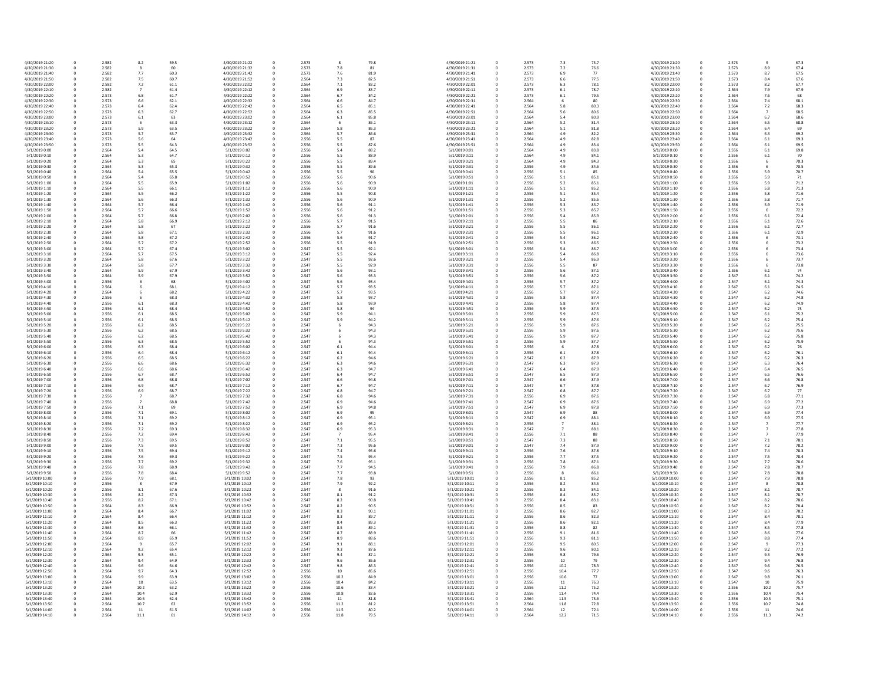| | | | | | | | | | | | | | | | | | | | |
|---|---|---|---|---|---|---|---|---|---|---|---|---|---|---|---|---|---|---|---|
| 4/30/2019 21:20 | 0 | 2.582 | 8.2 | 59.5 | 4/30/2019 21:22 | 0 | 2.573 | 8 | 79.8 | 4/30/2019 21:21 | 0 | 2.573 | 7.3 | 75.7 | 4/30/2019 21:20 | 0 | 2.573 | 9 | 67.3 |
| 4/30/2019 21:30 | 0 | 2.582 | 8 | 60 | 4/30/2019 21:32 | 0 | 2.573 | 7.8 | 81 | 4/30/2019 21:31 | 0 | 2.573 | 7.2 | 76.6 | 4/30/2019 21:30 | 0 | 2.573 | 8.9 | 67.4 |
| 4/30/2019 21:40 | 0 | 2.582 | 7.7 | 60.3 | 4/30/2019 21:42 | 0 | 2.573 | 7.6 | 81.9 | 4/30/2019 21:41 | 0 | 2.573 | 6.9 | 77 | 4/30/2019 21:40 | 0 | 2.573 | 8.7 | 67.5 |
| 4/30/2019 21:50 | 0 | 2.582 | 7.5 | 60.7 | 4/30/2019 21:52 | 0 | 2.564 | 7.3 | 82.5 | 4/30/2019 21:51 | 0 | 2.573 | 6.6 | 77.5 | 4/30/2019 21:50 | 0 | 2.573 | 8.4 | 67.6 |
| 4/30/2019 22:00 | 0 | 2.582 | 7.2 | 61.1 | 4/30/2019 22:02 | 0 | 2.564 | 7.1 | 83.2 | 4/30/2019 22:01 | 0 | 2.573 | 6.3 | 78.1 | 4/30/2019 22:00 | 0 | 2.573 | 8.2 | 67.7 |
| 4/30/2019 22:10 | 0 | 2.582 | 7 | 61.4 | 4/30/2019 22:12 | 0 | 2.564 | 6.9 | 83.7 | 4/30/2019 22:11 | 0 | 2.573 | 6.1 | 78.7 | 4/30/2019 22:10 | 0 | 2.564 | 7.9 | 67.9 |
| 4/30/2019 22:20 | 0 | 2.573 | 6.8 | 61.7 | 4/30/2019 22:22 | 0 | 2.564 | 6.7 | 84.2 | 4/30/2019 22:21 | 0 | 2.573 | 6.1 | 79.5 | 4/30/2019 22:20 | 0 | 2.564 | 7.6 | 68 |
| 4/30/2019 22:30 | 0 | 2.573 | 6.6 | 62.1 | 4/30/2019 22:32 | 0 | 2.564 | 6.6 | 84.7 | 4/30/2019 22:31 | 0 | 2.564 | 6 | 80 | 4/30/2019 22:30 | 0 | 2.564 | 7.4 | 68.1 |
| 4/30/2019 22:40 | 0 | 2.573 | 6.4 | 62.4 | 4/30/2019 22:42 | 0 | 2.564 | 6.5 | 85.1 | 4/30/2019 22:41 | 0 | 2.564 | 5.8 | 80.3 | 4/30/2019 22:40 | 0 | 2.564 | 7.2 | 68.3 |
| 4/30/2019 22:50 | 0 | 2.573 | 6.3 | 62.7 | 4/30/2019 22:52 | 0 | 2.564 | 6.3 | 85.5 | 4/30/2019 22:51 | 0 | 2.564 | 5.6 | 80.6 | 4/30/2019 22:50 | 0 | 2.564 | 7 | 68.5 |
| 4/30/2019 23:00 | 0 | 2.573 | 6.1 | 63 | 4/30/2019 23:02 | 0 | 2.564 | 6.1 | 85.8 | 4/30/2019 23:01 | 0 | 2.564 | 5.4 | 80.9 | 4/30/2019 23:00 | 0 | 2.564 | 6.7 | 68.6 |
| 4/30/2019 23:10 | 0 | 2.573 | 6 | 63.3 | 4/30/2019 23:12 | 0 | 2.564 | 6 | 86.1 | 4/30/2019 23:11 | 0 | 2.564 | 5.2 | 81.4 | 4/30/2019 23:10 | 0 | 2.564 | 6.5 | 68.8 |
| 4/30/2019 23:20 | 0 | 2.573 | 5.9 | 63.5 | 4/30/2019 23:22 | 0 | 2.564 | 5.8 | 86.3 | 4/30/2019 23:21 | 0 | 2.564 | 5.1 | 81.8 | 4/30/2019 23:20 | 0 | 2.564 | 6.4 | 69 |
| 4/30/2019 23:30 | 0 | 2.573 | 5.7 | 63.7 | 4/30/2019 23:32 | 0 | 2.564 | 5.7 | 86.6 | 4/30/2019 23:31 | 0 | 2.564 | 4.9 | 82.2 | 4/30/2019 23:30 | 0 | 2.564 | 6.3 | 69.3 |
| 4/30/2019 23:40 | 0 | 2.573 | 5.6 | 64 | 4/30/2019 23:42 | 0 | 2.556 | 5.5 | 87 | 4/30/2019 23:41 | 0 | 2.564 | 4.9 | 82.8 | 4/30/2019 23:40 | 0 | 2.564 | 6.1 | 69.3 |
| 4/30/2019 23:50 | 0 | 2.573 | 5.5 | 64.3 | 4/30/2019 23:52 | 0 | 2.556 | 5.5 | 87.6 | 4/30/2019 23:51 | 0 | 2.564 | 4.9 | 83.4 | 4/30/2019 23:50 | 0 | 2.564 | 6.1 | 69.5 |
| 5/1/2019 0:00 | 0 | 2.564 | 5.4 | 64.5 | 5/1/2019 0:02 | 0 | 2.556 | 5.4 | 88.2 | 5/1/2019 0:01 | 0 | 2.564 | 4.9 | 83.8 | 5/1/2019 0:00 | 0 | 2.556 | 6.1 | 69.8 |
| 5/1/2019 0:10 | 0 | 2.564 | 5.3 | 64.7 | 5/1/2019 0:12 | 0 | 2.556 | 5.5 | 88.9 | 5/1/2019 0:11 | 0 | 2.564 | 4.9 | 84.1 | 5/1/2019 0:10 | 0 | 2.556 | 6.1 | 70 |
| 5/1/2019 0:20 | 0 | 2.564 | 5.3 | 65 | 5/1/2019 0:22 | 0 | 2.556 | 5.5 | 89.4 | 5/1/2019 0:21 | 0 | 2.564 | 4.9 | 84.3 | 5/1/2019 0:20 | 0 | 2.556 | 6 | 70.3 |
| 5/1/2019 0:30 | 0 | 2.564 | 5.3 | 65.3 | 5/1/2019 0:32 | 0 | 2.556 | 5.5 | 89.6 | 5/1/2019 0:31 | 0 | 2.556 | 4.9 | 84.6 | 5/1/2019 0:30 | 0 | 2.556 | 6 | 70.5 |
| 5/1/2019 0:40 | 0 | 2.564 | 5.4 | 65.5 | 5/1/2019 0:42 | 0 | 2.556 | 5.5 | 90 | 5/1/2019 0:41 | 0 | 2.556 | 5.1 | 85 | 5/1/2019 0:40 | 0 | 2.556 | 5.9 | 70.7 |
| 5/1/2019 0:50 | 0 | 2.564 | 5.4 | 65.8 | 5/1/2019 0:52 | 0 | 2.556 | 5.6 | 90.6 | 5/1/2019 0:51 | 0 | 2.556 | 5.1 | 85.1 | 5/1/2019 0:50 | 0 | 2.556 | 5.9 | 71 |
| 5/1/2019 1:00 | 0 | 2.564 | 5.5 | 65.9 | 5/1/2019 1:02 | 0 | 2.556 | 5.6 | 90.9 | 5/1/2019 1:01 | 0 | 2.556 | 5.2 | 85.1 | 5/1/2019 1:00 | 0 | 2.556 | 5.9 | 71.2 |
| 5/1/2019 1:10 | 0 | 2.564 | 5.5 | 66.1 | 5/1/2019 1:12 | 0 | 2.556 | 5.6 | 90.9 | 5/1/2019 1:11 | 0 | 2.556 | 5.1 | 85.2 | 5/1/2019 1:10 | 0 | 2.556 | 5.8 | 71.3 |
| 5/1/2019 1:20 | 0 | 2.564 | 5.5 | 66.2 | 5/1/2019 1:22 | 0 | 2.556 | 5.5 | 90.8 | 5/1/2019 1:21 | 0 | 2.556 | 5.1 | 85.4 | 5/1/2019 1:20 | 0 | 2.556 | 5.8 | 71.6 |
| 5/1/2019 1:30 | 0 | 2.564 | 5.6 | 66.3 | 5/1/2019 1:32 | 0 | 2.556 | 5.6 | 90.9 | 5/1/2019 1:31 | 0 | 2.556 | 5.2 | 85.6 | 5/1/2019 1:30 | 0 | 2.556 | 5.8 | 71.7 |
| 5/1/2019 1:40 | 0 | 2.564 | 5.7 | 66.4 | 5/1/2019 1:42 | 0 | 2.556 | 5.6 | 91.1 | 5/1/2019 1:41 | 0 | 2.556 | 5.3 | 85.7 | 5/1/2019 1:40 | 0 | 2.556 | 5.9 | 71.9 |
| 5/1/2019 1:50 | 0 | 2.564 | 5.7 | 66.6 | 5/1/2019 1:52 | 0 | 2.556 | 5.6 | 91.2 | 5/1/2019 1:51 | 0 | 2.556 | 5.3 | 85.7 | 5/1/2019 1:50 | 0 | 2.556 | 6 | 72.2 |
| 5/1/2019 2:00 | 0 | 2.564 | 5.7 | 66.8 | 5/1/2019 2:02 | 0 | 2.556 | 5.6 | 91.3 | 5/1/2019 2:01 | 0 | 2.556 | 5.4 | 85.9 | 5/1/2019 2:00 | 0 | 2.556 | 6.1 | 72.4 |
| 5/1/2019 2:10 | 0 | 2.564 | 5.8 | 66.9 | 5/1/2019 2:12 | 0 | 2.556 | 5.7 | 91.5 | 5/1/2019 2:11 | 0 | 2.556 | 5.5 | 86 | 5/1/2019 2:10 | 0 | 2.556 | 6.1 | 72.6 |
| 5/1/2019 2:20 | 0 | 2.564 | 5.8 | 67 | 5/1/2019 2:22 | 0 | 2.556 | 5.7 | 91.6 | 5/1/2019 2:21 | 0 | 2.556 | 5.5 | 86.1 | 5/1/2019 2:20 | 0 | 2.556 | 6.1 | 72.7 |
| 5/1/2019 2:30 | 0 | 2.564 | 5.8 | 67.1 | 5/1/2019 2:32 | 0 | 2.556 | 5.7 | 91.6 | 5/1/2019 2:31 | 0 | 2.556 | 5.5 | 86.1 | 5/1/2019 2:30 | 0 | 2.556 | 6.1 | 72.9 |
| 5/1/2019 2:40 | 0 | 2.564 | 5.8 | 67.2 | 5/1/2019 2:42 | 0 | 2.556 | 5.6 | 91.7 | 5/1/2019 2:41 | 0 | 2.556 | 5.4 | 86.2 | 5/1/2019 2:40 | 0 | 2.556 | 6 | 73.1 |
| 5/1/2019 2:50 | 0 | 2.564 | 5.7 | 67.2 | 5/1/2019 2:52 | 0 | 2.556 | 5.5 | 91.9 | 5/1/2019 2:51 | 0 | 2.556 | 5.3 | 86.5 | 5/1/2019 2:50 | 0 | 2.556 | 6 | 73.2 |
| 5/1/2019 3:00 | 0 | 2.564 | 5.7 | 67.4 | 5/1/2019 3:02 | 0 | 2.547 | 5.5 | 92.1 | 5/1/2019 3:01 | 0 | 2.556 | 5.4 | 86.7 | 5/1/2019 3:00 | 0 | 2.556 | 6 | 73.4 |
| 5/1/2019 3:10 | 0 | 2.564 | 5.7 | 67.5 | 5/1/2019 3:12 | 0 | 2.547 | 5.5 | 92.4 | 5/1/2019 3:11 | 0 | 2.556 | 5.4 | 86.8 | 5/1/2019 3:10 | 0 | 2.556 | 6 | 73.6 |
| 5/1/2019 3:20 | 0 | 2.564 | 5.8 | 67.6 | 5/1/2019 3:22 | 0 | 2.547 | 5.5 | 92.6 | 5/1/2019 3:21 | 0 | 2.556 | 5.4 | 86.9 | 5/1/2019 3:20 | 0 | 2.556 | 6 | 73.7 |
| 5/1/2019 3:30 | 0 | 2.564 | 5.8 | 67.7 | 5/1/2019 3:32 | 0 | 2.547 | 5.5 | 92.9 | 5/1/2019 3:31 | 0 | 2.556 | 5.5 | 87 | 5/1/2019 3:30 | 0 | 2.556 | 6 | 73.8 |
| 5/1/2019 3:40 | 0 | 2.564 | 5.9 | 67.9 | 5/1/2019 3:42 | 0 | 2.547 | 5.6 | 93.1 | 5/1/2019 3:41 | 0 | 2.556 | 5.6 | 87.1 | 5/1/2019 3:40 | 0 | 2.556 | 6.1 | 74 |
| 5/1/2019 3:50 | 0 | 2.564 | 5.9 | 67.9 | 5/1/2019 3:52 | 0 | 2.547 | 5.6 | 93.3 | 5/1/2019 3:51 | 0 | 2.556 | 5.6 | 87.2 | 5/1/2019 3:50 | 0 | 2.547 | 6.1 | 74.2 |
| 5/1/2019 4:00 | 0 | 2.556 | 6 | 68 | 5/1/2019 4:02 | 0 | 2.547 | 5.6 | 93.4 | 5/1/2019 4:01 | 0 | 2.556 | 5.7 | 87.2 | 5/1/2019 4:00 | 0 | 2.547 | 6.1 | 74.3 |
| 5/1/2019 4:10 | 0 | 2.564 | 6 | 68.1 | 5/1/2019 4:12 | 0 | 2.547 | 5.7 | 93.5 | 5/1/2019 4:11 | 0 | 2.556 | 5.7 | 87.1 | 5/1/2019 4:10 | 0 | 2.547 | 6.1 | 74.5 |
| 5/1/2019 4:20 | 0 | 2.564 | 6 | 68.2 | 5/1/2019 4:22 | 0 | 2.547 | 5.7 | 93.5 | 5/1/2019 4:21 | 0 | 2.556 | 5.7 | 87.2 | 5/1/2019 4:20 | 0 | 2.547 | 6.2 | 74.6 |
| 5/1/2019 4:30 | 0 | 2.556 | 6 | 68.3 | 5/1/2019 4:32 | 0 | 2.547 | 5.8 | 93.7 | 5/1/2019 4:31 | 0 | 2.556 | 5.8 | 87.4 | 5/1/2019 4:30 | 0 | 2.547 | 6.2 | 74.8 |
| 5/1/2019 4:40 | 0 | 2.556 | 6.1 | 68.3 | 5/1/2019 4:42 | 0 | 2.547 | 5.8 | 93.9 | 5/1/2019 4:41 | 0 | 2.556 | 5.8 | 87.4 | 5/1/2019 4:40 | 0 | 2.547 | 6.2 | 74.9 |
| 5/1/2019 4:50 | 0 | 2.556 | 6.1 | 68.4 | 5/1/2019 4:52 | 0 | 2.547 | 5.8 | 94 | 5/1/2019 4:51 | 0 | 2.556 | 5.9 | 87.5 | 5/1/2019 4:50 | 0 | 2.547 | 6.2 | 75 |
| 5/1/2019 5:00 | 0 | 2.556 | 6.1 | 68.5 | 5/1/2019 5:02 | 0 | 2.547 | 5.9 | 94.1 | 5/1/2019 5:01 | 0 | 2.556 | 5.9 | 87.5 | 5/1/2019 5:00 | 0 | 2.547 | 6.1 | 75.2 |
| 5/1/2019 5:10 | 0 | 2.556 | 6.1 | 68.5 | 5/1/2019 5:12 | 0 | 2.547 | 5.9 | 94.2 | 5/1/2019 5:11 | 0 | 2.556 | 5.9 | 87.6 | 5/1/2019 5:10 | 0 | 2.547 | 6.2 | 75.4 |
| 5/1/2019 5:20 | 0 | 2.556 | 6.2 | 68.5 | 5/1/2019 5:22 | 0 | 2.547 | 6 | 94.3 | 5/1/2019 5:21 | 0 | 2.556 | 5.9 | 87.6 | 5/1/2019 5:20 | 0 | 2.547 | 6.2 | 75.5 |
| 5/1/2019 5:30 | 0 | 2.556 | 6.2 | 68.5 | 5/1/2019 5:32 | 0 | 2.547 | 6 | 94.3 | 5/1/2019 5:31 | 0 | 2.556 | 5.9 | 87.6 | 5/1/2019 5:30 | 0 | 2.547 | 6.2 | 75.6 |
| 5/1/2019 5:40 | 0 | 2.556 | 6.2 | 68.5 | 5/1/2019 5:42 | 0 | 2.547 | 6 | 94.3 | 5/1/2019 5:41 | 0 | 2.556 | 5.9 | 87.7 | 5/1/2019 5:40 | 0 | 2.547 | 6.2 | 75.8 |
| 5/1/2019 5:50 | 0 | 2.556 | 6.3 | 68.5 | 5/1/2019 5:52 | 0 | 2.547 | 6 | 94.3 | 5/1/2019 5:51 | 0 | 2.556 | 5.9 | 87.7 | 5/1/2019 5:50 | 0 | 2.547 | 6.2 | 75.9 |
| 5/1/2019 6:00 | 0 | 2.556 | 6.3 | 68.4 | 5/1/2019 6:02 | 0 | 2.547 | 6.1 | 94.4 | 5/1/2019 6:01 | 0 | 2.556 | 6 | 87.8 | 5/1/2019 6:00 | 0 | 2.547 | 6.2 | 76 |
| 5/1/2019 6:10 | 0 | 2.556 | 6.4 | 68.4 | 5/1/2019 6:12 | 0 | 2.547 | 6.1 | 94.4 | 5/1/2019 6:11 | 0 | 2.556 | 6.1 | 87.8 | 5/1/2019 6:10 | 0 | 2.547 | 6.2 | 76.1 |
| 5/1/2019 6:20 | 0 | 2.556 | 6.5 | 68.5 | 5/1/2019 6:22 | 0 | 2.547 | 6.2 | 94.6 | 5/1/2019 6:21 | 0 | 2.547 | 6.2 | 87.9 | 5/1/2019 6:20 | 0 | 2.547 | 6.2 | 76.3 |
| 5/1/2019 6:30 | 0 | 2.556 | 6.6 | 68.6 | 5/1/2019 6:32 | 0 | 2.547 | 6.3 | 94.6 | 5/1/2019 6:31 | 0 | 2.547 | 6.3 | 87.9 | 5/1/2019 6:30 | 0 | 2.547 | 6.3 | 76.4 |
| 5/1/2019 6:40 | 0 | 2.556 | 6.6 | 68.6 | 5/1/2019 6:42 | 0 | 2.547 | 6.3 | 94.7 | 5/1/2019 6:41 | 0 | 2.547 | 6.4 | 87.9 | 5/1/2019 6:40 | 0 | 2.547 | 6.4 | 76.5 |
| 5/1/2019 6:50 | 0 | 2.556 | 6.7 | 68.7 | 5/1/2019 6:52 | 0 | 2.547 | 6.4 | 94.7 | 5/1/2019 6:51 | 0 | 2.547 | 6.5 | 87.9 | 5/1/2019 6:50 | 0 | 2.547 | 6.5 | 76.6 |
| 5/1/2019 7:00 | 0 | 2.556 | 6.8 | 68.8 | 5/1/2019 7:02 | 0 | 2.547 | 6.6 | 94.8 | 5/1/2019 7:01 | 0 | 2.547 | 6.6 | 87.9 | 5/1/2019 7:00 | 0 | 2.547 | 6.6 | 76.8 |
| 5/1/2019 7:10 | 0 | 2.556 | 6.9 | 68.7 | 5/1/2019 7:12 | 0 | 2.547 | 6.7 | 94.7 | 5/1/2019 7:11 | 0 | 2.547 | 6.7 | 87.8 | 5/1/2019 7:10 | 0 | 2.547 | 6.7 | 76.9 |
| 5/1/2019 7:20 | 0 | 2.556 | 6.9 | 68.7 | 5/1/2019 7:22 | 0 | 2.547 | 6.8 | 94.7 | 5/1/2019 7:21 | 0 | 2.547 | 6.8 | 87.7 | 5/1/2019 7:20 | 0 | 2.547 | 6.7 | 77 |
| 5/1/2019 7:30 | 0 | 2.556 | 7 | 68.7 | 5/1/2019 7:32 | 0 | 2.547 | 6.8 | 94.6 | 5/1/2019 7:31 | 0 | 2.556 | 6.9 | 87.6 | 5/1/2019 7:30 | 0 | 2.547 | 6.8 | 77.1 |
| 5/1/2019 7:40 | 0 | 2.556 | 7 | 68.8 | 5/1/2019 7:42 | 0 | 2.547 | 6.9 | 94.6 | 5/1/2019 7:41 | 0 | 2.547 | 6.9 | 87.6 | 5/1/2019 7:40 | 0 | 2.547 | 6.9 | 77.2 |
| 5/1/2019 7:50 | 0 | 2.556 | 7.1 | 69 | 5/1/2019 7:52 | 0 | 2.547 | 6.9 | 94.8 | 5/1/2019 7:51 | 0 | 2.547 | 6.9 | 87.8 | 5/1/2019 7:50 | 0 | 2.547 | 6.9 | 77.3 |
| 5/1/2019 8:00 | 0 | 2.556 | 7.1 | 69.1 | 5/1/2019 8:02 | 0 | 2.547 | 6.9 | 95 | 5/1/2019 8:01 | 0 | 2.547 | 6.9 | 88 | 5/1/2019 8:00 | 0 | 2.547 | 6.9 | 77.4 |
| 5/1/2019 8:10 | 0 | 2.556 | 7.1 | 69.2 | 5/1/2019 8:12 | 0 | 2.547 | 6.9 | 95.1 | 5/1/2019 8:11 | 0 | 2.547 | 6.9 | 88.1 | 5/1/2019 8:10 | 0 | 2.547 | 6.9 | 77.5 |
| 5/1/2019 8:20 | 0 | 2.556 | 7.1 | 69.2 | 5/1/2019 8:22 | 0 | 2.547 | 6.9 | 95.2 | 5/1/2019 8:21 | 0 | 2.556 | 7 | 88.1 | 5/1/2019 8:20 | 0 | 2.547 | 7 | 77.7 |
| 5/1/2019 8:30 | 0 | 2.556 | 7.2 | 69.3 | 5/1/2019 8:32 | 0 | 2.547 | 6.9 | 95.3 | 5/1/2019 8:31 | 0 | 2.547 | 7 | 88.1 | 5/1/2019 8:30 | 0 | 2.547 | 7 | 77.8 |
| 5/1/2019 8:40 | 0 | 2.556 | 7.2 | 69.4 | 5/1/2019 8:42 | 0 | 2.547 | 7 | 95.4 | 5/1/2019 8:41 | 0 | 2.556 | 7.1 | 88 | 5/1/2019 8:40 | 0 | 2.547 | 7 | 77.9 |
| 5/1/2019 8:50 | 0 | 2.556 | 7.3 | 69.5 | 5/1/2019 8:52 | 0 | 2.547 | 7.1 | 95.5 | 5/1/2019 8:51 | 0 | 2.547 | 7.3 | 88 | 5/1/2019 8:50 | 0 | 2.547 | 7.1 | 78.1 |
| 5/1/2019 9:00 | 0 | 2.556 | 7.5 | 69.5 | 5/1/2019 9:02 | 0 | 2.547 | 7.3 | 95.6 | 5/1/2019 9:01 | 0 | 2.547 | 7.4 | 87.9 | 5/1/2019 9:00 | 0 | 2.547 | 7.2 | 78.2 |
| 5/1/2019 9:10 | 0 | 2.556 | 7.5 | 69.4 | 5/1/2019 9:12 | 0 | 2.547 | 7.4 | 95.6 | 5/1/2019 9:11 | 0 | 2.556 | 7.6 | 87.8 | 5/1/2019 9:10 | 0 | 2.547 | 7.4 | 78.3 |
| 5/1/2019 9:20 | 0 | 2.556 | 7.6 | 69.3 | 5/1/2019 9:22 | 0 | 2.547 | 7.5 | 95.4 | 5/1/2019 9:21 | 0 | 2.556 | 7.7 | 87.5 | 5/1/2019 9:20 | 0 | 2.547 | 7.5 | 78.4 |
| 5/1/2019 9:30 | 0 | 2.556 | 7.7 | 69.2 | 5/1/2019 9:32 | 0 | 2.547 | 7.6 | 95.1 | 5/1/2019 9:31 | 0 | 2.556 | 7.8 | 87.1 | 5/1/2019 9:30 | 0 | 2.547 | 7.7 | 78.6 |
| 5/1/2019 9:40 | 0 | 2.556 | 7.8 | 68.9 | 5/1/2019 9:42 | 0 | 2.547 | 7.7 | 94.5 | 5/1/2019 9:41 | 0 | 2.556 | 7.9 | 86.8 | 5/1/2019 9:40 | 0 | 2.547 | 7.8 | 78.7 |
| 5/1/2019 9:50 | 0 | 2.556 | 7.8 | 68.4 | 5/1/2019 9:52 | 0 | 2.547 | 7.7 | 93.8 | 5/1/2019 9:51 | 0 | 2.556 | 8 | 86.1 | 5/1/2019 9:50 | 0 | 2.547 | 7.8 | 78.8 |
| 5/1/2019 10:00 | 0 | 2.556 | 7.9 | 68.1 | 5/1/2019 10:02 | 0 | 2.547 | 7.8 | 93 | 5/1/2019 10:01 | 0 | 2.556 | 8.1 | 85.2 | 5/1/2019 10:00 | 0 | 2.547 | 7.9 | 78.8 |
| 5/1/2019 10:10 | 0 | 2.556 | 8 | 67.9 | 5/1/2019 10:12 | 0 | 2.547 | 7.9 | 92.2 | 5/1/2019 10:11 | 0 | 2.556 | 8.2 | 84.5 | 5/1/2019 10:10 | 0 | 2.547 | 8 | 78.8 |
| 5/1/2019 10:20 | 0 | 2.556 | 8.1 | 67.6 | 5/1/2019 10:22 | 0 | 2.547 | 8 | 91.6 | 5/1/2019 10:21 | 0 | 2.556 | 8.3 | 84.1 | 5/1/2019 10:20 | 0 | 2.547 | 8.1 | 78.7 |
| 5/1/2019 10:30 | 0 | 2.556 | 8.2 | 67.3 | 5/1/2019 10:32 | 0 | 2.547 | 8.1 | 91.2 | 5/1/2019 10:31 | 0 | 2.556 | 8.4 | 83.7 | 5/1/2019 10:30 | 0 | 2.547 | 8.1 | 78.7 |
| 5/1/2019 10:40 | 0 | 2.556 | 8.2 | 67.1 | 5/1/2019 10:42 | 0 | 2.547 | 8.2 | 90.8 | 5/1/2019 10:41 | 0 | 2.556 | 8.4 | 83.1 | 5/1/2019 10:40 | 0 | 2.547 | 8.2 | 78.6 |
| 5/1/2019 10:50 | 0 | 2.564 | 8.3 | 66.9 | 5/1/2019 10:52 | 0 | 2.547 | 8.2 | 90.5 | 5/1/2019 10:51 | 0 | 2.556 | 8.5 | 83 | 5/1/2019 10:50 | 0 | 2.547 | 8.2 | 78.4 |
| 5/1/2019 11:00 | 0 | 2.564 | 8.4 | 66.7 | 5/1/2019 11:02 | 0 | 2.547 | 8.3 | 90.1 | 5/1/2019 11:01 | 0 | 2.556 | 8.6 | 82.7 | 5/1/2019 11:00 | 0 | 2.547 | 8.3 | 78.2 |
| 5/1/2019 11:10 | 0 | 2.564 | 8.4 | 66.4 | 5/1/2019 11:12 | 0 | 2.547 | 8.3 | 89.7 | 5/1/2019 11:11 | 0 | 2.556 | 8.6 | 82.3 | 5/1/2019 11:10 | 0 | 2.547 | 8.4 | 78.1 |
| 5/1/2019 11:20 | 0 | 2.564 | 8.5 | 66.3 | 5/1/2019 11:22 | 0 | 2.547 | 8.4 | 89.3 | 5/1/2019 11:21 | 0 | 2.556 | 8.6 | 82.1 | 5/1/2019 11:20 | 0 | 2.547 | 8.4 | 77.9 |
| 5/1/2019 11:30 | 0 | 2.564 | 8.6 | 66.1 | 5/1/2019 11:32 | 0 | 2.547 | 8.5 | 89.1 | 5/1/2019 11:31 | 0 | 2.556 | 8.8 | 82 | 5/1/2019 11:30 | 0 | 2.547 | 8.5 | 77.8 |
| 5/1/2019 11:40 | 0 | 2.564 | 8.7 | 66 | 5/1/2019 11:42 | 0 | 2.547 | 8.7 | 88.9 | 5/1/2019 11:41 | 0 | 2.556 | 9.1 | 81.6 | 5/1/2019 11:40 | 0 | 2.547 | 8.6 | 77.6 |
| 5/1/2019 11:50 | 0 | 2.564 | 8.9 | 65.9 | 5/1/2019 11:52 | 0 | 2.547 | 8.9 | 88.6 | 5/1/2019 11:51 | 0 | 2.556 | 9.3 | 81.1 | 5/1/2019 11:50 | 0 | 2.547 | 8.8 | 77.4 |
| 5/1/2019 12:00 | 0 | 2.564 | 9 | 65.7 | 5/1/2019 12:02 | 0 | 2.547 | 9.1 | 88.1 | 5/1/2019 12:01 | 0 | 2.556 | 9.5 | 80.5 | 5/1/2019 12:00 | 0 | 2.547 | 9 | 77.3 |
| 5/1/2019 12:10 | 0 | 2.564 | 9.2 | 65.4 | 5/1/2019 12:12 | 0 | 2.547 | 9.3 | 87.6 | 5/1/2019 12:11 | 0 | 2.556 | 9.6 | 80.1 | 5/1/2019 12:10 | 0 | 2.547 | 9.2 | 77.2 |
| 5/1/2019 12:20 | 0 | 2.564 | 9.3 | 65.1 | 5/1/2019 12:22 | 0 | 2.547 | 9.4 | 87.1 | 5/1/2019 12:21 | 0 | 2.556 | 9.8 | 79.6 | 5/1/2019 12:20 | 0 | 2.547 | 9.3 | 76.9 |
| 5/1/2019 12:30 | 0 | 2.564 | 9.4 | 64.9 | 5/1/2019 12:32 | 0 | 2.547 | 9.6 | 86.6 | 5/1/2019 12:31 | 0 | 2.556 | 10 | 79 | 5/1/2019 12:30 | 0 | 2.547 | 9.4 | 76.8 |
| 5/1/2019 12:40 | 0 | 2.564 | 9.6 | 64.6 | 5/1/2019 12:42 | 0 | 2.547 | 9.8 | 86.3 | 5/1/2019 12:41 | 0 | 2.556 | 10.2 | 78.3 | 5/1/2019 12:40 | 0 | 2.547 | 9.6 | 76.5 |
| 5/1/2019 12:50 | 0 | 2.564 | 9.7 | 64.3 | 5/1/2019 12:52 | 0 | 2.556 | 10 | 85.6 | 5/1/2019 12:51 | 0 | 2.556 | 10.4 | 77.7 | 5/1/2019 12:50 | 0 | 2.547 | 9.6 | 76.3 |
| 5/1/2019 13:00 | 0 | 2.564 | 9.9 | 63.9 | 5/1/2019 13:02 | 0 | 2.556 | 10.2 | 84.9 | 5/1/2019 13:01 | 0 | 2.556 | 10.6 | 77 | 5/1/2019 13:00 | 0 | 2.547 | 9.8 | 76.1 |
| 5/1/2019 13:10 | 0 | 2.564 | 10 | 63.5 | 5/1/2019 13:12 | 0 | 2.556 | 10.4 | 84.2 | 5/1/2019 13:11 | 0 | 2.556 | 11 | 76.3 | 5/1/2019 13:10 | 0 | 2.547 | 10 | 75.9 |
| 5/1/2019 13:20 | 0 | 2.564 | 10.2 | 63.2 | 5/1/2019 13:22 | 0 | 2.556 | 10.6 | 83.4 | 5/1/2019 13:21 | 0 | 2.556 | 11.2 | 75.2 | 5/1/2019 13:20 | 0 | 2.556 | 10.2 | 75.7 |
| 5/1/2019 13:30 | 0 | 2.564 | 10.4 | 62.9 | 5/1/2019 13:32 | 0 | 2.556 | 10.8 | 82.6 | 5/1/2019 13:31 | 0 | 2.556 | 11.4 | 74.4 | 5/1/2019 13:30 | 0 | 2.556 | 10.4 | 75.4 |
| 5/1/2019 13:40 | 0 | 2.564 | 10.6 | 62.4 | 5/1/2019 13:42 | 0 | 2.556 | 11 | 81.8 | 5/1/2019 13:41 | 0 | 2.564 | 11.5 | 73.6 | 5/1/2019 13:40 | 0 | 2.556 | 10.5 | 75.1 |
| 5/1/2019 13:50 | 0 | 2.564 | 10.7 | 62 | 5/1/2019 13:52 | 0 | 2.556 | 11.2 | 81.2 | 5/1/2019 13:51 | 0 | 2.564 | 11.8 | 72.8 | 5/1/2019 13:50 | 0 | 2.556 | 10.7 | 74.8 |
| 5/1/2019 14:00 | 0 | 2.564 | 11 | 61.5 | 5/1/2019 14:02 | 0 | 2.556 | 11.5 | 80.2 | 5/1/2019 14:01 | 0 | 2.564 | 12 | 72.1 | 5/1/2019 14:00 | 0 | 2.556 | 11 | 74.6 |
| 5/1/2019 14:10 | 0 | 2.564 | 11.1 | 61 | 5/1/2019 14:12 | 0 | 2.556 | 11.8 | 79.5 | 5/1/2019 14:11 | 0 | 2.564 | 12.2 | 71.5 | 5/1/2019 14:10 | 0 | 2.556 | 11.3 | 74.2 |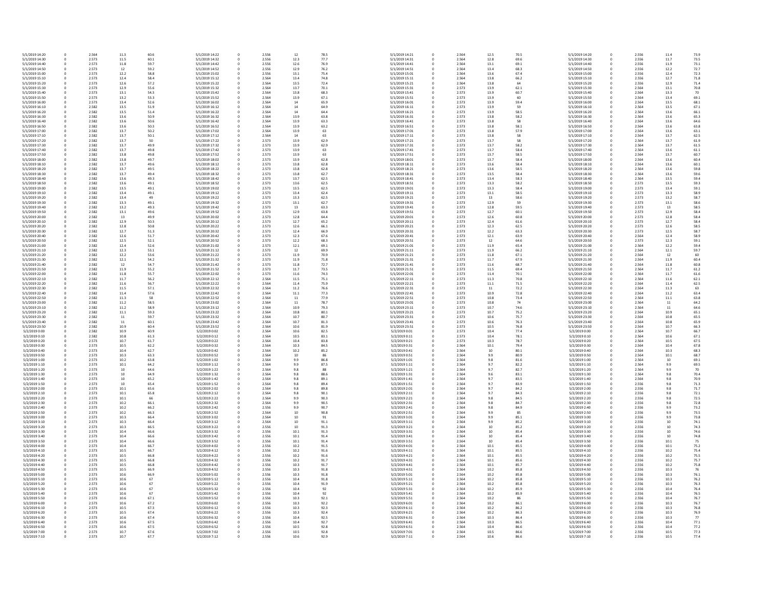| | | | | | | | | | | | | | | | | | | | |
|---|---|---|---|---|---|---|---|---|---|---|---|---|---|---|---|---|---|---|---|
| 5/1/2019 14:20 | 0 | 2.564 | 11.3 | 60.6 | 5/1/2019 14:22 | 0 | 2.556 | 12 | 78.5 | 5/1/2019 14:21 | 0 | 2.564 | 12.5 | 70.5 | 5/1/2019 14:20 | 0 | 2.556 | 11.4 | 73.9 |
| 5/1/2019 14:30 | 0 | 2.573 | 11.5 | 60.1 | 5/1/2019 14:32 | 0 | 2.556 | 12.3 | 77.7 | 5/1/2019 14:31 | 0 | 2.564 | 12.8 | 69.6 | 5/1/2019 14:30 | 0 | 2.556 | 11.7 | 73.5 |
| 5/1/2019 14:40 | 0 | 2.573 | 11.8 | 59.7 | 5/1/2019 14:42 | 0 | 2.556 | 12.6 | 76.9 | 5/1/2019 14:41 | 0 | 2.564 | 13.1 | 69.1 | 5/1/2019 14:40 | 0 | 2.556 | 11.9 | 73.1 |
| 5/1/2019 14:50 | 0 | 2.573 | 12 | 59.2 | 5/1/2019 14:52 | 0 | 2.556 | 12.9 | 76.2 | 5/1/2019 14:51 | 0 | 2.564 | 13.4 | 68.3 | 5/1/2019 14:50 | 0 | 2.556 | 12.2 | 72.7 |
| 5/1/2019 15:00 | 0 | 2.573 | 12.2 | 58.8 | 5/1/2019 15:02 | 0 | 2.556 | 13.1 | 75.4 | 5/1/2019 15:01 | 0 | 2.564 | 13.6 | 67.4 | 5/1/2019 15:00 | 0 | 2.556 | 12.4 | 72.3 |
| 5/1/2019 15:10 | 0 | 2.573 | 12.4 | 58.4 | 5/1/2019 15:12 | 0 | 2.564 | 13.4 | 74.8 | 5/1/2019 15:11 | 0 | 2.564 | 13.8 | 66.2 | 5/1/2019 15:10 | 0 | 2.556 | 12.7 | 71.8 |
| 5/1/2019 15:20 | 0 | 2.573 | 12.6 | 57.2 | 5/1/2019 15:22 | 0 | 2.564 | 13.5 | 72.4 | 5/1/2019 15:21 | 0 | 2.564 | 13.8 | 64 | 5/1/2019 15:20 | 0 | 2.556 | 12.9 | 71.4 |
| 5/1/2019 15:30 | 0 | 2.573 | 12.9 | 55.6 | 5/1/2019 15:32 | 0 | 2.564 | 13.7 | 70.8 | 5/1/2019 15:31 | 0 | 2.573 | 13.9 | 62.1 | 5/1/2019 15:30 | 0 | 2.564 | 13.1 | 70.8 |
| 5/1/2019 15:40 | 0 | 2.573 | 13.1 | 54.3 | 5/1/2019 15:42 | 0 | 2.564 | 13.8 | 68.3 | 5/1/2019 15:41 | 0 | 2.573 | 13.9 | 60.7 | 5/1/2019 15:40 | 0 | 2.564 | 13.3 | 70 |
| 5/1/2019 15:50 | 0 | 2.573 | 13.2 | 53.3 | 5/1/2019 15:52 | 0 | 2.564 | 13.9 | 67.1 | 5/1/2019 15:51 | 0 | 2.573 | 13.9 | 60 | 5/1/2019 15:50 | 0 | 2.564 | 13.4 | 69.1 |
| 5/1/2019 16:00 | 0 | 2.573 | 13.4 | 52.6 | 5/1/2019 16:02 | 0 | 2.564 | 14 | 65.9 | 5/1/2019 16:01 | 0 | 2.573 | 13.9 | 59.4 | 5/1/2019 16:00 | 0 | 2.564 | 13.5 | 68.1 |
| 5/1/2019 16:10 | 0 | 2.582 | 13.5 | 51.9 | 5/1/2019 16:12 | 0 | 2.564 | 14 | 64.9 | 5/1/2019 16:11 | 0 | 2.573 | 13.9 | 59 | 5/1/2019 16:10 | 0 | 2.564 | 13.5 | 67.1 |
| 5/1/2019 16:20 | 0 | 2.582 | 13.5 | 51.4 | 5/1/2019 16:22 | 0 | 2.564 | 14 | 64.4 | 5/1/2019 16:21 | 0 | 2.573 | 13.9 | 58.5 | 5/1/2019 16:20 | 0 | 2.564 | 13.6 | 66.1 |
| 5/1/2019 16:30 | 0 | 2.582 | 13.6 | 50.9 | 5/1/2019 16:32 | 0 | 2.564 | 13.9 | 63.8 | 5/1/2019 16:31 | 0 | 2.573 | 13.8 | 58.2 | 5/1/2019 16:30 | 0 | 2.564 | 13.6 | 65.3 |
| 5/1/2019 16:40 | 0 | 2.582 | 13.6 | 50.6 | 5/1/2019 16:42 | 0 | 2.564 | 13.9 | 63.3 | 5/1/2019 16:41 | 0 | 2.573 | 13.8 | 58 | 5/1/2019 16:40 | 0 | 2.564 | 13.6 | 64.6 |
| 5/1/2019 16:50 | 0 | 2.582 | 13.6 | 50.3 | 5/1/2019 16:52 | 0 | 2.564 | 13.9 | 63.2 | 5/1/2019 16:51 | 0 | 2.573 | 13.8 | 58.1 | 5/1/2019 16:50 | 0 | 2.564 | 13.6 | 63.8 |
| 5/1/2019 17:00 | 0 | 2.582 | 13.7 | 50.2 | 5/1/2019 17:02 | 0 | 2.564 | 13.9 | 63 | 5/1/2019 17:01 | 0 | 2.573 | 13.8 | 57.9 | 5/1/2019 17:00 | 0 | 2.564 | 13.6 | 63.1 |
| 5/1/2019 17:10 | 0 | 2.582 | 13.7 | 50.1 | 5/1/2019 17:12 | 0 | 2.564 | 14 | 63 | 5/1/2019 17:11 | 0 | 2.573 | 13.8 | 58 | 5/1/2019 17:10 | 0 | 2.564 | 13.7 | 62.5 |
| 5/1/2019 17:20 | 0 | 2.582 | 13.7 | 50 | 5/1/2019 17:22 | 0 | 2.573 | 13.9 | 62.9 | 5/1/2019 17:21 | 0 | 2.573 | 13.7 | 58 | 5/1/2019 17:20 | 0 | 2.564 | 13.7 | 61.9 |
| 5/1/2019 17:30 | 0 | 2.582 | 13.7 | 49.9 | 5/1/2019 17:32 | 0 | 2.573 | 13.9 | 62.9 | 5/1/2019 17:31 | 0 | 2.573 | 13.7 | 58.2 | 5/1/2019 17:30 | 0 | 2.564 | 13.7 | 61.5 |
| 5/1/2019 17:40 | 0 | 2.582 | 13.7 | 49.8 | 5/1/2019 17:42 | 0 | 2.573 | 13.9 | 63 | 5/1/2019 17:41 | 0 | 2.573 | 13.7 | 58.4 | 5/1/2019 17:40 | 0 | 2.564 | 13.6 | 61.1 |
| 5/1/2019 17:50 | 0 | 2.582 | 13.8 | 49.8 | 5/1/2019 17:52 | 0 | 2.573 | 13.9 | 63 | 5/1/2019 17:51 | 0 | 2.573 | 13.7 | 58.5 | 5/1/2019 17:50 | 0 | 2.564 | 13.7 | 60.7 |
| 5/1/2019 18:00 | 0 | 2.582 | 13.8 | 49.7 | 5/1/2019 18:02 | 0 | 2.573 | 13.9 | 62.8 | 5/1/2019 18:01 | 0 | 2.573 | 13.7 | 58.4 | 5/1/2019 18:00 | 0 | 2.564 | 13.6 | 60.4 |
| 5/1/2019 18:10 | 0 | 2.582 | 13.7 | 49.6 | 5/1/2019 18:12 | 0 | 2.573 | 13.8 | 62.8 | 5/1/2019 18:11 | 0 | 2.573 | 13.6 | 58.4 | 5/1/2019 18:10 | 0 | 2.564 | 13.6 | 60.1 |
| 5/1/2019 18:20 | 0 | 2.582 | 13.7 | 49.5 | 5/1/2019 18:22 | 0 | 2.573 | 13.8 | 62.8 | 5/1/2019 18:21 | 0 | 2.573 | 13.6 | 58.5 | 5/1/2019 18:20 | 0 | 2.564 | 13.6 | 59.8 |
| 5/1/2019 18:30 | 0 | 2.582 | 13.7 | 49.4 | 5/1/2019 18:32 | 0 | 2.573 | 13.8 | 62.7 | 5/1/2019 18:31 | 0 | 2.573 | 13.5 | 58.4 | 5/1/2019 18:30 | 0 | 2.564 | 13.6 | 59.6 |
| 5/1/2019 18:40 | 0 | 2.582 | 13.6 | 49.3 | 5/1/2019 18:42 | 0 | 2.573 | 13.7 | 62.5 | 5/1/2019 18:41 | 0 | 2.573 | 13.4 | 58.3 | 5/1/2019 18:40 | 0 | 2.564 | 13.5 | 59.4 |
| 5/1/2019 18:50 | 0 | 2.582 | 13.6 | 49.1 | 5/1/2019 18:52 | 0 | 2.573 | 13.6 | 62.5 | 5/1/2019 18:51 | 0 | 2.573 | 13.3 | 58.2 | 5/1/2019 18:50 | 0 | 2.573 | 13.5 | 59.3 |
| 5/1/2019 19:00 | 0 | 2.582 | 13.5 | 49.1 | 5/1/2019 19:02 | 0 | 2.573 | 13.5 | 62.5 | 5/1/2019 19:01 | 0 | 2.573 | 13.3 | 58.4 | 5/1/2019 19:00 | 0 | 2.573 | 13.4 | 59.1 |
| 5/1/2019 19:10 | 0 | 2.582 | 13.4 | 49.1 | 5/1/2019 19:12 | 0 | 2.573 | 13.4 | 62.4 | 5/1/2019 19:11 | 0 | 2.573 | 13.1 | 58.5 | 5/1/2019 19:10 | 0 | 2.573 | 13.3 | 58.9 |
| 5/1/2019 19:20 | 0 | 2.582 | 13.4 | 49 | 5/1/2019 19:22 | 0 | 2.573 | 13.3 | 62.5 | 5/1/2019 19:21 | 0 | 2.573 | 13 | 58.6 | 5/1/2019 19:20 | 0 | 2.573 | 13.2 | 58.7 |
| 5/1/2019 19:30 | 0 | 2.582 | 13.3 | 49.1 | 5/1/2019 19:32 | 0 | 2.573 | 13.1 | 62.7 | 5/1/2019 19:31 | 0 | 2.573 | 12.9 | 59 | 5/1/2019 19:30 | 0 | 2.573 | 13.1 | 58.6 |
| 5/1/2019 19:40 | 0 | 2.582 | 13.2 | 49.3 | 5/1/2019 19:42 | 0 | 2.573 | 13 | 63.3 | 5/1/2019 19:41 | 0 | 2.573 | 12.8 | 59.5 | 5/1/2019 19:40 | 0 | 2.573 | 13 | 58.5 |
| 5/1/2019 19:50 | 0 | 2.582 | 13.1 | 49.6 | 5/1/2019 19:52 | 0 | 2.573 | 12.9 | 63.8 | 5/1/2019 19:51 | 0 | 2.573 | 12.7 | 60.1 | 5/1/2019 19:50 | 0 | 2.573 | 12.9 | 58.4 |
| 5/1/2019 20:00 | 0 | 2.582 | 13 | 49.9 | 5/1/2019 20:02 | 0 | 2.573 | 12.8 | 64.4 | 5/1/2019 20:01 | 0 | 2.573 | 12.6 | 60.8 | 5/1/2019 20:00 | 0 | 2.573 | 12.8 | 58.4 |
| 5/1/2019 20:10 | 0 | 2.582 | 12.9 | 50.3 | 5/1/2019 20:12 | 0 | 2.573 | 12.7 | 65.2 | 5/1/2019 20:11 | 0 | 2.573 | 12.4 | 61.6 | 5/1/2019 20:10 | 0 | 2.573 | 12.7 | 58.4 |
| 5/1/2019 20:20 | 0 | 2.582 | 12.8 | 50.8 | 5/1/2019 20:22 | 0 | 2.573 | 12.6 | 66.1 | 5/1/2019 20:21 | 0 | 2.573 | 12.3 | 62.5 | 5/1/2019 20:20 | 0 | 2.573 | 12.6 | 58.5 |
| 5/1/2019 20:30 | 0 | 2.582 | 12.7 | 51.3 | 5/1/2019 20:32 | 0 | 2.573 | 12.4 | 66.9 | 5/1/2019 20:31 | 0 | 2.573 | 12.2 | 63.3 | 5/1/2019 20:30 | 0 | 2.573 | 12.5 | 58.7 |
| 5/1/2019 20:40 | 0 | 2.582 | 12.6 | 51.7 | 5/1/2019 20:42 | 0 | 2.573 | 12.3 | 67.6 | 5/1/2019 20:41 | 0 | 2.573 | 12.1 | 63.9 | 5/1/2019 20:40 | 0 | 2.564 | 12.4 | 58.9 |
| 5/1/2019 20:50 | 0 | 2.582 | 12.5 | 52.1 | 5/1/2019 20:52 | 0 | 2.573 | 12.2 | 68.3 | 5/1/2019 20:51 | 0 | 2.573 | 12 | 64.6 | 5/1/2019 20:50 | 0 | 2.573 | 12.3 | 59.1 |
| 5/1/2019 21:00 | 0 | 2.582 | 12.4 | 52.6 | 5/1/2019 21:02 | 0 | 2.573 | 12.1 | 69.1 | 5/1/2019 21:01 | 0 | 2.573 | 11.9 | 65.4 | 5/1/2019 21:00 | 0 | 2.564 | 12.2 | 59.4 |
| 5/1/2019 21:10 | 0 | 2.582 | 12.3 | 53.1 | 5/1/2019 21:12 | 0 | 2.573 | 12 | 69.9 | 5/1/2019 21:11 | 0 | 2.573 | 11.9 | 66.2 | 5/1/2019 21:10 | 0 | 2.564 | 12.1 | 59.7 |
| 5/1/2019 21:20 | 0 | 2.582 | 12.2 | 53.6 | 5/1/2019 21:22 | 0 | 2.573 | 11.9 | 70.9 | 5/1/2019 21:21 | 0 | 2.573 | 11.8 | 67.1 | 5/1/2019 21:20 | 0 | 2.564 | 12 | 60 |
| 5/1/2019 21:30 | 0 | 2.582 | 12.1 | 54.2 | 5/1/2019 21:32 | 0 | 2.573 | 11.9 | 71.8 | 5/1/2019 21:31 | 0 | 2.573 | 11.7 | 67.9 | 5/1/2019 21:30 | 0 | 2.564 | 11.9 | 60.4 |
| 5/1/2019 21:40 | 0 | 2.582 | 12 | 54.7 | 5/1/2019 21:42 | 0 | 2.573 | 11.8 | 72.7 | 5/1/2019 21:41 | 0 | 2.573 | 11.6 | 68.7 | 5/1/2019 21:40 | 0 | 2.564 | 11.8 | 60.8 |
| 5/1/2019 21:50 | 0 | 2.582 | 11.9 | 55.2 | 5/1/2019 21:52 | 0 | 2.573 | 11.7 | 73.5 | 5/1/2019 21:51 | 0 | 2.573 | 11.5 | 69.4 | 5/1/2019 21:50 | 0 | 2.564 | 11.7 | 61.2 |
| 5/1/2019 22:00 | 0 | 2.582 | 11.8 | 55.7 | 5/1/2019 22:02 | 0 | 2.573 | 11.6 | 74.3 | 5/1/2019 22:01 | 0 | 2.573 | 11.4 | 70.1 | 5/1/2019 22:00 | 0 | 2.564 | 11.7 | 61.6 |
| 5/1/2019 22:10 | 0 | 2.582 | 11.7 | 56.2 | 5/1/2019 22:12 | 0 | 2.564 | 11.5 | 75.1 | 5/1/2019 22:11 | 0 | 2.573 | 11.3 | 70.8 | 5/1/2019 22:10 | 0 | 2.564 | 11.6 | 62.1 |
| 5/1/2019 22:20 | 0 | 2.582 | 11.6 | 56.7 | 5/1/2019 22:22 | 0 | 2.564 | 11.4 | 75.9 | 5/1/2019 22:21 | 0 | 2.573 | 11.1 | 71.5 | 5/1/2019 22:20 | 0 | 2.564 | 11.4 | 62.5 |
| 5/1/2019 22:30 | 0 | 2.582 | 11.5 | 57.1 | 5/1/2019 22:32 | 0 | 2.564 | 11.2 | 76.6 | 5/1/2019 22:31 | 0 | 2.573 | 11 | 72.2 | 5/1/2019 22:30 | 0 | 2.564 | 11.3 | 63 |
| 5/1/2019 22:40 | 0 | 2.582 | 11.4 | 57.6 | 5/1/2019 22:42 | 0 | 2.564 | 11.1 | 77.3 | 5/1/2019 22:41 | 0 | 2.573 | 10.9 | 72.8 | 5/1/2019 22:40 | 0 | 2.564 | 11.2 | 63.4 |
| 5/1/2019 22:50 | 0 | 2.582 | 11.3 | 58 | 5/1/2019 22:52 | 0 | 2.564 | 11 | 77.9 | 5/1/2019 22:51 | 0 | 2.573 | 10.8 | 73.4 | 5/1/2019 22:50 | 0 | 2.564 | 11.1 | 63.8 |
| 5/1/2019 23:00 | 0 | 2.582 | 11.2 | 58.5 | 5/1/2019 23:02 | 0 | 2.564 | 11 | 78.7 | 5/1/2019 23:01 | 0 | 2.573 | 10.8 | 74 | 5/1/2019 23:00 | 0 | 2.564 | 11 | 64.2 |
| 5/1/2019 23:10 | 0 | 2.582 | 11.2 | 58.9 | 5/1/2019 23:12 | 0 | 2.564 | 10.9 | 79.3 | 5/1/2019 23:11 | 0 | 2.573 | 10.7 | 74.6 | 5/1/2019 23:10 | 0 | 2.564 | 11 | 64.6 |
| 5/1/2019 23:20 | 0 | 2.582 | 11.1 | 59.3 | 5/1/2019 23:22 | 0 | 2.564 | 10.8 | 80.1 | 5/1/2019 23:21 | 0 | 2.573 | 10.7 | 75.2 | 5/1/2019 23:20 | 0 | 2.564 | 10.9 | 65.1 |
| 5/1/2019 23:30 | 0 | 2.582 | 11 | 59.7 | 5/1/2019 23:32 | 0 | 2.564 | 10.7 | 80.7 | 5/1/2019 23:31 | 0 | 2.573 | 10.6 | 75.7 | 5/1/2019 23:30 | 0 | 2.564 | 10.8 | 65.5 |
| 5/1/2019 23:40 | 0 | 2.582 | 11 | 60.1 | 5/1/2019 23:42 | 0 | 2.564 | 10.7 | 81.3 | 5/1/2019 23:41 | 0 | 2.573 | 10.6 | 76.3 | 5/1/2019 23:40 | 0 | 2.564 | 10.8 | 65.9 |
| 5/1/2019 23:50 | 0 | 2.582 | 10.9 | 60.4 | 5/1/2019 23:52 | 0 | 2.564 | 10.6 | 81.9 | 5/1/2019 23:51 | 0 | 2.573 | 10.5 | 76.8 | 5/1/2019 23:50 | 0 | 2.564 | 10.7 | 66.3 |
| 5/2/2019 0:00 | 0 | 2.582 | 10.9 | 60.9 | 5/2/2019 0:02 | 0 | 2.564 | 10.6 | 82.5 | 5/2/2019 0:01 | 0 | 2.573 | 10.4 | 77.4 | 5/2/2019 0:00 | 0 | 2.564 | 10.7 | 66.7 |
| 5/2/2019 0:10 | 0 | 2.582 | 10.8 | 61.3 | 5/2/2019 0:12 | 0 | 2.564 | 10.5 | 83.1 | 5/2/2019 0:11 | 0 | 2.573 | 10.4 | 78.1 | 5/2/2019 0:10 | 0 | 2.564 | 10.6 | 67.1 |
| 5/2/2019 0:20 | 0 | 2.573 | 10.7 | 61.7 | 5/2/2019 0:22 | 0 | 2.564 | 10.4 | 83.8 | 5/2/2019 0:21 | 0 | 2.573 | 10.3 | 78.7 | 5/2/2019 0:20 | 0 | 2.564 | 10.5 | 67.5 |
| 5/2/2019 0:30 | 0 | 2.573 | 10.5 | 62.2 | 5/2/2019 0:32 | 0 | 2.564 | 10.3 | 84.5 | 5/2/2019 0:31 | 0 | 2.564 | 10.1 | 79.4 | 5/2/2019 0:30 | 0 | 2.564 | 10.4 | 67.8 |
| 5/2/2019 0:40 | 0 | 2.573 | 10.4 | 62.7 | 5/2/2019 0:42 | 0 | 2.564 | 10.2 | 85.2 | 5/2/2019 0:41 | 0 | 2.564 | 10 | 80.1 | 5/2/2019 0:40 | 0 | 2.564 | 10.3 | 68.3 |
| 5/2/2019 0:50 | 0 | 2.573 | 10.3 | 63.3 | 5/2/2019 0:52 | 0 | 2.564 | 10 | 86 | 5/2/2019 0:51 | 0 | 2.564 | 9.9 | 80.9 | 5/2/2019 0:50 | 0 | 2.564 | 10.1 | 68.7 |
| 5/2/2019 1:00 | 0 | 2.573 | 10.2 | 63.8 | 5/2/2019 1:02 | 0 | 2.564 | 9.9 | 86.8 | 5/2/2019 1:01 | 0 | 2.564 | 9.8 | 81.6 | 5/2/2019 1:00 | 0 | 2.564 | 10 | 69.1 |
| 5/2/2019 1:10 | 0 | 2.573 | 10.1 | 64.2 | 5/2/2019 1:12 | 0 | 2.564 | 9.9 | 87.5 | 5/2/2019 1:11 | 0 | 2.564 | 9.7 | 82.2 | 5/2/2019 1:10 | 0 | 2.564 | 9.9 | 69.5 |
| 5/2/2019 1:20 | 0 | 2.573 | 10 | 64.6 | 5/2/2019 1:22 | 0 | 2.564 | 9.8 | 88 | 5/2/2019 1:21 | 0 | 2.564 | 9.7 | 82.7 | 5/2/2019 1:20 | 0 | 2.564 | 9.9 | 70 |
| 5/2/2019 1:30 | 0 | 2.573 | 10 | 64.9 | 5/2/2019 1:32 | 0 | 2.564 | 9.8 | 88.6 | 5/2/2019 1:31 | 0 | 2.564 | 9.6 | 83.1 | 5/2/2019 1:30 | 0 | 2.564 | 9.8 | 70.4 |
| 5/2/2019 1:40 | 0 | 2.573 | 10 | 65.2 | 5/2/2019 1:42 | 0 | 2.564 | 9.8 | 89.1 | 5/2/2019 1:41 | 0 | 2.564 | 9.7 | 83.5 | 5/2/2019 1:40 | 0 | 2.564 | 9.8 | 70.9 |
| 5/2/2019 1:50 | 0 | 2.573 | 10 | 65.4 | 5/2/2019 1:52 | 0 | 2.564 | 9.8 | 89.4 | 5/2/2019 1:51 | 0 | 2.564 | 9.7 | 83.9 | 5/2/2019 1:50 | 0 | 2.556 | 9.8 | 71.3 |
| 5/2/2019 2:00 | 0 | 2.573 | 10.1 | 65.6 | 5/2/2019 2:02 | 0 | 2.564 | 9.8 | 89.8 | 5/2/2019 2:01 | 0 | 2.564 | 9.7 | 84.2 | 5/2/2019 2:00 | 0 | 2.556 | 9.8 | 71.7 |
| 5/2/2019 2:10 | 0 | 2.573 | 10.1 | 65.8 | 5/2/2019 2:12 | 0 | 2.564 | 9.8 | 90.1 | 5/2/2019 2:11 | 0 | 2.564 | 9.7 | 84.3 | 5/2/2019 2:10 | 0 | 2.556 | 9.8 | 72.1 |
| 5/2/2019 2:20 | 0 | 2.573 | 10.1 | 66 | 5/2/2019 2:22 | 0 | 2.564 | 9.9 | 90.3 | 5/2/2019 2:21 | 0 | 2.564 | 9.8 | 84.5 | 5/2/2019 2:20 | 0 | 2.556 | 9.8 | 72.5 |
| 5/2/2019 2:30 | 0 | 2.573 | 10.2 | 66.1 | 5/2/2019 2:32 | 0 | 2.564 | 9.9 | 90.5 | 5/2/2019 2:31 | 0 | 2.564 | 9.8 | 84.7 | 5/2/2019 2:30 | 0 | 2.556 | 9.8 | 72.8 |
| 5/2/2019 2:40 | 0 | 2.573 | 10.2 | 66.2 | 5/2/2019 2:42 | 0 | 2.556 | 9.9 | 90.7 | 5/2/2019 2:41 | 0 | 2.564 | 9.8 | 84.9 | 5/2/2019 2:40 | 0 | 2.556 | 9.9 | 73.2 |
| 5/2/2019 2:50 | 0 | 2.573 | 10.2 | 66.3 | 5/2/2019 2:52 | 0 | 2.564 | 10 | 90.8 | 5/2/2019 2:51 | 0 | 2.564 | 9.9 | 85 | 5/2/2019 2:50 | 0 | 2.556 | 9.9 | 73.5 |
| 5/2/2019 3:00 | 0 | 2.573 | 10.3 | 66.4 | 5/2/2019 3:02 | 0 | 2.564 | 10 | 91 | 5/2/2019 3:01 | 0 | 2.564 | 9.9 | 85.1 | 5/2/2019 3:00 | 0 | 2.556 | 9.9 | 73.8 |
| 5/2/2019 3:10 | 0 | 2.573 | 10.3 | 66.4 | 5/2/2019 3:12 | 0 | 2.564 | 10 | 91.1 | 5/2/2019 3:11 | 0 | 2.564 | 9.9 | 85.2 | 5/2/2019 3:10 | 0 | 2.556 | 10 | 74.1 |
| 5/2/2019 3:20 | 0 | 2.573 | 10.3 | 66.5 | 5/2/2019 3:22 | 0 | 2.556 | 10 | 91.3 | 5/2/2019 3:21 | 0 | 2.564 | 10 | 85.2 | 5/2/2019 3:20 | 0 | 2.556 | 10 | 74.3 |
| 5/2/2019 3:30 | 0 | 2.573 | 10.4 | 66.6 | 5/2/2019 3:32 | 0 | 2.556 | 10.1 | 91.3 | 5/2/2019 3:31 | 0 | 2.564 | 10 | 85.4 | 5/2/2019 3:30 | 0 | 2.556 | 10 | 74.6 |
| 5/2/2019 3:40 | 0 | 2.573 | 10.4 | 66.6 | 5/2/2019 3:42 | 0 | 2.556 | 10.1 | 91.4 | 5/2/2019 3:41 | 0 | 2.564 | 10 | 85.4 | 5/2/2019 3:40 | 0 | 2.556 | 10 | 74.8 |
| 5/2/2019 3:50 | 0 | 2.573 | 10.4 | 66.6 | 5/2/2019 3:52 | 0 | 2.556 | 10.1 | 91.4 | 5/2/2019 3:51 | 0 | 2.564 | 10 | 85.4 | 5/2/2019 3:50 | 0 | 2.556 | 10.1 | 75 |
| 5/2/2019 4:00 | 0 | 2.573 | 10.4 | 66.7 | 5/2/2019 4:02 | 0 | 2.556 | 10.2 | 91.5 | 5/2/2019 4:01 | 0 | 2.564 | 10.1 | 85.5 | 5/2/2019 4:00 | 0 | 2.556 | 10.1 | 75.2 |
| 5/2/2019 4:10 | 0 | 2.573 | 10.5 | 66.7 | 5/2/2019 4:12 | 0 | 2.556 | 10.2 | 91.6 | 5/2/2019 4:11 | 0 | 2.564 | 10.1 | 85.5 | 5/2/2019 4:10 | 0 | 2.556 | 10.2 | 75.4 |
| 5/2/2019 4:20 | 0 | 2.573 | 10.5 | 66.8 | 5/2/2019 4:22 | 0 | 2.556 | 10.2 | 91.6 | 5/2/2019 4:21 | 0 | 2.564 | 10.1 | 85.5 | 5/2/2019 4:20 | 0 | 2.556 | 10.2 | 75.5 |
| 5/2/2019 4:30 | 0 | 2.573 | 10.5 | 66.8 | 5/2/2019 4:32 | 0 | 2.556 | 10.2 | 91.7 | 5/2/2019 4:31 | 0 | 2.564 | 10.1 | 85.6 | 5/2/2019 4:30 | 0 | 2.556 | 10.2 | 75.7 |
| 5/2/2019 4:40 | 0 | 2.573 | 10.5 | 66.8 | 5/2/2019 4:42 | 0 | 2.556 | 10.3 | 91.7 | 5/2/2019 4:41 | 0 | 2.564 | 10.1 | 85.7 | 5/2/2019 4:40 | 0 | 2.556 | 10.2 | 75.8 |
| 5/2/2019 4:50 | 0 | 2.573 | 10.5 | 66.9 | 5/2/2019 4:52 | 0 | 2.556 | 10.3 | 91.8 | 5/2/2019 4:51 | 0 | 2.564 | 10.2 | 85.8 | 5/2/2019 4:50 | 0 | 2.556 | 10.3 | 76 |
| 5/2/2019 5:00 | 0 | 2.573 | 10.6 | 66.9 | 5/2/2019 5:02 | 0 | 2.556 | 10.3 | 91.8 | 5/2/2019 5:01 | 0 | 2.564 | 10.2 | 85.8 | 5/2/2019 5:00 | 0 | 2.556 | 10.3 | 76.1 |
| 5/2/2019 5:10 | 0 | 2.573 | 10.6 | 67 | 5/2/2019 5:12 | 0 | 2.556 | 10.4 | 91.8 | 5/2/2019 5:11 | 0 | 2.564 | 10.2 | 85.8 | 5/2/2019 5:10 | 0 | 2.556 | 10.3 | 76.2 |
| 5/2/2019 5:20 | 0 | 2.573 | 10.6 | 67 | 5/2/2019 5:22 | 0 | 2.556 | 10.4 | 91.9 | 5/2/2019 5:21 | 0 | 2.564 | 10.2 | 85.8 | 5/2/2019 5:20 | 0 | 2.556 | 10.3 | 76.3 |
| 5/2/2019 5:30 | 0 | 2.573 | 10.6 | 67 | 5/2/2019 5:32 | 0 | 2.556 | 10.4 | 92 | 5/2/2019 5:31 | 0 | 2.564 | 10.2 | 85.9 | 5/2/2019 5:30 | 0 | 2.556 | 10.4 | 76.4 |
| 5/2/2019 5:40 | 0 | 2.573 | 10.6 | 67 | 5/2/2019 5:42 | 0 | 2.556 | 10.4 | 92 | 5/2/2019 5:41 | 0 | 2.564 | 10.2 | 85.9 | 5/2/2019 5:40 | 0 | 2.556 | 10.4 | 76.5 |
| 5/2/2019 5:50 | 0 | 2.573 | 10.6 | 67.1 | 5/2/2019 5:52 | 0 | 2.556 | 10.3 | 92.1 | 5/2/2019 5:51 | 0 | 2.564 | 10.2 | 86 | 5/2/2019 5:50 | 0 | 2.556 | 10.4 | 76.7 |
| 5/2/2019 6:00 | 0 | 2.573 | 10.6 | 67.2 | 5/2/2019 6:02 | 0 | 2.556 | 10.3 | 92.2 | 5/2/2019 6:01 | 0 | 2.564 | 10.2 | 86.1 | 5/2/2019 6:00 | 0 | 2.556 | 10.3 | 76.7 |
| 5/2/2019 6:10 | 0 | 2.573 | 10.5 | 67.3 | 5/2/2019 6:12 | 0 | 2.556 | 10.3 | 92.3 | 5/2/2019 6:11 | 0 | 2.564 | 10.2 | 86.2 | 5/2/2019 6:10 | 0 | 2.556 | 10.3 | 76.8 |
| 5/2/2019 6:20 | 0 | 2.573 | 10.5 | 67.4 | 5/2/2019 6:22 | 0 | 2.556 | 10.3 | 92.4 | 5/2/2019 6:21 | 0 | 2.564 | 10.2 | 86.3 | 5/2/2019 6:20 | 0 | 2.556 | 10.3 | 76.9 |
| 5/2/2019 6:30 | 0 | 2.573 | 10.6 | 67.4 | 5/2/2019 6:32 | 0 | 2.556 | 10.4 | 92.5 | 5/2/2019 6:31 | 0 | 2.564 | 10.3 | 86.4 | 5/2/2019 6:30 | 0 | 2.556 | 10.3 | 77 |
| 5/2/2019 6:40 | 0 | 2.573 | 10.6 | 67.5 | 5/2/2019 6:42 | 0 | 2.556 | 10.4 | 92.7 | 5/2/2019 6:41 | 0 | 2.564 | 10.3 | 86.5 | 5/2/2019 6:40 | 0 | 2.556 | 10.4 | 77.1 |
| 5/2/2019 6:50 | 0 | 2.573 | 10.6 | 67.5 | 5/2/2019 6:52 | 0 | 2.556 | 10.5 | 92.8 | 5/2/2019 6:51 | 0 | 2.564 | 10.4 | 86.6 | 5/2/2019 6:50 | 0 | 2.556 | 10.4 | 77.2 |
| 5/2/2019 7:00 | 0 | 2.573 | 10.7 | 67.6 | 5/2/2019 7:02 | 0 | 2.556 | 10.5 | 92.8 | 5/2/2019 7:01 | 0 | 2.564 | 10.5 | 86.6 | 5/2/2019 7:00 | 0 | 2.556 | 10.5 | 77.3 |
| 5/2/2019 7:10 | 0 | 2.573 | 10.7 | 67.7 | 5/2/2019 7:12 | 0 | 2.556 | 10.6 | 92.9 | 5/2/2019 7:11 | 0 | 2.564 | 10.6 | 86.6 | 5/2/2019 7:10 | 0 | 2.556 | 10.5 | 77.4 |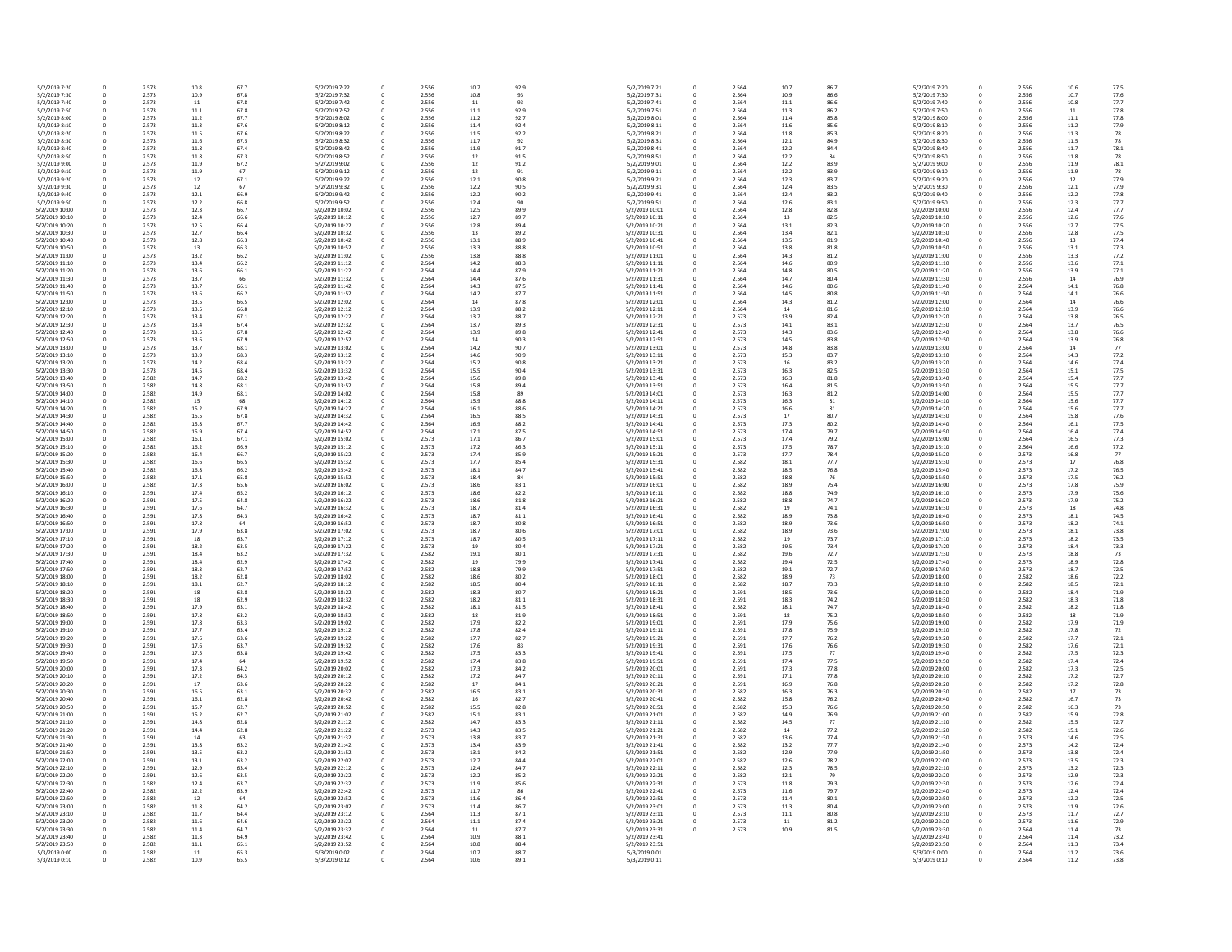| | | | | |
|---|---|---|---|---|
| 5/2/2019 7:20 | 0 | 2.573 | 10.8 | 67.7 |
| 5/2/2019 7:30 | 0 | 2.573 | 10.9 | 67.8 |
| 5/2/2019 7:40 | 0 | 2.573 | 11 | 67.8 |
| 5/2/2019 7:50 | 0 | 2.573 | 11.1 | 67.8 |
| 5/2/2019 8:00 | 0 | 2.573 | 11.2 | 67.7 |
| 5/2/2019 8:10 | 0 | 2.573 | 11.3 | 67.6 |
| 5/2/2019 8:20 | 0 | 2.573 | 11.5 | 67.6 |
| 5/2/2019 8:30 | 0 | 2.573 | 11.6 | 67.5 |
| 5/2/2019 8:40 | 0 | 2.573 | 11.8 | 67.4 |
| 5/2/2019 8:50 | 0 | 2.573 | 11.8 | 67.3 |
| 5/2/2019 9:00 | 0 | 2.573 | 11.9 | 67.2 |
| 5/2/2019 9:10 | 0 | 2.573 | 11.9 | 67 |
| 5/2/2019 9:20 | 0 | 2.573 | 12 | 67.1 |
| 5/2/2019 9:30 | 0 | 2.573 | 12 | 67 |
| 5/2/2019 9:40 | 0 | 2.573 | 12.1 | 66.9 |
| 5/2/2019 9:50 | 0 | 2.573 | 12.2 | 66.8 |
| 5/2/2019 10:00 | 0 | 2.573 | 12.3 | 66.7 |
| 5/2/2019 10:10 | 0 | 2.573 | 12.4 | 66.6 |
| 5/2/2019 10:20 | 0 | 2.573 | 12.5 | 66.4 |
| 5/2/2019 10:30 | 0 | 2.573 | 12.7 | 66.4 |
| 5/2/2019 10:40 | 0 | 2.573 | 12.8 | 66.3 |
| 5/2/2019 10:50 | 0 | 2.573 | 13 | 66.3 |
| 5/2/2019 11:00 | 0 | 2.573 | 13.2 | 66.2 |
| 5/2/2019 11:10 | 0 | 2.573 | 13.4 | 66.2 |
| 5/2/2019 11:20 | 0 | 2.573 | 13.6 | 66.1 |
| 5/2/2019 11:30 | 0 | 2.573 | 13.7 | 66 |
| 5/2/2019 11:40 | 0 | 2.573 | 13.7 | 66.1 |
| 5/2/2019 11:50 | 0 | 2.573 | 13.6 | 66.2 |
| 5/2/2019 12:00 | 0 | 2.573 | 13.5 | 66.5 |
| 5/2/2019 12:10 | 0 | 2.573 | 13.5 | 66.8 |
| 5/2/2019 12:20 | 0 | 2.573 | 13.4 | 67.1 |
| 5/2/2019 12:30 | 0 | 2.573 | 13.4 | 67.4 |
| 5/2/2019 12:40 | 0 | 2.573 | 13.5 | 67.8 |
| 5/2/2019 12:50 | 0 | 2.573 | 13.6 | 67.9 |
| 5/2/2019 13:00 | 0 | 2.573 | 13.7 | 68.1 |
| 5/2/2019 13:10 | 0 | 2.573 | 13.9 | 68.3 |
| 5/2/2019 13:20 | 0 | 2.573 | 14.2 | 68.4 |
| 5/2/2019 13:30 | 0 | 2.573 | 14.5 | 68.4 |
| 5/2/2019 13:40 | 0 | 2.582 | 14.7 | 68.2 |
| 5/2/2019 13:50 | 0 | 2.582 | 14.8 | 68.1 |
| 5/2/2019 14:00 | 0 | 2.582 | 14.9 | 68.1 |
| 5/2/2019 14:10 | 0 | 2.582 | 15 | 68 |
| 5/2/2019 14:20 | 0 | 2.582 | 15.2 | 67.9 |
| 5/2/2019 14:30 | 0 | 2.582 | 15.5 | 67.8 |
| 5/2/2019 14:40 | 0 | 2.582 | 15.8 | 67.7 |
| 5/2/2019 14:50 | 0 | 2.582 | 15.9 | 67.4 |
| 5/2/2019 15:00 | 0 | 2.582 | 16.1 | 67.1 |
| 5/2/2019 15:10 | 0 | 2.582 | 16.2 | 66.9 |
| 5/2/2019 15:20 | 0 | 2.582 | 16.4 | 66.7 |
| 5/2/2019 15:30 | 0 | 2.582 | 16.6 | 66.5 |
| 5/2/2019 15:40 | 0 | 2.582 | 16.8 | 66.2 |
| 5/2/2019 15:50 | 0 | 2.582 | 17.1 | 65.8 |
| 5/2/2019 16:00 | 0 | 2.582 | 17.3 | 65.6 |
| 5/2/2019 16:10 | 0 | 2.591 | 17.4 | 65.2 |
| 5/2/2019 16:20 | 0 | 2.591 | 17.5 | 64.8 |
| 5/2/2019 16:30 | 0 | 2.591 | 17.6 | 64.7 |
| 5/2/2019 16:40 | 0 | 2.591 | 17.8 | 64.3 |
| 5/2/2019 16:50 | 0 | 2.591 | 17.8 | 64 |
| 5/2/2019 17:00 | 0 | 2.591 | 17.9 | 63.8 |
| 5/2/2019 17:10 | 0 | 2.591 | 18 | 63.7 |
| 5/2/2019 17:20 | 0 | 2.591 | 18.2 | 63.5 |
| 5/2/2019 17:30 | 0 | 2.591 | 18.4 | 63.2 |
| 5/2/2019 17:40 | 0 | 2.591 | 18.4 | 62.9 |
| 5/2/2019 17:50 | 0 | 2.591 | 18.3 | 62.7 |
| 5/2/2019 18:00 | 0 | 2.591 | 18.2 | 62.8 |
| 5/2/2019 18:10 | 0 | 2.591 | 18.1 | 62.7 |
| 5/2/2019 18:20 | 0 | 2.591 | 18 | 62.8 |
| 5/2/2019 18:30 | 0 | 2.591 | 18 | 62.9 |
| 5/2/2019 18:40 | 0 | 2.591 | 17.9 | 63.1 |
| 5/2/2019 18:50 | 0 | 2.591 | 17.8 | 63.2 |
| 5/2/2019 19:00 | 0 | 2.591 | 17.8 | 63.3 |
| 5/2/2019 19:10 | 0 | 2.591 | 17.7 | 63.4 |
| 5/2/2019 19:20 | 0 | 2.591 | 17.6 | 63.6 |
| 5/2/2019 19:30 | 0 | 2.591 | 17.6 | 63.7 |
| 5/2/2019 19:40 | 0 | 2.591 | 17.5 | 63.8 |
| 5/2/2019 19:50 | 0 | 2.591 | 17.4 | 64 |
| 5/2/2019 20:00 | 0 | 2.591 | 17.3 | 64.2 |
| 5/2/2019 20:10 | 0 | 2.591 | 17.2 | 64.3 |
| 5/2/2019 20:20 | 0 | 2.591 | 17 | 63.6 |
| 5/2/2019 20:30 | 0 | 2.591 | 16.5 | 63.1 |
| 5/2/2019 20:40 | 0 | 2.591 | 16.1 | 62.8 |
| 5/2/2019 20:50 | 0 | 2.591 | 15.7 | 62.7 |
| 5/2/2019 21:00 | 0 | 2.591 | 15.2 | 62.7 |
| 5/2/2019 21:10 | 0 | 2.591 | 14.8 | 62.8 |
| 5/2/2019 21:20 | 0 | 2.591 | 14.4 | 62.8 |
| 5/2/2019 21:30 | 0 | 2.591 | 14 | 63 |
| 5/2/2019 21:40 | 0 | 2.591 | 13.8 | 63.2 |
| 5/2/2019 21:50 | 0 | 2.591 | 13.5 | 63.2 |
| 5/2/2019 22:00 | 0 | 2.591 | 13.1 | 63.2 |
| 5/2/2019 22:10 | 0 | 2.591 | 12.9 | 63.4 |
| 5/2/2019 22:20 | 0 | 2.591 | 12.6 | 63.5 |
| 5/2/2019 22:30 | 0 | 2.582 | 12.4 | 63.7 |
| 5/2/2019 22:40 | 0 | 2.582 | 12.2 | 63.9 |
| 5/2/2019 22:50 | 0 | 2.582 | 12 | 64 |
| 5/2/2019 23:00 | 0 | 2.582 | 11.8 | 64.2 |
| 5/2/2019 23:10 | 0 | 2.582 | 11.7 | 64.4 |
| 5/2/2019 23:20 | 0 | 2.582 | 11.6 | 64.6 |
| 5/2/2019 23:30 | 0 | 2.582 | 11.4 | 64.7 |
| 5/2/2019 23:40 | 0 | 2.582 | 11.3 | 64.9 |
| 5/2/2019 23:50 | 0 | 2.582 | 11.1 | 65.1 |
| 5/3/2019 0:00 | 0 | 2.582 | 11 | 65.3 |
| 5/3/2019 0:10 | 0 | 2.582 | 10.9 | 65.5 |

| | | | | |
|---|---|---|---|---|
| 5/2/2019 7:22 | 0 | 2.556 | 10.7 | 92.9 |
| 5/2/2019 7:32 | 0 | 2.556 | 10.8 | 93 |
| 5/2/2019 7:42 | 0 | 2.556 | 11 | 93 |
| 5/2/2019 7:52 | 0 | 2.556 | 11.1 | 92.9 |
| 5/2/2019 8:02 | 0 | 2.556 | 11.2 | 92.7 |
| 5/2/2019 8:12 | 0 | 2.556 | 11.4 | 92.4 |
| 5/2/2019 8:22 | 0 | 2.556 | 11.5 | 92.2 |
| 5/2/2019 8:32 | 0 | 2.556 | 11.7 | 92 |
| 5/2/2019 8:42 | 0 | 2.556 | 11.9 | 91.7 |
| 5/2/2019 8:52 | 0 | 2.556 | 12 | 91.5 |
| 5/2/2019 9:02 | 0 | 2.556 | 12 | 91.2 |
| 5/2/2019 9:12 | 0 | 2.556 | 12 | 91 |
| 5/2/2019 9:22 | 0 | 2.556 | 12.1 | 90.8 |
| 5/2/2019 9:32 | 0 | 2.556 | 12.2 | 90.5 |
| 5/2/2019 9:42 | 0 | 2.556 | 12.2 | 90.2 |
| 5/2/2019 9:52 | 0 | 2.556 | 12.4 | 90 |
| 5/2/2019 10:02 | 0 | 2.556 | 12.5 | 89.9 |
| 5/2/2019 10:12 | 0 | 2.556 | 12.7 | 89.7 |
| 5/2/2019 10:22 | 0 | 2.556 | 12.8 | 89.4 |
| 5/2/2019 10:32 | 0 | 2.556 | 13 | 89.2 |
| 5/2/2019 10:42 | 0 | 2.556 | 13.1 | 88.9 |
| 5/2/2019 10:52 | 0 | 2.556 | 13.3 | 88.8 |
| 5/2/2019 11:02 | 0 | 2.556 | 13.8 | 88.8 |
| 5/2/2019 11:12 | 0 | 2.564 | 14.2 | 88.3 |
| 5/2/2019 11:22 | 0 | 2.564 | 14.4 | 87.9 |
| 5/2/2019 11:32 | 0 | 2.564 | 14.4 | 87.6 |
| 5/2/2019 11:42 | 0 | 2.564 | 14.3 | 87.5 |
| 5/2/2019 11:52 | 0 | 2.564 | 14.2 | 87.7 |
| 5/2/2019 12:02 | 0 | 2.564 | 14 | 87.8 |
| 5/2/2019 12:12 | 0 | 2.564 | 13.9 | 88.2 |
| 5/2/2019 12:22 | 0 | 2.564 | 13.7 | 88.7 |
| 5/2/2019 12:32 | 0 | 2.564 | 13.7 | 89.3 |
| 5/2/2019 12:42 | 0 | 2.564 | 13.9 | 89.8 |
| 5/2/2019 12:52 | 0 | 2.564 | 14 | 90.3 |
| 5/2/2019 13:02 | 0 | 2.564 | 14.2 | 90.7 |
| 5/2/2019 13:12 | 0 | 2.564 | 14.6 | 90.9 |
| 5/2/2019 13:22 | 0 | 2.564 | 15.2 | 90.8 |
| 5/2/2019 13:32 | 0 | 2.564 | 15.5 | 90.4 |
| 5/2/2019 13:42 | 0 | 2.564 | 15.6 | 89.8 |
| 5/2/2019 13:52 | 0 | 2.564 | 15.8 | 89.4 |
| 5/2/2019 14:02 | 0 | 2.564 | 15.8 | 89 |
| 5/2/2019 14:12 | 0 | 2.564 | 15.9 | 88.8 |
| 5/2/2019 14:22 | 0 | 2.564 | 16.1 | 88.6 |
| 5/2/2019 14:32 | 0 | 2.564 | 16.5 | 88.5 |
| 5/2/2019 14:42 | 0 | 2.564 | 16.9 | 88.2 |
| 5/2/2019 14:52 | 0 | 2.564 | 17.1 | 87.5 |
| 5/2/2019 15:02 | 0 | 2.573 | 17.1 | 86.7 |
| 5/2/2019 15:12 | 0 | 2.573 | 17.2 | 86.3 |
| 5/2/2019 15:22 | 0 | 2.573 | 17.4 | 85.9 |
| 5/2/2019 15:32 | 0 | 2.573 | 17.7 | 85.4 |
| 5/2/2019 15:42 | 0 | 2.573 | 18.1 | 84.7 |
| 5/2/2019 15:52 | 0 | 2.573 | 18.4 | 84 |
| 5/2/2019 16:02 | 0 | 2.573 | 18.6 | 83.1 |
| 5/2/2019 16:12 | 0 | 2.573 | 18.6 | 82.2 |
| 5/2/2019 16:22 | 0 | 2.573 | 18.6 | 81.8 |
| 5/2/2019 16:32 | 0 | 2.573 | 18.7 | 81.4 |
| 5/2/2019 16:42 | 0 | 2.573 | 18.7 | 81.1 |
| 5/2/2019 16:52 | 0 | 2.573 | 18.7 | 80.8 |
| 5/2/2019 17:02 | 0 | 2.573 | 18.7 | 80.6 |
| 5/2/2019 17:12 | 0 | 2.573 | 18.7 | 80.5 |
| 5/2/2019 17:22 | 0 | 2.573 | 19 | 80.4 |
| 5/2/2019 17:32 | 0 | 2.582 | 19.1 | 80.1 |
| 5/2/2019 17:42 | 0 | 2.582 | 19 | 79.9 |
| 5/2/2019 17:52 | 0 | 2.582 | 18.8 | 79.9 |
| 5/2/2019 18:02 | 0 | 2.582 | 18.6 | 80.2 |
| 5/2/2019 18:12 | 0 | 2.582 | 18.5 | 80.4 |
| 5/2/2019 18:22 | 0 | 2.582 | 18.3 | 80.7 |
| 5/2/2019 18:32 | 0 | 2.582 | 18.2 | 81.1 |
| 5/2/2019 18:42 | 0 | 2.582 | 18.1 | 81.5 |
| 5/2/2019 18:52 | 0 | 2.582 | 18 | 81.9 |
| 5/2/2019 19:02 | 0 | 2.582 | 17.9 | 82.2 |
| 5/2/2019 19:12 | 0 | 2.582 | 17.8 | 82.4 |
| 5/2/2019 19:22 | 0 | 2.582 | 17.7 | 82.7 |
| 5/2/2019 19:32 | 0 | 2.582 | 17.6 | 83 |
| 5/2/2019 19:42 | 0 | 2.582 | 17.5 | 83.3 |
| 5/2/2019 19:52 | 0 | 2.582 | 17.4 | 83.8 |
| 5/2/2019 20:02 | 0 | 2.582 | 17.3 | 84.2 |
| 5/2/2019 20:12 | 0 | 2.582 | 17.2 | 84.7 |
| 5/2/2019 20:22 | 0 | 2.582 | 17 | 84.1 |
| 5/2/2019 20:32 | 0 | 2.582 | 16.5 | 83.1 |
| 5/2/2019 20:42 | 0 | 2.582 | 16 | 82.7 |
| 5/2/2019 20:52 | 0 | 2.582 | 15.5 | 82.8 |
| 5/2/2019 21:02 | 0 | 2.582 | 15.1 | 83.1 |
| 5/2/2019 21:12 | 0 | 2.582 | 14.7 | 83.3 |
| 5/2/2019 21:22 | 0 | 2.573 | 14.3 | 83.5 |
| 5/2/2019 21:32 | 0 | 2.573 | 13.8 | 83.7 |
| 5/2/2019 21:42 | 0 | 2.573 | 13.4 | 83.9 |
| 5/2/2019 21:52 | 0 | 2.573 | 13.1 | 84.2 |
| 5/2/2019 22:02 | 0 | 2.573 | 12.7 | 84.4 |
| 5/2/2019 22:12 | 0 | 2.573 | 12.4 | 84.7 |
| 5/2/2019 22:22 | 0 | 2.573 | 12.2 | 85.2 |
| 5/2/2019 22:32 | 0 | 2.573 | 11.9 | 85.6 |
| 5/2/2019 22:42 | 0 | 2.573 | 11.7 | 86 |
| 5/2/2019 22:52 | 0 | 2.573 | 11.6 | 86.4 |
| 5/2/2019 23:02 | 0 | 2.573 | 11.4 | 86.7 |
| 5/2/2019 23:12 | 0 | 2.564 | 11.3 | 87.1 |
| 5/2/2019 23:22 | 0 | 2.564 | 11.1 | 87.4 |
| 5/2/2019 23:32 | 0 | 2.564 | 11 | 87.7 |
| 5/2/2019 23:42 | 0 | 2.564 | 10.9 | 88.1 |
| 5/2/2019 23:52 | 0 | 2.564 | 10.8 | 88.4 |
| 5/3/2019 0:02 | 0 | 2.564 | 10.7 | 88.7 |
| 5/3/2019 0:12 | 0 | 2.564 | 10.6 | 89.1 |

| | | | | |
|---|---|---|---|---|
| 5/2/2019 7:21 | 0 | 2.564 | 10.7 | 86.7 |
| 5/2/2019 7:31 | 0 | 2.564 | 10.9 | 86.6 |
| 5/2/2019 7:41 | 0 | 2.564 | 11.1 | 86.6 |
| 5/2/2019 7:51 | 0 | 2.564 | 11.3 | 86.2 |
| 5/2/2019 8:01 | 0 | 2.564 | 11.4 | 85.8 |
| 5/2/2019 8:11 | 0 | 2.564 | 11.6 | 85.6 |
| 5/2/2019 8:21 | 0 | 2.564 | 11.8 | 85.3 |
| 5/2/2019 8:31 | 0 | 2.564 | 12.1 | 84.9 |
| 5/2/2019 8:41 | 0 | 2.564 | 12.2 | 84.4 |
| 5/2/2019 8:51 | 0 | 2.564 | 12.2 | 84 |
| 5/2/2019 9:01 | 0 | 2.564 | 12.2 | 83.9 |
| 5/2/2019 9:11 | 0 | 2.564 | 12.2 | 83.9 |
| 5/2/2019 9:21 | 0 | 2.564 | 12.3 | 83.7 |
| 5/2/2019 9:31 | 0 | 2.564 | 12.4 | 83.5 |
| 5/2/2019 9:41 | 0 | 2.564 | 12.4 | 83.2 |
| 5/2/2019 9:51 | 0 | 2.564 | 12.6 | 83.1 |
| 5/2/2019 10:01 | 0 | 2.564 | 12.8 | 82.8 |
| 5/2/2019 10:11 | 0 | 2.564 | 13 | 82.5 |
| 5/2/2019 10:21 | 0 | 2.564 | 13.1 | 82.3 |
| 5/2/2019 10:31 | 0 | 2.564 | 13.4 | 82.1 |
| 5/2/2019 10:41 | 0 | 2.564 | 13.5 | 81.9 |
| 5/2/2019 10:51 | 0 | 2.564 | 13.8 | 81.8 |
| 5/2/2019 11:01 | 0 | 2.564 | 14.3 | 81.2 |
| 5/2/2019 11:11 | 0 | 2.564 | 14.6 | 80.9 |
| 5/2/2019 11:21 | 0 | 2.564 | 14.8 | 80.5 |
| 5/2/2019 11:31 | 0 | 2.564 | 14.7 | 80.4 |
| 5/2/2019 11:41 | 0 | 2.564 | 14.6 | 80.6 |
| 5/2/2019 11:51 | 0 | 2.564 | 14.5 | 80.8 |
| 5/2/2019 12:01 | 0 | 2.564 | 14.3 | 81.2 |
| 5/2/2019 12:11 | 0 | 2.564 | 14 | 81.6 |
| 5/2/2019 12:21 | 0 | 2.573 | 13.9 | 82.4 |
| 5/2/2019 12:31 | 0 | 2.573 | 14.1 | 83.1 |
| 5/2/2019 12:41 | 0 | 2.573 | 14.3 | 83.6 |
| 5/2/2019 12:51 | 0 | 2.573 | 14.5 | 83.8 |
| 5/2/2019 13:01 | 0 | 2.573 | 14.8 | 83.8 |
| 5/2/2019 13:11 | 0 | 2.573 | 15.3 | 83.7 |
| 5/2/2019 13:21 | 0 | 2.573 | 16 | 83.2 |
| 5/2/2019 13:31 | 0 | 2.573 | 16.3 | 82.5 |
| 5/2/2019 13:41 | 0 | 2.573 | 16.3 | 81.8 |
| 5/2/2019 13:51 | 0 | 2.573 | 16.4 | 81.5 |
| 5/2/2019 14:01 | 0 | 2.573 | 16.3 | 81.2 |
| 5/2/2019 14:11 | 0 | 2.573 | 16.3 | 81 |
| 5/2/2019 14:21 | 0 | 2.573 | 16.6 | 81 |
| 5/2/2019 14:31 | 0 | 2.573 | 17 | 80.7 |
| 5/2/2019 14:41 | 0 | 2.573 | 17.3 | 80.2 |
| 5/2/2019 14:51 | 0 | 2.573 | 17.4 | 79.7 |
| 5/2/2019 15:01 | 0 | 2.573 | 17.4 | 79.2 |
| 5/2/2019 15:11 | 0 | 2.573 | 17.5 | 78.7 |
| 5/2/2019 15:21 | 0 | 2.573 | 17.7 | 78.4 |
| 5/2/2019 15:31 | 0 | 2.582 | 18.1 | 77.7 |
| 5/2/2019 15:41 | 0 | 2.582 | 18.5 | 76.8 |
| 5/2/2019 15:51 | 0 | 2.582 | 18.8 | 76 |
| 5/2/2019 16:01 | 0 | 2.582 | 18.9 | 75.4 |
| 5/2/2019 16:11 | 0 | 2.582 | 18.8 | 74.9 |
| 5/2/2019 16:21 | 0 | 2.582 | 18.8 | 74.7 |
| 5/2/2019 16:31 | 0 | 2.582 | 19 | 74.1 |
| 5/2/2019 16:41 | 0 | 2.582 | 18.9 | 73.8 |
| 5/2/2019 16:51 | 0 | 2.582 | 18.9 | 73.6 |
| 5/2/2019 17:01 | 0 | 2.582 | 18.9 | 73.6 |
| 5/2/2019 17:11 | 0 | 2.582 | 19 | 73.7 |
| 5/2/2019 17:21 | 0 | 2.582 | 19.5 | 73.4 |
| 5/2/2019 17:31 | 0 | 2.582 | 19.6 | 72.7 |
| 5/2/2019 17:41 | 0 | 2.582 | 19.4 | 72.5 |
| 5/2/2019 17:51 | 0 | 2.582 | 19.1 | 72.7 |
| 5/2/2019 18:01 | 0 | 2.582 | 18.9 | 73 |
| 5/2/2019 18:11 | 0 | 2.582 | 18.7 | 73.3 |
| 5/2/2019 18:21 | 0 | 2.591 | 18.5 | 73.6 |
| 5/2/2019 18:31 | 0 | 2.591 | 18.3 | 74.2 |
| 5/2/2019 18:41 | 0 | 2.582 | 18.1 | 74.7 |
| 5/2/2019 18:51 | 0 | 2.591 | 18 | 75.2 |
| 5/2/2019 19:01 | 0 | 2.591 | 17.9 | 75.6 |
| 5/2/2019 19:11 | 0 | 2.591 | 17.8 | 75.9 |
| 5/2/2019 19:21 | 0 | 2.591 | 17.7 | 76.2 |
| 5/2/2019 19:31 | 0 | 2.591 | 17.6 | 76.6 |
| 5/2/2019 19:41 | 0 | 2.591 | 17.5 | 77 |
| 5/2/2019 19:51 | 0 | 2.591 | 17.4 | 77.5 |
| 5/2/2019 20:01 | 0 | 2.591 | 17.3 | 77.8 |
| 5/2/2019 20:11 | 0 | 2.591 | 17.1 | 77.8 |
| 5/2/2019 20:21 | 0 | 2.591 | 16.9 | 76.8 |
| 5/2/2019 20:31 | 0 | 2.582 | 16.3 | 76.3 |
| 5/2/2019 20:41 | 0 | 2.582 | 15.8 | 76.2 |
| 5/2/2019 20:51 | 0 | 2.582 | 15.3 | 76.6 |
| 5/2/2019 21:01 | 0 | 2.582 | 14.9 | 76.9 |
| 5/2/2019 21:11 | 0 | 2.582 | 14.5 | 77 |
| 5/2/2019 21:21 | 0 | 2.582 | 14 | 77.2 |
| 5/2/2019 21:31 | 0 | 2.582 | 13.6 | 77.4 |
| 5/2/2019 21:41 | 0 | 2.582 | 13.2 | 77.7 |
| 5/2/2019 21:51 | 0 | 2.582 | 12.9 | 77.9 |
| 5/2/2019 22:01 | 0 | 2.582 | 12.6 | 78.2 |
| 5/2/2019 22:11 | 0 | 2.582 | 12.3 | 78.5 |
| 5/2/2019 22:21 | 0 | 2.582 | 12.1 | 79 |
| 5/2/2019 22:31 | 0 | 2.573 | 11.8 | 79.3 |
| 5/2/2019 22:41 | 0 | 2.573 | 11.6 | 79.7 |
| 5/2/2019 22:51 | 0 | 2.573 | 11.4 | 80.1 |
| 5/2/2019 23:01 | 0 | 2.573 | 11.3 | 80.4 |
| 5/2/2019 23:11 | 0 | 2.573 | 11.1 | 80.8 |
| 5/2/2019 23:21 | 0 | 2.573 | 11 | 81.2 |
| 5/2/2019 23:31 | 0 | 2.573 | 10.9 | 81.5 |
| 5/2/2019 23:41 | | | | |
| 5/2/2019 23:51 | | | | |
| 5/3/2019 0:01 | | | | |
| 5/3/2019 0:11 | | | | |

| | | | | |
|---|---|---|---|---|
| 5/2/2019 7:20 | 0 | 2.556 | 10.6 | 77.5 |
| 5/2/2019 7:30 | 0 | 2.556 | 10.7 | 77.6 |
| 5/2/2019 7:40 | 0 | 2.556 | 10.8 | 77.7 |
| 5/2/2019 7:50 | 0 | 2.556 | 11 | 77.8 |
| 5/2/2019 8:00 | 0 | 2.556 | 11.1 | 77.8 |
| 5/2/2019 8:10 | 0 | 2.556 | 11.2 | 77.9 |
| 5/2/2019 8:20 | 0 | 2.556 | 11.3 | 78 |
| 5/2/2019 8:30 | 0 | 2.556 | 11.5 | 78 |
| 5/2/2019 8:40 | 0 | 2.556 | 11.7 | 78.1 |
| 5/2/2019 8:50 | 0 | 2.556 | 11.8 | 78 |
| 5/2/2019 9:00 | 0 | 2.556 | 11.9 | 78.1 |
| 5/2/2019 9:10 | 0 | 2.556 | 11.9 | 78 |
| 5/2/2019 9:20 | 0 | 2.556 | 12 | 77.9 |
| 5/2/2019 9:30 | 0 | 2.556 | 12.1 | 77.9 |
| 5/2/2019 9:40 | 0 | 2.556 | 12.2 | 77.8 |
| 5/2/2019 9:50 | 0 | 2.556 | 12.3 | 77.7 |
| 5/2/2019 10:00 | 0 | 2.556 | 12.4 | 77.7 |
| 5/2/2019 10:10 | 0 | 2.556 | 12.6 | 77.6 |
| 5/2/2019 10:20 | 0 | 2.556 | 12.7 | 77.5 |
| 5/2/2019 10:30 | 0 | 2.556 | 12.8 | 77.5 |
| 5/2/2019 10:40 | 0 | 2.556 | 13 | 77.4 |
| 5/2/2019 10:50 | 0 | 2.556 | 13.1 | 77.3 |
| 5/2/2019 11:00 | 0 | 2.556 | 13.3 | 77.2 |
| 5/2/2019 11:10 | 0 | 2.556 | 13.6 | 77.1 |
| 5/2/2019 11:20 | 0 | 2.556 | 13.9 | 77.1 |
| 5/2/2019 11:30 | 0 | 2.556 | 14 | 76.9 |
| 5/2/2019 11:40 | 0 | 2.564 | 14.1 | 76.8 |
| 5/2/2019 11:50 | 0 | 2.564 | 14.1 | 76.6 |
| 5/2/2019 12:00 | 0 | 2.564 | 14 | 76.6 |
| 5/2/2019 12:10 | 0 | 2.564 | 13.9 | 76.6 |
| 5/2/2019 12:20 | 0 | 2.564 | 13.8 | 76.5 |
| 5/2/2019 12:30 | 0 | 2.564 | 13.7 | 76.5 |
| 5/2/2019 12:40 | 0 | 2.564 | 13.8 | 76.6 |
| 5/2/2019 12:50 | 0 | 2.564 | 13.9 | 76.8 |
| 5/2/2019 13:00 | 0 | 2.564 | 14 | 77 |
| 5/2/2019 13:10 | 0 | 2.564 | 14.3 | 77.2 |
| 5/2/2019 13:20 | 0 | 2.564 | 14.6 | 77.4 |
| 5/2/2019 13:30 | 0 | 2.564 | 15.1 | 77.5 |
| 5/2/2019 13:40 | 0 | 2.564 | 15.4 | 77.7 |
| 5/2/2019 13:50 | 0 | 2.564 | 15.5 | 77.7 |
| 5/2/2019 14:00 | 0 | 2.564 | 15.5 | 77.7 |
| 5/2/2019 14:10 | 0 | 2.564 | 15.6 | 77.7 |
| 5/2/2019 14:20 | 0 | 2.564 | 15.6 | 77.7 |
| 5/2/2019 14:30 | 0 | 2.564 | 15.8 | 77.6 |
| 5/2/2019 14:40 | 0 | 2.564 | 16.1 | 77.5 |
| 5/2/2019 14:50 | 0 | 2.564 | 16.4 | 77.4 |
| 5/2/2019 15:00 | 0 | 2.564 | 16.5 | 77.3 |
| 5/2/2019 15:10 | 0 | 2.564 | 16.6 | 77.2 |
| 5/2/2019 15:20 | 0 | 2.573 | 16.8 | 77 |
| 5/2/2019 15:30 | 0 | 2.573 | 17 | 76.8 |
| 5/2/2019 15:40 | 0 | 2.573 | 17.2 | 76.5 |
| 5/2/2019 15:50 | 0 | 2.573 | 17.5 | 76.2 |
| 5/2/2019 16:00 | 0 | 2.573 | 17.8 | 75.9 |
| 5/2/2019 16:10 | 0 | 2.573 | 17.9 | 75.6 |
| 5/2/2019 16:20 | 0 | 2.573 | 17.9 | 75.2 |
| 5/2/2019 16:30 | 0 | 2.573 | 18 | 74.8 |
| 5/2/2019 16:40 | 0 | 2.573 | 18.1 | 74.5 |
| 5/2/2019 16:50 | 0 | 2.573 | 18.2 | 74.1 |
| 5/2/2019 17:00 | 0 | 2.573 | 18.1 | 73.8 |
| 5/2/2019 17:10 | 0 | 2.573 | 18.2 | 73.5 |
| 5/2/2019 17:20 | 0 | 2.573 | 18.4 | 73.3 |
| 5/2/2019 17:30 | 0 | 2.573 | 18.8 | 73 |
| 5/2/2019 17:40 | 0 | 2.573 | 18.9 | 72.8 |
| 5/2/2019 17:50 | 0 | 2.573 | 18.7 | 72.5 |
| 5/2/2019 18:00 | 0 | 2.582 | 18.6 | 72.2 |
| 5/2/2019 18:10 | 0 | 2.582 | 18.5 | 72.1 |
| 5/2/2019 18:20 | 0 | 2.582 | 18.4 | 71.9 |
| 5/2/2019 18:30 | 0 | 2.582 | 18.3 | 71.8 |
| 5/2/2019 18:40 | 0 | 2.582 | 18.2 | 71.8 |
| 5/2/2019 18:50 | 0 | 2.582 | 18 | 71.9 |
| 5/2/2019 19:00 | 0 | 2.582 | 17.9 | 71.9 |
| 5/2/2019 19:10 | 0 | 2.582 | 17.8 | 72 |
| 5/2/2019 19:20 | 0 | 2.582 | 17.7 | 72.1 |
| 5/2/2019 19:30 | 0 | 2.582 | 17.6 | 72.1 |
| 5/2/2019 19:40 | 0 | 2.582 | 17.5 | 72.3 |
| 5/2/2019 19:50 | 0 | 2.582 | 17.4 | 72.4 |
| 5/2/2019 20:00 | 0 | 2.582 | 17.3 | 72.5 |
| 5/2/2019 20:10 | 0 | 2.582 | 17.2 | 72.7 |
| 5/2/2019 20:20 | 0 | 2.582 | 17.2 | 72.8 |
| 5/2/2019 20:30 | 0 | 2.582 | 17 | 73 |
| 5/2/2019 20:40 | 0 | 2.582 | 16.7 | 73 |
| 5/2/2019 20:50 | 0 | 2.582 | 16.3 | 73 |
| 5/2/2019 21:00 | 0 | 2.582 | 15.9 | 72.8 |
| 5/2/2019 21:10 | 0 | 2.582 | 15.5 | 72.7 |
| 5/2/2019 21:20 | 0 | 2.582 | 15.1 | 72.6 |
| 5/2/2019 21:30 | 0 | 2.573 | 14.6 | 72.5 |
| 5/2/2019 21:40 | 0 | 2.573 | 14.2 | 72.4 |
| 5/2/2019 21:50 | 0 | 2.573 | 13.8 | 72.4 |
| 5/2/2019 22:00 | 0 | 2.573 | 13.5 | 72.3 |
| 5/2/2019 22:10 | 0 | 2.573 | 13.2 | 72.3 |
| 5/2/2019 22:20 | 0 | 2.573 | 12.9 | 72.3 |
| 5/2/2019 22:30 | 0 | 2.573 | 12.6 | 72.4 |
| 5/2/2019 22:40 | 0 | 2.573 | 12.4 | 72.4 |
| 5/2/2019 22:50 | 0 | 2.573 | 12.2 | 72.5 |
| 5/2/2019 23:00 | 0 | 2.573 | 11.9 | 72.6 |
| 5/2/2019 23:10 | 0 | 2.573 | 11.7 | 72.7 |
| 5/2/2019 23:20 | 0 | 2.573 | 11.6 | 72.9 |
| 5/2/2019 23:30 | 0 | 2.564 | 11.4 | 73 |
| 5/2/2019 23:40 | 0 | 2.564 | 11.4 | 73.2 |
| 5/2/2019 23:50 | 0 | 2.564 | 11.3 | 73.4 |
| 5/3/2019 0:00 | 0 | 2.564 | 11.2 | 73.6 |
| 5/3/2019 0:10 | 0 | 2.564 | 11.2 | 73.8 |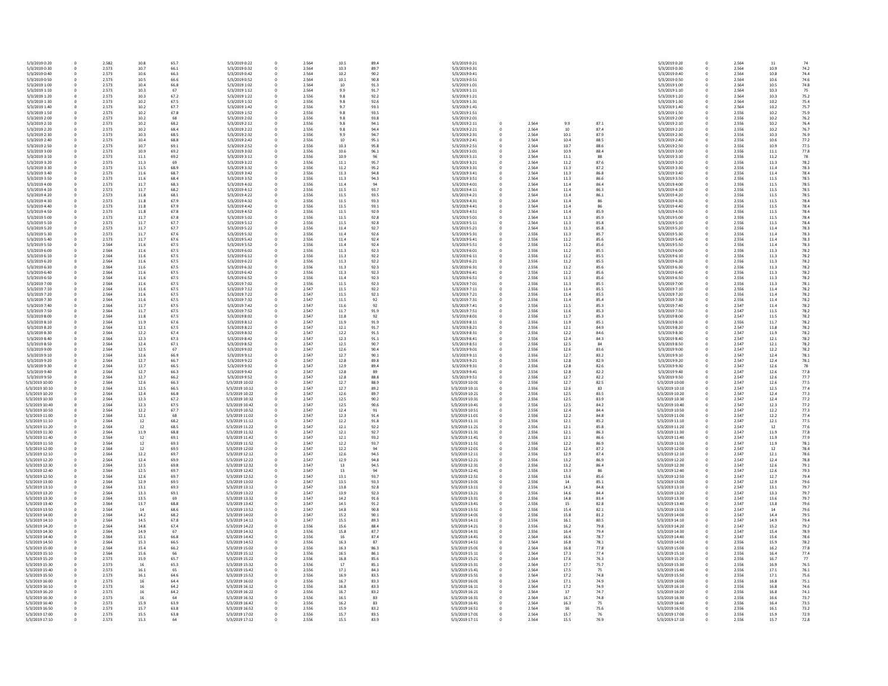| | | | | | | | | | | | | | | | | | | | |
|---|---|---|---|---|---|---|---|---|---|---|---|---|---|---|---|---|---|---|---|
| 5/3/2019 0:20 | 0 | 2.582 | 10.8 | 65.7 | 5/3/2019 0:22 | 0 | 2.564 | 10.5 | 89.4 | 5/3/2019 0:21 | | | | | 5/3/2019 0:20 | 0 | 2.564 | 11 | 74 |
| 5/3/2019 0:30 | 0 | 2.573 | 10.7 | 66.1 | 5/3/2019 0:32 | 0 | 2.564 | 10.3 | 89.7 | 5/3/2019 0:31 | | | | | 5/3/2019 0:30 | 0 | 2.564 | 10.9 | 74.2 |
| 5/3/2019 0:40 | 0 | 2.573 | 10.6 | 66.3 | 5/3/2019 0:42 | 0 | 2.564 | 10.2 | 90.2 | 5/3/2019 0:41 | | | | | 5/3/2019 0:40 | 0 | 2.564 | 10.8 | 74.4 |
| 5/3/2019 0:50 | 0 | 2.573 | 10.5 | 66.6 | 5/3/2019 0:52 | 0 | 2.564 | 10.1 | 90.8 | 5/3/2019 0:51 | | | | | 5/3/2019 0:50 | 0 | 2.564 | 10.6 | 74.6 |
| 5/3/2019 1:00 | 0 | 2.573 | 10.4 | 66.8 | 5/3/2019 1:02 | 0 | 2.564 | 10 | 91.3 | 5/3/2019 1:01 | | | | | 5/3/2019 1:00 | 0 | 2.564 | 10.5 | 74.8 |
| 5/3/2019 1:10 | 0 | 2.573 | 10.3 | 67 | 5/3/2019 1:12 | 0 | 2.564 | 9.9 | 91.7 | 5/3/2019 1:11 | | | | | 5/3/2019 1:10 | 0 | 2.564 | 10.3 | 75 |
| 5/3/2019 1:20 | 0 | 2.573 | 10.3 | 67.2 | 5/3/2019 1:22 | 0 | 2.556 | 9.8 | 92.2 | 5/3/2019 1:21 | | | | | 5/3/2019 1:20 | 0 | 2.564 | 10.3 | 75.2 |
| 5/3/2019 1:30 | 0 | 2.573 | 10.2 | 67.5 | 5/3/2019 1:32 | 0 | 2.556 | 9.8 | 92.6 | 5/3/2019 1:31 | | | | | 5/3/2019 1:30 | 0 | 2.556 | 10.2 | 75.4 |
| 5/3/2019 1:40 | 0 | 2.573 | 10.2 | 67.7 | 5/3/2019 1:42 | 0 | 2.556 | 9.7 | 93.1 | 5/3/2019 1:41 | | | | | 5/3/2019 1:40 | 0 | 2.556 | 10.2 | 75.7 |
| 5/3/2019 1:50 | 0 | 2.573 | 10.2 | 67.8 | 5/3/2019 1:52 | 0 | 2.556 | 9.8 | 93.5 | 5/3/2019 1:51 | | | | | 5/3/2019 1:50 | 0 | 2.556 | 10.2 | 75.9 |
| 5/3/2019 2:00 | 0 | 2.573 | 10.2 | 68 | 5/3/2019 2:02 | 0 | 2.556 | 9.8 | 93.8 | 5/3/2019 2:01 | | | | | 5/3/2019 2:00 | 0 | 2.556 | 10.2 | 76.2 |
| 5/3/2019 2:10 | 0 | 2.573 | 10.2 | 68.2 | 5/3/2019 2:12 | 0 | 2.556 | 9.8 | 94.1 | 5/3/2019 2:11 | 0 | 2.564 | 9.9 | 87.1 | 5/3/2019 2:10 | 0 | 2.556 | 10.2 | 76.4 |
| 5/3/2019 2:20 | 0 | 2.573 | 10.2 | 68.4 | 5/3/2019 2:22 | 0 | 2.556 | 9.8 | 94.4 | 5/3/2019 2:21 | 0 | 2.564 | 10 | 87.4 | 5/3/2019 2:20 | 0 | 2.556 | 10.2 | 76.7 |
| 5/3/2019 2:30 | 0 | 2.573 | 10.3 | 68.5 | 5/3/2019 2:32 | 0 | 2.556 | 9.9 | 94.7 | 5/3/2019 2:31 | 0 | 2.564 | 10.1 | 87.9 | 5/3/2019 2:30 | 0 | 2.556 | 10.3 | 76.9 |
| 5/3/2019 2:40 | 0 | 2.573 | 10.4 | 68.8 | 5/3/2019 2:42 | 0 | 2.556 | 10 | 95.1 | 5/3/2019 2:41 | 0 | 2.564 | 10.4 | 88.5 | 5/3/2019 2:40 | 0 | 2.556 | 10.6 | 77.2 |
| 5/3/2019 2:50 | 0 | 2.573 | 10.7 | 69.1 | 5/3/2019 2:52 | 0 | 2.556 | 10.3 | 95.8 | 5/3/2019 2:51 | 0 | 2.564 | 10.7 | 88.6 | 5/3/2019 2:50 | 0 | 2.556 | 10.9 | 77.5 |
| 5/3/2019 3:00 | 0 | 2.573 | 10.9 | 69.2 | 5/3/2019 3:02 | 0 | 2.556 | 10.6 | 96.1 | 5/3/2019 3:01 | 0 | 2.564 | 10.9 | 88.4 | 5/3/2019 3:00 | 0 | 2.556 | 11.1 | 77.8 |
| 5/3/2019 3:10 | 0 | 2.573 | 11.1 | 69.2 | 5/3/2019 3:12 | 0 | 2.556 | 10.9 | 96 | 5/3/2019 3:11 | 0 | 2.564 | 11.1 | 88 | 5/3/2019 3:10 | 0 | 2.556 | 11.2 | 78 |
| 5/3/2019 3:20 | 0 | 2.573 | 11.3 | 69 | 5/3/2019 3:22 | 0 | 2.556 | 11.1 | 95.7 | 5/3/2019 3:21 | 0 | 2.564 | 11.2 | 87.6 | 5/3/2019 3:20 | 0 | 2.556 | 11.3 | 78.2 |
| 5/3/2019 3:30 | 0 | 2.573 | 11.5 | 68.9 | 5/3/2019 3:32 | 0 | 2.556 | 11.2 | 95.2 | 5/3/2019 3:31 | 0 | 2.564 | 11.3 | 87.2 | 5/3/2019 3:30 | 0 | 2.556 | 11.4 | 78.3 |
| 5/3/2019 3:40 | 0 | 2.573 | 11.6 | 68.7 | 5/3/2019 3:42 | 0 | 2.556 | 11.3 | 94.8 | 5/3/2019 3:41 | 0 | 2.564 | 11.3 | 86.8 | 5/3/2019 3:40 | 0 | 2.556 | 11.4 | 78.4 |
| 5/3/2019 3:50 | 0 | 2.573 | 11.6 | 68.4 | 5/3/2019 3:52 | 0 | 2.556 | 11.3 | 94.3 | 5/3/2019 3:51 | 0 | 2.564 | 11.3 | 86.6 | 5/3/2019 3:50 | 0 | 2.556 | 11.5 | 78.5 |
| 5/3/2019 4:00 | 0 | 2.573 | 11.7 | 68.3 | 5/3/2019 4:02 | 0 | 2.556 | 11.4 | 94 | 5/3/2019 4:01 | 0 | 2.564 | 11.4 | 86.4 | 5/3/2019 4:00 | 0 | 2.556 | 11.5 | 78.5 |
| 5/3/2019 4:10 | 0 | 2.573 | 11.7 | 68.2 | 5/3/2019 4:12 | 0 | 2.556 | 11.5 | 93.7 | 5/3/2019 4:11 | 0 | 2.564 | 11.4 | 86.3 | 5/3/2019 4:10 | 0 | 2.556 | 11.5 | 78.5 |
| 5/3/2019 4:20 | 0 | 2.573 | 11.8 | 68.1 | 5/3/2019 4:22 | 0 | 2.556 | 11.5 | 93.5 | 5/3/2019 4:21 | 0 | 2.564 | 11.4 | 86.1 | 5/3/2019 4:20 | 0 | 2.556 | 11.5 | 78.5 |
| 5/3/2019 4:30 | 0 | 2.573 | 11.8 | 67.9 | 5/3/2019 4:32 | 0 | 2.556 | 11.5 | 93.3 | 5/3/2019 4:31 | 0 | 2.564 | 11.4 | 86 | 5/3/2019 4:30 | 0 | 2.556 | 11.5 | 78.4 |
| 5/3/2019 4:40 | 0 | 2.573 | 11.8 | 67.9 | 5/3/2019 4:42 | 0 | 2.556 | 11.5 | 93.1 | 5/3/2019 4:41 | 0 | 2.564 | 11.4 | 86 | 5/3/2019 4:40 | 0 | 2.556 | 11.5 | 78.4 |
| 5/3/2019 4:50 | 0 | 2.573 | 11.8 | 67.8 | 5/3/2019 4:52 | 0 | 2.556 | 11.5 | 92.9 | 5/3/2019 4:51 | 0 | 2.564 | 11.4 | 85.9 | 5/3/2019 4:50 | 0 | 2.556 | 11.5 | 78.4 |
| 5/3/2019 5:00 | 0 | 2.573 | 11.7 | 67.8 | 5/3/2019 5:02 | 0 | 2.556 | 11.5 | 92.8 | 5/3/2019 5:01 | 0 | 2.564 | 11.3 | 85.9 | 5/3/2019 5:00 | 0 | 2.556 | 11.5 | 78.4 |
| 5/3/2019 5:10 | 0 | 2.573 | 11.7 | 67.7 | 5/3/2019 5:12 | 0 | 2.556 | 11.5 | 92.8 | 5/3/2019 5:11 | 0 | 2.564 | 11.3 | 85.8 | 5/3/2019 5:10 | 0 | 2.556 | 11.5 | 78.4 |
| 5/3/2019 5:20 | 0 | 2.573 | 11.7 | 67.7 | 5/3/2019 5:22 | 0 | 2.556 | 11.4 | 92.7 | 5/3/2019 5:21 | 0 | 2.564 | 11.3 | 85.8 | 5/3/2019 5:20 | 0 | 2.556 | 11.4 | 78.3 |
| 5/3/2019 5:30 | 0 | 2.573 | 11.7 | 67.6 | 5/3/2019 5:32 | 0 | 2.556 | 11.4 | 92.6 | 5/3/2019 5:31 | 0 | 2.556 | 11.3 | 85.7 | 5/3/2019 5:30 | 0 | 2.556 | 11.4 | 78.3 |
| 5/3/2019 5:40 | 0 | 2.573 | 11.7 | 67.6 | 5/3/2019 5:42 | 0 | 2.556 | 11.4 | 92.4 | 5/3/2019 5:41 | 0 | 2.556 | 11.2 | 85.6 | 5/3/2019 5:40 | 0 | 2.556 | 11.4 | 78.3 |
| 5/3/2019 5:50 | 0 | 2.564 | 11.6 | 67.5 | 5/3/2019 5:52 | 0 | 2.556 | 11.4 | 92.4 | 5/3/2019 5:51 | 0 | 2.556 | 11.2 | 85.6 | 5/3/2019 5:50 | 0 | 2.556 | 11.4 | 78.3 |
| 5/3/2019 6:00 | 0 | 2.564 | 11.6 | 67.5 | 5/3/2019 6:02 | 0 | 2.556 | 11.3 | 92.3 | 5/3/2019 6:01 | 0 | 2.556 | 11.2 | 85.5 | 5/3/2019 6:00 | 0 | 2.556 | 11.3 | 78.2 |
| 5/3/2019 6:10 | 0 | 2.564 | 11.6 | 67.5 | 5/3/2019 6:12 | 0 | 2.556 | 11.3 | 92.2 | 5/3/2019 6:11 | 0 | 2.556 | 11.2 | 85.5 | 5/3/2019 6:10 | 0 | 2.556 | 11.3 | 78.2 |
| 5/3/2019 6:20 | 0 | 2.564 | 11.6 | 67.5 | 5/3/2019 6:22 | 0 | 2.556 | 11.3 | 92.2 | 5/3/2019 6:21 | 0 | 2.556 | 11.2 | 85.5 | 5/3/2019 6:20 | 0 | 2.556 | 11.3 | 78.2 |
| 5/3/2019 6:30 | 0 | 2.564 | 11.6 | 67.5 | 5/3/2019 6:32 | 0 | 2.556 | 11.3 | 92.3 | 5/3/2019 6:31 | 0 | 2.556 | 11.2 | 85.6 | 5/3/2019 6:30 | 0 | 2.556 | 11.3 | 78.2 |
| 5/3/2019 6:40 | 0 | 2.564 | 11.6 | 67.5 | 5/3/2019 6:42 | 0 | 2.556 | 11.3 | 92.3 | 5/3/2019 6:41 | 0 | 2.556 | 11.2 | 85.6 | 5/3/2019 6:40 | 0 | 2.556 | 11.3 | 78.2 |
| 5/3/2019 6:50 | 0 | 2.564 | 11.6 | 67.5 | 5/3/2019 6:52 | 0 | 2.556 | 11.4 | 92.3 | 5/3/2019 6:51 | 0 | 2.556 | 11.3 | 85.6 | 5/3/2019 6:50 | 0 | 2.556 | 11.3 | 78.2 |
| 5/3/2019 7:00 | 0 | 2.564 | 11.6 | 67.5 | 5/3/2019 7:02 | 0 | 2.556 | 11.5 | 92.3 | 5/3/2019 7:01 | 0 | 2.556 | 11.3 | 85.5 | 5/3/2019 7:00 | 0 | 2.556 | 11.3 | 78.1 |
| 5/3/2019 7:10 | 0 | 2.564 | 11.6 | 67.5 | 5/3/2019 7:12 | 0 | 2.547 | 11.5 | 92.2 | 5/3/2019 7:11 | 0 | 2.556 | 11.4 | 85.5 | 5/3/2019 7:10 | 0 | 2.556 | 11.4 | 78.2 |
| 5/3/2019 7:20 | 0 | 2.564 | 11.6 | 67.5 | 5/3/2019 7:22 | 0 | 2.547 | 11.5 | 92.1 | 5/3/2019 7:21 | 0 | 2.556 | 11.4 | 85.5 | 5/3/2019 7:20 | 0 | 2.556 | 11.4 | 78.2 |
| 5/3/2019 7:30 | 0 | 2.564 | 11.6 | 67.5 | 5/3/2019 7:32 | 0 | 2.547 | 11.5 | 92 | 5/3/2019 7:31 | 0 | 2.556 | 11.4 | 85.4 | 5/3/2019 7:30 | 0 | 2.556 | 11.4 | 78.2 |
| 5/3/2019 7:40 | 0 | 2.564 | 11.7 | 67.5 | 5/3/2019 7:42 | 0 | 2.547 | 11.6 | 92 | 5/3/2019 7:41 | 0 | 2.556 | 11.5 | 85.3 | 5/3/2019 7:40 | 0 | 2.547 | 11.4 | 78.2 |
| 5/3/2019 7:50 | 0 | 2.564 | 11.7 | 67.5 | 5/3/2019 7:52 | 0 | 2.547 | 11.7 | 91.9 | 5/3/2019 7:51 | 0 | 2.556 | 11.6 | 85.3 | 5/3/2019 7:50 | 0 | 2.547 | 11.5 | 78.2 |
| 5/3/2019 8:00 | 0 | 2.564 | 11.8 | 67.5 | 5/3/2019 8:02 | 0 | 2.547 | 11.8 | 92 | 5/3/2019 8:01 | 0 | 2.556 | 11.7 | 85.3 | 5/3/2019 8:00 | 0 | 2.547 | 11.5 | 78.2 |
| 5/3/2019 8:10 | 0 | 2.564 | 11.9 | 67.6 | 5/3/2019 8:12 | 0 | 2.547 | 11.9 | 91.9 | 5/3/2019 8:11 | 0 | 2.556 | 11.9 | 85.1 | 5/3/2019 8:10 | 0 | 2.556 | 11.7 | 78.2 |
| 5/3/2019 8:20 | 0 | 2.564 | 12.1 | 67.5 | 5/3/2019 8:22 | 0 | 2.547 | 12.1 | 91.7 | 5/3/2019 8:21 | 0 | 2.556 | 12.1 | 84.9 | 5/3/2019 8:20 | 0 | 2.547 | 11.8 | 78.2 |
| 5/3/2019 8:30 | 0 | 2.564 | 12.2 | 67.4 | 5/3/2019 8:32 | 0 | 2.547 | 12.2 | 91.5 | 5/3/2019 8:31 | 0 | 2.556 | 12.2 | 84.6 | 5/3/2019 8:30 | 0 | 2.547 | 11.9 | 78.2 |
| 5/3/2019 8:40 | 0 | 2.564 | 12.3 | 67.3 | 5/3/2019 8:42 | 0 | 2.547 | 12.3 | 91.1 | 5/3/2019 8:41 | 0 | 2.556 | 12.4 | 84.3 | 5/3/2019 8:40 | 0 | 2.547 | 12.1 | 78.2 |
| 5/3/2019 8:50 | 0 | 2.564 | 12.4 | 67.1 | 5/3/2019 8:52 | 0 | 2.547 | 12.5 | 90.7 | 5/3/2019 8:51 | 0 | 2.556 | 12.5 | 84 | 5/3/2019 8:50 | 0 | 2.547 | 12.1 | 78.2 |
| 5/3/2019 9:00 | 0 | 2.564 | 12.5 | 67 | 5/3/2019 9:02 | 0 | 2.547 | 12.6 | 90.4 | 5/3/2019 9:01 | 0 | 2.556 | 12.6 | 83.6 | 5/3/2019 9:00 | 0 | 2.547 | 12.2 | 78.2 |
| 5/3/2019 9:10 | 0 | 2.564 | 12.6 | 66.9 | 5/3/2019 9:12 | 0 | 2.547 | 12.7 | 90.1 | 5/3/2019 9:11 | 0 | 2.556 | 12.7 | 83.2 | 5/3/2019 9:10 | 0 | 2.547 | 12.4 | 78.1 |
| 5/3/2019 9:20 | 0 | 2.564 | 12.7 | 66.7 | 5/3/2019 9:22 | 0 | 2.547 | 12.8 | 89.8 | 5/3/2019 9:21 | 0 | 2.556 | 12.8 | 82.9 | 5/3/2019 9:20 | 0 | 2.547 | 12.4 | 78.1 |
| 5/3/2019 9:30 | 0 | 2.564 | 12.7 | 66.5 | 5/3/2019 9:32 | 0 | 2.547 | 12.9 | 89.4 | 5/3/2019 9:31 | 0 | 2.556 | 12.8 | 82.6 | 5/3/2019 9:30 | 0 | 2.547 | 12.6 | 78 |
| 5/3/2019 9:40 | 0 | 2.564 | 12.7 | 66.3 | 5/3/2019 9:42 | 0 | 2.547 | 12.8 | 89 | 5/3/2019 9:41 | 0 | 2.556 | 12.8 | 82.2 | 5/3/2019 9:40 | 0 | 2.547 | 12.6 | 77.8 |
| 5/3/2019 9:50 | 0 | 2.564 | 12.7 | 66.2 | 5/3/2019 9:52 | 0 | 2.547 | 12.8 | 88.8 | 5/3/2019 9:51 | 0 | 2.556 | 12.7 | 82.2 | 5/3/2019 9:50 | 0 | 2.547 | 12.6 | 77.7 |
| 5/3/2019 10:00 | 0 | 2.564 | 12.6 | 66.3 | 5/3/2019 10:02 | 0 | 2.547 | 12.7 | 88.9 | 5/3/2019 10:01 | 0 | 2.556 | 12.7 | 82.5 | 5/3/2019 10:00 | 0 | 2.547 | 12.6 | 77.5 |
| 5/3/2019 10:10 | 0 | 2.564 | 12.5 | 66.5 | 5/3/2019 10:12 | 0 | 2.547 | 12.7 | 89.2 | 5/3/2019 10:11 | 0 | 2.556 | 12.6 | 83 | 5/3/2019 10:10 | 0 | 2.547 | 12.5 | 77.4 |
| 5/3/2019 10:20 | 0 | 2.564 | 12.4 | 66.8 | 5/3/2019 10:22 | 0 | 2.547 | 12.6 | 89.7 | 5/3/2019 10:21 | 0 | 2.556 | 12.5 | 83.5 | 5/3/2019 10:20 | 0 | 2.547 | 12.4 | 77.3 |
| 5/3/2019 10:30 | 0 | 2.564 | 12.3 | 67.2 | 5/3/2019 10:32 | 0 | 2.547 | 12.5 | 90.2 | 5/3/2019 10:31 | 0 | 2.556 | 12.5 | 83.9 | 5/3/2019 10:30 | 0 | 2.547 | 12.4 | 77.2 |
| 5/3/2019 10:40 | 0 | 2.564 | 12.3 | 67.5 | 5/3/2019 10:42 | 0 | 2.547 | 12.5 | 90.6 | 5/3/2019 10:41 | 0 | 2.556 | 12.5 | 84.2 | 5/3/2019 10:40 | 0 | 2.547 | 12.3 | 77.2 |
| 5/3/2019 10:50 | 0 | 2.564 | 12.2 | 67.7 | 5/3/2019 10:52 | 0 | 2.547 | 12.4 | 91 | 5/3/2019 10:51 | 0 | 2.556 | 12.4 | 84.4 | 5/3/2019 10:50 | 0 | 2.547 | 12.2 | 77.3 |
| 5/3/2019 11:00 | 0 | 2.564 | 12.1 | 68 | 5/3/2019 11:02 | 0 | 2.547 | 12.3 | 91.4 | 5/3/2019 11:01 | 0 | 2.556 | 12.2 | 84.8 | 5/3/2019 11:00 | 0 | 2.547 | 12.2 | 77.4 |
| 5/3/2019 11:10 | 0 | 2.564 | 12 | 68.2 | 5/3/2019 11:12 | 0 | 2.547 | 12.2 | 91.8 | 5/3/2019 11:11 | 0 | 2.556 | 12.1 | 85.2 | 5/3/2019 11:10 | 0 | 2.547 | 12.1 | 77.5 |
| 5/3/2019 11:20 | 0 | 2.564 | 12 | 68.5 | 5/3/2019 11:22 | 0 | 2.547 | 12.1 | 92.2 | 5/3/2019 11:21 | 0 | 2.556 | 12.1 | 85.8 | 5/3/2019 11:20 | 0 | 2.547 | 12 | 77.6 |
| 5/3/2019 11:30 | 0 | 2.564 | 11.9 | 68.8 | 5/3/2019 11:32 | 0 | 2.547 | 12.1 | 92.7 | 5/3/2019 11:31 | 0 | 2.556 | 12.1 | 86.3 | 5/3/2019 11:30 | 0 | 2.547 | 11.9 | 77.8 |
| 5/3/2019 11:40 | 0 | 2.564 | 12 | 69.1 | 5/3/2019 11:42 | 0 | 2.547 | 12.1 | 93.2 | 5/3/2019 11:41 | 0 | 2.556 | 12.1 | 86.6 | 5/3/2019 11:40 | 0 | 2.547 | 11.9 | 77.9 |
| 5/3/2019 11:50 | 0 | 2.564 | 12 | 69.3 | 5/3/2019 11:52 | 0 | 2.547 | 12.2 | 93.7 | 5/3/2019 11:51 | 0 | 2.556 | 12.2 | 86.9 | 5/3/2019 11:50 | 0 | 2.547 | 11.9 | 78.1 |
| 5/3/2019 12:00 | 0 | 2.564 | 12 | 69.5 | 5/3/2019 12:02 | 0 | 2.547 | 12.2 | 94 | 5/3/2019 12:01 | 0 | 2.556 | 12.4 | 87.2 | 5/3/2019 12:00 | 0 | 2.547 | 12 | 78.4 |
| 5/3/2019 12:10 | 0 | 2.564 | 12.2 | 69.7 | 5/3/2019 12:12 | 0 | 2.547 | 12.6 | 94.5 | 5/3/2019 12:11 | 0 | 2.556 | 12.9 | 87.4 | 5/3/2019 12:10 | 0 | 2.547 | 12.1 | 78.6 |
| 5/3/2019 12:20 | 0 | 2.564 | 12.4 | 69.9 | 5/3/2019 12:22 | 0 | 2.547 | 12.9 | 94.8 | 5/3/2019 12:21 | 0 | 2.556 | 13.2 | 86.9 | 5/3/2019 12:20 | 0 | 2.547 | 12.4 | 78.8 |
| 5/3/2019 12:30 | 0 | 2.564 | 12.5 | 69.8 | 5/3/2019 12:32 | 0 | 2.547 | 13 | 94.5 | 5/3/2019 12:31 | 0 | 2.556 | 13.2 | 86.4 | 5/3/2019 12:30 | 0 | 2.547 | 12.6 | 79.1 |
| 5/3/2019 12:40 | 0 | 2.564 | 12.5 | 69.7 | 5/3/2019 12:42 | 0 | 2.547 | 13 | 94 | 5/3/2019 12:41 | 0 | 2.556 | 13.3 | 86 | 5/3/2019 12:40 | 0 | 2.547 | 12.6 | 79.3 |
| 5/3/2019 12:50 | 0 | 2.564 | 12.6 | 69.7 | 5/3/2019 12:52 | 0 | 2.547 | 13.1 | 93.7 | 5/3/2019 12:51 | 0 | 2.556 | 13.6 | 85.6 | 5/3/2019 12:50 | 0 | 2.547 | 12.7 | 79.4 |
| 5/3/2019 13:00 | 0 | 2.564 | 12.9 | 69.5 | 5/3/2019 13:02 | 0 | 2.547 | 13.5 | 93.3 | 5/3/2019 13:01 | 0 | 2.556 | 14 | 85.1 | 5/3/2019 13:00 | 0 | 2.547 | 12.9 | 79.6 |
| 5/3/2019 13:10 | 0 | 2.564 | 13.1 | 69.3 | 5/3/2019 13:12 | 0 | 2.547 | 13.8 | 92.8 | 5/3/2019 13:11 | 0 | 2.556 | 14.3 | 84.8 | 5/3/2019 13:10 | 0 | 2.547 | 13.1 | 79.7 |
| 5/3/2019 13:20 | 0 | 2.564 | 13.3 | 69.1 | 5/3/2019 13:22 | 0 | 2.547 | 13.9 | 92.3 | 5/3/2019 13:21 | 0 | 2.556 | 14.6 | 84.4 | 5/3/2019 13:20 | 0 | 2.547 | 13.3 | 79.7 |
| 5/3/2019 13:30 | 0 | 2.564 | 13.5 | 69 | 5/3/2019 13:32 | 0 | 2.547 | 14.2 | 91.6 | 5/3/2019 13:31 | 0 | 2.556 | 14.8 | 83.4 | 5/3/2019 13:30 | 0 | 2.547 | 13.6 | 79.7 |
| 5/3/2019 13:40 | 0 | 2.564 | 13.7 | 68.8 | 5/3/2019 13:42 | 0 | 2.547 | 14.5 | 91.2 | 5/3/2019 13:41 | 0 | 2.556 | 15 | 82.8 | 5/3/2019 13:40 | 0 | 2.547 | 13.8 | 79.6 |
| 5/3/2019 13:50 | 0 | 2.564 | 14 | 68.6 | 5/3/2019 13:52 | 0 | 2.547 | 14.8 | 90.8 | 5/3/2019 13:51 | 0 | 2.556 | 15.4 | 82.1 | 5/3/2019 13:50 | 0 | 2.547 | 14 | 79.6 |
| 5/3/2019 14:00 | 0 | 2.564 | 14.2 | 68.2 | 5/3/2019 14:02 | 0 | 2.547 | 15.2 | 90.1 | 5/3/2019 14:01 | 0 | 2.556 | 15.8 | 81.2 | 5/3/2019 14:00 | 0 | 2.547 | 14.4 | 79.5 |
| 5/3/2019 14:10 | 0 | 2.564 | 14.5 | 67.8 | 5/3/2019 14:12 | 0 | 2.547 | 15.5 | 89.3 | 5/3/2019 14:11 | 0 | 2.556 | 16.1 | 80.5 | 5/3/2019 14:10 | 0 | 2.547 | 14.9 | 79.4 |
| 5/3/2019 14:20 | 0 | 2.564 | 14.8 | 67.4 | 5/3/2019 14:22 | 0 | 2.556 | 15.6 | 88.4 | 5/3/2019 14:21 | 0 | 2.556 | 16.2 | 79.8 | 5/3/2019 14:20 | 0 | 2.547 | 15.2 | 79.2 |
| 5/3/2019 14:30 | 0 | 2.564 | 14.9 | 67 | 5/3/2019 14:32 | 0 | 2.556 | 15.8 | 87.7 | 5/3/2019 14:31 | 0 | 2.556 | 16.4 | 79.4 | 5/3/2019 14:30 | 0 | 2.547 | 15.4 | 78.9 |
| 5/3/2019 14:40 | 0 | 2.564 | 15.1 | 66.8 | 5/3/2019 14:42 | 0 | 2.556 | 16 | 87.4 | 5/3/2019 14:41 | 0 | 2.564 | 16.6 | 78.7 | 5/3/2019 14:40 | 0 | 2.547 | 15.6 | 78.6 |
| 5/3/2019 14:50 | 0 | 2.564 | 15.3 | 66.5 | 5/3/2019 14:52 | 0 | 2.556 | 16.3 | 87 | 5/3/2019 14:51 | 0 | 2.564 | 16.8 | 78.1 | 5/3/2019 14:50 | 0 | 2.556 | 15.9 | 78.2 |
| 5/3/2019 15:00 | 0 | 2.564 | 15.4 | 66.2 | 5/3/2019 15:02 | 0 | 2.556 | 16.3 | 86.3 | 5/3/2019 15:01 | 0 | 2.564 | 16.8 | 77.8 | 5/3/2019 15:00 | 0 | 2.556 | 16.2 | 77.8 |
| 5/3/2019 15:10 | 0 | 2.564 | 15.6 | 66 | 5/3/2019 15:12 | 0 | 2.556 | 16.5 | 86.1 | 5/3/2019 15:11 | 0 | 2.564 | 17.3 | 77.4 | 5/3/2019 15:10 | 0 | 2.556 | 16.4 | 77.4 |
| 5/3/2019 15:20 | 0 | 2.573 | 15.9 | 65.7 | 5/3/2019 15:22 | 0 | 2.556 | 16.8 | 85.6 | 5/3/2019 15:21 | 0 | 2.564 | 17.6 | 76.3 | 5/3/2019 15:20 | 0 | 2.556 | 16.7 | 77 |
| 5/3/2019 15:30 | 0 | 2.573 | 16 | 65.3 | 5/3/2019 15:32 | 0 | 2.556 | 17 | 85.1 | 5/3/2019 15:31 | 0 | 2.564 | 17.7 | 75.7 | 5/3/2019 15:30 | 0 | 2.556 | 16.9 | 76.5 |
| 5/3/2019 15:40 | 0 | 2.573 | 16.1 | 65 | 5/3/2019 15:42 | 0 | 2.556 | 17.1 | 84.3 | 5/3/2019 15:41 | 0 | 2.564 | 17.5 | 75 | 5/3/2019 15:40 | 0 | 2.556 | 17.1 | 76.1 |
| 5/3/2019 15:50 | 0 | 2.573 | 16.1 | 64.6 | 5/3/2019 15:52 | 0 | 2.556 | 16.9 | 83.5 | 5/3/2019 15:51 | 0 | 2.564 | 17.2 | 74.8 | 5/3/2019 15:50 | 0 | 2.556 | 17.1 | 75.6 |
| 5/3/2019 16:00 | 0 | 2.573 | 16 | 64.4 | 5/3/2019 16:02 | 0 | 2.556 | 16.7 | 83.3 | 5/3/2019 16:01 | 0 | 2.564 | 17.1 | 74.9 | 5/3/2019 16:00 | 0 | 2.556 | 16.8 | 75.1 |
| 5/3/2019 16:10 | 0 | 2.573 | 16 | 64.2 | 5/3/2019 16:12 | 0 | 2.556 | 16.8 | 83.3 | 5/3/2019 16:11 | 0 | 2.564 | 17.2 | 74.9 | 5/3/2019 16:10 | 0 | 2.556 | 16.8 | 74.6 |
| 5/3/2019 16:20 | 0 | 2.573 | 16 | 64.2 | 5/3/2019 16:22 | 0 | 2.556 | 16.7 | 83.2 | 5/3/2019 16:21 | 0 | 2.564 | 17 | 74.7 | 5/3/2019 16:20 | 0 | 2.556 | 16.8 | 74.1 |
| 5/3/2019 16:30 | 0 | 2.573 | 16 | 64 | 5/3/2019 16:32 | 0 | 2.556 | 16.5 | 83 | 5/3/2019 16:31 | 0 | 2.564 | 16.7 | 74.8 | 5/3/2019 16:30 | 0 | 2.556 | 16.6 | 73.7 |
| 5/3/2019 16:40 | 0 | 2.573 | 15.9 | 63.9 | 5/3/2019 16:42 | 0 | 2.556 | 16.2 | 83 | 5/3/2019 16:41 | 0 | 2.564 | 16.3 | 75 | 5/3/2019 16:40 | 0 | 2.556 | 16.4 | 73.5 |
| 5/3/2019 16:50 | 0 | 2.573 | 15.7 | 63.8 | 5/3/2019 16:52 | 0 | 2.556 | 15.9 | 83.2 | 5/3/2019 16:51 | 0 | 2.564 | 16 | 75.6 | 5/3/2019 16:50 | 0 | 2.556 | 16.1 | 73.2 |
| 5/3/2019 17:00 | 0 | 2.573 | 15.5 | 63.8 | 5/3/2019 17:02 | 0 | 2.556 | 15.7 | 83.5 | 5/3/2019 17:01 | 0 | 2.564 | 15.7 | 76 | 5/3/2019 17:00 | 0 | 2.556 | 15.9 | 72.9 |
| 5/3/2019 17:10 | 0 | 2.573 | 15.3 | 64 | 5/3/2019 17:12 | 0 | 2.556 | 15.5 | 83.9 | 5/3/2019 17:11 | 0 | 2.564 | 15.5 | 76.9 | 5/3/2019 17:10 | 0 | 2.556 | 15.7 | 72.8 |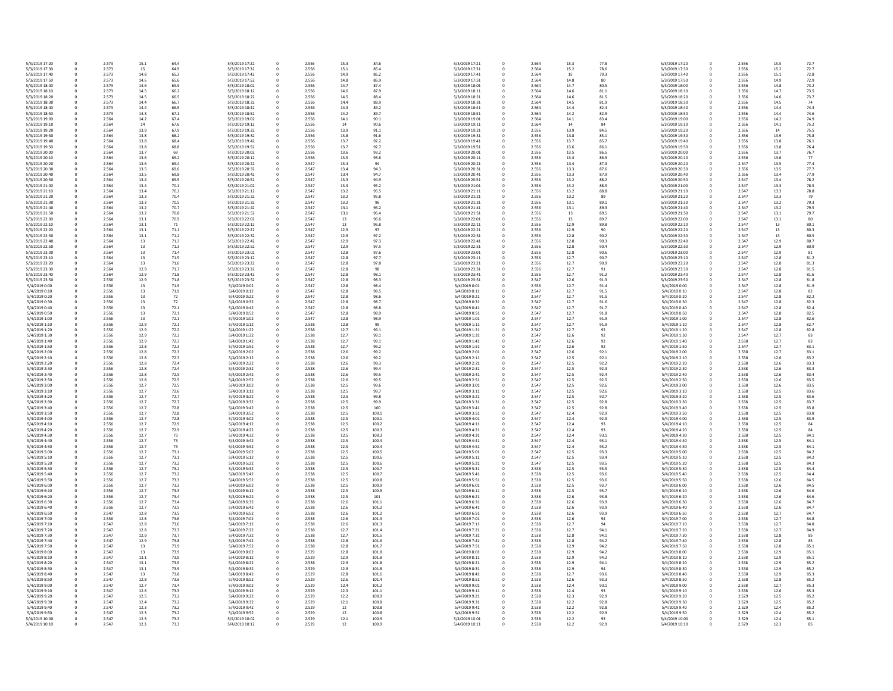| | | | | | | | | | | | | | | | | | | | |
|---|---|---|---|---|---|---|---|---|---|---|---|---|---|---|---|---|---|---|---|
| 5/3/2019 17:20 | 0 | 2.573 | 15.1 | 64.4 | 5/3/2019 17:22 | 0 | 2.556 | 15.3 | 84.6 | 5/3/2019 17:21 | 0 | 2.564 | 15.3 | 77.8 | 5/3/2019 17:20 | 0 | 2.556 | 15.5 | 72.7 |
| 5/3/2019 17:30 | 0 | 2.573 | 15 | 64.9 | 5/3/2019 17:32 | 0 | 2.556 | 15.1 | 85.4 | 5/3/2019 17:31 | 0 | 2.564 | 15.2 | 78.6 | 5/3/2019 17:30 | 0 | 2.556 | 15.2 | 72.7 |
| 5/3/2019 17:40 | 0 | 2.573 | 14.8 | 65.3 | 5/3/2019 17:42 | 0 | 2.556 | 14.9 | 86.2 | 5/3/2019 17:41 | 0 | 2.564 | 15 | 79.3 | 5/3/2019 17:40 | 0 | 2.556 | 15.1 | 72.8 |
| 5/3/2019 17:50 | 0 | 2.573 | 14.6 | 65.6 | 5/3/2019 17:52 | 0 | 2.556 | 14.8 | 86.9 | 5/3/2019 17:51 | 0 | 2.564 | 14.8 | 80 | 5/3/2019 17:50 | 0 | 2.556 | 14.9 | 72.9 |
| 5/3/2019 18:00 | 0 | 2.573 | 14.6 | 65.9 | 5/3/2019 18:02 | 0 | 2.556 | 14.7 | 87.4 | 5/3/2019 18:01 | 0 | 2.564 | 14.7 | 80.5 | 5/3/2019 18:00 | 0 | 2.556 | 14.8 | 73.2 |
| 5/3/2019 18:10 | 0 | 2.573 | 14.5 | 66.2 | 5/3/2019 18:12 | 0 | 2.556 | 14.6 | 87.9 | 5/3/2019 18:11 | 0 | 2.564 | 14.6 | 81.1 | 5/3/2019 18:10 | 0 | 2.556 | 14.7 | 73.5 |
| 5/3/2019 18:20 | 0 | 2.573 | 14.5 | 66.5 | 5/3/2019 18:22 | 0 | 2.556 | 14.5 | 88.4 | 5/3/2019 18:21 | 0 | 2.564 | 14.6 | 81.5 | 5/3/2019 18:20 | 0 | 2.556 | 14.6 | 73.7 |
| 5/3/2019 18:30 | 0 | 2.573 | 14.4 | 66.7 | 5/3/2019 18:32 | 0 | 2.556 | 14.4 | 88.9 | 5/3/2019 18:31 | 0 | 2.564 | 14.5 | 81.9 | 5/3/2019 18:30 | 0 | 2.556 | 14.5 | 74 |
| 5/3/2019 18:40 | 0 | 2.573 | 14.4 | 66.9 | 5/3/2019 18:42 | 0 | 2.556 | 14.3 | 89.2 | 5/3/2019 18:41 | 0 | 2.564 | 14.4 | 82.4 | 5/3/2019 18:40 | 0 | 2.556 | 14.4 | 74.3 |
| 5/3/2019 18:50 | 0 | 2.573 | 14.3 | 67.1 | 5/3/2019 18:52 | 0 | 2.556 | 14.2 | 89.7 | 5/3/2019 18:51 | 0 | 2.564 | 14.2 | 82.9 | 5/3/2019 18:50 | 0 | 2.556 | 14.4 | 74.6 |
| 5/3/2019 19:00 | 0 | 2.564 | 14.2 | 67.4 | 5/3/2019 19:02 | 0 | 2.556 | 14.1 | 90.1 | 5/3/2019 19:01 | 0 | 2.564 | 14.1 | 83.4 | 5/3/2019 19:00 | 0 | 2.556 | 14.2 | 74.9 |
| 5/3/2019 19:10 | 0 | 2.564 | 14 | 67.6 | 5/3/2019 19:12 | 0 | 2.556 | 14 | 90.6 | 5/3/2019 19:11 | 0 | 2.564 | 14 | 84 | 5/3/2019 19:10 | 0 | 2.556 | 14.1 | 75.2 |
| 5/3/2019 19:20 | 0 | 2.564 | 13.9 | 67.9 | 5/3/2019 19:22 | 0 | 2.556 | 13.9 | 91.1 | 5/3/2019 19:21 | 0 | 2.556 | 13.9 | 84.5 | 5/3/2019 19:20 | 0 | 2.556 | 14 | 75.5 |
| 5/3/2019 19:30 | 0 | 2.564 | 13.8 | 68.2 | 5/3/2019 19:32 | 0 | 2.556 | 13.8 | 91.6 | 5/3/2019 19:31 | 0 | 2.556 | 13.8 | 85.1 | 5/3/2019 19:30 | 0 | 2.556 | 13.9 | 75.8 |
| 5/3/2019 19:40 | 0 | 2.564 | 13.8 | 68.4 | 5/3/2019 19:42 | 0 | 2.556 | 13.7 | 92.2 | 5/3/2019 19:41 | 0 | 2.556 | 13.7 | 85.7 | 5/3/2019 19:40 | 0 | 2.556 | 13.8 | 76.1 |
| 5/3/2019 19:50 | 0 | 2.564 | 13.8 | 68.8 | 5/3/2019 19:52 | 0 | 2.556 | 13.7 | 92.7 | 5/3/2019 19:51 | 0 | 2.556 | 13.6 | 86.1 | 5/3/2019 19:50 | 0 | 2.556 | 13.8 | 76.4 |
| 5/3/2019 20:00 | 0 | 2.564 | 13.7 | 69 | 5/3/2019 20:02 | 0 | 2.556 | 13.6 | 93.2 | 5/3/2019 20:01 | 0 | 2.556 | 13.5 | 86.5 | 5/3/2019 20:00 | 0 | 2.556 | 13.7 | 76.7 |
| 5/3/2019 20:10 | 0 | 2.564 | 13.6 | 69.2 | 5/3/2019 20:12 | 0 | 2.556 | 13.5 | 93.6 | 5/3/2019 20:11 | 0 | 2.556 | 13.4 | 86.9 | 5/3/2019 20:10 | 0 | 2.556 | 13.6 | 77 |
| 5/3/2019 20:20 | 0 | 2.564 | 13.6 | 69.4 | 5/3/2019 20:22 | 0 | 2.547 | 13.4 | 94 | 5/3/2019 20:21 | 0 | 2.556 | 13.4 | 87.3 | 5/3/2019 20:20 | 0 | 2.547 | 13.5 | 77.4 |
| 5/3/2019 20:30 | 0 | 2.564 | 13.5 | 69.6 | 5/3/2019 20:32 | 0 | 2.547 | 13.4 | 94.3 | 5/3/2019 20:31 | 0 | 2.556 | 13.3 | 87.6 | 5/3/2019 20:30 | 0 | 2.556 | 13.5 | 77.7 |
| 5/3/2019 20:40 | 0 | 2.564 | 13.5 | 69.8 | 5/3/2019 20:42 | 0 | 2.547 | 13.4 | 94.7 | 5/3/2019 20:41 | 0 | 2.556 | 13.3 | 87.9 | 5/3/2019 20:40 | 0 | 2.556 | 13.4 | 77.9 |
| 5/3/2019 20:50 | 0 | 2.564 | 13.4 | 69.9 | 5/3/2019 20:52 | 0 | 2.547 | 13.3 | 94.9 | 5/3/2019 20:51 | 0 | 2.556 | 13.2 | 88.2 | 5/3/2019 20:50 | 0 | 2.547 | 13.4 | 78.2 |
| 5/3/2019 21:00 | 0 | 2.564 | 13.4 | 70.1 | 5/3/2019 21:02 | 0 | 2.547 | 13.3 | 95.2 | 5/3/2019 21:01 | 0 | 2.556 | 13.2 | 88.5 | 5/3/2019 21:00 | 0 | 2.547 | 13.3 | 78.5 |
| 5/3/2019 21:10 | 0 | 2.564 | 13.4 | 70.2 | 5/3/2019 21:12 | 0 | 2.547 | 13.2 | 95.5 | 5/3/2019 21:11 | 0 | 2.556 | 13.2 | 88.8 | 5/3/2019 21:10 | 0 | 2.547 | 13.3 | 78.8 |
| 5/3/2019 21:20 | 0 | 2.564 | 13.3 | 70.4 | 5/3/2019 21:22 | 0 | 2.547 | 13.2 | 95.8 | 5/3/2019 21:21 | 0 | 2.556 | 13.2 | 89 | 5/3/2019 21:20 | 0 | 2.547 | 13.3 | 79 |
| 5/3/2019 21:30 | 0 | 2.564 | 13.3 | 70.5 | 5/3/2019 21:32 | 0 | 2.547 | 13.2 | 96 | 5/3/2019 21:31 | 0 | 2.556 | 13.1 | 89.1 | 5/3/2019 21:30 | 0 | 2.547 | 13.2 | 79.3 |
| 5/3/2019 21:40 | 0 | 2.564 | 13.2 | 70.7 | 5/3/2019 21:42 | 0 | 2.547 | 13.1 | 96.2 | 5/3/2019 21:41 | 0 | 2.556 | 13.1 | 89.3 | 5/3/2019 21:40 | 0 | 2.547 | 13.2 | 79.5 |
| 5/3/2019 21:50 | 0 | 2.564 | 13.2 | 70.8 | 5/3/2019 21:52 | 0 | 2.547 | 13.1 | 96.4 | 5/3/2019 21:51 | 0 | 2.556 | 13 | 89.5 | 5/3/2019 21:50 | 0 | 2.547 | 13.1 | 79.7 |
| 5/3/2019 22:00 | 0 | 2.564 | 13.1 | 70.9 | 5/3/2019 22:02 | 0 | 2.547 | 13 | 96.6 | 5/3/2019 22:01 | 0 | 2.556 | 13 | 89.7 | 5/3/2019 22:00 | 0 | 2.547 | 13.1 | 80 |
| 5/3/2019 22:10 | 0 | 2.564 | 13.1 | 71 | 5/3/2019 22:12 | 0 | 2.547 | 13 | 96.8 | 5/3/2019 22:11 | 0 | 2.556 | 12.9 | 89.8 | 5/3/2019 22:10 | 0 | 2.547 | 13 | 80.1 |
| 5/3/2019 22:20 | 0 | 2.564 | 13.1 | 71.1 | 5/3/2019 22:22 | 0 | 2.547 | 12.9 | 97 | 5/3/2019 22:21 | 0 | 2.556 | 12.9 | 90 | 5/3/2019 22:20 | 0 | 2.547 | 13 | 80.3 |
| 5/3/2019 22:30 | 0 | 2.564 | 13.1 | 71.2 | 5/3/2019 22:32 | 0 | 2.547 | 12.9 | 97.2 | 5/3/2019 22:31 | 0 | 2.556 | 12.8 | 90.2 | 5/3/2019 22:30 | 0 | 2.547 | 13 | 80.5 |
| 5/3/2019 22:40 | 0 | 2.564 | 13 | 71.3 | 5/3/2019 22:42 | 0 | 2.547 | 12.9 | 97.3 | 5/3/2019 22:41 | 0 | 2.556 | 12.8 | 90.3 | 5/3/2019 22:40 | 0 | 2.547 | 12.9 | 80.7 |
| 5/3/2019 22:50 | 0 | 2.564 | 13 | 71.3 | 5/3/2019 22:52 | 0 | 2.547 | 12.9 | 97.5 | 5/3/2019 22:51 | 0 | 2.556 | 12.8 | 90.4 | 5/3/2019 22:50 | 0 | 2.547 | 12.9 | 80.9 |
| 5/3/2019 23:00 | 0 | 2.564 | 13 | 71.4 | 5/3/2019 23:02 | 0 | 2.547 | 12.8 | 97.6 | 5/3/2019 23:01 | 0 | 2.556 | 12.8 | 90.6 | 5/3/2019 23:00 | 0 | 2.547 | 12.9 | 81 |
| 5/3/2019 23:10 | 0 | 2.564 | 13 | 71.5 | 5/3/2019 23:12 | 0 | 2.547 | 12.8 | 97.7 | 5/3/2019 23:11 | 0 | 2.556 | 12.7 | 90.7 | 5/3/2019 23:10 | 0 | 2.547 | 12.8 | 81.2 |
| 5/3/2019 23:20 | 0 | 2.564 | 13 | 71.6 | 5/3/2019 23:22 | 0 | 2.547 | 12.8 | 97.8 | 5/3/2019 23:21 | 0 | 2.556 | 12.7 | 90.9 | 5/3/2019 23:20 | 0 | 2.547 | 12.8 | 81.3 |
| 5/3/2019 23:30 | 0 | 2.564 | 12.9 | 71.7 | 5/3/2019 23:32 | 0 | 2.547 | 12.8 | 98 | 5/3/2019 23:31 | 0 | 2.556 | 12.7 | 91 | 5/3/2019 23:30 | 0 | 2.547 | 12.8 | 81.5 |
| 5/3/2019 23:40 | 0 | 2.564 | 12.9 | 71.8 | 5/3/2019 23:42 | 0 | 2.547 | 12.8 | 98.1 | 5/3/2019 23:41 | 0 | 2.556 | 12.7 | 91.2 | 5/3/2019 23:40 | 0 | 2.547 | 12.8 | 81.6 |
| 5/3/2019 23:50 | 0 | 2.556 | 12.9 | 71.8 | 5/3/2019 23:52 | 0 | 2.547 | 12.8 | 98.3 | 5/3/2019 23:51 | 0 | 2.547 | 12.6 | 91.3 | 5/3/2019 23:50 | 0 | 2.547 | 12.8 | 81.8 |
| 5/4/2019 0:00 | 0 | 2.556 | 13 | 71.9 | 5/4/2019 0:02 | 0 | 2.547 | 12.8 | 98.4 | 5/4/2019 0:01 | 0 | 2.556 | 12.7 | 91.4 | 5/4/2019 0:00 | 0 | 2.547 | 12.8 | 81.9 |
| 5/4/2019 0:10 | 0 | 2.556 | 13 | 71.9 | 5/4/2019 0:12 | 0 | 2.547 | 12.8 | 98.5 | 5/4/2019 0:11 | 0 | 2.547 | 12.7 | 91.5 | 5/4/2019 0:10 | 0 | 2.547 | 12.8 | 82 |
| 5/4/2019 0:20 | 0 | 2.556 | 13 | 72 | 5/4/2019 0:22 | 0 | 2.547 | 12.8 | 98.6 | 5/4/2019 0:21 | 0 | 2.547 | 12.7 | 91.5 | 5/4/2019 0:20 | 0 | 2.547 | 12.8 | 82.2 |
| 5/4/2019 0:30 | 0 | 2.556 | 13 | 72 | 5/4/2019 0:32 | 0 | 2.547 | 12.8 | 98.7 | 5/4/2019 0:31 | 0 | 2.547 | 12.7 | 91.6 | 5/4/2019 0:30 | 0 | 2.547 | 12.8 | 82.3 |
| 5/4/2019 0:40 | 0 | 2.556 | 13 | 72.1 | 5/4/2019 0:42 | 0 | 2.547 | 12.8 | 98.8 | 5/4/2019 0:41 | 0 | 2.547 | 12.7 | 91.7 | 5/4/2019 0:40 | 0 | 2.547 | 12.8 | 82.4 |
| 5/4/2019 0:50 | 0 | 2.556 | 13 | 72.1 | 5/4/2019 0:52 | 0 | 2.547 | 12.8 | 98.9 | 5/4/2019 0:51 | 0 | 2.547 | 12.7 | 91.8 | 5/4/2019 0:50 | 0 | 2.547 | 12.8 | 82.5 |
| 5/4/2019 1:00 | 0 | 2.556 | 13 | 72.1 | 5/4/2019 1:02 | 0 | 2.547 | 12.8 | 98.9 | 5/4/2019 1:01 | 0 | 2.547 | 12.7 | 91.9 | 5/4/2019 1:00 | 0 | 2.547 | 12.8 | 82.6 |
| 5/4/2019 1:10 | 0 | 2.556 | 12.9 | 72.1 | 5/4/2019 1:12 | 0 | 2.538 | 12.8 | 99 | 5/4/2019 1:11 | 0 | 2.547 | 12.7 | 91.9 | 5/4/2019 1:10 | 0 | 2.547 | 12.8 | 82.7 |
| 5/4/2019 1:20 | 0 | 2.556 | 12.9 | 72.2 | 5/4/2019 1:22 | 0 | 2.538 | 12.7 | 99.1 | 5/4/2019 1:21 | 0 | 2.547 | 12.7 | 92 | 5/4/2019 1:20 | 0 | 2.547 | 12.8 | 82.8 |
| 5/4/2019 1:30 | 0 | 2.556 | 12.9 | 72.2 | 5/4/2019 1:32 | 0 | 2.538 | 12.7 | 99.1 | 5/4/2019 1:31 | 0 | 2.547 | 12.6 | 92 | 5/4/2019 1:30 | 0 | 2.547 | 12.7 | 83 |
| 5/4/2019 1:40 | 0 | 2.556 | 12.9 | 72.3 | 5/4/2019 1:42 | 0 | 2.538 | 12.7 | 99.1 | 5/4/2019 1:41 | 0 | 2.547 | 12.6 | 92 | 5/4/2019 1:40 | 0 | 2.538 | 12.7 | 83 |
| 5/4/2019 1:50 | 0 | 2.556 | 12.8 | 72.3 | 5/4/2019 1:52 | 0 | 2.538 | 12.7 | 99.2 | 5/4/2019 1:51 | 0 | 2.547 | 12.6 | 92 | 5/4/2019 1:50 | 0 | 2.547 | 12.7 | 83.1 |
| 5/4/2019 2:00 | 0 | 2.556 | 12.8 | 72.3 | 5/4/2019 2:02 | 0 | 2.538 | 12.6 | 99.2 | 5/4/2019 2:01 | 0 | 2.547 | 12.6 | 92.1 | 5/4/2019 2:00 | 0 | 2.538 | 12.7 | 83.1 |
| 5/4/2019 2:10 | 0 | 2.556 | 12.8 | 72.3 | 5/4/2019 2:12 | 0 | 2.538 | 12.6 | 99.2 | 5/4/2019 2:11 | 0 | 2.547 | 12.5 | 92.1 | 5/4/2019 2:10 | 0 | 2.538 | 12.6 | 83.2 |
| 5/4/2019 2:20 | 0 | 2.556 | 12.8 | 72.4 | 5/4/2019 2:22 | 0 | 2.538 | 12.6 | 99.3 | 5/4/2019 2:21 | 0 | 2.547 | 12.5 | 92.2 | 5/4/2019 2:20 | 0 | 2.538 | 12.6 | 83.3 |
| 5/4/2019 2:30 | 0 | 2.556 | 12.8 | 72.4 | 5/4/2019 2:32 | 0 | 2.538 | 12.6 | 99.4 | 5/4/2019 2:31 | 0 | 2.547 | 12.5 | 92.3 | 5/4/2019 2:30 | 0 | 2.538 | 12.6 | 83.3 |
| 5/4/2019 2:40 | 0 | 2.556 | 12.8 | 72.5 | 5/4/2019 2:42 | 0 | 2.538 | 12.6 | 99.5 | 5/4/2019 2:41 | 0 | 2.547 | 12.5 | 92.4 | 5/4/2019 2:40 | 0 | 2.538 | 12.6 | 83.4 |
| 5/4/2019 2:50 | 0 | 2.556 | 12.8 | 72.5 | 5/4/2019 2:52 | 0 | 2.538 | 12.6 | 99.5 | 5/4/2019 2:51 | 0 | 2.547 | 12.5 | 92.5 | 5/4/2019 2:50 | 0 | 2.538 | 12.6 | 83.5 |
| 5/4/2019 3:00 | 0 | 2.556 | 12.7 | 72.5 | 5/4/2019 3:02 | 0 | 2.538 | 12.5 | 99.6 | 5/4/2019 3:01 | 0 | 2.547 | 12.5 | 92.6 | 5/4/2019 3:00 | 0 | 2.538 | 12.6 | 83.5 |
| 5/4/2019 3:10 | 0 | 2.556 | 12.7 | 72.6 | 5/4/2019 3:12 | 0 | 2.538 | 12.5 | 99.7 | 5/4/2019 3:11 | 0 | 2.547 | 12.5 | 92.6 | 5/4/2019 3:10 | 0 | 2.538 | 12.5 | 83.6 |
| 5/4/2019 3:20 | 0 | 2.556 | 12.7 | 72.7 | 5/4/2019 3:22 | 0 | 2.538 | 12.5 | 99.8 | 5/4/2019 3:21 | 0 | 2.547 | 12.5 | 92.7 | 5/4/2019 3:20 | 0 | 2.538 | 12.5 | 83.6 |
| 5/4/2019 3:30 | 0 | 2.556 | 12.7 | 72.7 | 5/4/2019 3:32 | 0 | 2.538 | 12.5 | 99.9 | 5/4/2019 3:31 | 0 | 2.547 | 12.5 | 92.8 | 5/4/2019 3:30 | 0 | 2.538 | 12.5 | 83.7 |
| 5/4/2019 3:40 | 0 | 2.556 | 12.7 | 72.8 | 5/4/2019 3:42 | 0 | 2.538 | 12.5 | 100 | 5/4/2019 3:41 | 0 | 2.547 | 12.5 | 92.8 | 5/4/2019 3:40 | 0 | 2.538 | 12.5 | 83.8 |
| 5/4/2019 3:50 | 0 | 2.556 | 12.7 | 72.8 | 5/4/2019 3:52 | 0 | 2.538 | 12.5 | 100.1 | 5/4/2019 3:51 | 0 | 2.547 | 12.4 | 92.9 | 5/4/2019 3:50 | 0 | 2.538 | 12.5 | 83.8 |
| 5/4/2019 4:00 | 0 | 2.556 | 12.7 | 72.8 | 5/4/2019 4:02 | 0 | 2.538 | 12.5 | 100.1 | 5/4/2019 4:01 | 0 | 2.547 | 12.4 | 92.9 | 5/4/2019 4:00 | 0 | 2.538 | 12.5 | 83.9 |
| 5/4/2019 4:10 | 0 | 2.556 | 12.7 | 72.9 | 5/4/2019 4:12 | 0 | 2.538 | 12.5 | 100.2 | 5/4/2019 4:11 | 0 | 2.547 | 12.4 | 93 | 5/4/2019 4:10 | 0 | 2.538 | 12.5 | 84 |
| 5/4/2019 4:20 | 0 | 2.556 | 12.7 | 72.9 | 5/4/2019 4:22 | 0 | 2.538 | 12.5 | 100.3 | 5/4/2019 4:21 | 0 | 2.547 | 12.4 | 93 | 5/4/2019 4:20 | 0 | 2.538 | 12.5 | 84 |
| 5/4/2019 4:30 | 0 | 2.556 | 12.7 | 73 | 5/4/2019 4:32 | 0 | 2.538 | 12.5 | 100.3 | 5/4/2019 4:31 | 0 | 2.547 | 12.4 | 93.1 | 5/4/2019 4:30 | 0 | 2.538 | 12.5 | 84.1 |
| 5/4/2019 4:40 | 0 | 2.556 | 12.7 | 73 | 5/4/2019 4:42 | 0 | 2.538 | 12.5 | 100.4 | 5/4/2019 4:41 | 0 | 2.547 | 12.4 | 93.1 | 5/4/2019 4:40 | 0 | 2.538 | 12.5 | 84.1 |
| 5/4/2019 4:50 | 0 | 2.556 | 12.7 | 73 | 5/4/2019 4:52 | 0 | 2.538 | 12.5 | 100.4 | 5/4/2019 4:51 | 0 | 2.547 | 12.4 | 93.2 | 5/4/2019 4:50 | 0 | 2.538 | 12.5 | 84.1 |
| 5/4/2019 5:00 | 0 | 2.556 | 12.7 | 73.1 | 5/4/2019 5:02 | 0 | 2.538 | 12.5 | 100.5 | 5/4/2019 5:01 | 0 | 2.547 | 12.5 | 93.3 | 5/4/2019 5:00 | 0 | 2.538 | 12.5 | 84.2 |
| 5/4/2019 5:10 | 0 | 2.556 | 12.7 | 73.1 | 5/4/2019 5:12 | 0 | 2.538 | 12.5 | 100.6 | 5/4/2019 5:11 | 0 | 2.547 | 12.5 | 93.4 | 5/4/2019 5:10 | 0 | 2.538 | 12.5 | 84.2 |
| 5/4/2019 5:20 | 0 | 2.556 | 12.7 | 73.2 | 5/4/2019 5:22 | 0 | 2.538 | 12.5 | 100.6 | 5/4/2019 5:21 | 0 | 2.547 | 12.5 | 93.5 | 5/4/2019 5:20 | 0 | 2.538 | 12.5 | 84.3 |
| 5/4/2019 5:30 | 0 | 2.556 | 12.7 | 73.2 | 5/4/2019 5:32 | 0 | 2.538 | 12.5 | 100.7 | 5/4/2019 5:31 | 0 | 2.538 | 12.5 | 93.5 | 5/4/2019 5:30 | 0 | 2.538 | 12.5 | 84.4 |
| 5/4/2019 5:40 | 0 | 2.556 | 12.7 | 73.2 | 5/4/2019 5:42 | 0 | 2.538 | 12.5 | 100.7 | 5/4/2019 5:41 | 0 | 2.538 | 12.5 | 93.6 | 5/4/2019 5:40 | 0 | 2.538 | 12.5 | 84.4 |
| 5/4/2019 5:50 | 0 | 2.556 | 12.7 | 73.3 | 5/4/2019 5:52 | 0 | 2.538 | 12.5 | 100.8 | 5/4/2019 5:51 | 0 | 2.538 | 12.5 | 93.6 | 5/4/2019 5:50 | 0 | 2.538 | 12.6 | 84.5 |
| 5/4/2019 6:00 | 0 | 2.556 | 12.7 | 73.3 | 5/4/2019 6:02 | 0 | 2.538 | 12.5 | 100.9 | 5/4/2019 6:01 | 0 | 2.538 | 12.5 | 93.7 | 5/4/2019 6:00 | 0 | 2.538 | 12.6 | 84.5 |
| 5/4/2019 6:10 | 0 | 2.556 | 12.7 | 73.3 | 5/4/2019 6:12 | 0 | 2.538 | 12.5 | 100.9 | 5/4/2019 6:11 | 0 | 2.538 | 12.5 | 93.7 | 5/4/2019 6:10 | 0 | 2.538 | 12.6 | 84.6 |
| 5/4/2019 6:20 | 0 | 2.556 | 12.7 | 73.4 | 5/4/2019 6:22 | 0 | 2.538 | 12.5 | 101 | 5/4/2019 6:21 | 0 | 2.538 | 12.6 | 93.8 | 5/4/2019 6:20 | 0 | 2.538 | 12.6 | 84.6 |
| 5/4/2019 6:30 | 0 | 2.556 | 12.7 | 73.4 | 5/4/2019 6:32 | 0 | 2.538 | 12.6 | 101.1 | 5/4/2019 6:31 | 0 | 2.538 | 12.6 | 93.9 | 5/4/2019 6:30 | 0 | 2.538 | 12.6 | 84.7 |
| 5/4/2019 6:40 | 0 | 2.556 | 12.7 | 73.5 | 5/4/2019 6:42 | 0 | 2.538 | 12.6 | 101.2 | 5/4/2019 6:41 | 0 | 2.538 | 12.6 | 93.9 | 5/4/2019 6:40 | 0 | 2.538 | 12.6 | 84.7 |
| 5/4/2019 6:50 | 0 | 2.547 | 12.8 | 73.5 | 5/4/2019 6:52 | 0 | 2.538 | 12.6 | 101.2 | 5/4/2019 6:51 | 0 | 2.538 | 12.6 | 93.9 | 5/4/2019 6:50 | 0 | 2.538 | 12.7 | 84.7 |
| 5/4/2019 7:00 | 0 | 2.556 | 12.8 | 73.6 | 5/4/2019 7:02 | 0 | 2.538 | 12.6 | 101.3 | 5/4/2019 7:01 | 0 | 2.538 | 12.7 | 94 | 5/4/2019 7:00 | 0 | 2.538 | 12.7 | 84.8 |
| 5/4/2019 7:10 | 0 | 2.547 | 12.8 | 73.6 | 5/4/2019 7:12 | 0 | 2.538 | 12.6 | 101.3 | 5/4/2019 7:11 | 0 | 2.538 | 12.7 | 94 | 5/4/2019 7:10 | 0 | 2.538 | 12.7 | 84.8 |
| 5/4/2019 7:20 | 0 | 2.547 | 12.8 | 73.7 | 5/4/2019 7:22 | 0 | 2.538 | 12.7 | 101.4 | 5/4/2019 7:21 | 0 | 2.538 | 12.7 | 94.1 | 5/4/2019 7:20 | 0 | 2.538 | 12.7 | 84.9 |
| 5/4/2019 7:30 | 0 | 2.547 | 12.9 | 73.7 | 5/4/2019 7:32 | 0 | 2.538 | 12.7 | 101.5 | 5/4/2019 7:31 | 0 | 2.538 | 12.8 | 94.1 | 5/4/2019 7:30 | 0 | 2.538 | 12.8 | 85 |
| 5/4/2019 7:40 | 0 | 2.547 | 12.9 | 73.8 | 5/4/2019 7:42 | 0 | 2.538 | 12.8 | 101.6 | 5/4/2019 7:41 | 0 | 2.538 | 12.8 | 94.2 | 5/4/2019 7:40 | 0 | 2.538 | 12.8 | 85 |
| 5/4/2019 7:50 | 0 | 2.547 | 13 | 73.9 | 5/4/2019 7:52 | 0 | 2.538 | 12.8 | 101.7 | 5/4/2019 7:51 | 0 | 2.538 | 12.9 | 94.2 | 5/4/2019 7:50 | 0 | 2.538 | 12.8 | 85.1 |
| 5/4/2019 8:00 | 0 | 2.547 | 13 | 73.9 | 5/4/2019 8:02 | 0 | 2.529 | 12.8 | 101.8 | 5/4/2019 8:01 | 0 | 2.538 | 12.9 | 94.2 | 5/4/2019 8:00 | 0 | 2.538 | 12.9 | 85.1 |
| 5/4/2019 8:10 | 0 | 2.547 | 13.1 | 73.9 | 5/4/2019 8:12 | 0 | 2.529 | 12.9 | 101.8 | 5/4/2019 8:11 | 0 | 2.538 | 12.9 | 94.2 | 5/4/2019 8:10 | 0 | 2.538 | 12.9 | 85.1 |
| 5/4/2019 8:20 | 0 | 2.547 | 13.1 | 73.9 | 5/4/2019 8:22 | 0 | 2.538 | 12.9 | 101.8 | 5/4/2019 8:21 | 0 | 2.538 | 12.9 | 94.1 | 5/4/2019 8:20 | 0 | 2.538 | 12.9 | 85.2 |
| 5/4/2019 8:30 | 0 | 2.547 | 13.1 | 73.9 | 5/4/2019 8:32 | 0 | 2.529 | 12.9 | 101.8 | 5/4/2019 8:31 | 0 | 2.538 | 12.9 | 94 | 5/4/2019 8:30 | 0 | 2.538 | 12.9 | 85.2 |
| 5/4/2019 8:40 | 0 | 2.547 | 13 | 73.8 | 5/4/2019 8:42 | 0 | 2.529 | 12.8 | 101.6 | 5/4/2019 8:41 | 0 | 2.538 | 12.7 | 93.6 | 5/4/2019 8:40 | 0 | 2.538 | 12.9 | 85.3 |
| 5/4/2019 8:50 | 0 | 2.547 | 12.8 | 73.6 | 5/4/2019 8:52 | 0 | 2.529 | 12.6 | 101.4 | 5/4/2019 8:51 | 0 | 2.538 | 12.6 | 93.3 | 5/4/2019 8:50 | 0 | 2.538 | 12.8 | 85.2 |
| 5/4/2019 9:00 | 0 | 2.547 | 12.7 | 73.4 | 5/4/2019 9:02 | 0 | 2.529 | 12.4 | 101.2 | 5/4/2019 9:01 | 0 | 2.538 | 12.4 | 93.1 | 5/4/2019 9:00 | 0 | 2.538 | 12.7 | 85.3 |
| 5/4/2019 9:10 | 0 | 2.547 | 12.6 | 73.3 | 5/4/2019 9:12 | 0 | 2.529 | 12.3 | 101.1 | 5/4/2019 9:11 | 0 | 2.538 | 12.4 | 93 | 5/4/2019 9:10 | 0 | 2.538 | 12.6 | 85.3 |
| 5/4/2019 9:20 | 0 | 2.547 | 12.5 | 73.2 | 5/4/2019 9:22 | 0 | 2.529 | 12.2 | 100.9 | 5/4/2019 9:21 | 0 | 2.538 | 12.3 | 92.9 | 5/4/2019 9:20 | 0 | 2.529 | 12.5 | 85.2 |
| 5/4/2019 9:30 | 0 | 2.547 | 12.4 | 73.2 | 5/4/2019 9:32 | 0 | 2.529 | 12.1 | 100.8 | 5/4/2019 9:31 | 0 | 2.538 | 12.2 | 92.8 | 5/4/2019 9:30 | 0 | 2.538 | 12.5 | 85.2 |
| 5/4/2019 9:40 | 0 | 2.547 | 12.3 | 73.2 | 5/4/2019 9:42 | 0 | 2.529 | 12 | 100.8 | 5/4/2019 9:41 | 0 | 2.538 | 12.2 | 92.8 | 5/4/2019 9:40 | 0 | 2.529 | 12.4 | 85.2 |
| 5/4/2019 9:50 | 0 | 2.547 | 12.3 | 73.2 | 5/4/2019 9:52 | 0 | 2.529 | 12 | 100.8 | 5/4/2019 9:51 | 0 | 2.538 | 12.2 | 92.9 | 5/4/2019 9:50 | 0 | 2.529 | 12.4 | 85.2 |
| 5/4/2019 10:00 | 0 | 2.547 | 12.3 | 73.3 | 5/4/2019 10:02 | 0 | 2.529 | 12.1 | 100.9 | 5/4/2019 10:01 | 0 | 2.538 | 12.2 | 93 | 5/4/2019 10:00 | 0 | 2.529 | 12.4 | 85.1 |
| 5/4/2019 10:10 | 0 | 2.547 | 12.3 | 73.3 | 5/4/2019 10:12 | 0 | 2.529 | 12 | 100.9 | 5/4/2019 10:11 | 0 | 2.538 | 12.2 | 92.9 | 5/4/2019 10:10 | 0 | 2.529 | 12.3 | 85 |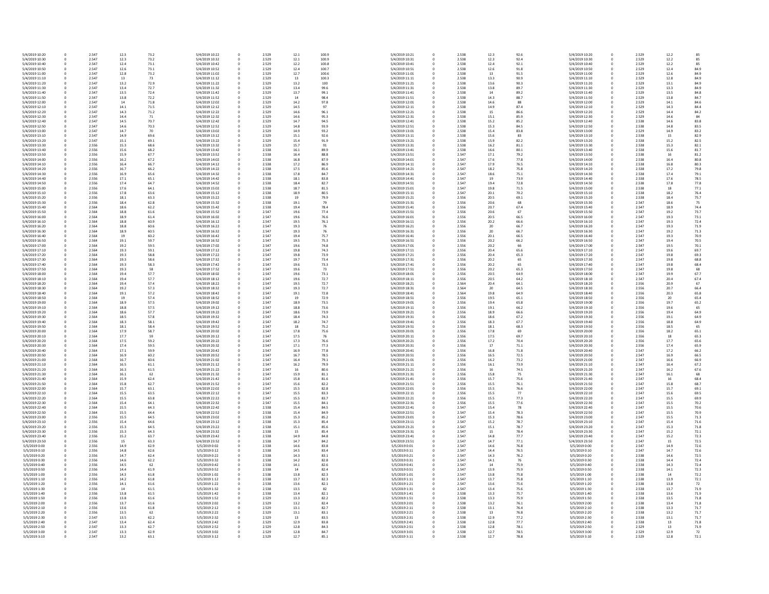| | | | | | | | | | | | | | | | | | | | |
|---|---|---|---|---|---|---|---|---|---|---|---|---|---|---|---|---|---|---|---|
| 5/4/2019 10:20 | 0 | 2.547 | 12.3 | 73.2 | 5/4/2019 10:22 | 0 | 2.529 | 12.1 | 100.9 | 5/4/2019 10:21 | 0 | 2.538 | 12.3 | 92.6 | 5/4/2019 10:20 | 0 | 2.529 | 12.2 | 85 |
| 5/4/2019 10:30 | 0 | 2.547 | 12.3 | 73.2 | 5/4/2019 10:32 | 0 | 2.529 | 12.1 | 100.9 | 5/4/2019 10:31 | 0 | 2.538 | 12.3 | 92.4 | 5/4/2019 10:30 | 0 | 2.529 | 12.2 | 85 |
| 5/4/2019 10:40 | 0 | 2.547 | 12.4 | 73.1 | 5/4/2019 10:42 | 0 | 2.529 | 12.2 | 100.8 | 5/4/2019 10:41 | 0 | 2.538 | 12.4 | 92.1 | 5/4/2019 10:40 | 0 | 2.529 | 12.2 | 85 |
| 5/4/2019 10:50 | 0 | 2.547 | 12.6 | 73.1 | 5/4/2019 10:52 | 0 | 2.529 | 12.4 | 100.7 | 5/4/2019 10:51 | 0 | 2.538 | 12.6 | 91.8 | 5/4/2019 10:50 | 0 | 2.529 | 12.4 | 84.9 |
| 5/4/2019 11:00 | 0 | 2.547 | 12.8 | 73.2 | 5/4/2019 11:02 | 0 | 2.529 | 12.7 | 100.6 | 5/4/2019 11:01 | 0 | 2.538 | 13 | 91.5 | 5/4/2019 11:00 | 0 | 2.529 | 12.6 | 84.9 |
| 5/4/2019 11:10 | 0 | 2.547 | 13 | 73 | 5/4/2019 11:12 | 0 | 2.529 | 13 | 100.3 | 5/4/2019 11:11 | 0 | 2.538 | 13.3 | 90.9 | 5/4/2019 11:10 | 0 | 2.529 | 12.8 | 84.9 |
| 5/4/2019 11:20 | 0 | 2.547 | 13.2 | 72.9 | 5/4/2019 11:22 | 0 | 2.529 | 13.2 | 100 | 5/4/2019 11:21 | 0 | 2.538 | 13.6 | 90.3 | 5/4/2019 11:20 | 0 | 2.529 | 13.1 | 84.9 |
| 5/4/2019 11:30 | 0 | 2.547 | 13.4 | 72.7 | 5/4/2019 11:32 | 0 | 2.529 | 13.4 | 99.6 | 5/4/2019 11:31 | 0 | 2.538 | 13.8 | 89.7 | 5/4/2019 11:30 | 0 | 2.529 | 13.3 | 84.9 |
| 5/4/2019 11:40 | 0 | 2.547 | 13.5 | 72.4 | 5/4/2019 11:42 | 0 | 2.529 | 13.7 | 99.1 | 5/4/2019 11:41 | 0 | 2.538 | 14 | 89.2 | 5/4/2019 11:40 | 0 | 2.529 | 13.5 | 84.8 |
| 5/4/2019 11:50 | 0 | 2.547 | 13.8 | 72.2 | 5/4/2019 11:52 | 0 | 2.529 | 14 | 98.4 | 5/4/2019 11:51 | 0 | 2.538 | 14.3 | 88.7 | 5/4/2019 11:50 | 0 | 2.529 | 13.8 | 84.7 |
| 5/4/2019 12:00 | 0 | 2.547 | 14 | 71.8 | 5/4/2019 12:02 | 0 | 2.529 | 14.2 | 97.8 | 5/4/2019 12:01 | 0 | 2.538 | 14.6 | 88 | 5/4/2019 12:00 | 0 | 2.529 | 14.1 | 84.6 |
| 5/4/2019 12:10 | 0 | 2.547 | 14.1 | 71.5 | 5/4/2019 12:12 | 0 | 2.529 | 14.3 | 97 | 5/4/2019 12:11 | 0 | 2.538 | 14.9 | 87.4 | 5/4/2019 12:10 | 0 | 2.529 | 14.3 | 84.4 |
| 5/4/2019 12:20 | 0 | 2.547 | 14.3 | 71.2 | 5/4/2019 12:22 | 0 | 2.529 | 14.6 | 96.1 | 5/4/2019 12:21 | 0 | 2.538 | 15 | 86.6 | 5/4/2019 12:20 | 0 | 2.529 | 14.4 | 84.2 |
| 5/4/2019 12:30 | 0 | 2.547 | 14.4 | 71 | 5/4/2019 12:32 | 0 | 2.529 | 14.6 | 95.3 | 5/4/2019 12:31 | 0 | 2.538 | 15.1 | 85.9 | 5/4/2019 12:30 | 0 | 2.529 | 14.6 | 84 |
| 5/4/2019 12:40 | 0 | 2.547 | 14.5 | 70.7 | 5/4/2019 12:42 | 0 | 2.529 | 14.7 | 94.5 | 5/4/2019 12:41 | 0 | 2.538 | 15.2 | 85.2 | 5/4/2019 12:40 | 0 | 2.529 | 14.6 | 83.8 |
| 5/4/2019 12:50 | 0 | 2.547 | 14.6 | 70.3 | 5/4/2019 12:52 | 0 | 2.529 | 14.8 | 93.9 | 5/4/2019 12:51 | 0 | 2.538 | 15.3 | 84.5 | 5/4/2019 12:50 | 0 | 2.538 | 14.8 | 83.5 |
| 5/4/2019 13:00 | 0 | 2.547 | 14.7 | 70 | 5/4/2019 13:02 | 0 | 2.529 | 14.9 | 93.2 | 5/4/2019 13:01 | 0 | 2.538 | 15.4 | 83.8 | 5/4/2019 13:00 | 0 | 2.529 | 14.9 | 83.2 |
| 5/4/2019 13:10 | 0 | 2.547 | 14.9 | 69.6 | 5/4/2019 13:12 | 0 | 2.529 | 15.1 | 92.6 | 5/4/2019 13:11 | 0 | 2.538 | 15.6 | 83 | 5/4/2019 13:10 | 0 | 2.538 | 15 | 82.9 |
| 5/4/2019 13:20 | 0 | 2.547 | 15.1 | 69.1 | 5/4/2019 13:22 | 0 | 2.529 | 15.4 | 91.9 | 5/4/2019 13:21 | 0 | 2.538 | 15.9 | 82.2 | 5/4/2019 13:20 | 0 | 2.538 | 15.2 | 82.5 |
| 5/4/2019 13:30 | 0 | 2.556 | 15.3 | 68.6 | 5/4/2019 13:32 | 0 | 2.529 | 15.7 | 91 | 5/4/2019 13:31 | 0 | 2.538 | 16.2 | 81.1 | 5/4/2019 13:30 | 0 | 2.538 | 15.3 | 82.1 |
| 5/4/2019 13:40 | 0 | 2.556 | 15.6 | 68.2 | 5/4/2019 13:42 | 0 | 2.538 | 16.1 | 89.9 | 5/4/2019 13:41 | 0 | 2.538 | 16.6 | 80.1 | 5/4/2019 13:40 | 0 | 2.538 | 15.6 | 81.7 |
| 5/4/2019 13:50 | 0 | 2.556 | 15.9 | 67.7 | 5/4/2019 13:52 | 0 | 2.538 | 16.4 | 88.8 | 5/4/2019 13:51 | 0 | 2.547 | 17.1 | 79.2 | 5/4/2019 13:50 | 0 | 2.538 | 16 | 81.2 |
| 5/4/2019 14:00 | 0 | 2.556 | 16.2 | 67.2 | 5/4/2019 14:02 | 0 | 2.538 | 16.8 | 87.9 | 5/4/2019 14:01 | 0 | 2.547 | 17.6 | 77.8 | 5/4/2019 14:00 | 0 | 2.538 | 16.4 | 80.8 |
| 5/4/2019 14:10 | 0 | 2.556 | 16.4 | 66.7 | 5/4/2019 14:12 | 0 | 2.538 | 17.2 | 86.9 | 5/4/2019 14:11 | 0 | 2.547 | 17.9 | 76.5 | 5/4/2019 14:10 | 0 | 2.538 | 16.8 | 80.3 |
| 5/4/2019 14:20 | 0 | 2.556 | 16.7 | 66.2 | 5/4/2019 14:22 | 0 | 2.538 | 17.5 | 85.6 | 5/4/2019 14:21 | 0 | 2.547 | 18.2 | 75.8 | 5/4/2019 14:20 | 0 | 2.538 | 17.2 | 79.8 |
| 5/4/2019 14:30 | 0 | 2.556 | 16.9 | 65.6 | 5/4/2019 14:32 | 0 | 2.538 | 17.8 | 84.7 | 5/4/2019 14:31 | 0 | 2.547 | 18.6 | 75.1 | 5/4/2019 14:30 | 0 | 2.538 | 17.4 | 79.1 |
| 5/4/2019 14:40 | 0 | 2.556 | 17.1 | 65.1 | 5/4/2019 14:42 | 0 | 2.538 | 18.1 | 83.8 | 5/4/2019 14:41 | 0 | 2.547 | 19 | 73.9 | 5/4/2019 14:40 | 0 | 2.538 | 17.6 | 78.5 |
| 5/4/2019 14:50 | 0 | 2.556 | 17.4 | 64.7 | 5/4/2019 14:52 | 0 | 2.538 | 18.4 | 82.7 | 5/4/2019 14:51 | 0 | 2.547 | 19.4 | 72.8 | 5/4/2019 14:50 | 0 | 2.538 | 17.8 | 77.8 |
| 5/4/2019 15:00 | 0 | 2.556 | 17.6 | 64.1 | 5/4/2019 15:02 | 0 | 2.538 | 18.7 | 81.5 | 5/4/2019 15:01 | 0 | 2.547 | 19.8 | 71.5 | 5/4/2019 15:00 | 0 | 2.538 | 18 | 77.1 |
| 5/4/2019 15:10 | 0 | 2.556 | 17.8 | 63.6 | 5/4/2019 15:12 | 0 | 2.538 | 18.9 | 80.5 | 5/4/2019 15:11 | 0 | 2.547 | 20.1 | 70.2 | 5/4/2019 15:10 | 0 | 2.538 | 18.2 | 76.4 |
| 5/4/2019 15:20 | 0 | 2.556 | 18.1 | 63.3 | 5/4/2019 15:22 | 0 | 2.538 | 19 | 79.9 | 5/4/2019 15:21 | 0 | 2.556 | 20.5 | 69.1 | 5/4/2019 15:20 | 0 | 2.538 | 18.4 | 75.7 |
| 5/4/2019 15:30 | 0 | 2.556 | 18.4 | 62.8 | 5/4/2019 15:32 | 0 | 2.538 | 19.1 | 79 | 5/4/2019 15:31 | 0 | 2.556 | 20.6 | 68 | 5/4/2019 15:30 | 0 | 2.547 | 18.6 | 75 |
| 5/4/2019 15:40 | 0 | 2.564 | 18.6 | 62.2 | 5/4/2019 15:42 | 0 | 2.538 | 19.4 | 78.4 | 5/4/2019 15:41 | 0 | 2.556 | 20.7 | 67.4 | 5/4/2019 15:40 | 0 | 2.547 | 18.9 | 74.4 |
| 5/4/2019 15:50 | 0 | 2.564 | 18.8 | 61.6 | 5/4/2019 15:52 | 0 | 2.547 | 19.6 | 77.4 | 5/4/2019 15:51 | 0 | 2.556 | 20.6 | 67 | 5/4/2019 15:50 | 0 | 2.547 | 19.2 | 73.7 |
| 5/4/2019 16:00 | 0 | 2.564 | 18.9 | 61.4 | 5/4/2019 16:02 | 0 | 2.547 | 19.6 | 76.6 | 5/4/2019 16:01 | 0 | 2.556 | 20.5 | 66.5 | 5/4/2019 16:00 | 0 | 2.547 | 19.3 | 73.1 |
| 5/4/2019 16:10 | 0 | 2.564 | 18.8 | 60.9 | 5/4/2019 16:12 | 0 | 2.547 | 19.5 | 76.1 | 5/4/2019 16:11 | 0 | 2.556 | 20.2 | 66.6 | 5/4/2019 16:10 | 0 | 2.547 | 19.3 | 72.4 |
| 5/4/2019 16:20 | 0 | 2.564 | 18.8 | 60.6 | 5/4/2019 16:22 | 0 | 2.547 | 19.3 | 76 | 5/4/2019 16:21 | 0 | 2.556 | 20 | 66.7 | 5/4/2019 16:20 | 0 | 2.547 | 19.3 | 71.9 |
| 5/4/2019 16:30 | 0 | 2.564 | 18.9 | 60.5 | 5/4/2019 16:32 | 0 | 2.547 | 19.3 | 76 | 5/4/2019 16:31 | 0 | 2.556 | 20 | 66.7 | 5/4/2019 16:30 | 0 | 2.547 | 19.2 | 71.3 |
| 5/4/2019 16:40 | 0 | 2.564 | 19 | 60.2 | 5/4/2019 16:42 | 0 | 2.547 | 19.4 | 75.7 | 5/4/2019 16:41 | 0 | 2.556 | 20.1 | 66.5 | 5/4/2019 16:40 | 0 | 2.547 | 19.3 | 70.9 |
| 5/4/2019 16:50 | 0 | 2.564 | 19.1 | 59.7 | 5/4/2019 16:52 | 0 | 2.547 | 19.5 | 75.3 | 5/4/2019 16:51 | 0 | 2.556 | 20.2 | 66.2 | 5/4/2019 16:50 | 0 | 2.547 | 19.4 | 70.5 |
| 5/4/2019 17:00 | 0 | 2.564 | 19.2 | 59.5 | 5/4/2019 17:02 | 0 | 2.547 | 19.6 | 74.8 | 5/4/2019 17:01 | 0 | 2.556 | 20.2 | 66 | 5/4/2019 17:00 | 0 | 2.547 | 19.5 | 70.1 |
| 5/4/2019 17:10 | 0 | 2.564 | 19.3 | 59.1 | 5/4/2019 17:12 | 0 | 2.547 | 19.8 | 74.3 | 5/4/2019 17:11 | 0 | 2.556 | 20.4 | 65.6 | 5/4/2019 17:10 | 0 | 2.547 | 19.6 | 69.7 |
| 5/4/2019 17:20 | 0 | 2.564 | 19.3 | 58.8 | 5/4/2019 17:22 | 0 | 2.547 | 19.8 | 73.9 | 5/4/2019 17:21 | 0 | 2.556 | 20.4 | 65.3 | 5/4/2019 17:20 | 0 | 2.547 | 19.8 | 69.3 |
| 5/4/2019 17:30 | 0 | 2.564 | 19.3 | 58.6 | 5/4/2019 17:32 | 0 | 2.547 | 19.7 | 73.4 | 5/4/2019 17:31 | 0 | 2.556 | 20.2 | 65 | 5/4/2019 17:30 | 0 | 2.547 | 19.8 | 68.8 |
| 5/4/2019 17:40 | 0 | 2.564 | 19.3 | 58.3 | 5/4/2019 17:42 | 0 | 2.547 | 19.6 | 73.3 | 5/4/2019 17:41 | 0 | 2.556 | 20.2 | 65 | 5/4/2019 17:40 | 0 | 2.547 | 19.8 | 68.4 |
| 5/4/2019 17:50 | 0 | 2.564 | 19.3 | 58 | 5/4/2019 17:52 | 0 | 2.547 | 19.6 | 73 | 5/4/2019 17:51 | 0 | 2.556 | 20.2 | 65.3 | 5/4/2019 17:50 | 0 | 2.547 | 19.8 | 68 |
| 5/4/2019 18:00 | 0 | 2.564 | 19.4 | 57.7 | 5/4/2019 18:02 | 0 | 2.547 | 19.6 | 73.1 | 5/4/2019 18:01 | 0 | 2.556 | 20.5 | 64.9 | 5/4/2019 18:00 | 0 | 2.547 | 19.9 | 67.7 |
| 5/4/2019 18:10 | 0 | 2.564 | 19.4 | 57.7 | 5/4/2019 18:12 | 0 | 2.547 | 19.6 | 72.7 | 5/4/2019 18:11 | 0 | 2.556 | 20.5 | 64.2 | 5/4/2019 18:10 | 0 | 2.547 | 20.4 | 67.4 |
| 5/4/2019 18:20 | 0 | 2.564 | 19.4 | 57.4 | 5/4/2019 18:22 | 0 | 2.547 | 19.5 | 72.7 | 5/4/2019 18:21 | 0 | 2.564 | 20.4 | 64.1 | 5/4/2019 18:20 | 0 | 2.556 | 20.9 | 67 |
| 5/4/2019 18:30 | 0 | 2.564 | 19.2 | 57.3 | 5/4/2019 18:32 | 0 | 2.547 | 19.3 | 72.7 | 5/4/2019 18:31 | 0 | 2.564 | 20 | 64.5 | 5/4/2019 18:30 | 0 | 2.556 | 20.7 | 66.4 |
| 5/4/2019 18:40 | 0 | 2.564 | 19.1 | 57.2 | 5/4/2019 18:42 | 0 | 2.547 | 19.1 | 72.8 | 5/4/2019 18:41 | 0 | 2.564 | 19.8 | 64.9 | 5/4/2019 18:40 | 0 | 2.556 | 20.3 | 65.8 |
| 5/4/2019 18:50 | 0 | 2.564 | 19 | 57.4 | 5/4/2019 18:52 | 0 | 2.547 | 19 | 72.9 | 5/4/2019 18:51 | 0 | 2.556 | 19.5 | 65.1 | 5/4/2019 18:50 | 0 | 2.556 | 20 | 65.4 |
| 5/4/2019 19:00 | 0 | 2.564 | 18.9 | 57.5 | 5/4/2019 19:02 | 0 | 2.547 | 18.9 | 73.5 | 5/4/2019 19:01 | 0 | 2.556 | 19.4 | 65.8 | 5/4/2019 19:00 | 0 | 2.556 | 19.7 | 65.2 |
| 5/4/2019 19:10 | 0 | 2.564 | 18.8 | 57.5 | 5/4/2019 19:12 | 0 | 2.547 | 18.8 | 73.6 | 5/4/2019 19:11 | 0 | 2.556 | 19.1 | 66.2 | 5/4/2019 19:10 | 0 | 2.556 | 19.6 | 65 |
| 5/4/2019 19:20 | 0 | 2.564 | 18.6 | 57.7 | 5/4/2019 19:22 | 0 | 2.547 | 18.6 | 73.9 | 5/4/2019 19:21 | 0 | 2.556 | 18.9 | 66.6 | 5/4/2019 19:20 | 0 | 2.556 | 19.4 | 64.9 |
| 5/4/2019 19:30 | 0 | 2.564 | 18.5 | 57.8 | 5/4/2019 19:32 | 0 | 2.547 | 18.4 | 74.3 | 5/4/2019 19:31 | 0 | 2.556 | 18.6 | 67.2 | 5/4/2019 19:30 | 0 | 2.556 | 19.1 | 64.9 |
| 5/4/2019 19:40 | 0 | 2.564 | 18.3 | 58.1 | 5/4/2019 19:42 | 0 | 2.547 | 18.2 | 74.7 | 5/4/2019 19:41 | 0 | 2.556 | 18.3 | 67.7 | 5/4/2019 19:40 | 0 | 2.556 | 18.8 | 64.9 |
| 5/4/2019 19:50 | 0 | 2.564 | 18.1 | 58.4 | 5/4/2019 19:52 | 0 | 2.547 | 18 | 75.2 | 5/4/2019 19:51 | 0 | 2.556 | 18.1 | 68.3 | 5/4/2019 19:50 | 0 | 2.556 | 18.5 | 65 |
| 5/4/2019 20:00 | 0 | 2.564 | 17.9 | 58.7 | 5/4/2019 20:02 | 0 | 2.547 | 17.8 | 75.6 | 5/4/2019 20:01 | 0 | 2.556 | 17.8 | 69 | 5/4/2019 20:00 | 0 | 2.556 | 18.2 | 65.1 |
| 5/4/2019 20:10 | 0 | 2.564 | 17.7 | 59 | 5/4/2019 20:12 | 0 | 2.547 | 17.5 | 76 | 5/4/2019 20:11 | 0 | 2.556 | 17.5 | 69.7 | 5/4/2019 20:10 | 0 | 2.556 | 18 | 65.3 |
| 5/4/2019 20:20 | 0 | 2.564 | 17.5 | 59.2 | 5/4/2019 20:22 | 0 | 2.547 | 17.3 | 76.6 | 5/4/2019 20:21 | 0 | 2.556 | 17.2 | 70.4 | 5/4/2019 20:20 | 0 | 2.547 | 17.7 | 65.6 |
| 5/4/2019 20:30 | 0 | 2.564 | 17.4 | 59.5 | 5/4/2019 20:32 | 0 | 2.547 | 17.1 | 77.3 | 5/4/2019 20:31 | 0 | 2.556 | 17 | 71.1 | 5/4/2019 20:30 | 0 | 2.556 | 17.4 | 65.9 |
| 5/4/2019 20:40 | 0 | 2.564 | 17.1 | 59.9 | 5/4/2019 20:42 | 0 | 2.547 | 16.9 | 77.8 | 5/4/2019 20:41 | 0 | 2.556 | 16.8 | 71.8 | 5/4/2019 20:40 | 0 | 2.547 | 17.2 | 66.2 |
| 5/4/2019 20:50 | 0 | 2.564 | 16.9 | 60.2 | 5/4/2019 20:52 | 0 | 2.547 | 16.7 | 78.5 | 5/4/2019 20:51 | 0 | 2.556 | 16.5 | 72.5 | 5/4/2019 20:50 | 0 | 2.547 | 16.9 | 66.5 |
| 5/4/2019 21:00 | 0 | 2.564 | 16.7 | 60.6 | 5/4/2019 21:02 | 0 | 2.547 | 16.4 | 79.1 | 5/4/2019 21:01 | 0 | 2.556 | 16.2 | 73.2 | 5/4/2019 21:00 | 0 | 2.547 | 16.6 | 66.9 |
| 5/4/2019 21:10 | 0 | 2.564 | 16.5 | 61.1 | 5/4/2019 21:12 | 0 | 2.547 | 16.2 | 79.9 | 5/4/2019 21:11 | 0 | 2.556 | 16.1 | 73.9 | 5/4/2019 21:10 | 0 | 2.547 | 16.4 | 67.2 |
| 5/4/2019 21:20 | 0 | 2.564 | 16.3 | 61.5 | 5/4/2019 21:22 | 0 | 2.547 | 16 | 80.6 | 5/4/2019 21:21 | 0 | 2.556 | 16 | 74.5 | 5/4/2019 21:20 | 0 | 2.547 | 16.2 | 67.6 |
| 5/4/2019 21:30 | 0 | 2.564 | 16.1 | 62 | 5/4/2019 21:32 | 0 | 2.547 | 15.9 | 81.1 | 5/4/2019 21:31 | 0 | 2.556 | 15.8 | 75 | 5/4/2019 21:30 | 0 | 2.547 | 16.1 | 68 |
| 5/4/2019 21:40 | 0 | 2.564 | 15.9 | 62.4 | 5/4/2019 21:42 | 0 | 2.547 | 15.8 | 81.6 | 5/4/2019 21:41 | 0 | 2.556 | 15.7 | 75.6 | 5/4/2019 21:40 | 0 | 2.547 | 16 | 68.4 |
| 5/4/2019 21:50 | 0 | 2.564 | 15.8 | 62.7 | 5/4/2019 21:52 | 0 | 2.547 | 15.6 | 82.2 | 5/4/2019 21:51 | 0 | 2.556 | 15.5 | 76.1 | 5/4/2019 21:50 | 0 | 2.547 | 15.8 | 68.7 |
| 5/4/2019 22:00 | 0 | 2.564 | 15.7 | 63.1 | 5/4/2019 22:02 | 0 | 2.547 | 15.5 | 82.8 | 5/4/2019 22:01 | 0 | 2.556 | 15.5 | 76.6 | 5/4/2019 22:00 | 0 | 2.547 | 15.7 | 69.1 |
| 5/4/2019 22:10 | 0 | 2.564 | 15.5 | 63.5 | 5/4/2019 22:12 | 0 | 2.547 | 15.5 | 83.3 | 5/4/2019 22:11 | 0 | 2.556 | 15.5 | 77 | 5/4/2019 22:10 | 0 | 2.547 | 15.6 | 69.5 |
| 5/4/2019 22:20 | 0 | 2.564 | 15.5 | 63.8 | 5/4/2019 22:22 | 0 | 2.547 | 15.5 | 83.7 | 5/4/2019 22:21 | 0 | 2.556 | 15.5 | 77.3 | 5/4/2019 22:20 | 0 | 2.547 | 15.5 | 69.9 |
| 5/4/2019 22:30 | 0 | 2.564 | 15.4 | 64.1 | 5/4/2019 22:32 | 0 | 2.547 | 15.5 | 84.1 | 5/4/2019 22:31 | 0 | 2.556 | 15.5 | 77.6 | 5/4/2019 22:30 | 0 | 2.547 | 15.5 | 70.2 |
| 5/4/2019 22:40 | 0 | 2.564 | 15.5 | 64.3 | 5/4/2019 22:42 | 0 | 2.538 | 15.4 | 84.5 | 5/4/2019 22:41 | 0 | 2.547 | 15.4 | 78 | 5/4/2019 22:40 | 0 | 2.547 | 15.5 | 70.6 |
| 5/4/2019 22:50 | 0 | 2.564 | 15.5 | 64.4 | 5/4/2019 22:52 | 0 | 2.538 | 15.4 | 84.9 | 5/4/2019 22:51 | 0 | 2.547 | 15.4 | 78.3 | 5/4/2019 22:50 | 0 | 2.547 | 15.5 | 70.9 |
| 5/4/2019 23:00 | 0 | 2.556 | 15.5 | 64.5 | 5/4/2019 23:02 | 0 | 2.538 | 15.3 | 85.2 | 5/4/2019 23:01 | 0 | 2.547 | 15.3 | 78.6 | 5/4/2019 23:00 | 0 | 2.547 | 15.5 | 71.3 |
| 5/4/2019 23:10 | 0 | 2.556 | 15.4 | 64.6 | 5/4/2019 23:12 | 0 | 2.538 | 15.3 | 85.4 | 5/4/2019 23:11 | 0 | 2.547 | 15.2 | 78.7 | 5/4/2019 23:10 | 0 | 2.547 | 15.4 | 71.6 |
| 5/4/2019 23:20 | 0 | 2.556 | 15.3 | 64.5 | 5/4/2019 23:22 | 0 | 2.538 | 15.1 | 85.6 | 5/4/2019 23:21 | 0 | 2.547 | 15.1 | 78.7 | 5/4/2019 23:20 | 0 | 2.547 | 15.3 | 71.8 |
| 5/4/2019 23:30 | 0 | 2.556 | 15.3 | 64.3 | 5/4/2019 23:32 | 0 | 2.538 | 15 | 85.4 | 5/4/2019 23:31 | 0 | 2.547 | 15 | 78.4 | 5/4/2019 23:30 | 0 | 2.547 | 15.2 | 72.1 |
| 5/4/2019 23:40 | 0 | 2.556 | 15.2 | 63.7 | 5/4/2019 23:42 | 0 | 2.538 | 14.9 | 84.8 | 5/4/2019 23:41 | 0 | 2.547 | 14.8 | 77.7 | 5/4/2019 23:40 | 0 | 2.547 | 15.2 | 72.3 |
| 5/4/2019 23:50 | 0 | 2.556 | 15 | 63.3 | 5/4/2019 23:52 | 0 | 2.538 | 14.7 | 84.2 | 5/4/2019 23:51 | 0 | 2.547 | 14.7 | 77.1 | 5/4/2019 23:50 | 0 | 2.547 | 15 | 72.5 |
| 5/5/2019 0:00 | 0 | 2.556 | 14.9 | 62.9 | 5/5/2019 0:02 | 0 | 2.538 | 14.6 | 83.8 | 5/5/2019 0:01 | 0 | 2.547 | 14.6 | 76.8 | 5/5/2019 0:00 | 0 | 2.547 | 14.9 | 72.6 |
| 5/5/2019 0:10 | 0 | 2.556 | 14.8 | 62.6 | 5/5/2019 0:12 | 0 | 2.538 | 14.5 | 83.4 | 5/5/2019 0:11 | 0 | 2.547 | 14.4 | 76.5 | 5/5/2019 0:10 | 0 | 2.547 | 14.7 | 72.6 |
| 5/5/2019 0:20 | 0 | 2.556 | 14.7 | 62.4 | 5/5/2019 0:22 | 0 | 2.538 | 14.3 | 83.1 | 5/5/2019 0:21 | 0 | 2.547 | 14.3 | 76.2 | 5/5/2019 0:20 | 0 | 2.538 | 14.6 | 72.5 |
| 5/5/2019 0:30 | 0 | 2.556 | 14.6 | 62.2 | 5/5/2019 0:32 | 0 | 2.538 | 14.2 | 82.8 | 5/5/2019 0:31 | 0 | 2.547 | 14.1 | 76 | 5/5/2019 0:30 | 0 | 2.538 | 14.4 | 72.4 |
| 5/5/2019 0:40 | 0 | 2.556 | 14.5 | 62 | 5/5/2019 0:42 | 0 | 2.538 | 14.1 | 82.6 | 5/5/2019 0:41 | 0 | 2.547 | 14 | 75.9 | 5/5/2019 0:40 | 0 | 2.538 | 14.3 | 72.4 |
| 5/5/2019 0:50 | 0 | 2.556 | 14.4 | 61.9 | 5/5/2019 0:52 | 0 | 2.538 | 14 | 82.4 | 5/5/2019 0:51 | 0 | 2.547 | 13.9 | 75.9 | 5/5/2019 0:50 | 0 | 2.538 | 14.1 | 72.3 |
| 5/5/2019 1:00 | 0 | 2.556 | 14.3 | 61.8 | 5/5/2019 1:02 | 0 | 2.538 | 13.8 | 82.3 | 5/5/2019 1:01 | 0 | 2.547 | 13.8 | 75.8 | 5/5/2019 1:00 | 0 | 2.538 | 14 | 72.2 |
| 5/5/2019 1:10 | 0 | 2.556 | 14.2 | 61.8 | 5/5/2019 1:12 | 0 | 2.538 | 13.7 | 82.3 | 5/5/2019 1:11 | 0 | 2.547 | 13.7 | 75.8 | 5/5/2019 1:10 | 0 | 2.538 | 13.9 | 72.1 |
| 5/5/2019 1:20 | 0 | 2.556 | 14.1 | 61.6 | 5/5/2019 1:22 | 0 | 2.538 | 13.6 | 82.1 | 5/5/2019 1:21 | 0 | 2.547 | 13.6 | 75.6 | 5/5/2019 1:20 | 0 | 2.538 | 13.8 | 72 |
| 5/5/2019 1:30 | 0 | 2.556 | 14 | 61.5 | 5/5/2019 1:32 | 0 | 2.538 | 13.5 | 82 | 5/5/2019 1:31 | 0 | 2.547 | 13.4 | 75.6 | 5/5/2019 1:30 | 0 | 2.538 | 13.7 | 71.9 |
| 5/5/2019 1:40 | 0 | 2.556 | 13.8 | 61.5 | 5/5/2019 1:42 | 0 | 2.538 | 13.4 | 82.1 | 5/5/2019 1:41 | 0 | 2.538 | 13.3 | 75.7 | 5/5/2019 1:40 | 0 | 2.538 | 13.6 | 71.9 |
| 5/5/2019 1:50 | 0 | 2.556 | 13.8 | 61.6 | 5/5/2019 1:52 | 0 | 2.529 | 13.3 | 82.2 | 5/5/2019 1:51 | 0 | 2.538 | 13.3 | 75.9 | 5/5/2019 1:50 | 0 | 2.538 | 13.5 | 71.8 |
| 5/5/2019 2:00 | 0 | 2.556 | 13.7 | 61.6 | 5/5/2019 2:02 | 0 | 2.529 | 13.2 | 82.4 | 5/5/2019 2:01 | 0 | 2.538 | 13.2 | 76.1 | 5/5/2019 2:00 | 0 | 2.538 | 13.4 | 71.8 |
| 5/5/2019 2:10 | 0 | 2.556 | 13.6 | 61.8 | 5/5/2019 2:12 | 0 | 2.529 | 13.1 | 82.7 | 5/5/2019 2:11 | 0 | 2.538 | 13.1 | 76.4 | 5/5/2019 2:10 | 0 | 2.538 | 13.3 | 71.7 |
| 5/5/2019 2:20 | 0 | 2.556 | 13.5 | 62 | 5/5/2019 2:22 | 0 | 2.529 | 13.1 | 83.1 | 5/5/2019 2:21 | 0 | 2.538 | 13 | 76.8 | 5/5/2019 2:20 | 0 | 2.538 | 13.2 | 71.7 |
| 5/5/2019 2:30 | 0 | 2.547 | 13.5 | 62.2 | 5/5/2019 2:32 | 0 | 2.529 | 13 | 83.5 | 5/5/2019 2:31 | 0 | 2.538 | 12.9 | 77.2 | 5/5/2019 2:30 | 0 | 2.538 | 13.1 | 71.7 |
| 5/5/2019 2:40 | 0 | 2.547 | 13.4 | 62.4 | 5/5/2019 2:42 | 0 | 2.529 | 12.9 | 83.8 | 5/5/2019 2:41 | 0 | 2.538 | 12.8 | 77.7 | 5/5/2019 2:40 | 0 | 2.538 | 13 | 71.8 |
| 5/5/2019 2:50 | 0 | 2.547 | 13.3 | 62.7 | 5/5/2019 2:52 | 0 | 2.529 | 12.8 | 84.3 | 5/5/2019 2:51 | 0 | 2.538 | 12.8 | 78.1 | 5/5/2019 2:50 | 0 | 2.529 | 13 | 71.9 |
| 5/5/2019 3:00 | 0 | 2.547 | 13.3 | 62.9 | 5/5/2019 3:02 | 0 | 2.529 | 12.8 | 84.7 | 5/5/2019 3:01 | 0 | 2.538 | 12.7 | 78.5 | 5/5/2019 3:00 | 0 | 2.529 | 12.9 | 72 |
| 5/5/2019 3:10 | 0 | 2.547 | 13.2 | 63.1 | 5/5/2019 3:12 | 0 | 2.529 | 12.7 | 85.1 | 5/5/2019 3:11 | 0 | 2.538 | 12.7 | 78.8 | 5/5/2019 3:10 | 0 | 2.529 | 12.8 | 72.1 |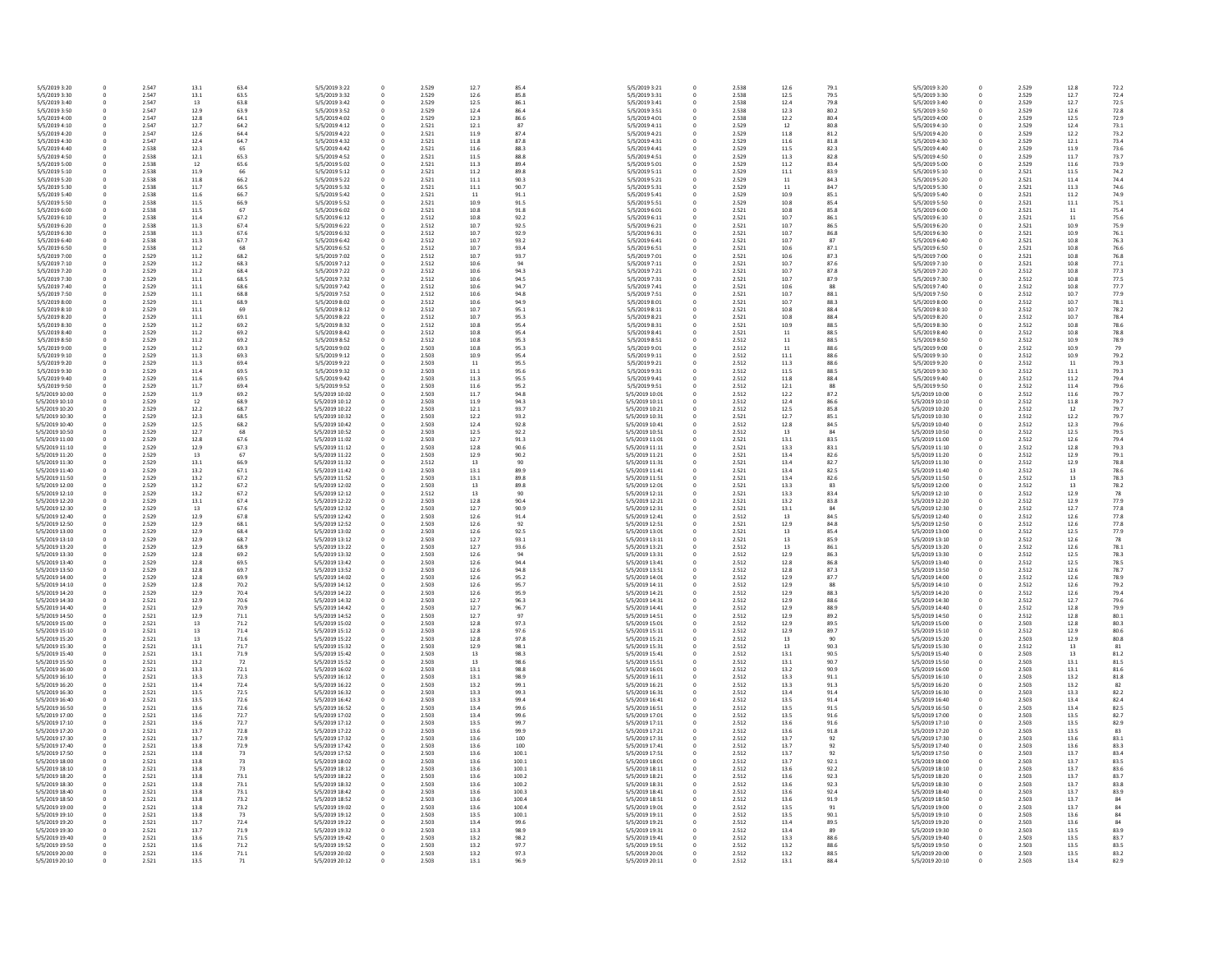| | | | | | | | | | | | | | | | | | | | |
|---|---|---|---|---|---|---|---|---|---|---|---|---|---|---|---|---|---|---|---|
| 5/5/2019 3:20 | 0 | 2.547 | 13.1 | 63.4 | 5/5/2019 3:22 | 0 | 2.529 | 12.7 | 85.4 | 5/5/2019 3:21 | 0 | 2.538 | 12.6 | 79.1 | 5/5/2019 3:20 | 0 | 2.529 | 12.8 | 72.2 |
| 5/5/2019 3:30 | 0 | 2.547 | 13.1 | 63.5 | 5/5/2019 3:32 | 0 | 2.529 | 12.6 | 85.8 | 5/5/2019 3:31 | 0 | 2.538 | 12.5 | 79.5 | 5/5/2019 3:30 | 0 | 2.529 | 12.7 | 72.4 |
| 5/5/2019 3:40 | 0 | 2.547 | 13 | 63.8 | 5/5/2019 3:42 | 0 | 2.529 | 12.5 | 86.1 | 5/5/2019 3:41 | 0 | 2.538 | 12.4 | 79.8 | 5/5/2019 3:40 | 0 | 2.529 | 12.7 | 72.5 |
| 5/5/2019 3:50 | 0 | 2.547 | 12.9 | 63.9 | 5/5/2019 3:52 | 0 | 2.529 | 12.4 | 86.4 | 5/5/2019 3:51 | 0 | 2.538 | 12.3 | 80.2 | 5/5/2019 3:50 | 0 | 2.529 | 12.6 | 72.8 |
| 5/5/2019 4:00 | 0 | 2.547 | 12.8 | 64.1 | 5/5/2019 4:02 | 0 | 2.529 | 12.3 | 86.6 | 5/5/2019 4:01 | 0 | 2.538 | 12.2 | 80.4 | 5/5/2019 4:00 | 0 | 2.529 | 12.5 | 72.9 |
| 5/5/2019 4:10 | 0 | 2.547 | 12.7 | 64.2 | 5/5/2019 4:12 | 0 | 2.521 | 12.1 | 87 | 5/5/2019 4:11 | 0 | 2.529 | 12 | 80.8 | 5/5/2019 4:10 | 0 | 2.529 | 12.4 | 73.1 |
| 5/5/2019 4:20 | 0 | 2.547 | 12.6 | 64.4 | 5/5/2019 4:22 | 0 | 2.521 | 11.9 | 87.4 | 5/5/2019 4:21 | 0 | 2.529 | 11.8 | 81.2 | 5/5/2019 4:20 | 0 | 2.529 | 12.2 | 73.2 |
| 5/5/2019 4:30 | 0 | 2.547 | 12.4 | 64.7 | 5/5/2019 4:32 | 0 | 2.521 | 11.8 | 87.8 | 5/5/2019 4:31 | 0 | 2.529 | 11.6 | 81.8 | 5/5/2019 4:30 | 0 | 2.529 | 12.1 | 73.4 |
| 5/5/2019 4:40 | 0 | 2.538 | 12.3 | 65 | 5/5/2019 4:42 | 0 | 2.521 | 11.6 | 88.3 | 5/5/2019 4:41 | 0 | 2.529 | 11.5 | 82.3 | 5/5/2019 4:40 | 0 | 2.529 | 11.9 | 73.6 |
| 5/5/2019 4:50 | 0 | 2.538 | 12.1 | 65.3 | 5/5/2019 4:52 | 0 | 2.521 | 11.5 | 88.8 | 5/5/2019 4:51 | 0 | 2.529 | 11.3 | 82.8 | 5/5/2019 4:50 | 0 | 2.529 | 11.7 | 73.7 |
| 5/5/2019 5:00 | 0 | 2.538 | 12 | 65.6 | 5/5/2019 5:02 | 0 | 2.521 | 11.3 | 89.4 | 5/5/2019 5:01 | 0 | 2.529 | 11.2 | 83.4 | 5/5/2019 5:00 | 0 | 2.529 | 11.6 | 73.9 |
| 5/5/2019 5:10 | 0 | 2.538 | 11.9 | 66 | 5/5/2019 5:12 | 0 | 2.521 | 11.2 | 89.8 | 5/5/2019 5:11 | 0 | 2.529 | 11.1 | 83.9 | 5/5/2019 5:10 | 0 | 2.521 | 11.5 | 74.2 |
| 5/5/2019 5:20 | 0 | 2.538 | 11.8 | 66.2 | 5/5/2019 5:22 | 0 | 2.521 | 11.1 | 90.3 | 5/5/2019 5:21 | 0 | 2.529 | 11 | 84.3 | 5/5/2019 5:20 | 0 | 2.521 | 11.4 | 74.4 |
| 5/5/2019 5:30 | 0 | 2.538 | 11.7 | 66.5 | 5/5/2019 5:32 | 0 | 2.521 | 11.1 | 90.7 | 5/5/2019 5:31 | 0 | 2.529 | 11 | 84.7 | 5/5/2019 5:30 | 0 | 2.521 | 11.3 | 74.6 |
| 5/5/2019 5:40 | 0 | 2.538 | 11.6 | 66.7 | 5/5/2019 5:42 | 0 | 2.521 | 11 | 91.1 | 5/5/2019 5:41 | 0 | 2.529 | 10.9 | 85.1 | 5/5/2019 5:40 | 0 | 2.521 | 11.2 | 74.9 |
| 5/5/2019 5:50 | 0 | 2.538 | 11.5 | 66.9 | 5/5/2019 5:52 | 0 | 2.521 | 10.9 | 91.5 | 5/5/2019 5:51 | 0 | 2.529 | 10.8 | 85.4 | 5/5/2019 5:50 | 0 | 2.521 | 11.1 | 75.1 |
| 5/5/2019 6:00 | 0 | 2.538 | 11.5 | 67 | 5/5/2019 6:02 | 0 | 2.521 | 10.8 | 91.8 | 5/5/2019 6:01 | 0 | 2.521 | 10.8 | 85.8 | 5/5/2019 6:00 | 0 | 2.521 | 11 | 75.4 |
| 5/5/2019 6:10 | 0 | 2.538 | 11.4 | 67.2 | 5/5/2019 6:12 | 0 | 2.512 | 10.8 | 92.2 | 5/5/2019 6:11 | 0 | 2.521 | 10.7 | 86.1 | 5/5/2019 6:10 | 0 | 2.521 | 11 | 75.6 |
| 5/5/2019 6:20 | 0 | 2.538 | 11.3 | 67.4 | 5/5/2019 6:22 | 0 | 2.512 | 10.7 | 92.5 | 5/5/2019 6:21 | 0 | 2.521 | 10.7 | 86.5 | 5/5/2019 6:20 | 0 | 2.521 | 10.9 | 75.9 |
| 5/5/2019 6:30 | 0 | 2.538 | 11.3 | 67.6 | 5/5/2019 6:32 | 0 | 2.512 | 10.7 | 92.9 | 5/5/2019 6:31 | 0 | 2.521 | 10.7 | 86.8 | 5/5/2019 6:30 | 0 | 2.521 | 10.9 | 76.1 |
| 5/5/2019 6:40 | 0 | 2.538 | 11.3 | 67.7 | 5/5/2019 6:42 | 0 | 2.512 | 10.7 | 93.2 | 5/5/2019 6:41 | 0 | 2.521 | 10.7 | 87 | 5/5/2019 6:40 | 0 | 2.521 | 10.8 | 76.3 |
| 5/5/2019 6:50 | 0 | 2.538 | 11.2 | 68 | 5/5/2019 6:52 | 0 | 2.512 | 10.7 | 93.4 | 5/5/2019 6:51 | 0 | 2.521 | 10.6 | 87.1 | 5/5/2019 6:50 | 0 | 2.521 | 10.8 | 76.6 |
| 5/5/2019 7:00 | 0 | 2.529 | 11.2 | 68.2 | 5/5/2019 7:02 | 0 | 2.512 | 10.7 | 93.7 | 5/5/2019 7:01 | 0 | 2.521 | 10.6 | 87.3 | 5/5/2019 7:00 | 0 | 2.521 | 10.8 | 76.8 |
| 5/5/2019 7:10 | 0 | 2.529 | 11.2 | 68.3 | 5/5/2019 7:12 | 0 | 2.512 | 10.6 | 94 | 5/5/2019 7:11 | 0 | 2.521 | 10.7 | 87.6 | 5/5/2019 7:10 | 0 | 2.521 | 10.8 | 77.1 |
| 5/5/2019 7:20 | 0 | 2.529 | 11.2 | 68.4 | 5/5/2019 7:22 | 0 | 2.512 | 10.6 | 94.3 | 5/5/2019 7:21 | 0 | 2.521 | 10.7 | 87.8 | 5/5/2019 7:20 | 0 | 2.512 | 10.8 | 77.3 |
| 5/5/2019 7:30 | 0 | 2.529 | 11.1 | 68.5 | 5/5/2019 7:32 | 0 | 2.512 | 10.6 | 94.5 | 5/5/2019 7:31 | 0 | 2.521 | 10.7 | 87.9 | 5/5/2019 7:30 | 0 | 2.512 | 10.8 | 77.5 |
| 5/5/2019 7:40 | 0 | 2.529 | 11.1 | 68.6 | 5/5/2019 7:42 | 0 | 2.512 | 10.6 | 94.7 | 5/5/2019 7:41 | 0 | 2.521 | 10.6 | 88 | 5/5/2019 7:40 | 0 | 2.512 | 10.8 | 77.7 |
| 5/5/2019 7:50 | 0 | 2.529 | 11.1 | 68.8 | 5/5/2019 7:52 | 0 | 2.512 | 10.6 | 94.8 | 5/5/2019 7:51 | 0 | 2.521 | 10.7 | 88.1 | 5/5/2019 7:50 | 0 | 2.512 | 10.7 | 77.9 |
| 5/5/2019 8:00 | 0 | 2.529 | 11.1 | 68.9 | 5/5/2019 8:02 | 0 | 2.512 | 10.6 | 94.9 | 5/5/2019 8:01 | 0 | 2.521 | 10.7 | 88.3 | 5/5/2019 8:00 | 0 | 2.512 | 10.7 | 78.1 |
| 5/5/2019 8:10 | 0 | 2.529 | 11.1 | 69 | 5/5/2019 8:12 | 0 | 2.512 | 10.7 | 95.1 | 5/5/2019 8:11 | 0 | 2.521 | 10.8 | 88.4 | 5/5/2019 8:10 | 0 | 2.512 | 10.7 | 78.2 |
| 5/5/2019 8:20 | 0 | 2.529 | 11.1 | 69.1 | 5/5/2019 8:22 | 0 | 2.512 | 10.7 | 95.3 | 5/5/2019 8:21 | 0 | 2.521 | 10.8 | 88.4 | 5/5/2019 8:20 | 0 | 2.512 | 10.7 | 78.4 |
| 5/5/2019 8:30 | 0 | 2.529 | 11.2 | 69.2 | 5/5/2019 8:32 | 0 | 2.512 | 10.8 | 95.4 | 5/5/2019 8:31 | 0 | 2.521 | 10.9 | 88.5 | 5/5/2019 8:30 | 0 | 2.512 | 10.8 | 78.6 |
| 5/5/2019 8:40 | 0 | 2.529 | 11.2 | 69.2 | 5/5/2019 8:42 | 0 | 2.512 | 10.8 | 95.4 | 5/5/2019 8:41 | 0 | 2.521 | 11 | 88.5 | 5/5/2019 8:40 | 0 | 2.512 | 10.8 | 78.8 |
| 5/5/2019 8:50 | 0 | 2.529 | 11.2 | 69.2 | 5/5/2019 8:52 | 0 | 2.512 | 10.8 | 95.3 | 5/5/2019 8:51 | 0 | 2.512 | 11 | 88.5 | 5/5/2019 8:50 | 0 | 2.512 | 10.9 | 78.9 |
| 5/5/2019 9:00 | 0 | 2.529 | 11.2 | 69.3 | 5/5/2019 9:02 | 0 | 2.503 | 10.8 | 95.3 | 5/5/2019 9:01 | 0 | 2.512 | 11 | 88.6 | 5/5/2019 9:00 | 0 | 2.512 | 10.9 | 79 |
| 5/5/2019 9:10 | 0 | 2.529 | 11.3 | 69.3 | 5/5/2019 9:12 | 0 | 2.503 | 10.9 | 95.4 | 5/5/2019 9:11 | 0 | 2.512 | 11.1 | 88.6 | 5/5/2019 9:10 | 0 | 2.512 | 10.9 | 79.2 |
| 5/5/2019 9:20 | 0 | 2.529 | 11.3 | 69.4 | 5/5/2019 9:22 | 0 | 2.503 | 11 | 95.5 | 5/5/2019 9:21 | 0 | 2.512 | 11.3 | 88.6 | 5/5/2019 9:20 | 0 | 2.512 | 11 | 79.3 |
| 5/5/2019 9:30 | 0 | 2.529 | 11.4 | 69.5 | 5/5/2019 9:32 | 0 | 2.503 | 11.1 | 95.5 | 5/5/2019 9:31 | 0 | 2.512 | 11.5 | 88.5 | 5/5/2019 9:30 | 0 | 2.512 | 11.1 | 79.3 |
| 5/5/2019 9:40 | 0 | 2.529 | 11.6 | 69.5 | 5/5/2019 9:42 | 0 | 2.503 | 11.3 | 95.5 | 5/5/2019 9:41 | 0 | 2.512 | 11.8 | 88.4 | 5/5/2019 9:40 | 0 | 2.512 | 11.2 | 79.4 |
| 5/5/2019 9:50 | 0 | 2.529 | 11.7 | 69.4 | 5/5/2019 9:52 | 0 | 2.503 | 11.6 | 95.2 | 5/5/2019 9:51 | 0 | 2.512 | 12.1 | 88 | 5/5/2019 9:50 | 0 | 2.512 | 11.4 | 79.6 |
| 5/5/2019 10:00 | 0 | 2.529 | 11.9 | 69.2 | 5/5/2019 10:02 | 0 | 2.503 | 11.7 | 94.8 | 5/5/2019 10:01 | 0 | 2.512 | 12.2 | 87.2 | 5/5/2019 10:00 | 0 | 2.512 | 11.6 | 79.7 |
| 5/5/2019 10:10 | 0 | 2.529 | 12 | 68.9 | 5/5/2019 10:12 | 0 | 2.503 | 11.9 | 94.3 | 5/5/2019 10:11 | 0 | 2.512 | 12.4 | 86.6 | 5/5/2019 10:10 | 0 | 2.512 | 11.8 | 79.7 |
| 5/5/2019 10:20 | 0 | 2.529 | 12.2 | 68.7 | 5/5/2019 10:22 | 0 | 2.503 | 12.1 | 93.7 | 5/5/2019 10:21 | 0 | 2.512 | 12.5 | 85.8 | 5/5/2019 10:20 | 0 | 2.512 | 12 | 79.7 |
| 5/5/2019 10:30 | 0 | 2.529 | 12.3 | 68.5 | 5/5/2019 10:32 | 0 | 2.503 | 12.2 | 93.2 | 5/5/2019 10:31 | 0 | 2.521 | 12.7 | 85.1 | 5/5/2019 10:30 | 0 | 2.512 | 12.2 | 79.7 |
| 5/5/2019 10:40 | 0 | 2.529 | 12.5 | 68.2 | 5/5/2019 10:42 | 0 | 2.503 | 12.4 | 92.8 | 5/5/2019 10:41 | 0 | 2.512 | 12.8 | 84.5 | 5/5/2019 10:40 | 0 | 2.512 | 12.3 | 79.6 |
| 5/5/2019 10:50 | 0 | 2.529 | 12.7 | 68 | 5/5/2019 10:52 | 0 | 2.503 | 12.5 | 92.2 | 5/5/2019 10:51 | 0 | 2.512 | 13 | 84 | 5/5/2019 10:50 | 0 | 2.512 | 12.5 | 79.5 |
| 5/5/2019 11:00 | 0 | 2.529 | 12.8 | 67.6 | 5/5/2019 11:02 | 0 | 2.503 | 12.7 | 91.3 | 5/5/2019 11:01 | 0 | 2.521 | 13.1 | 83.5 | 5/5/2019 11:00 | 0 | 2.512 | 12.6 | 79.4 |
| 5/5/2019 11:10 | 0 | 2.529 | 12.9 | 67.3 | 5/5/2019 11:12 | 0 | 2.503 | 12.8 | 90.6 | 5/5/2019 11:11 | 0 | 2.521 | 13.3 | 83.1 | 5/5/2019 11:10 | 0 | 2.512 | 12.8 | 79.3 |
| 5/5/2019 11:20 | 0 | 2.529 | 13 | 67 | 5/5/2019 11:22 | 0 | 2.503 | 12.9 | 90.2 | 5/5/2019 11:21 | 0 | 2.521 | 13.4 | 82.6 | 5/5/2019 11:20 | 0 | 2.512 | 12.9 | 79.1 |
| 5/5/2019 11:30 | 0 | 2.529 | 13.1 | 66.9 | 5/5/2019 11:32 | 0 | 2.512 | 13 | 90 | 5/5/2019 11:31 | 0 | 2.521 | 13.4 | 82.7 | 5/5/2019 11:30 | 0 | 2.512 | 12.9 | 78.8 |
| 5/5/2019 11:40 | 0 | 2.529 | 13.2 | 67.1 | 5/5/2019 11:42 | 0 | 2.503 | 13.1 | 89.9 | 5/5/2019 11:41 | 0 | 2.521 | 13.4 | 82.5 | 5/5/2019 11:40 | 0 | 2.512 | 13 | 78.6 |
| 5/5/2019 11:50 | 0 | 2.529 | 13.2 | 67.2 | 5/5/2019 11:52 | 0 | 2.503 | 13.1 | 89.8 | 5/5/2019 11:51 | 0 | 2.521 | 13.4 | 82.6 | 5/5/2019 11:50 | 0 | 2.512 | 13 | 78.3 |
| 5/5/2019 12:00 | 0 | 2.529 | 13.2 | 67.2 | 5/5/2019 12:02 | 0 | 2.503 | 13 | 89.8 | 5/5/2019 12:01 | 0 | 2.521 | 13.3 | 83 | 5/5/2019 12:00 | 0 | 2.512 | 13 | 78.2 |
| 5/5/2019 12:10 | 0 | 2.529 | 13.2 | 67.2 | 5/5/2019 12:12 | 0 | 2.512 | 13 | 90 | 5/5/2019 12:11 | 0 | 2.521 | 13.3 | 83.4 | 5/5/2019 12:10 | 0 | 2.512 | 12.9 | 78 |
| 5/5/2019 12:20 | 0 | 2.529 | 13.1 | 67.4 | 5/5/2019 12:22 | 0 | 2.503 | 12.8 | 90.4 | 5/5/2019 12:21 | 0 | 2.521 | 13.2 | 83.8 | 5/5/2019 12:20 | 0 | 2.512 | 12.9 | 77.9 |
| 5/5/2019 12:30 | 0 | 2.529 | 13 | 67.6 | 5/5/2019 12:32 | 0 | 2.503 | 12.7 | 90.9 | 5/5/2019 12:31 | 0 | 2.521 | 13.1 | 84 | 5/5/2019 12:30 | 0 | 2.512 | 12.7 | 77.8 |
| 5/5/2019 12:40 | 0 | 2.529 | 12.9 | 67.8 | 5/5/2019 12:42 | 0 | 2.503 | 12.6 | 91.4 | 5/5/2019 12:41 | 0 | 2.521 | 13 | 84.5 | 5/5/2019 12:40 | 0 | 2.512 | 12.6 | 77.8 |
| 5/5/2019 12:50 | 0 | 2.529 | 12.9 | 68.1 | 5/5/2019 12:52 | 0 | 2.503 | 12.6 | 92 | 5/5/2019 12:51 | 0 | 2.521 | 12.9 | 84.8 | 5/5/2019 12:50 | 0 | 2.512 | 12.6 | 77.8 |
| 5/5/2019 13:00 | 0 | 2.529 | 12.9 | 68.4 | 5/5/2019 13:02 | 0 | 2.503 | 12.6 | 92.5 | 5/5/2019 13:01 | 0 | 2.521 | 13 | 85.4 | 5/5/2019 13:00 | 0 | 2.512 | 12.5 | 77.9 |
| 5/5/2019 13:10 | 0 | 2.529 | 12.9 | 68.7 | 5/5/2019 13:12 | 0 | 2.503 | 12.7 | 93.1 | 5/5/2019 13:11 | 0 | 2.521 | 13 | 85.9 | 5/5/2019 13:10 | 0 | 2.512 | 12.6 | 78 |
| 5/5/2019 13:20 | 0 | 2.529 | 12.9 | 68.9 | 5/5/2019 13:22 | 0 | 2.503 | 12.7 | 93.6 | 5/5/2019 13:21 | 0 | 2.512 | 13 | 86.1 | 5/5/2019 13:20 | 0 | 2.512 | 12.6 | 78.1 |
| 5/5/2019 13:30 | 0 | 2.529 | 12.8 | 69.2 | 5/5/2019 13:32 | 0 | 2.503 | 12.6 | 94 | 5/5/2019 13:31 | 0 | 2.512 | 12.9 | 86.3 | 5/5/2019 13:30 | 0 | 2.512 | 12.5 | 78.3 |
| 5/5/2019 13:40 | 0 | 2.529 | 12.8 | 69.5 | 5/5/2019 13:42 | 0 | 2.503 | 12.6 | 94.4 | 5/5/2019 13:41 | 0 | 2.512 | 12.8 | 86.8 | 5/5/2019 13:40 | 0 | 2.512 | 12.5 | 78.5 |
| 5/5/2019 13:50 | 0 | 2.529 | 12.8 | 69.7 | 5/5/2019 13:52 | 0 | 2.503 | 12.6 | 94.8 | 5/5/2019 13:51 | 0 | 2.512 | 12.8 | 87.3 | 5/5/2019 13:50 | 0 | 2.512 | 12.6 | 78.7 |
| 5/5/2019 14:00 | 0 | 2.529 | 12.8 | 69.9 | 5/5/2019 14:02 | 0 | 2.503 | 12.6 | 95.2 | 5/5/2019 14:01 | 0 | 2.512 | 12.9 | 87.7 | 5/5/2019 14:00 | 0 | 2.512 | 12.6 | 78.9 |
| 5/5/2019 14:10 | 0 | 2.529 | 12.8 | 70.2 | 5/5/2019 14:12 | 0 | 2.503 | 12.6 | 95.7 | 5/5/2019 14:11 | 0 | 2.512 | 12.9 | 88 | 5/5/2019 14:10 | 0 | 2.512 | 12.6 | 79.2 |
| 5/5/2019 14:20 | 0 | 2.529 | 12.9 | 70.4 | 5/5/2019 14:22 | 0 | 2.503 | 12.6 | 95.9 | 5/5/2019 14:21 | 0 | 2.512 | 12.9 | 88.3 | 5/5/2019 14:20 | 0 | 2.512 | 12.6 | 79.4 |
| 5/5/2019 14:30 | 0 | 2.521 | 12.9 | 70.6 | 5/5/2019 14:32 | 0 | 2.503 | 12.7 | 96.3 | 5/5/2019 14:31 | 0 | 2.512 | 12.9 | 88.6 | 5/5/2019 14:30 | 0 | 2.512 | 12.7 | 79.6 |
| 5/5/2019 14:40 | 0 | 2.521 | 12.9 | 70.9 | 5/5/2019 14:42 | 0 | 2.503 | 12.7 | 96.7 | 5/5/2019 14:41 | 0 | 2.512 | 12.9 | 88.9 | 5/5/2019 14:40 | 0 | 2.512 | 12.8 | 79.9 |
| 5/5/2019 14:50 | 0 | 2.521 | 12.9 | 71.1 | 5/5/2019 14:52 | 0 | 2.503 | 12.7 | 97 | 5/5/2019 14:51 | 0 | 2.512 | 12.9 | 89.2 | 5/5/2019 14:50 | 0 | 2.512 | 12.8 | 80.1 |
| 5/5/2019 15:00 | 0 | 2.521 | 13 | 71.2 | 5/5/2019 15:02 | 0 | 2.503 | 12.8 | 97.3 | 5/5/2019 15:01 | 0 | 2.512 | 12.9 | 89.5 | 5/5/2019 15:00 | 0 | 2.503 | 12.8 | 80.3 |
| 5/5/2019 15:10 | 0 | 2.521 | 13 | 71.4 | 5/5/2019 15:12 | 0 | 2.503 | 12.8 | 97.6 | 5/5/2019 15:11 | 0 | 2.512 | 12.9 | 89.7 | 5/5/2019 15:10 | 0 | 2.512 | 12.9 | 80.6 |
| 5/5/2019 15:20 | 0 | 2.521 | 13 | 71.6 | 5/5/2019 15:22 | 0 | 2.503 | 12.8 | 97.8 | 5/5/2019 15:21 | 0 | 2.512 | 13 | 90 | 5/5/2019 15:20 | 0 | 2.503 | 12.9 | 80.8 |
| 5/5/2019 15:30 | 0 | 2.521 | 13.1 | 71.7 | 5/5/2019 15:32 | 0 | 2.503 | 12.9 | 98.1 | 5/5/2019 15:31 | 0 | 2.512 | 13 | 90.3 | 5/5/2019 15:30 | 0 | 2.503 | 13 | 81 |
| 5/5/2019 15:40 | 0 | 2.521 | 13.1 | 71.9 | 5/5/2019 15:42 | 0 | 2.503 | 13 | 98.3 | 5/5/2019 15:41 | 0 | 2.512 | 13.1 | 90.5 | 5/5/2019 15:40 | 0 | 2.503 | 13 | 81.2 |
| 5/5/2019 15:50 | 0 | 2.521 | 13.2 | 72 | 5/5/2019 15:52 | 0 | 2.503 | 13 | 98.6 | 5/5/2019 15:51 | 0 | 2.512 | 13.1 | 90.7 | 5/5/2019 15:50 | 0 | 2.503 | 13.1 | 81.5 |
| 5/5/2019 16:00 | 0 | 2.521 | 13.3 | 72.1 | 5/5/2019 16:02 | 0 | 2.503 | 13.1 | 98.8 | 5/5/2019 16:01 | 0 | 2.512 | 13.2 | 90.9 | 5/5/2019 16:00 | 0 | 2.503 | 13.1 | 81.6 |
| 5/5/2019 16:10 | 0 | 2.521 | 13.3 | 72.3 | 5/5/2019 16:12 | 0 | 2.503 | 13.1 | 98.9 | 5/5/2019 16:11 | 0 | 2.512 | 13.3 | 91.1 | 5/5/2019 16:10 | 0 | 2.503 | 13.2 | 81.8 |
| 5/5/2019 16:20 | 0 | 2.521 | 13.4 | 72.4 | 5/5/2019 16:22 | 0 | 2.503 | 13.2 | 99.1 | 5/5/2019 16:21 | 0 | 2.512 | 13.3 | 91.3 | 5/5/2019 16:20 | 0 | 2.503 | 13.2 | 82 |
| 5/5/2019 16:30 | 0 | 2.521 | 13.5 | 72.5 | 5/5/2019 16:32 | 0 | 2.503 | 13.3 | 99.3 | 5/5/2019 16:31 | 0 | 2.512 | 13.4 | 91.4 | 5/5/2019 16:30 | 0 | 2.503 | 13.3 | 82.2 |
| 5/5/2019 16:40 | 0 | 2.521 | 13.5 | 72.6 | 5/5/2019 16:42 | 0 | 2.503 | 13.3 | 99.4 | 5/5/2019 16:41 | 0 | 2.512 | 13.5 | 91.4 | 5/5/2019 16:40 | 0 | 2.503 | 13.4 | 82.4 |
| 5/5/2019 16:50 | 0 | 2.521 | 13.6 | 72.6 | 5/5/2019 16:52 | 0 | 2.503 | 13.4 | 99.6 | 5/5/2019 16:51 | 0 | 2.512 | 13.5 | 91.5 | 5/5/2019 16:50 | 0 | 2.503 | 13.4 | 82.5 |
| 5/5/2019 17:00 | 0 | 2.521 | 13.6 | 72.7 | 5/5/2019 17:02 | 0 | 2.503 | 13.4 | 99.6 | 5/5/2019 17:01 | 0 | 2.512 | 13.5 | 91.6 | 5/5/2019 17:00 | 0 | 2.503 | 13.5 | 82.7 |
| 5/5/2019 17:10 | 0 | 2.521 | 13.6 | 72.7 | 5/5/2019 17:12 | 0 | 2.503 | 13.5 | 99.7 | 5/5/2019 17:11 | 0 | 2.512 | 13.6 | 91.6 | 5/5/2019 17:10 | 0 | 2.503 | 13.5 | 82.9 |
| 5/5/2019 17:20 | 0 | 2.521 | 13.7 | 72.8 | 5/5/2019 17:22 | 0 | 2.503 | 13.6 | 99.9 | 5/5/2019 17:21 | 0 | 2.512 | 13.6 | 91.8 | 5/5/2019 17:20 | 0 | 2.503 | 13.5 | 83 |
| 5/5/2019 17:30 | 0 | 2.521 | 13.7 | 72.9 | 5/5/2019 17:32 | 0 | 2.503 | 13.6 | 100 | 5/5/2019 17:31 | 0 | 2.512 | 13.7 | 92 | 5/5/2019 17:30 | 0 | 2.503 | 13.6 | 83.1 |
| 5/5/2019 17:40 | 0 | 2.521 | 13.8 | 72.9 | 5/5/2019 17:42 | 0 | 2.503 | 13.6 | 100 | 5/5/2019 17:41 | 0 | 2.512 | 13.7 | 92 | 5/5/2019 17:40 | 0 | 2.503 | 13.6 | 83.3 |
| 5/5/2019 17:50 | 0 | 2.521 | 13.8 | 73 | 5/5/2019 17:52 | 0 | 2.503 | 13.6 | 100.1 | 5/5/2019 17:51 | 0 | 2.512 | 13.7 | 92 | 5/5/2019 17:50 | 0 | 2.503 | 13.7 | 83.4 |
| 5/5/2019 18:00 | 0 | 2.521 | 13.8 | 73 | 5/5/2019 18:02 | 0 | 2.503 | 13.6 | 100.1 | 5/5/2019 18:01 | 0 | 2.512 | 13.7 | 92.1 | 5/5/2019 18:00 | 0 | 2.503 | 13.7 | 83.5 |
| 5/5/2019 18:10 | 0 | 2.521 | 13.8 | 73 | 5/5/2019 18:12 | 0 | 2.503 | 13.6 | 100.1 | 5/5/2019 18:11 | 0 | 2.512 | 13.6 | 92.2 | 5/5/2019 18:10 | 0 | 2.503 | 13.7 | 83.6 |
| 5/5/2019 18:20 | 0 | 2.521 | 13.8 | 73.1 | 5/5/2019 18:22 | 0 | 2.503 | 13.6 | 100.2 | 5/5/2019 18:21 | 0 | 2.512 | 13.6 | 92.3 | 5/5/2019 18:20 | 0 | 2.503 | 13.7 | 83.7 |
| 5/5/2019 18:30 | 0 | 2.521 | 13.8 | 73.1 | 5/5/2019 18:32 | 0 | 2.503 | 13.6 | 100.2 | 5/5/2019 18:31 | 0 | 2.512 | 13.6 | 92.3 | 5/5/2019 18:30 | 0 | 2.503 | 13.7 | 83.8 |
| 5/5/2019 18:40 | 0 | 2.521 | 13.8 | 73.1 | 5/5/2019 18:42 | 0 | 2.503 | 13.6 | 100.3 | 5/5/2019 18:41 | 0 | 2.512 | 13.6 | 92.4 | 5/5/2019 18:40 | 0 | 2.503 | 13.7 | 83.9 |
| 5/5/2019 18:50 | 0 | 2.521 | 13.8 | 73.2 | 5/5/2019 18:52 | 0 | 2.503 | 13.6 | 100.4 | 5/5/2019 18:51 | 0 | 2.512 | 13.6 | 91.9 | 5/5/2019 18:50 | 0 | 2.503 | 13.7 | 84 |
| 5/5/2019 19:00 | 0 | 2.521 | 13.8 | 73.2 | 5/5/2019 19:02 | 0 | 2.503 | 13.6 | 100.4 | 5/5/2019 19:01 | 0 | 2.512 | 13.5 | 91 | 5/5/2019 19:00 | 0 | 2.503 | 13.7 | 84 |
| 5/5/2019 19:10 | 0 | 2.521 | 13.8 | 73 | 5/5/2019 19:12 | 0 | 2.503 | 13.5 | 100.1 | 5/5/2019 19:11 | 0 | 2.512 | 13.5 | 90.1 | 5/5/2019 19:10 | 0 | 2.503 | 13.6 | 84 |
| 5/5/2019 19:20 | 0 | 2.521 | 13.7 | 72.4 | 5/5/2019 19:22 | 0 | 2.503 | 13.4 | 99.6 | 5/5/2019 19:21 | 0 | 2.512 | 13.4 | 89.5 | 5/5/2019 19:20 | 0 | 2.503 | 13.6 | 84 |
| 5/5/2019 19:30 | 0 | 2.521 | 13.7 | 71.9 | 5/5/2019 19:32 | 0 | 2.503 | 13.3 | 98.9 | 5/5/2019 19:31 | 0 | 2.512 | 13.4 | 89 | 5/5/2019 19:30 | 0 | 2.503 | 13.5 | 83.9 |
| 5/5/2019 19:40 | 0 | 2.521 | 13.6 | 71.5 | 5/5/2019 19:42 | 0 | 2.503 | 13.3 | 98.2 | 5/5/2019 19:41 | 0 | 2.512 | 13.3 | 88.6 | 5/5/2019 19:40 | 0 | 2.503 | 13.5 | 83.7 |
| 5/5/2019 19:50 | 0 | 2.521 | 13.6 | 71.2 | 5/5/2019 19:52 | 0 | 2.503 | 13.2 | 97.7 | 5/5/2019 19:51 | 0 | 2.512 | 13.2 | 88.6 | 5/5/2019 19:50 | 0 | 2.503 | 13.5 | 83.5 |
| 5/5/2019 20:00 | 0 | 2.521 | 13.6 | 71.1 | 5/5/2019 20:02 | 0 | 2.503 | 13.2 | 97.3 | 5/5/2019 20:01 | 0 | 2.512 | 13.2 | 88.5 | 5/5/2019 20:00 | 0 | 2.503 | 13.5 | 83.2 |
| 5/5/2019 20:10 | 0 | 2.521 | 13.5 | 71 | 5/5/2019 20:12 | 0 | 2.503 | 13.1 | 96.9 | 5/5/2019 20:11 | 0 | 2.512 | 13.1 | 88.4 | 5/5/2019 20:10 | 0 | 2.503 | 13.4 | 82.9 |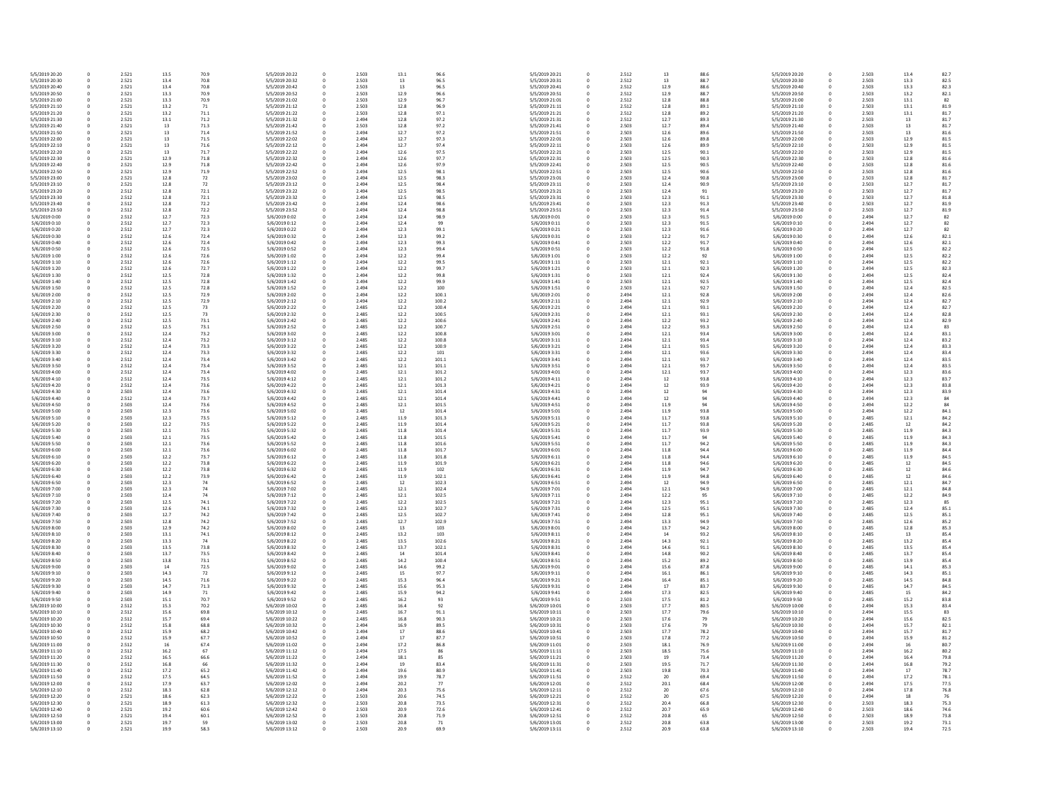| | | | | | | | | | | | | | | | | | | | |
|---|---|---|---|---|---|---|---|---|---|---|---|---|---|---|---|---|---|---|---|
| 5/5/2019 20:20 | 0 | 2.521 | 13.5 | 70.9 | 5/5/2019 20:22 | 0 | 2.503 | 13.1 | 96.6 | 5/5/2019 20:21 | 0 | 2.512 | 13 | 88.6 | 5/5/2019 20:20 | 0 | 2.503 | 13.4 | 82.7 |
| 5/5/2019 20:30 | 0 | 2.521 | 13.4 | 70.8 | 5/5/2019 20:32 | 0 | 2.503 | 13 | 96.5 | 5/5/2019 20:31 | 0 | 2.512 | 13 | 88.7 | 5/5/2019 20:30 | 0 | 2.503 | 13.3 | 82.5 |
| 5/5/2019 20:40 | 0 | 2.521 | 13.4 | 70.8 | 5/5/2019 20:42 | 0 | 2.503 | 13 | 96.5 | 5/5/2019 20:41 | 0 | 2.512 | 12.9 | 88.6 | 5/5/2019 20:40 | 0 | 2.503 | 13.3 | 82.3 |
| 5/5/2019 20:50 | 0 | 2.521 | 13.3 | 70.9 | 5/5/2019 20:52 | 0 | 2.503 | 12.9 | 96.6 | 5/5/2019 20:51 | 0 | 2.512 | 12.9 | 88.7 | 5/5/2019 20:50 | 0 | 2.503 | 13.2 | 82.1 |
| 5/5/2019 21:00 | 0 | 2.521 | 13.3 | 70.9 | 5/5/2019 21:02 | 0 | 2.503 | 12.9 | 96.7 | 5/5/2019 21:01 | 0 | 2.512 | 12.8 | 88.8 | 5/5/2019 21:00 | 0 | 2.503 | 13.1 | 82 |
| 5/5/2019 21:10 | 0 | 2.521 | 13.2 | 71 | 5/5/2019 21:12 | 0 | 2.503 | 12.8 | 96.9 | 5/5/2019 21:11 | 0 | 2.512 | 12.8 | 89.1 | 5/5/2019 21:10 | 0 | 2.503 | 13.1 | 81.9 |
| 5/5/2019 21:20 | 0 | 2.521 | 13.2 | 71.1 | 5/5/2019 21:22 | 0 | 2.503 | 12.8 | 97.1 | 5/5/2019 21:21 | 0 | 2.512 | 12.8 | 89.2 | 5/5/2019 21:20 | 0 | 2.503 | 13.1 | 81.7 |
| 5/5/2019 21:30 | 0 | 2.521 | 13.1 | 71.2 | 5/5/2019 21:32 | 0 | 2.494 | 12.8 | 97.2 | 5/5/2019 21:31 | 0 | 2.512 | 12.7 | 89.3 | 5/5/2019 21:30 | 0 | 2.503 | 13 | 81.7 |
| 5/5/2019 21:40 | 0 | 2.521 | 13 | 71.3 | 5/5/2019 21:42 | 0 | 2.503 | 12.8 | 97.2 | 5/5/2019 21:41 | 0 | 2.503 | 12.7 | 89.4 | 5/5/2019 21:40 | 0 | 2.503 | 13 | 81.7 |
| 5/5/2019 21:50 | 0 | 2.521 | 13 | 71.4 | 5/5/2019 21:52 | 0 | 2.494 | 12.7 | 97.2 | 5/5/2019 21:51 | 0 | 2.503 | 12.6 | 89.6 | 5/5/2019 21:50 | 0 | 2.503 | 13 | 81.6 |
| 5/5/2019 22:00 | 0 | 2.521 | 13 | 71.5 | 5/5/2019 22:02 | 0 | 2.494 | 12.7 | 97.3 | 5/5/2019 22:01 | 0 | 2.503 | 12.6 | 89.8 | 5/5/2019 22:00 | 0 | 2.503 | 12.9 | 81.5 |
| 5/5/2019 22:10 | 0 | 2.521 | 13 | 71.6 | 5/5/2019 22:12 | 0 | 2.494 | 12.7 | 97.4 | 5/5/2019 22:11 | 0 | 2.503 | 12.6 | 89.9 | 5/5/2019 22:10 | 0 | 2.503 | 12.9 | 81.5 |
| 5/5/2019 22:20 | 0 | 2.521 | 13 | 71.7 | 5/5/2019 22:22 | 0 | 2.494 | 12.6 | 97.5 | 5/5/2019 22:21 | 0 | 2.503 | 12.5 | 90.1 | 5/5/2019 22:20 | 0 | 2.503 | 12.9 | 81.5 |
| 5/5/2019 22:30 | 0 | 2.521 | 12.9 | 71.8 | 5/5/2019 22:32 | 0 | 2.494 | 12.6 | 97.7 | 5/5/2019 22:31 | 0 | 2.503 | 12.5 | 90.3 | 5/5/2019 22:30 | 0 | 2.503 | 12.8 | 81.6 |
| 5/5/2019 22:40 | 0 | 2.521 | 12.9 | 71.8 | 5/5/2019 22:42 | 0 | 2.494 | 12.6 | 97.9 | 5/5/2019 22:41 | 0 | 2.503 | 12.5 | 90.5 | 5/5/2019 22:40 | 0 | 2.503 | 12.8 | 81.6 |
| 5/5/2019 22:50 | 0 | 2.521 | 12.9 | 71.9 | 5/5/2019 22:52 | 0 | 2.494 | 12.5 | 98.1 | 5/5/2019 22:51 | 0 | 2.503 | 12.5 | 90.6 | 5/5/2019 22:50 | 0 | 2.503 | 12.8 | 81.6 |
| 5/5/2019 23:00 | 0 | 2.521 | 12.8 | 72 | 5/5/2019 23:02 | 0 | 2.494 | 12.5 | 98.3 | 5/5/2019 23:01 | 0 | 2.503 | 12.4 | 90.8 | 5/5/2019 23:00 | 0 | 2.503 | 12.8 | 81.7 |
| 5/5/2019 23:10 | 0 | 2.521 | 12.8 | 72 | 5/5/2019 23:12 | 0 | 2.494 | 12.5 | 98.4 | 5/5/2019 23:11 | 0 | 2.503 | 12.4 | 90.9 | 5/5/2019 23:10 | 0 | 2.503 | 12.7 | 81.7 |
| 5/5/2019 23:20 | 0 | 2.512 | 12.8 | 72.1 | 5/5/2019 23:22 | 0 | 2.494 | 12.5 | 98.5 | 5/5/2019 23:21 | 0 | 2.503 | 12.4 | 91 | 5/5/2019 23:20 | 0 | 2.503 | 12.7 | 81.7 |
| 5/5/2019 23:30 | 0 | 2.512 | 12.8 | 72.1 | 5/5/2019 23:32 | 0 | 2.494 | 12.5 | 98.5 | 5/5/2019 23:31 | 0 | 2.503 | 12.3 | 91.1 | 5/5/2019 23:30 | 0 | 2.503 | 12.7 | 81.8 |
| 5/5/2019 23:40 | 0 | 2.512 | 12.8 | 72.2 | 5/5/2019 23:42 | 0 | 2.494 | 12.4 | 98.6 | 5/5/2019 23:41 | 0 | 2.503 | 12.3 | 91.3 | 5/5/2019 23:40 | 0 | 2.503 | 12.7 | 81.9 |
| 5/5/2019 23:50 | 0 | 2.512 | 12.8 | 72.2 | 5/5/2019 23:52 | 0 | 2.494 | 12.4 | 98.8 | 5/5/2019 23:51 | 0 | 2.503 | 12.3 | 91.4 | 5/5/2019 23:50 | 0 | 2.503 | 12.7 | 81.9 |
| 5/6/2019 0:00 | 0 | 2.512 | 12.7 | 72.3 | 5/6/2019 0:02 | 0 | 2.494 | 12.4 | 98.9 | 5/6/2019 0:01 | 0 | 2.503 | 12.3 | 91.5 | 5/6/2019 0:00 | 0 | 2.494 | 12.7 | 82 |
| 5/6/2019 0:10 | 0 | 2.512 | 12.7 | 72.3 | 5/6/2019 0:12 | 0 | 2.494 | 12.4 | 99 | 5/6/2019 0:11 | 0 | 2.503 | 12.3 | 91.5 | 5/6/2019 0:10 | 0 | 2.494 | 12.7 | 82 |
| 5/6/2019 0:20 | 0 | 2.512 | 12.7 | 72.3 | 5/6/2019 0:22 | 0 | 2.494 | 12.3 | 99.1 | 5/6/2019 0:21 | 0 | 2.503 | 12.3 | 91.6 | 5/6/2019 0:20 | 0 | 2.494 | 12.7 | 82 |
| 5/6/2019 0:30 | 0 | 2.512 | 12.6 | 72.4 | 5/6/2019 0:32 | 0 | 2.494 | 12.3 | 99.2 | 5/6/2019 0:31 | 0 | 2.503 | 12.2 | 91.7 | 5/6/2019 0:30 | 0 | 2.494 | 12.6 | 82.1 |
| 5/6/2019 0:40 | 0 | 2.512 | 12.6 | 72.4 | 5/6/2019 0:42 | 0 | 2.494 | 12.3 | 99.3 | 5/6/2019 0:41 | 0 | 2.503 | 12.2 | 91.7 | 5/6/2019 0:40 | 0 | 2.494 | 12.6 | 82.1 |
| 5/6/2019 0:50 | 0 | 2.512 | 12.6 | 72.5 | 5/6/2019 0:52 | 0 | 2.494 | 12.3 | 99.4 | 5/6/2019 0:51 | 0 | 2.503 | 12.2 | 91.8 | 5/6/2019 0:50 | 0 | 2.494 | 12.5 | 82.2 |
| 5/6/2019 1:00 | 0 | 2.512 | 12.6 | 72.6 | 5/6/2019 1:02 | 0 | 2.494 | 12.2 | 99.4 | 5/6/2019 1:01 | 0 | 2.503 | 12.2 | 92 | 5/6/2019 1:00 | 0 | 2.494 | 12.5 | 82.2 |
| 5/6/2019 1:10 | 0 | 2.512 | 12.6 | 72.6 | 5/6/2019 1:12 | 0 | 2.494 | 12.2 | 99.5 | 5/6/2019 1:11 | 0 | 2.503 | 12.1 | 92.1 | 5/6/2019 1:10 | 0 | 2.494 | 12.5 | 82.2 |
| 5/6/2019 1:20 | 0 | 2.512 | 12.6 | 72.7 | 5/6/2019 1:22 | 0 | 2.494 | 12.2 | 99.7 | 5/6/2019 1:21 | 0 | 2.503 | 12.1 | 92.3 | 5/6/2019 1:20 | 0 | 2.494 | 12.5 | 82.3 |
| 5/6/2019 1:30 | 0 | 2.512 | 12.5 | 72.8 | 5/6/2019 1:32 | 0 | 2.494 | 12.2 | 99.8 | 5/6/2019 1:31 | 0 | 2.503 | 12.1 | 92.4 | 5/6/2019 1:30 | 0 | 2.494 | 12.5 | 82.4 |
| 5/6/2019 1:40 | 0 | 2.512 | 12.5 | 72.8 | 5/6/2019 1:42 | 0 | 2.494 | 12.2 | 99.9 | 5/6/2019 1:41 | 0 | 2.503 | 12.1 | 92.5 | 5/6/2019 1:40 | 0 | 2.494 | 12.5 | 82.4 |
| 5/6/2019 1:50 | 0 | 2.512 | 12.5 | 72.8 | 5/6/2019 1:52 | 0 | 2.494 | 12.2 | 100 | 5/6/2019 1:51 | 0 | 2.503 | 12.1 | 92.7 | 5/6/2019 1:50 | 0 | 2.494 | 12.4 | 82.5 |
| 5/6/2019 2:00 | 0 | 2.512 | 12.5 | 72.9 | 5/6/2019 2:02 | 0 | 2.494 | 12.2 | 100.1 | 5/6/2019 2:01 | 0 | 2.494 | 12.1 | 92.8 | 5/6/2019 2:00 | 0 | 2.494 | 12.4 | 82.6 |
| 5/6/2019 2:10 | 0 | 2.512 | 12.5 | 72.9 | 5/6/2019 2:12 | 0 | 2.494 | 12.2 | 100.2 | 5/6/2019 2:11 | 0 | 2.494 | 12.1 | 92.9 | 5/6/2019 2:10 | 0 | 2.494 | 12.4 | 82.7 |
| 5/6/2019 2:20 | 0 | 2.512 | 12.5 | 73 | 5/6/2019 2:22 | 0 | 2.485 | 12.2 | 100.4 | 5/6/2019 2:21 | 0 | 2.494 | 12.1 | 93.1 | 5/6/2019 2:20 | 0 | 2.494 | 12.4 | 82.7 |
| 5/6/2019 2:30 | 0 | 2.512 | 12.5 | 73 | 5/6/2019 2:32 | 0 | 2.485 | 12.2 | 100.5 | 5/6/2019 2:31 | 0 | 2.494 | 12.1 | 93.1 | 5/6/2019 2:30 | 0 | 2.494 | 12.4 | 82.8 |
| 5/6/2019 2:40 | 0 | 2.512 | 12.5 | 73.1 | 5/6/2019 2:42 | 0 | 2.485 | 12.2 | 100.6 | 5/6/2019 2:41 | 0 | 2.494 | 12.2 | 93.2 | 5/6/2019 2:40 | 0 | 2.494 | 12.4 | 82.9 |
| 5/6/2019 2:50 | 0 | 2.512 | 12.5 | 73.1 | 5/6/2019 2:52 | 0 | 2.485 | 12.2 | 100.7 | 5/6/2019 2:51 | 0 | 2.494 | 12.2 | 93.3 | 5/6/2019 2:50 | 0 | 2.494 | 12.4 | 83 |
| 5/6/2019 3:00 | 0 | 2.512 | 12.4 | 73.2 | 5/6/2019 3:02 | 0 | 2.485 | 12.2 | 100.8 | 5/6/2019 3:01 | 0 | 2.494 | 12.1 | 93.4 | 5/6/2019 3:00 | 0 | 2.494 | 12.4 | 83.1 |
| 5/6/2019 3:10 | 0 | 2.512 | 12.4 | 73.2 | 5/6/2019 3:12 | 0 | 2.485 | 12.2 | 100.8 | 5/6/2019 3:11 | 0 | 2.494 | 12.1 | 93.4 | 5/6/2019 3:10 | 0 | 2.494 | 12.4 | 83.2 |
| 5/6/2019 3:20 | 0 | 2.512 | 12.4 | 73.3 | 5/6/2019 3:22 | 0 | 2.485 | 12.2 | 100.9 | 5/6/2019 3:21 | 0 | 2.494 | 12.1 | 93.5 | 5/6/2019 3:20 | 0 | 2.494 | 12.4 | 83.3 |
| 5/6/2019 3:30 | 0 | 2.512 | 12.4 | 73.3 | 5/6/2019 3:32 | 0 | 2.485 | 12.2 | 101 | 5/6/2019 3:31 | 0 | 2.494 | 12.1 | 93.6 | 5/6/2019 3:30 | 0 | 2.494 | 12.4 | 83.4 |
| 5/6/2019 3:40 | 0 | 2.512 | 12.4 | 73.4 | 5/6/2019 3:42 | 0 | 2.485 | 12.2 | 101.1 | 5/6/2019 3:41 | 0 | 2.494 | 12.1 | 93.7 | 5/6/2019 3:40 | 0 | 2.494 | 12.4 | 83.5 |
| 5/6/2019 3:50 | 0 | 2.512 | 12.4 | 73.4 | 5/6/2019 3:52 | 0 | 2.485 | 12.1 | 101.1 | 5/6/2019 3:51 | 0 | 2.494 | 12.1 | 93.7 | 5/6/2019 3:50 | 0 | 2.494 | 12.4 | 83.5 |
| 5/6/2019 4:00 | 0 | 2.512 | 12.4 | 73.4 | 5/6/2019 4:02 | 0 | 2.485 | 12.1 | 101.2 | 5/6/2019 4:01 | 0 | 2.494 | 12.1 | 93.7 | 5/6/2019 4:00 | 0 | 2.494 | 12.3 | 83.6 |
| 5/6/2019 4:10 | 0 | 2.512 | 12.4 | 73.5 | 5/6/2019 4:12 | 0 | 2.485 | 12.1 | 101.2 | 5/6/2019 4:11 | 0 | 2.494 | 12 | 93.8 | 5/6/2019 4:10 | 0 | 2.494 | 12.3 | 83.7 |
| 5/6/2019 4:20 | 0 | 2.512 | 12.4 | 73.6 | 5/6/2019 4:22 | 0 | 2.485 | 12.1 | 101.3 | 5/6/2019 4:21 | 0 | 2.494 | 12 | 93.9 | 5/6/2019 4:20 | 0 | 2.494 | 12.3 | 83.8 |
| 5/6/2019 4:30 | 0 | 2.503 | 12.4 | 73.6 | 5/6/2019 4:32 | 0 | 2.485 | 12.1 | 101.4 | 5/6/2019 4:31 | 0 | 2.494 | 12 | 94 | 5/6/2019 4:30 | 0 | 2.494 | 12.3 | 83.9 |
| 5/6/2019 4:40 | 0 | 2.512 | 12.4 | 73.7 | 5/6/2019 4:42 | 0 | 2.485 | 12.1 | 101.4 | 5/6/2019 4:41 | 0 | 2.494 | 12 | 94 | 5/6/2019 4:40 | 0 | 2.494 | 12.3 | 84 |
| 5/6/2019 4:50 | 0 | 2.503 | 12.4 | 73.6 | 5/6/2019 4:52 | 0 | 2.485 | 12.1 | 101.5 | 5/6/2019 4:51 | 0 | 2.494 | 11.9 | 94 | 5/6/2019 4:50 | 0 | 2.494 | 12.2 | 84 |
| 5/6/2019 5:00 | 0 | 2.503 | 12.3 | 73.6 | 5/6/2019 5:02 | 0 | 2.485 | 12 | 101.4 | 5/6/2019 5:01 | 0 | 2.494 | 11.9 | 93.8 | 5/6/2019 5:00 | 0 | 2.494 | 12.2 | 84.1 |
| 5/6/2019 5:10 | 0 | 2.503 | 12.3 | 73.5 | 5/6/2019 5:12 | 0 | 2.485 | 11.9 | 101.3 | 5/6/2019 5:11 | 0 | 2.494 | 11.7 | 93.8 | 5/6/2019 5:10 | 0 | 2.485 | 12.1 | 84.2 |
| 5/6/2019 5:20 | 0 | 2.503 | 12.2 | 73.5 | 5/6/2019 5:22 | 0 | 2.485 | 11.9 | 101.4 | 5/6/2019 5:21 | 0 | 2.494 | 11.7 | 93.8 | 5/6/2019 5:20 | 0 | 2.485 | 12 | 84.2 |
| 5/6/2019 5:30 | 0 | 2.503 | 12.1 | 73.5 | 5/6/2019 5:32 | 0 | 2.485 | 11.8 | 101.4 | 5/6/2019 5:31 | 0 | 2.494 | 11.7 | 93.9 | 5/6/2019 5:30 | 0 | 2.485 | 11.9 | 84.3 |
| 5/6/2019 5:40 | 0 | 2.503 | 12.1 | 73.5 | 5/6/2019 5:42 | 0 | 2.485 | 11.8 | 101.5 | 5/6/2019 5:41 | 0 | 2.494 | 11.7 | 94 | 5/6/2019 5:40 | 0 | 2.485 | 11.9 | 84.3 |
| 5/6/2019 5:50 | 0 | 2.503 | 12.1 | 73.6 | 5/6/2019 5:52 | 0 | 2.485 | 11.8 | 101.6 | 5/6/2019 5:51 | 0 | 2.494 | 11.7 | 94.2 | 5/6/2019 5:50 | 0 | 2.485 | 11.9 | 84.3 |
| 5/6/2019 6:00 | 0 | 2.503 | 12.1 | 73.6 | 5/6/2019 6:02 | 0 | 2.485 | 11.8 | 101.7 | 5/6/2019 6:01 | 0 | 2.494 | 11.8 | 94.4 | 5/6/2019 6:00 | 0 | 2.485 | 11.9 | 84.4 |
| 5/6/2019 6:10 | 0 | 2.503 | 12.2 | 73.7 | 5/6/2019 6:12 | 0 | 2.485 | 11.8 | 101.8 | 5/6/2019 6:11 | 0 | 2.494 | 11.8 | 94.4 | 5/6/2019 6:10 | 0 | 2.485 | 11.9 | 84.5 |
| 5/6/2019 6:20 | 0 | 2.503 | 12.2 | 73.8 | 5/6/2019 6:22 | 0 | 2.485 | 11.9 | 101.9 | 5/6/2019 6:21 | 0 | 2.494 | 11.8 | 94.6 | 5/6/2019 6:20 | 0 | 2.485 | 12 | 84.5 |
| 5/6/2019 6:30 | 0 | 2.503 | 12.2 | 73.8 | 5/6/2019 6:32 | 0 | 2.485 | 11.9 | 102 | 5/6/2019 6:31 | 0 | 2.494 | 11.9 | 94.7 | 5/6/2019 6:30 | 0 | 2.485 | 12 | 84.6 |
| 5/6/2019 6:40 | 0 | 2.503 | 12.2 | 73.9 | 5/6/2019 6:42 | 0 | 2.485 | 11.9 | 102.1 | 5/6/2019 6:41 | 0 | 2.494 | 11.9 | 94.8 | 5/6/2019 6:40 | 0 | 2.485 | 12 | 84.6 |
| 5/6/2019 6:50 | 0 | 2.503 | 12.3 | 74 | 5/6/2019 6:52 | 0 | 2.485 | 12 | 102.3 | 5/6/2019 6:51 | 0 | 2.494 | 12 | 94.9 | 5/6/2019 6:50 | 0 | 2.485 | 12.1 | 84.7 |
| 5/6/2019 7:00 | 0 | 2.503 | 12.3 | 74 | 5/6/2019 7:02 | 0 | 2.485 | 12.1 | 102.4 | 5/6/2019 7:01 | 0 | 2.494 | 12.1 | 94.9 | 5/6/2019 7:00 | 0 | 2.485 | 12.1 | 84.8 |
| 5/6/2019 7:10 | 0 | 2.503 | 12.4 | 74 | 5/6/2019 7:12 | 0 | 2.485 | 12.1 | 102.5 | 5/6/2019 7:11 | 0 | 2.494 | 12.2 | 95 | 5/6/2019 7:10 | 0 | 2.485 | 12.2 | 84.9 |
| 5/6/2019 7:20 | 0 | 2.503 | 12.5 | 74.1 | 5/6/2019 7:22 | 0 | 2.485 | 12.2 | 102.5 | 5/6/2019 7:21 | 0 | 2.494 | 12.3 | 95.1 | 5/6/2019 7:20 | 0 | 2.485 | 12.3 | 85 |
| 5/6/2019 7:30 | 0 | 2.503 | 12.6 | 74.1 | 5/6/2019 7:32 | 0 | 2.485 | 12.3 | 102.7 | 5/6/2019 7:31 | 0 | 2.494 | 12.5 | 95.1 | 5/6/2019 7:30 | 0 | 2.485 | 12.4 | 85.1 |
| 5/6/2019 7:40 | 0 | 2.503 | 12.7 | 74.2 | 5/6/2019 7:42 | 0 | 2.485 | 12.5 | 102.7 | 5/6/2019 7:41 | 0 | 2.494 | 12.8 | 95.1 | 5/6/2019 7:40 | 0 | 2.485 | 12.5 | 85.1 |
| 5/6/2019 7:50 | 0 | 2.503 | 12.8 | 74.2 | 5/6/2019 7:52 | 0 | 2.485 | 12.7 | 102.9 | 5/6/2019 7:51 | 0 | 2.494 | 13.3 | 94.9 | 5/6/2019 7:50 | 0 | 2.485 | 12.6 | 85.2 |
| 5/6/2019 8:00 | 0 | 2.503 | 12.9 | 74.2 | 5/6/2019 8:02 | 0 | 2.485 | 13 | 103 | 5/6/2019 8:01 | 0 | 2.494 | 13.7 | 94.2 | 5/6/2019 8:00 | 0 | 2.485 | 12.8 | 85.3 |
| 5/6/2019 8:10 | 0 | 2.503 | 13.1 | 74.1 | 5/6/2019 8:12 | 0 | 2.485 | 13.2 | 103 | 5/6/2019 8:11 | 0 | 2.494 | 14 | 93.2 | 5/6/2019 8:10 | 0 | 2.485 | 13 | 85.4 |
| 5/6/2019 8:20 | 0 | 2.503 | 13.3 | 74 | 5/6/2019 8:22 | 0 | 2.485 | 13.5 | 102.6 | 5/6/2019 8:21 | 0 | 2.494 | 14.3 | 92.1 | 5/6/2019 8:20 | 0 | 2.485 | 13.2 | 85.4 |
| 5/6/2019 8:30 | 0 | 2.503 | 13.5 | 73.8 | 5/6/2019 8:32 | 0 | 2.485 | 13.7 | 102.1 | 5/6/2019 8:31 | 0 | 2.494 | 14.6 | 91.1 | 5/6/2019 8:30 | 0 | 2.485 | 13.5 | 85.4 |
| 5/6/2019 8:40 | 0 | 2.503 | 13.7 | 73.5 | 5/6/2019 8:42 | 0 | 2.485 | 14 | 101.4 | 5/6/2019 8:41 | 0 | 2.494 | 14.8 | 90.2 | 5/6/2019 8:40 | 0 | 2.485 | 13.7 | 85.4 |
| 5/6/2019 8:50 | 0 | 2.503 | 13.8 | 73.1 | 5/6/2019 8:52 | 0 | 2.485 | 14.2 | 100.4 | 5/6/2019 8:51 | 0 | 2.494 | 15.2 | 89.2 | 5/6/2019 8:50 | 0 | 2.485 | 13.9 | 85.4 |
| 5/6/2019 9:00 | 0 | 2.503 | 14 | 72.5 | 5/6/2019 9:02 | 0 | 2.485 | 14.6 | 99.2 | 5/6/2019 9:01 | 0 | 2.494 | 15.6 | 87.8 | 5/6/2019 9:00 | 0 | 2.485 | 14.1 | 85.3 |
| 5/6/2019 9:10 | 0 | 2.503 | 14.3 | 72 | 5/6/2019 9:12 | 0 | 2.485 | 15 | 97.7 | 5/6/2019 9:11 | 0 | 2.494 | 16.1 | 86.1 | 5/6/2019 9:10 | 0 | 2.485 | 14.3 | 85.1 |
| 5/6/2019 9:20 | 0 | 2.503 | 14.5 | 71.6 | 5/6/2019 9:22 | 0 | 2.485 | 15.3 | 96.4 | 5/6/2019 9:21 | 0 | 2.494 | 16.4 | 85.1 | 5/6/2019 9:20 | 0 | 2.485 | 14.5 | 84.8 |
| 5/6/2019 9:30 | 0 | 2.503 | 14.7 | 71.3 | 5/6/2019 9:32 | 0 | 2.485 | 15.6 | 95.3 | 5/6/2019 9:31 | 0 | 2.494 | 17 | 83.7 | 5/6/2019 9:30 | 0 | 2.485 | 14.7 | 84.5 |
| 5/6/2019 9:40 | 0 | 2.503 | 14.9 | 71 | 5/6/2019 9:42 | 0 | 2.485 | 15.9 | 94.2 | 5/6/2019 9:41 | 0 | 2.494 | 17.3 | 82.5 | 5/6/2019 9:40 | 0 | 2.485 | 15 | 84.2 |
| 5/6/2019 9:50 | 0 | 2.503 | 15.1 | 70.7 | 5/6/2019 9:52 | 0 | 2.485 | 16.2 | 93 | 5/6/2019 9:51 | 0 | 2.503 | 17.5 | 81.2 | 5/6/2019 9:50 | 0 | 2.485 | 15.2 | 83.8 |
| 5/6/2019 10:00 | 0 | 2.512 | 15.3 | 70.2 | 5/6/2019 10:02 | 0 | 2.485 | 16.4 | 92 | 5/6/2019 10:01 | 0 | 2.503 | 17.7 | 80.5 | 5/6/2019 10:00 | 0 | 2.494 | 15.3 | 83.4 |
| 5/6/2019 10:10 | 0 | 2.512 | 15.6 | 69.8 | 5/6/2019 10:12 | 0 | 2.485 | 16.7 | 91.1 | 5/6/2019 10:11 | 0 | 2.503 | 17.7 | 79.6 | 5/6/2019 10:10 | 0 | 2.494 | 15.5 | 83 |
| 5/6/2019 10:20 | 0 | 2.512 | 15.7 | 69.4 | 5/6/2019 10:22 | 0 | 2.485 | 16.8 | 90.3 | 5/6/2019 10:21 | 0 | 2.503 | 17.6 | 79 | 5/6/2019 10:20 | 0 | 2.494 | 15.6 | 82.5 |
| 5/6/2019 10:30 | 0 | 2.512 | 15.8 | 68.8 | 5/6/2019 10:32 | 0 | 2.494 | 16.9 | 89.5 | 5/6/2019 10:31 | 0 | 2.503 | 17.6 | 79 | 5/6/2019 10:30 | 0 | 2.494 | 15.7 | 82.1 |
| 5/6/2019 10:40 | 0 | 2.512 | 15.9 | 68.2 | 5/6/2019 10:42 | 0 | 2.494 | 17 | 88.6 | 5/6/2019 10:41 | 0 | 2.503 | 17.7 | 78.2 | 5/6/2019 10:40 | 0 | 2.494 | 15.7 | 81.7 |
| 5/6/2019 10:50 | 0 | 2.512 | 15.9 | 67.7 | 5/6/2019 10:52 | 0 | 2.494 | 17 | 87.7 | 5/6/2019 10:51 | 0 | 2.503 | 17.8 | 77.2 | 5/6/2019 10:50 | 0 | 2.494 | 15.9 | 81.2 |
| 5/6/2019 11:00 | 0 | 2.512 | 16 | 67.4 | 5/6/2019 11:02 | 0 | 2.494 | 17.2 | 86.8 | 5/6/2019 11:01 | 0 | 2.503 | 18.1 | 76.9 | 5/6/2019 11:00 | 0 | 2.494 | 16 | 80.7 |
| 5/6/2019 11:10 | 0 | 2.512 | 16.2 | 67 | 5/6/2019 11:12 | 0 | 2.494 | 17.5 | 86 | 5/6/2019 11:11 | 0 | 2.503 | 18.5 | 75.6 | 5/6/2019 11:10 | 0 | 2.494 | 16.2 | 80.2 |
| 5/6/2019 11:20 | 0 | 2.512 | 16.5 | 66.6 | 5/6/2019 11:22 | 0 | 2.494 | 18.1 | 85 | 5/6/2019 11:21 | 0 | 2.503 | 19 | 73.4 | 5/6/2019 11:20 | 0 | 2.494 | 16.4 | 79.8 |
| 5/6/2019 11:30 | 0 | 2.512 | 16.8 | 66 | 5/6/2019 11:32 | 0 | 2.494 | 19 | 83.4 | 5/6/2019 11:31 | 0 | 2.503 | 19.5 | 71.7 | 5/6/2019 11:30 | 0 | 2.494 | 16.8 | 79.2 |
| 5/6/2019 11:40 | 0 | 2.512 | 17.2 | 65.2 | 5/6/2019 11:42 | 0 | 2.494 | 19.6 | 80.9 | 5/6/2019 11:41 | 0 | 2.503 | 19.8 | 70.3 | 5/6/2019 11:40 | 0 | 2.494 | 17 | 78.7 |
| 5/6/2019 11:50 | 0 | 2.512 | 17.5 | 64.5 | 5/6/2019 11:52 | 0 | 2.494 | 19.9 | 78.7 | 5/6/2019 11:51 | 0 | 2.512 | 20 | 69.4 | 5/6/2019 11:50 | 0 | 2.494 | 17.2 | 78.1 |
| 5/6/2019 12:00 | 0 | 2.512 | 17.9 | 63.7 | 5/6/2019 12:02 | 0 | 2.494 | 20.2 | 77 | 5/6/2019 12:01 | 0 | 2.512 | 20.1 | 68.4 | 5/6/2019 12:00 | 0 | 2.494 | 17.5 | 77.5 |
| 5/6/2019 12:10 | 0 | 2.512 | 18.3 | 62.8 | 5/6/2019 12:12 | 0 | 2.494 | 20.3 | 75.6 | 5/6/2019 12:11 | 0 | 2.512 | 20 | 67.6 | 5/6/2019 12:10 | 0 | 2.494 | 17.8 | 76.8 |
| 5/6/2019 12:20 | 0 | 2.521 | 18.6 | 62.3 | 5/6/2019 12:22 | 0 | 2.503 | 20.6 | 74.5 | 5/6/2019 12:21 | 0 | 2.512 | 20 | 67.5 | 5/6/2019 12:20 | 0 | 2.494 | 18 | 76 |
| 5/6/2019 12:30 | 0 | 2.521 | 18.9 | 61.3 | 5/6/2019 12:32 | 0 | 2.503 | 20.8 | 73.5 | 5/6/2019 12:31 | 0 | 2.512 | 20.4 | 66.8 | 5/6/2019 12:30 | 0 | 2.503 | 18.3 | 75.3 |
| 5/6/2019 12:40 | 0 | 2.521 | 19.2 | 60.6 | 5/6/2019 12:42 | 0 | 2.503 | 20.9 | 72.6 | 5/6/2019 12:41 | 0 | 2.512 | 20.7 | 65.9 | 5/6/2019 12:40 | 0 | 2.503 | 18.6 | 74.6 |
| 5/6/2019 12:50 | 0 | 2.521 | 19.4 | 60.1 | 5/6/2019 12:52 | 0 | 2.503 | 20.8 | 71.9 | 5/6/2019 12:51 | 0 | 2.512 | 20.8 | 65 | 5/6/2019 12:50 | 0 | 2.503 | 18.9 | 73.8 |
| 5/6/2019 13:00 | 0 | 2.521 | 19.7 | 59 | 5/6/2019 13:02 | 0 | 2.503 | 20.8 | 71 | 5/6/2019 13:01 | 0 | 2.512 | 20.8 | 63.8 | 5/6/2019 13:00 | 0 | 2.503 | 19.2 | 73.1 |
| 5/6/2019 13:10 | 0 | 2.521 | 19.9 | 58.3 | 5/6/2019 13:12 | 0 | 2.503 | 20.9 | 69.9 | 5/6/2019 13:11 | 0 | 2.512 | 20.9 | 63.8 | 5/6/2019 13:10 | 0 | 2.503 | 19.4 | 72.5 |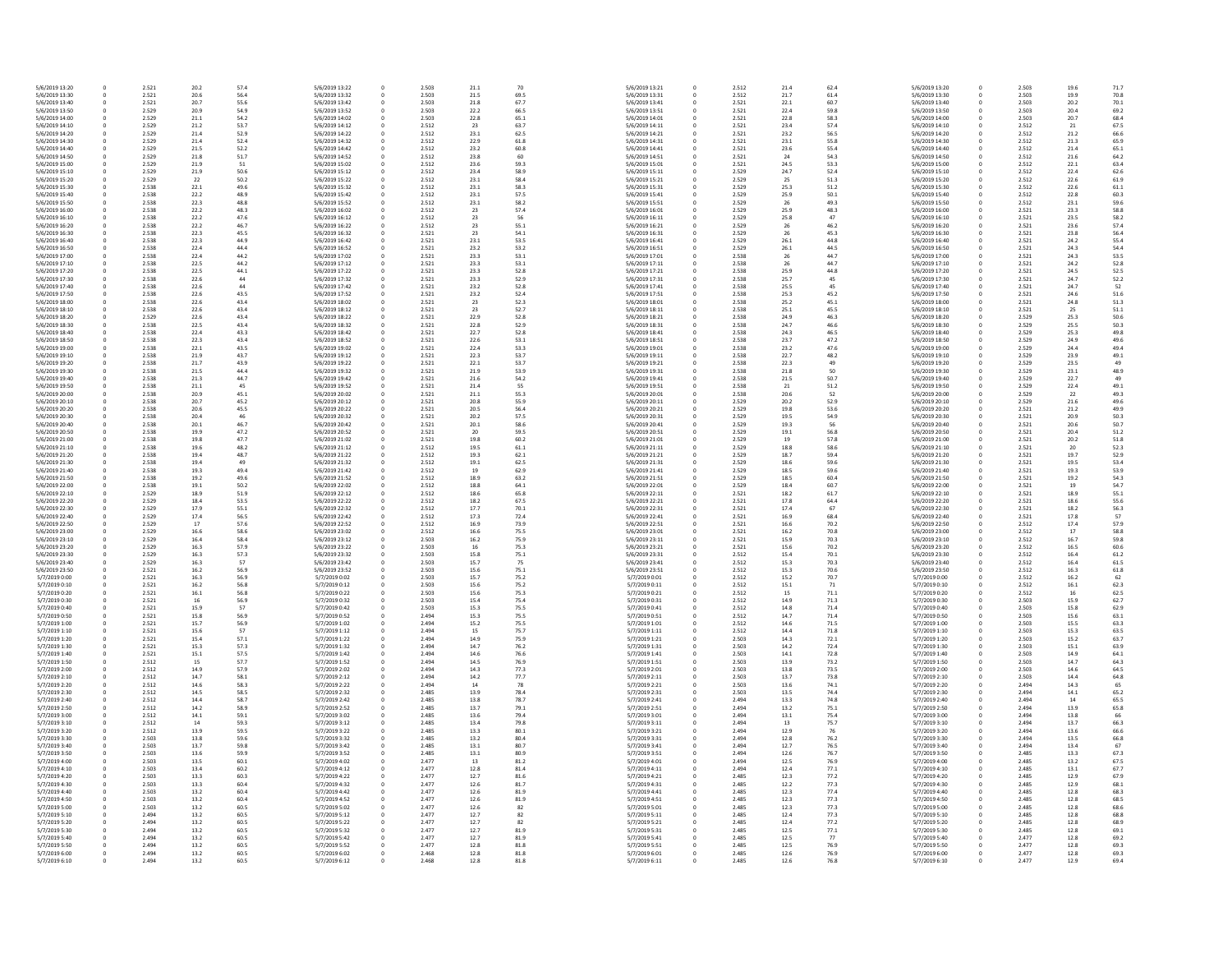| | | | | | | | | | | | | | | | | | | | |
|---|---|---|---|---|---|---|---|---|---|---|---|---|---|---|---|---|---|---|---|
| 5/6/2019 13:20 | 0 | 2.521 | 20.2 | 57.4 | 5/6/2019 13:22 | 0 | 2.503 | 21.1 | 70 | 5/6/2019 13:21 | 0 | 2.512 | 21.4 | 62.4 | 5/6/2019 13:20 | 0 | 2.503 | 19.6 | 71.7 |
| 5/6/2019 13:30 | 0 | 2.521 | 20.6 | 56.4 | 5/6/2019 13:32 | 0 | 2.503 | 21.5 | 69.5 | 5/6/2019 13:31 | 0 | 2.512 | 21.7 | 61.4 | 5/6/2019 13:30 | 0 | 2.503 | 19.9 | 70.8 |
| 5/6/2019 13:40 | 0 | 2.521 | 20.7 | 55.6 | 5/6/2019 13:42 | 0 | 2.503 | 21.8 | 67.7 | 5/6/2019 13:41 | 0 | 2.521 | 22.1 | 60.7 | 5/6/2019 13:40 | 0 | 2.503 | 20.2 | 70.1 |
| 5/6/2019 13:50 | 0 | 2.529 | 20.9 | 54.9 | 5/6/2019 13:52 | 0 | 2.503 | 22.2 | 66.5 | 5/6/2019 13:51 | 0 | 2.521 | 22.4 | 59.8 | 5/6/2019 13:50 | 0 | 2.503 | 20.4 | 69.2 |
| 5/6/2019 14:00 | 0 | 2.529 | 21.1 | 54.2 | 5/6/2019 14:02 | 0 | 2.503 | 22.8 | 65.1 | 5/6/2019 14:01 | 0 | 2.521 | 22.8 | 58.3 | 5/6/2019 14:00 | 0 | 2.503 | 20.7 | 68.4 |
| 5/6/2019 14:10 | 0 | 2.529 | 21.2 | 53.7 | 5/6/2019 14:12 | 0 | 2.512 | 23 | 63.7 | 5/6/2019 14:11 | 0 | 2.521 | 23.4 | 57.4 | 5/6/2019 14:10 | 0 | 2.512 | 21 | 67.5 |
| 5/6/2019 14:20 | 0 | 2.529 | 21.4 | 52.9 | 5/6/2019 14:22 | 0 | 2.512 | 23.1 | 62.5 | 5/6/2019 14:21 | 0 | 2.521 | 23.2 | 56.5 | 5/6/2019 14:20 | 0 | 2.512 | 21.2 | 66.6 |
| 5/6/2019 14:30 | 0 | 2.529 | 21.4 | 52.4 | 5/6/2019 14:32 | 0 | 2.512 | 22.9 | 61.8 | 5/6/2019 14:31 | 0 | 2.521 | 23.1 | 55.8 | 5/6/2019 14:30 | 0 | 2.512 | 21.3 | 65.9 |
| 5/6/2019 14:40 | 0 | 2.529 | 21.5 | 52.2 | 5/6/2019 14:42 | 0 | 2.512 | 23.2 | 60.8 | 5/6/2019 14:41 | 0 | 2.521 | 23.6 | 55.4 | 5/6/2019 14:40 | 0 | 2.512 | 21.4 | 65.1 |
| 5/6/2019 14:50 | 0 | 2.529 | 21.8 | 51.7 | 5/6/2019 14:52 | 0 | 2.512 | 23.8 | 60 | 5/6/2019 14:51 | 0 | 2.521 | 24 | 54.3 | 5/6/2019 14:50 | 0 | 2.512 | 21.6 | 64.2 |
| 5/6/2019 15:00 | 0 | 2.529 | 21.9 | 51 | 5/6/2019 15:02 | 0 | 2.512 | 23.6 | 59.3 | 5/6/2019 15:01 | 0 | 2.521 | 24.5 | 53.3 | 5/6/2019 15:00 | 0 | 2.512 | 22.1 | 63.4 |
| 5/6/2019 15:10 | 0 | 2.529 | 21.9 | 50.6 | 5/6/2019 15:12 | 0 | 2.512 | 23.4 | 58.9 | 5/6/2019 15:11 | 0 | 2.529 | 24.7 | 52.4 | 5/6/2019 15:10 | 0 | 2.512 | 22.4 | 62.6 |
| 5/6/2019 15:20 | 0 | 2.529 | 22 | 50.2 | 5/6/2019 15:22 | 0 | 2.512 | 23.1 | 58.4 | 5/6/2019 15:21 | 0 | 2.529 | 25 | 51.3 | 5/6/2019 15:20 | 0 | 2.512 | 22.6 | 61.9 |
| 5/6/2019 15:30 | 0 | 2.538 | 22.1 | 49.6 | 5/6/2019 15:32 | 0 | 2.512 | 23.1 | 58.3 | 5/6/2019 15:31 | 0 | 2.529 | 25.3 | 51.2 | 5/6/2019 15:30 | 0 | 2.512 | 22.6 | 61.1 |
| 5/6/2019 15:40 | 0 | 2.538 | 22.2 | 48.9 | 5/6/2019 15:42 | 0 | 2.512 | 23.1 | 57.5 | 5/6/2019 15:41 | 0 | 2.529 | 25.9 | 50.1 | 5/6/2019 15:40 | 0 | 2.512 | 22.8 | 60.3 |
| 5/6/2019 15:50 | 0 | 2.538 | 22.3 | 48.8 | 5/6/2019 15:52 | 0 | 2.512 | 23.1 | 58.2 | 5/6/2019 15:51 | 0 | 2.529 | 26 | 49.3 | 5/6/2019 15:50 | 0 | 2.512 | 23.1 | 59.6 |
| 5/6/2019 16:00 | 0 | 2.538 | 22.2 | 48.3 | 5/6/2019 16:02 | 0 | 2.512 | 23 | 57.4 | 5/6/2019 16:01 | 0 | 2.529 | 25.9 | 48.3 | 5/6/2019 16:00 | 0 | 2.521 | 23.3 | 58.8 |
| 5/6/2019 16:10 | 0 | 2.538 | 22.2 | 47.6 | 5/6/2019 16:12 | 0 | 2.512 | 23 | 56 | 5/6/2019 16:11 | 0 | 2.529 | 25.8 | 47 | 5/6/2019 16:10 | 0 | 2.521 | 23.5 | 58.2 |
| 5/6/2019 16:20 | 0 | 2.538 | 22.2 | 46.7 | 5/6/2019 16:22 | 0 | 2.512 | 23 | 55.1 | 5/6/2019 16:21 | 0 | 2.529 | 26 | 46.2 | 5/6/2019 16:20 | 0 | 2.521 | 23.6 | 57.4 |
| 5/6/2019 16:30 | 0 | 2.538 | 22.3 | 45.5 | 5/6/2019 16:32 | 0 | 2.521 | 23 | 54.1 | 5/6/2019 16:31 | 0 | 2.529 | 26 | 45.3 | 5/6/2019 16:30 | 0 | 2.521 | 23.8 | 56.4 |
| 5/6/2019 16:40 | 0 | 2.538 | 22.3 | 44.9 | 5/6/2019 16:42 | 0 | 2.521 | 23.1 | 53.5 | 5/6/2019 16:41 | 0 | 2.529 | 26.1 | 44.8 | 5/6/2019 16:40 | 0 | 2.521 | 24.2 | 55.4 |
| 5/6/2019 16:50 | 0 | 2.538 | 22.4 | 44.4 | 5/6/2019 16:52 | 0 | 2.521 | 23.2 | 53.2 | 5/6/2019 16:51 | 0 | 2.529 | 26.1 | 44.5 | 5/6/2019 16:50 | 0 | 2.521 | 24.3 | 54.4 |
| 5/6/2019 17:00 | 0 | 2.538 | 22.4 | 44.2 | 5/6/2019 17:02 | 0 | 2.521 | 23.3 | 53.1 | 5/6/2019 17:01 | 0 | 2.538 | 26 | 44.7 | 5/6/2019 17:00 | 0 | 2.521 | 24.3 | 53.5 |
| 5/6/2019 17:10 | 0 | 2.538 | 22.5 | 44.2 | 5/6/2019 17:12 | 0 | 2.521 | 23.3 | 53.1 | 5/6/2019 17:11 | 0 | 2.538 | 26 | 44.7 | 5/6/2019 17:10 | 0 | 2.521 | 24.2 | 52.8 |
| 5/6/2019 17:20 | 0 | 2.538 | 22.5 | 44.1 | 5/6/2019 17:22 | 0 | 2.521 | 23.3 | 52.8 | 5/6/2019 17:21 | 0 | 2.538 | 25.9 | 44.8 | 5/6/2019 17:20 | 0 | 2.521 | 24.5 | 52.5 |
| 5/6/2019 17:30 | 0 | 2.538 | 22.6 | 44 | 5/6/2019 17:32 | 0 | 2.521 | 23.3 | 52.9 | 5/6/2019 17:31 | 0 | 2.538 | 25.7 | 45 | 5/6/2019 17:30 | 0 | 2.521 | 24.7 | 52.2 |
| 5/6/2019 17:40 | 0 | 2.538 | 22.6 | 44 | 5/6/2019 17:42 | 0 | 2.521 | 23.2 | 52.8 | 5/6/2019 17:41 | 0 | 2.538 | 25.5 | 45 | 5/6/2019 17:40 | 0 | 2.521 | 24.7 | 52 |
| 5/6/2019 17:50 | 0 | 2.538 | 22.6 | 43.5 | 5/6/2019 17:52 | 0 | 2.521 | 23.2 | 52.4 | 5/6/2019 17:51 | 0 | 2.538 | 25.3 | 45.2 | 5/6/2019 17:50 | 0 | 2.521 | 24.6 | 51.6 |
| 5/6/2019 18:00 | 0 | 2.538 | 22.6 | 43.4 | 5/6/2019 18:02 | 0 | 2.521 | 23 | 52.3 | 5/6/2019 18:01 | 0 | 2.538 | 25.2 | 45.1 | 5/6/2019 18:00 | 0 | 2.521 | 24.8 | 51.3 |
| 5/6/2019 18:10 | 0 | 2.538 | 22.6 | 43.4 | 5/6/2019 18:12 | 0 | 2.521 | 23 | 52.7 | 5/6/2019 18:11 | 0 | 2.538 | 25.1 | 45.5 | 5/6/2019 18:10 | 0 | 2.521 | 25 | 51.1 |
| 5/6/2019 18:20 | 0 | 2.529 | 22.6 | 43.4 | 5/6/2019 18:22 | 0 | 2.521 | 22.9 | 52.8 | 5/6/2019 18:21 | 0 | 2.538 | 24.9 | 46.3 | 5/6/2019 18:20 | 0 | 2.529 | 25.3 | 50.6 |
| 5/6/2019 18:30 | 0 | 2.538 | 22.5 | 43.4 | 5/6/2019 18:32 | 0 | 2.521 | 22.8 | 52.9 | 5/6/2019 18:31 | 0 | 2.538 | 24.7 | 46.6 | 5/6/2019 18:30 | 0 | 2.529 | 25.5 | 50.3 |
| 5/6/2019 18:40 | 0 | 2.538 | 22.4 | 43.3 | 5/6/2019 18:42 | 0 | 2.521 | 22.7 | 52.8 | 5/6/2019 18:41 | 0 | 2.538 | 24.3 | 46.5 | 5/6/2019 18:40 | 0 | 2.529 | 25.3 | 49.8 |
| 5/6/2019 18:50 | 0 | 2.538 | 22.3 | 43.4 | 5/6/2019 18:52 | 0 | 2.521 | 22.6 | 53.1 | 5/6/2019 18:51 | 0 | 2.538 | 23.7 | 47.2 | 5/6/2019 18:50 | 0 | 2.529 | 24.9 | 49.6 |
| 5/6/2019 19:00 | 0 | 2.538 | 22.1 | 43.5 | 5/6/2019 19:02 | 0 | 2.521 | 22.4 | 53.3 | 5/6/2019 19:01 | 0 | 2.538 | 23.2 | 47.6 | 5/6/2019 19:00 | 0 | 2.529 | 24.4 | 49.4 |
| 5/6/2019 19:10 | 0 | 2.538 | 21.9 | 43.7 | 5/6/2019 19:12 | 0 | 2.521 | 22.3 | 53.7 | 5/6/2019 19:11 | 0 | 2.538 | 22.7 | 48.2 | 5/6/2019 19:10 | 0 | 2.529 | 23.9 | 49.1 |
| 5/6/2019 19:20 | 0 | 2.538 | 21.7 | 43.9 | 5/6/2019 19:22 | 0 | 2.521 | 22.1 | 53.7 | 5/6/2019 19:21 | 0 | 2.538 | 22.3 | 49 | 5/6/2019 19:20 | 0 | 2.529 | 23.5 | 49 |
| 5/6/2019 19:30 | 0 | 2.538 | 21.5 | 44.4 | 5/6/2019 19:32 | 0 | 2.521 | 21.9 | 53.9 | 5/6/2019 19:31 | 0 | 2.538 | 21.8 | 50 | 5/6/2019 19:30 | 0 | 2.529 | 23.1 | 48.9 |
| 5/6/2019 19:40 | 0 | 2.538 | 21.3 | 44.7 | 5/6/2019 19:42 | 0 | 2.521 | 21.6 | 54.2 | 5/6/2019 19:41 | 0 | 2.538 | 21.5 | 50.7 | 5/6/2019 19:40 | 0 | 2.529 | 22.7 | 49 |
| 5/6/2019 19:50 | 0 | 2.538 | 21.1 | 45 | 5/6/2019 19:52 | 0 | 2.521 | 21.4 | 55 | 5/6/2019 19:51 | 0 | 2.538 | 21 | 51.2 | 5/6/2019 19:50 | 0 | 2.529 | 22.4 | 49.1 |
| 5/6/2019 20:00 | 0 | 2.538 | 20.9 | 45.1 | 5/6/2019 20:02 | 0 | 2.521 | 21.1 | 55.3 | 5/6/2019 20:01 | 0 | 2.538 | 20.6 | 52 | 5/6/2019 20:00 | 0 | 2.529 | 22 | 49.3 |
| 5/6/2019 20:10 | 0 | 2.538 | 20.7 | 45.2 | 5/6/2019 20:12 | 0 | 2.521 | 20.8 | 55.9 | 5/6/2019 20:11 | 0 | 2.529 | 20.2 | 52.9 | 5/6/2019 20:10 | 0 | 2.529 | 21.6 | 49.6 |
| 5/6/2019 20:20 | 0 | 2.538 | 20.6 | 45.5 | 5/6/2019 20:22 | 0 | 2.521 | 20.5 | 56.4 | 5/6/2019 20:21 | 0 | 2.529 | 19.8 | 53.6 | 5/6/2019 20:20 | 0 | 2.521 | 21.2 | 49.9 |
| 5/6/2019 20:30 | 0 | 2.538 | 20.4 | 46 | 5/6/2019 20:32 | 0 | 2.521 | 20.2 | 57.5 | 5/6/2019 20:31 | 0 | 2.529 | 19.5 | 54.9 | 5/6/2019 20:30 | 0 | 2.521 | 20.9 | 50.3 |
| 5/6/2019 20:40 | 0 | 2.538 | 20.1 | 46.7 | 5/6/2019 20:42 | 0 | 2.521 | 20.1 | 58.6 | 5/6/2019 20:41 | 0 | 2.529 | 19.3 | 56 | 5/6/2019 20:40 | 0 | 2.521 | 20.6 | 50.7 |
| 5/6/2019 20:50 | 0 | 2.538 | 19.9 | 47.2 | 5/6/2019 20:52 | 0 | 2.521 | 20 | 59.5 | 5/6/2019 20:51 | 0 | 2.529 | 19.1 | 56.8 | 5/6/2019 20:50 | 0 | 2.521 | 20.4 | 51.2 |
| 5/6/2019 21:00 | 0 | 2.538 | 19.8 | 47.7 | 5/6/2019 21:02 | 0 | 2.521 | 19.8 | 60.2 | 5/6/2019 21:01 | 0 | 2.529 | 19 | 57.8 | 5/6/2019 21:00 | 0 | 2.521 | 20.2 | 51.8 |
| 5/6/2019 21:10 | 0 | 2.538 | 19.6 | 48.2 | 5/6/2019 21:12 | 0 | 2.512 | 19.5 | 61.1 | 5/6/2019 21:11 | 0 | 2.529 | 18.8 | 58.6 | 5/6/2019 21:10 | 0 | 2.521 | 20 | 52.3 |
| 5/6/2019 21:20 | 0 | 2.538 | 19.4 | 48.7 | 5/6/2019 21:22 | 0 | 2.512 | 19.3 | 62.1 | 5/6/2019 21:21 | 0 | 2.529 | 18.7 | 59.4 | 5/6/2019 21:20 | 0 | 2.521 | 19.7 | 52.9 |
| 5/6/2019 21:30 | 0 | 2.538 | 19.4 | 49 | 5/6/2019 21:32 | 0 | 2.512 | 19.1 | 62.5 | 5/6/2019 21:31 | 0 | 2.529 | 18.6 | 59.6 | 5/6/2019 21:30 | 0 | 2.521 | 19.5 | 53.4 |
| 5/6/2019 21:40 | 0 | 2.538 | 19.3 | 49.4 | 5/6/2019 21:42 | 0 | 2.512 | 19 | 62.9 | 5/6/2019 21:41 | 0 | 2.529 | 18.5 | 59.6 | 5/6/2019 21:40 | 0 | 2.521 | 19.3 | 53.9 |
| 5/6/2019 21:50 | 0 | 2.538 | 19.2 | 49.6 | 5/6/2019 21:52 | 0 | 2.512 | 18.9 | 63.2 | 5/6/2019 21:51 | 0 | 2.529 | 18.5 | 60.4 | 5/6/2019 21:50 | 0 | 2.521 | 19.2 | 54.3 |
| 5/6/2019 22:00 | 0 | 2.538 | 19.1 | 50.2 | 5/6/2019 22:02 | 0 | 2.512 | 18.8 | 64.1 | 5/6/2019 22:01 | 0 | 2.529 | 18.4 | 60.7 | 5/6/2019 22:00 | 0 | 2.521 | 19 | 54.7 |
| 5/6/2019 22:10 | 0 | 2.529 | 18.9 | 51.9 | 5/6/2019 22:12 | 0 | 2.512 | 18.6 | 65.8 | 5/6/2019 22:11 | 0 | 2.521 | 18.2 | 61.7 | 5/6/2019 22:10 | 0 | 2.521 | 18.9 | 55.1 |
| 5/6/2019 22:20 | 0 | 2.529 | 18.4 | 53.5 | 5/6/2019 22:22 | 0 | 2.512 | 18.2 | 67.5 | 5/6/2019 22:21 | 0 | 2.521 | 17.8 | 64.4 | 5/6/2019 22:20 | 0 | 2.521 | 18.6 | 55.6 |
| 5/6/2019 22:30 | 0 | 2.529 | 17.9 | 55.1 | 5/6/2019 22:32 | 0 | 2.512 | 17.7 | 70.1 | 5/6/2019 22:31 | 0 | 2.521 | 17.4 | 67 | 5/6/2019 22:30 | 0 | 2.521 | 18.2 | 56.3 |
| 5/6/2019 22:40 | 0 | 2.529 | 17.4 | 56.5 | 5/6/2019 22:42 | 0 | 2.512 | 17.3 | 72.4 | 5/6/2019 22:41 | 0 | 2.521 | 16.9 | 68.4 | 5/6/2019 22:40 | 0 | 2.521 | 17.8 | 57 |
| 5/6/2019 22:50 | 0 | 2.529 | 17 | 57.6 | 5/6/2019 22:52 | 0 | 2.512 | 16.9 | 73.9 | 5/6/2019 22:51 | 0 | 2.521 | 16.6 | 70.2 | 5/6/2019 22:50 | 0 | 2.512 | 17.4 | 57.9 |
| 5/6/2019 23:00 | 0 | 2.529 | 16.6 | 58.6 | 5/6/2019 23:02 | 0 | 2.512 | 16.6 | 75.5 | 5/6/2019 23:01 | 0 | 2.521 | 16.2 | 70.8 | 5/6/2019 23:00 | 0 | 2.512 | 17 | 58.8 |
| 5/6/2019 23:10 | 0 | 2.529 | 16.4 | 58.4 | 5/6/2019 23:12 | 0 | 2.503 | 16.2 | 75.9 | 5/6/2019 23:11 | 0 | 2.521 | 15.9 | 70.3 | 5/6/2019 23:10 | 0 | 2.512 | 16.7 | 59.8 |
| 5/6/2019 23:20 | 0 | 2.529 | 16.3 | 57.9 | 5/6/2019 23:22 | 0 | 2.503 | 16 | 75.3 | 5/6/2019 23:21 | 0 | 2.521 | 15.6 | 70.2 | 5/6/2019 23:20 | 0 | 2.512 | 16.5 | 60.6 |
| 5/6/2019 23:30 | 0 | 2.529 | 16.3 | 57.3 | 5/6/2019 23:32 | 0 | 2.503 | 15.8 | 75.1 | 5/6/2019 23:31 | 0 | 2.512 | 15.4 | 70.1 | 5/6/2019 23:30 | 0 | 2.512 | 16.4 | 61.2 |
| 5/6/2019 23:40 | 0 | 2.529 | 16.3 | 57 | 5/6/2019 23:42 | 0 | 2.503 | 15.7 | 75 | 5/6/2019 23:41 | 0 | 2.512 | 15.3 | 70.3 | 5/6/2019 23:40 | 0 | 2.512 | 16.4 | 61.5 |
| 5/6/2019 23:50 | 0 | 2.521 | 16.2 | 56.9 | 5/6/2019 23:52 | 0 | 2.503 | 15.6 | 75.1 | 5/6/2019 23:51 | 0 | 2.512 | 15.3 | 70.6 | 5/6/2019 23:50 | 0 | 2.512 | 16.3 | 61.8 |
| 5/7/2019 0:00 | 0 | 2.521 | 16.3 | 56.9 | 5/7/2019 0:02 | 0 | 2.503 | 15.7 | 75.2 | 5/7/2019 0:01 | 0 | 2.512 | 15.2 | 70.7 | 5/7/2019 0:00 | 0 | 2.512 | 16.2 | 62 |
| 5/7/2019 0:10 | 0 | 2.521 | 16.2 | 56.8 | 5/7/2019 0:12 | 0 | 2.503 | 15.6 | 75.2 | 5/7/2019 0:11 | 0 | 2.512 | 15.1 | 71 | 5/7/2019 0:10 | 0 | 2.512 | 16.1 | 62.3 |
| 5/7/2019 0:20 | 0 | 2.521 | 16.1 | 56.8 | 5/7/2019 0:22 | 0 | 2.503 | 15.6 | 75.3 | 5/7/2019 0:21 | 0 | 2.512 | 15 | 71.1 | 5/7/2019 0:20 | 0 | 2.512 | 16 | 62.5 |
| 5/7/2019 0:30 | 0 | 2.521 | 16 | 56.9 | 5/7/2019 0:32 | 0 | 2.503 | 15.4 | 75.4 | 5/7/2019 0:31 | 0 | 2.512 | 14.9 | 71.3 | 5/7/2019 0:30 | 0 | 2.503 | 15.9 | 62.7 |
| 5/7/2019 0:40 | 0 | 2.521 | 15.9 | 57 | 5/7/2019 0:42 | 0 | 2.503 | 15.3 | 75.5 | 5/7/2019 0:41 | 0 | 2.512 | 14.8 | 71.4 | 5/7/2019 0:40 | 0 | 2.503 | 15.8 | 62.9 |
| 5/7/2019 0:50 | 0 | 2.521 | 15.8 | 56.9 | 5/7/2019 0:52 | 0 | 2.494 | 15.3 | 75.5 | 5/7/2019 0:51 | 0 | 2.512 | 14.7 | 71.4 | 5/7/2019 0:50 | 0 | 2.503 | 15.6 | 63.1 |
| 5/7/2019 1:00 | 0 | 2.521 | 15.7 | 56.9 | 5/7/2019 1:02 | 0 | 2.494 | 15.2 | 75.5 | 5/7/2019 1:01 | 0 | 2.512 | 14.6 | 71.5 | 5/7/2019 1:00 | 0 | 2.503 | 15.5 | 63.3 |
| 5/7/2019 1:10 | 0 | 2.521 | 15.6 | 57 | 5/7/2019 1:12 | 0 | 2.494 | 15 | 75.7 | 5/7/2019 1:11 | 0 | 2.512 | 14.4 | 71.8 | 5/7/2019 1:10 | 0 | 2.503 | 15.3 | 63.5 |
| 5/7/2019 1:20 | 0 | 2.521 | 15.4 | 57.1 | 5/7/2019 1:22 | 0 | 2.494 | 14.9 | 75.9 | 5/7/2019 1:21 | 0 | 2.503 | 14.3 | 72.1 | 5/7/2019 1:20 | 0 | 2.503 | 15.2 | 63.7 |
| 5/7/2019 1:30 | 0 | 2.521 | 15.3 | 57.3 | 5/7/2019 1:32 | 0 | 2.494 | 14.7 | 76.2 | 5/7/2019 1:31 | 0 | 2.503 | 14.2 | 72.4 | 5/7/2019 1:30 | 0 | 2.503 | 15.1 | 63.9 |
| 5/7/2019 1:40 | 0 | 2.521 | 15.1 | 57.5 | 5/7/2019 1:42 | 0 | 2.494 | 14.6 | 76.6 | 5/7/2019 1:41 | 0 | 2.503 | 14.1 | 72.8 | 5/7/2019 1:40 | 0 | 2.503 | 14.9 | 64.1 |
| 5/7/2019 1:50 | 0 | 2.512 | 15 | 57.7 | 5/7/2019 1:52 | 0 | 2.494 | 14.5 | 76.9 | 5/7/2019 1:51 | 0 | 2.503 | 13.9 | 73.2 | 5/7/2019 1:50 | 0 | 2.503 | 14.7 | 64.3 |
| 5/7/2019 2:00 | 0 | 2.512 | 14.9 | 57.9 | 5/7/2019 2:02 | 0 | 2.494 | 14.3 | 77.3 | 5/7/2019 2:01 | 0 | 2.503 | 13.8 | 73.5 | 5/7/2019 2:00 | 0 | 2.503 | 14.6 | 64.5 |
| 5/7/2019 2:10 | 0 | 2.512 | 14.7 | 58.1 | 5/7/2019 2:12 | 0 | 2.494 | 14.2 | 77.7 | 5/7/2019 2:11 | 0 | 2.503 | 13.7 | 73.8 | 5/7/2019 2:10 | 0 | 2.503 | 14.4 | 64.8 |
| 5/7/2019 2:20 | 0 | 2.512 | 14.6 | 58.3 | 5/7/2019 2:22 | 0 | 2.494 | 14 | 78 | 5/7/2019 2:21 | 0 | 2.503 | 13.6 | 74.1 | 5/7/2019 2:20 | 0 | 2.494 | 14.3 | 65 |
| 5/7/2019 2:30 | 0 | 2.512 | 14.5 | 58.5 | 5/7/2019 2:32 | 0 | 2.485 | 13.9 | 78.4 | 5/7/2019 2:31 | 0 | 2.503 | 13.5 | 74.4 | 5/7/2019 2:30 | 0 | 2.494 | 14.1 | 65.2 |
| 5/7/2019 2:40 | 0 | 2.512 | 14.4 | 58.7 | 5/7/2019 2:42 | 0 | 2.485 | 13.8 | 78.7 | 5/7/2019 2:41 | 0 | 2.494 | 13.3 | 74.8 | 5/7/2019 2:40 | 0 | 2.494 | 14 | 65.5 |
| 5/7/2019 2:50 | 0 | 2.512 | 14.2 | 58.9 | 5/7/2019 2:52 | 0 | 2.485 | 13.7 | 79.1 | 5/7/2019 2:51 | 0 | 2.494 | 13.2 | 75.1 | 5/7/2019 2:50 | 0 | 2.494 | 13.9 | 65.8 |
| 5/7/2019 3:00 | 0 | 2.512 | 14.1 | 59.1 | 5/7/2019 3:02 | 0 | 2.485 | 13.6 | 79.4 | 5/7/2019 3:01 | 0 | 2.494 | 13.1 | 75.4 | 5/7/2019 3:00 | 0 | 2.494 | 13.8 | 66 |
| 5/7/2019 3:10 | 0 | 2.512 | 14 | 59.3 | 5/7/2019 3:12 | 0 | 2.485 | 13.4 | 79.8 | 5/7/2019 3:11 | 0 | 2.494 | 13 | 75.7 | 5/7/2019 3:10 | 0 | 2.494 | 13.7 | 66.3 |
| 5/7/2019 3:20 | 0 | 2.512 | 13.9 | 59.5 | 5/7/2019 3:22 | 0 | 2.485 | 13.3 | 80.1 | 5/7/2019 3:21 | 0 | 2.494 | 12.9 | 76 | 5/7/2019 3:20 | 0 | 2.494 | 13.6 | 66.6 |
| 5/7/2019 3:30 | 0 | 2.503 | 13.8 | 59.6 | 5/7/2019 3:32 | 0 | 2.485 | 13.2 | 80.4 | 5/7/2019 3:31 | 0 | 2.494 | 12.8 | 76.2 | 5/7/2019 3:30 | 0 | 2.494 | 13.5 | 66.8 |
| 5/7/2019 3:40 | 0 | 2.503 | 13.7 | 59.8 | 5/7/2019 3:42 | 0 | 2.485 | 13.1 | 80.7 | 5/7/2019 3:41 | 0 | 2.494 | 12.7 | 76.5 | 5/7/2019 3:40 | 0 | 2.494 | 13.4 | 67 |
| 5/7/2019 3:50 | 0 | 2.503 | 13.6 | 59.9 | 5/7/2019 3:52 | 0 | 2.485 | 13.1 | 80.9 | 5/7/2019 3:51 | 0 | 2.494 | 12.6 | 76.7 | 5/7/2019 3:50 | 0 | 2.485 | 13.3 | 67.3 |
| 5/7/2019 4:00 | 0 | 2.503 | 13.5 | 60.1 | 5/7/2019 4:02 | 0 | 2.477 | 13 | 81.2 | 5/7/2019 4:01 | 0 | 2.494 | 12.5 | 76.9 | 5/7/2019 4:00 | 0 | 2.485 | 13.2 | 67.5 |
| 5/7/2019 4:10 | 0 | 2.503 | 13.4 | 60.2 | 5/7/2019 4:12 | 0 | 2.477 | 12.8 | 81.4 | 5/7/2019 4:11 | 0 | 2.494 | 12.4 | 77.1 | 5/7/2019 4:10 | 0 | 2.485 | 13.1 | 67.7 |
| 5/7/2019 4:20 | 0 | 2.503 | 13.3 | 60.3 | 5/7/2019 4:22 | 0 | 2.477 | 12.7 | 81.6 | 5/7/2019 4:21 | 0 | 2.485 | 12.3 | 77.2 | 5/7/2019 4:20 | 0 | 2.485 | 12.9 | 67.9 |
| 5/7/2019 4:30 | 0 | 2.503 | 13.3 | 60.4 | 5/7/2019 4:32 | 0 | 2.477 | 12.6 | 81.7 | 5/7/2019 4:31 | 0 | 2.485 | 12.2 | 77.3 | 5/7/2019 4:30 | 0 | 2.485 | 12.9 | 68.1 |
| 5/7/2019 4:40 | 0 | 2.503 | 13.2 | 60.4 | 5/7/2019 4:42 | 0 | 2.477 | 12.6 | 81.9 | 5/7/2019 4:41 | 0 | 2.485 | 12.3 | 77.4 | 5/7/2019 4:40 | 0 | 2.485 | 12.8 | 68.3 |
| 5/7/2019 4:50 | 0 | 2.503 | 13.2 | 60.4 | 5/7/2019 4:52 | 0 | 2.477 | 12.6 | 81.9 | 5/7/2019 4:51 | 0 | 2.485 | 12.3 | 77.3 | 5/7/2019 4:50 | 0 | 2.485 | 12.8 | 68.5 |
| 5/7/2019 5:00 | 0 | 2.503 | 13.2 | 60.5 | 5/7/2019 5:02 | 0 | 2.477 | 12.6 | 82 | 5/7/2019 5:01 | 0 | 2.485 | 12.3 | 77.3 | 5/7/2019 5:00 | 0 | 2.485 | 12.8 | 68.6 |
| 5/7/2019 5:10 | 0 | 2.494 | 13.2 | 60.5 | 5/7/2019 5:12 | 0 | 2.477 | 12.7 | 82 | 5/7/2019 5:11 | 0 | 2.485 | 12.4 | 77.3 | 5/7/2019 5:10 | 0 | 2.485 | 12.8 | 68.8 |
| 5/7/2019 5:20 | 0 | 2.494 | 13.2 | 60.5 | 5/7/2019 5:22 | 0 | 2.477 | 12.7 | 82 | 5/7/2019 5:21 | 0 | 2.485 | 12.4 | 77.2 | 5/7/2019 5:20 | 0 | 2.485 | 12.8 | 68.9 |
| 5/7/2019 5:30 | 0 | 2.494 | 13.2 | 60.5 | 5/7/2019 5:32 | 0 | 2.477 | 12.7 | 81.9 | 5/7/2019 5:31 | 0 | 2.485 | 12.5 | 77.1 | 5/7/2019 5:30 | 0 | 2.485 | 12.8 | 69.1 |
| 5/7/2019 5:40 | 0 | 2.494 | 13.2 | 60.5 | 5/7/2019 5:42 | 0 | 2.477 | 12.7 | 81.9 | 5/7/2019 5:41 | 0 | 2.485 | 12.5 | 77 | 5/7/2019 5:40 | 0 | 2.477 | 12.8 | 69.2 |
| 5/7/2019 5:50 | 0 | 2.494 | 13.2 | 60.5 | 5/7/2019 5:52 | 0 | 2.477 | 12.8 | 81.8 | 5/7/2019 5:51 | 0 | 2.485 | 12.5 | 76.9 | 5/7/2019 5:50 | 0 | 2.477 | 12.9 | 69.3 |
| 5/7/2019 6:00 | 0 | 2.494 | 13.2 | 60.5 | 5/7/2019 6:02 | 0 | 2.468 | 12.8 | 81.8 | 5/7/2019 6:01 | 0 | 2.485 | 12.6 | 76.9 | 5/7/2019 6:00 | 0 | 2.477 | 12.9 | 69.3 |
| 5/7/2019 6:10 | 0 | 2.494 | 13.2 | 60.5 | 5/7/2019 6:12 | 0 | 2.468 | 12.8 | 81.8 | 5/7/2019 6:11 | 0 | 2.485 | 12.6 | 76.8 | 5/7/2019 6:10 | 0 | 2.477 | 12.9 | 69.4 |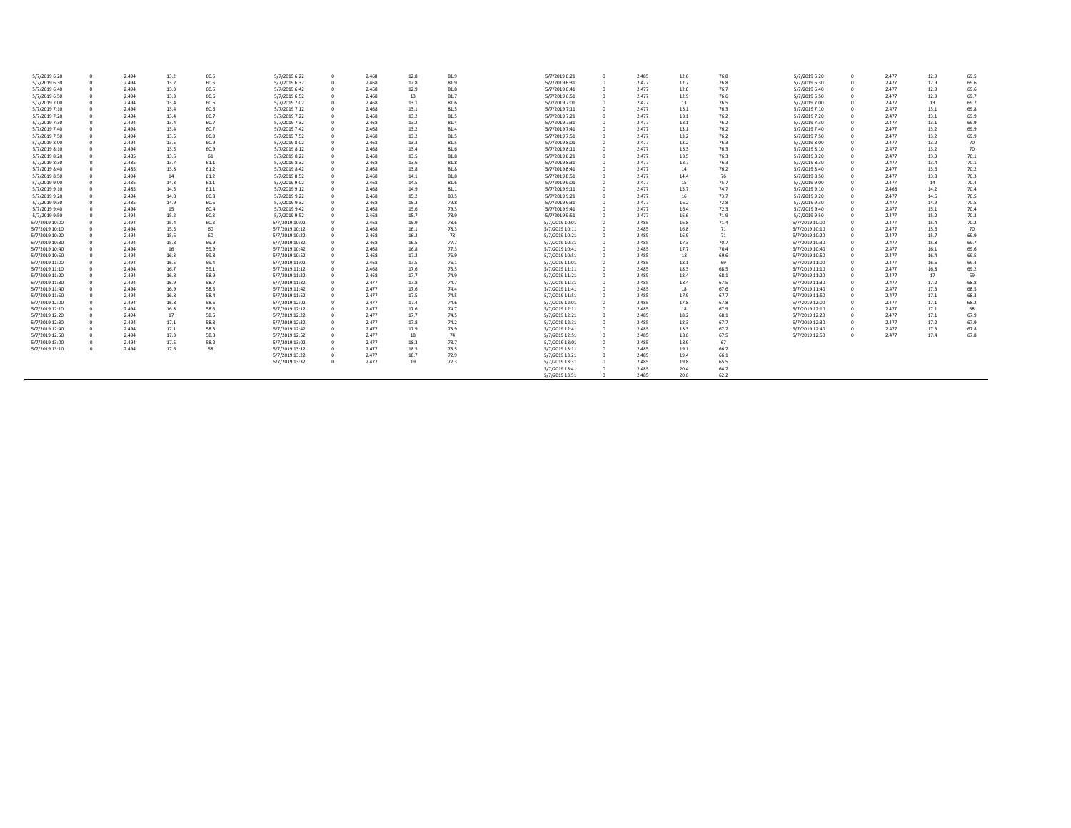| | | | | |
|---|---|---|---|---|
| 5/7/2019 6:20 | 0 | 2.494 | 13.2 | 60.6 |
| 5/7/2019 6:30 | 0 | 2.494 | 13.2 | 60.6 |
| 5/7/2019 6:40 | 0 | 2.494 | 13.3 | 60.6 |
| 5/7/2019 6:50 | 0 | 2.494 | 13.3 | 60.6 |
| 5/7/2019 7:00 | 0 | 2.494 | 13.4 | 60.6 |
| 5/7/2019 7:10 | 0 | 2.494 | 13.4 | 60.6 |
| 5/7/2019 7:20 | 0 | 2.494 | 13.4 | 60.7 |
| 5/7/2019 7:30 | 0 | 2.494 | 13.4 | 60.7 |
| 5/7/2019 7:40 | 0 | 2.494 | 13.4 | 60.7 |
| 5/7/2019 7:50 | 0 | 2.494 | 13.5 | 60.8 |
| 5/7/2019 8:00 | 0 | 2.494 | 13.5 | 60.9 |
| 5/7/2019 8:10 | 0 | 2.494 | 13.5 | 60.9 |
| 5/7/2019 8:20 | 0 | 2.485 | 13.6 | 61 |
| 5/7/2019 8:30 | 0 | 2.485 | 13.7 | 61.1 |
| 5/7/2019 8:40 | 0 | 2.485 | 13.8 | 61.2 |
| 5/7/2019 8:50 | 0 | 2.494 | 14 | 61.2 |
| 5/7/2019 9:00 | 0 | 2.485 | 14.3 | 61.1 |
| 5/7/2019 9:10 | 0 | 2.485 | 14.5 | 61.1 |
| 5/7/2019 9:20 | 0 | 2.494 | 14.8 | 60.8 |
| 5/7/2019 9:30 | 0 | 2.485 | 14.9 | 60.5 |
| 5/7/2019 9:40 | 0 | 2.494 | 15 | 60.4 |
| 5/7/2019 9:50 | 0 | 2.494 | 15.2 | 60.3 |
| 5/7/2019 10:00 | 0 | 2.494 | 15.4 | 60.2 |
| 5/7/2019 10:10 | 0 | 2.494 | 15.5 | 60 |
| 5/7/2019 10:20 | 0 | 2.494 | 15.6 | 60 |
| 5/7/2019 10:30 | 0 | 2.494 | 15.8 | 59.9 |
| 5/7/2019 10:40 | 0 | 2.494 | 16 | 59.9 |
| 5/7/2019 10:50 | 0 | 2.494 | 16.3 | 59.8 |
| 5/7/2019 11:00 | 0 | 2.494 | 16.5 | 59.4 |
| 5/7/2019 11:10 | 0 | 2.494 | 16.7 | 59.1 |
| 5/7/2019 11:20 | 0 | 2.494 | 16.8 | 58.9 |
| 5/7/2019 11:30 | 0 | 2.494 | 16.9 | 58.7 |
| 5/7/2019 11:40 | 0 | 2.494 | 16.9 | 58.5 |
| 5/7/2019 11:50 | 0 | 2.494 | 16.8 | 58.4 |
| 5/7/2019 12:00 | 0 | 2.494 | 16.8 | 58.6 |
| 5/7/2019 12:10 | 0 | 2.494 | 16.8 | 58.6 |
| 5/7/2019 12:20 | 0 | 2.494 | 17 | 58.5 |
| 5/7/2019 12:30 | 0 | 2.494 | 17.1 | 58.3 |
| 5/7/2019 12:40 | 0 | 2.494 | 17.1 | 58.3 |
| 5/7/2019 12:50 | 0 | 2.494 | 17.3 | 58.3 |
| 5/7/2019 13:00 | 0 | 2.494 | 17.5 | 58.2 |
| 5/7/2019 13:10 | 0 | 2.494 | 17.6 | 58 |

| | | | | |
|---|---|---|---|---|
| 5/7/2019 6:22 | 0 | 2.468 | 12.8 | 81.9 |
| 5/7/2019 6:32 | 0 | 2.468 | 12.8 | 81.9 |
| 5/7/2019 6:42 | 0 | 2.468 | 12.9 | 81.8 |
| 5/7/2019 6:52 | 0 | 2.468 | 13 | 81.7 |
| 5/7/2019 7:02 | 0 | 2.468 | 13.1 | 81.6 |
| 5/7/2019 7:12 | 0 | 2.468 | 13.1 | 81.5 |
| 5/7/2019 7:22 | 0 | 2.468 | 13.2 | 81.5 |
| 5/7/2019 7:32 | 0 | 2.468 | 13.2 | 81.4 |
| 5/7/2019 7:42 | 0 | 2.468 | 13.2 | 81.4 |
| 5/7/2019 7:52 | 0 | 2.468 | 13.2 | 81.5 |
| 5/7/2019 8:02 | 0 | 2.468 | 13.3 | 81.5 |
| 5/7/2019 8:12 | 0 | 2.468 | 13.4 | 81.6 |
| 5/7/2019 8:22 | 0 | 2.468 | 13.5 | 81.8 |
| 5/7/2019 8:32 | 0 | 2.468 | 13.6 | 81.8 |
| 5/7/2019 8:42 | 0 | 2.468 | 13.8 | 81.8 |
| 5/7/2019 8:52 | 0 | 2.468 | 14.1 | 81.8 |
| 5/7/2019 9:02 | 0 | 2.468 | 14.5 | 81.6 |
| 5/7/2019 9:12 | 0 | 2.468 | 14.9 | 81.1 |
| 5/7/2019 9:22 | 0 | 2.468 | 15.2 | 80.5 |
| 5/7/2019 9:32 | 0 | 2.468 | 15.3 | 79.8 |
| 5/7/2019 9:42 | 0 | 2.468 | 15.6 | 79.3 |
| 5/7/2019 9:52 | 0 | 2.468 | 15.7 | 78.9 |
| 5/7/2019 10:02 | 0 | 2.468 | 15.9 | 78.6 |
| 5/7/2019 10:12 | 0 | 2.468 | 16.1 | 78.3 |
| 5/7/2019 10:22 | 0 | 2.468 | 16.2 | 78 |
| 5/7/2019 10:32 | 0 | 2.468 | 16.5 | 77.7 |
| 5/7/2019 10:42 | 0 | 2.468 | 16.8 | 77.3 |
| 5/7/2019 10:52 | 0 | 2.468 | 17.2 | 76.9 |
| 5/7/2019 11:02 | 0 | 2.468 | 17.5 | 76.1 |
| 5/7/2019 11:12 | 0 | 2.468 | 17.6 | 75.5 |
| 5/7/2019 11:22 | 0 | 2.468 | 17.7 | 74.9 |
| 5/7/2019 11:32 | 0 | 2.477 | 17.8 | 74.7 |
| 5/7/2019 11:42 | 0 | 2.477 | 17.6 | 74.4 |
| 5/7/2019 11:52 | 0 | 2.477 | 17.5 | 74.5 |
| 5/7/2019 12:02 | 0 | 2.477 | 17.4 | 74.6 |
| 5/7/2019 12:12 | 0 | 2.477 | 17.6 | 74.7 |
| 5/7/2019 12:22 | 0 | 2.477 | 17.7 | 74.5 |
| 5/7/2019 12:32 | 0 | 2.477 | 17.8 | 74.2 |
| 5/7/2019 12:42 | 0 | 2.477 | 17.9 | 73.9 |
| 5/7/2019 12:52 | 0 | 2.477 | 18 | 74 |
| 5/7/2019 13:02 | 0 | 2.477 | 18.3 | 73.7 |
| 5/7/2019 13:12 | 0 | 2.477 | 18.5 | 73.5 |
| 5/7/2019 13:22 | 0 | 2.477 | 18.7 | 72.9 |
| 5/7/2019 13:32 | 0 | 2.477 | 19 | 72.3 |

| | | | | |
|---|---|---|---|---|
| 5/7/2019 6:21 | 0 | 2.485 | 12.6 | 76.8 |
| 5/7/2019 6:31 | 0 | 2.477 | 12.7 | 76.8 |
| 5/7/2019 6:41 | 0 | 2.477 | 12.8 | 76.7 |
| 5/7/2019 6:51 | 0 | 2.477 | 12.9 | 76.6 |
| 5/7/2019 7:01 | 0 | 2.477 | 13 | 76.5 |
| 5/7/2019 7:11 | 0 | 2.477 | 13.1 | 76.3 |
| 5/7/2019 7:21 | 0 | 2.477 | 13.1 | 76.2 |
| 5/7/2019 7:31 | 0 | 2.477 | 13.1 | 76.2 |
| 5/7/2019 7:41 | 0 | 2.477 | 13.1 | 76.2 |
| 5/7/2019 7:51 | 0 | 2.477 | 13.2 | 76.2 |
| 5/7/2019 8:01 | 0 | 2.477 | 13.2 | 76.3 |
| 5/7/2019 8:11 | 0 | 2.477 | 13.3 | 76.3 |
| 5/7/2019 8:21 | 0 | 2.477 | 13.5 | 76.3 |
| 5/7/2019 8:31 | 0 | 2.477 | 13.7 | 76.3 |
| 5/7/2019 8:41 | 0 | 2.477 | 14 | 76.2 |
| 5/7/2019 8:51 | 0 | 2.477 | 14.4 | 76 |
| 5/7/2019 9:01 | 0 | 2.477 | 15 | 75.7 |
| 5/7/2019 9:11 | 0 | 2.477 | 15.7 | 74.7 |
| 5/7/2019 9:21 | 0 | 2.477 | 16 | 73.7 |
| 5/7/2019 9:31 | 0 | 2.477 | 16.2 | 72.8 |
| 5/7/2019 9:41 | 0 | 2.477 | 16.4 | 72.3 |
| 5/7/2019 9:51 | 0 | 2.477 | 16.6 | 71.9 |
| 5/7/2019 10:01 | 0 | 2.485 | 16.8 | 71.4 |
| 5/7/2019 10:11 | 0 | 2.485 | 16.8 | 71 |
| 5/7/2019 10:21 | 0 | 2.485 | 16.9 | 71 |
| 5/7/2019 10:31 | 0 | 2.485 | 17.3 | 70.7 |
| 5/7/2019 10:41 | 0 | 2.485 | 17.7 | 70.4 |
| 5/7/2019 10:51 | 0 | 2.485 | 18 | 69.6 |
| 5/7/2019 11:01 | 0 | 2.485 | 18.1 | 69 |
| 5/7/2019 11:11 | 0 | 2.485 | 18.3 | 68.5 |
| 5/7/2019 11:21 | 0 | 2.485 | 18.4 | 68.1 |
| 5/7/2019 11:31 | 0 | 2.485 | 18.4 | 67.5 |
| 5/7/2019 11:41 | 0 | 2.485 | 18 | 67.6 |
| 5/7/2019 11:51 | 0 | 2.485 | 17.9 | 67.7 |
| 5/7/2019 12:01 | 0 | 2.485 | 17.8 | 67.8 |
| 5/7/2019 12:11 | 0 | 2.485 | 18 | 67.9 |
| 5/7/2019 12:21 | 0 | 2.485 | 18.2 | 68.1 |
| 5/7/2019 12:31 | 0 | 2.485 | 18.3 | 67.7 |
| 5/7/2019 12:41 | 0 | 2.485 | 18.3 | 67.7 |
| 5/7/2019 12:51 | 0 | 2.485 | 18.6 | 67.5 |
| 5/7/2019 13:01 | 0 | 2.485 | 18.9 | 67 |
| 5/7/2019 13:11 | 0 | 2.485 | 19.1 | 66.7 |
| 5/7/2019 13:21 | 0 | 2.485 | 19.4 | 66.1 |
| 5/7/2019 13:31 | 0 | 2.485 | 19.8 | 65.5 |
| 5/7/2019 13:41 | 0 | 2.485 | 20.4 | 64.7 |
| 5/7/2019 13:51 | 0 | 2.485 | 20.6 | 62.2 |

| | | | | |
|---|---|---|---|---|
| 5/7/2019 6:20 | 0 | 2.477 | 12.9 | 69.5 |
| 5/7/2019 6:30 | 0 | 2.477 | 12.9 | 69.6 |
| 5/7/2019 6:40 | 0 | 2.477 | 12.9 | 69.6 |
| 5/7/2019 6:50 | 0 | 2.477 | 12.9 | 69.7 |
| 5/7/2019 7:00 | 0 | 2.477 | 13 | 69.7 |
| 5/7/2019 7:10 | 0 | 2.477 | 13.1 | 69.8 |
| 5/7/2019 7:20 | 0 | 2.477 | 13.1 | 69.9 |
| 5/7/2019 7:30 | 0 | 2.477 | 13.1 | 69.9 |
| 5/7/2019 7:40 | 0 | 2.477 | 13.2 | 69.9 |
| 5/7/2019 7:50 | 0 | 2.477 | 13.2 | 69.9 |
| 5/7/2019 8:00 | 0 | 2.477 | 13.2 | 70 |
| 5/7/2019 8:10 | 0 | 2.477 | 13.2 | 70 |
| 5/7/2019 8:20 | 0 | 2.477 | 13.3 | 70.1 |
| 5/7/2019 8:30 | 0 | 2.477 | 13.4 | 70.1 |
| 5/7/2019 8:40 | 0 | 2.477 | 13.6 | 70.2 |
| 5/7/2019 8:50 | 0 | 2.477 | 13.8 | 70.3 |
| 5/7/2019 9:00 | 0 | 2.477 | 14 | 70.4 |
| 5/7/2019 9:10 | 0 | 2.468 | 14.2 | 70.4 |
| 5/7/2019 9:20 | 0 | 2.477 | 14.6 | 70.5 |
| 5/7/2019 9:30 | 0 | 2.477 | 14.9 | 70.5 |
| 5/7/2019 9:40 | 0 | 2.477 | 15.1 | 70.4 |
| 5/7/2019 9:50 | 0 | 2.477 | 15.2 | 70.3 |
| 5/7/2019 10:00 | 0 | 2.477 | 15.4 | 70.2 |
| 5/7/2019 10:10 | 0 | 2.477 | 15.6 | 70 |
| 5/7/2019 10:20 | 0 | 2.477 | 15.7 | 69.9 |
| 5/7/2019 10:30 | 0 | 2.477 | 15.8 | 69.7 |
| 5/7/2019 10:40 | 0 | 2.477 | 16.1 | 69.6 |
| 5/7/2019 10:50 | 0 | 2.477 | 16.4 | 69.5 |
| 5/7/2019 11:00 | 0 | 2.477 | 16.6 | 69.4 |
| 5/7/2019 11:10 | 0 | 2.477 | 16.8 | 69.2 |
| 5/7/2019 11:20 | 0 | 2.477 | 17 | 69 |
| 5/7/2019 11:30 | 0 | 2.477 | 17.2 | 68.8 |
| 5/7/2019 11:40 | 0 | 2.477 | 17.3 | 68.5 |
| 5/7/2019 11:50 | 0 | 2.477 | 17.1 | 68.3 |
| 5/7/2019 12:00 | 0 | 2.477 | 17.1 | 68.2 |
| 5/7/2019 12:10 | 0 | 2.477 | 17.1 | 68 |
| 5/7/2019 12:20 | 0 | 2.477 | 17.1 | 67.9 |
| 5/7/2019 12:30 | 0 | 2.477 | 17.2 | 67.9 |
| 5/7/2019 12:40 | 0 | 2.477 | 17.3 | 67.8 |
| 5/7/2019 12:50 | 0 | 2.477 | 17.4 | 67.8 |